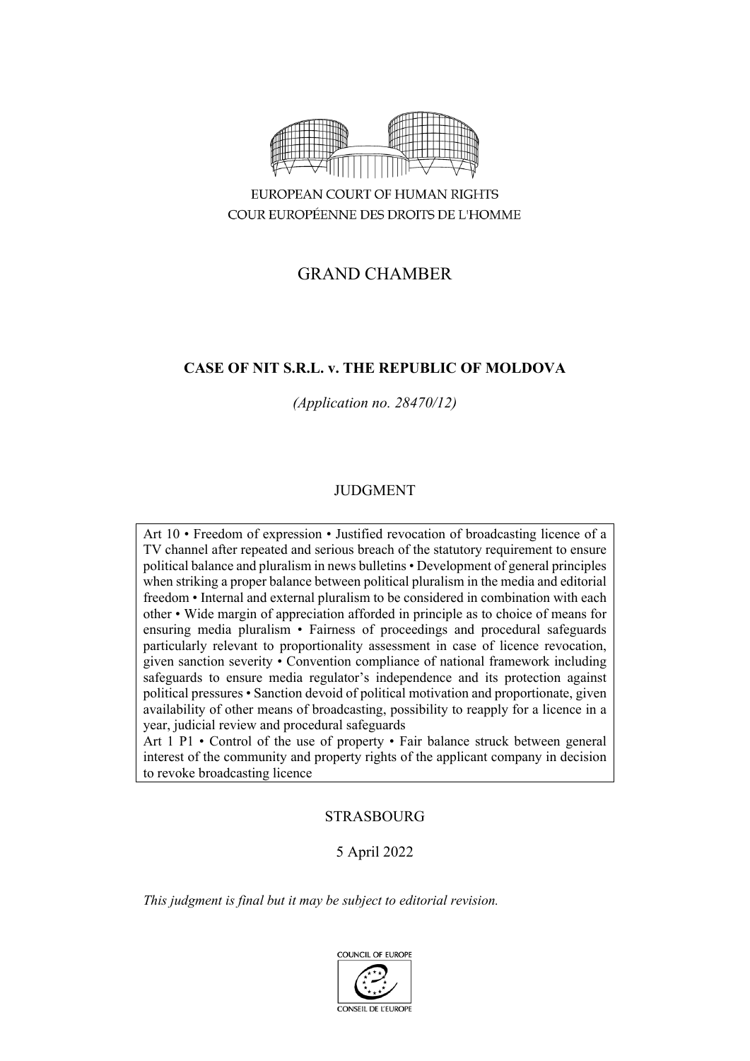EUROPEAN COURT OF HUMAN RIGHTS
COUR EUROPÉENNE DES DROITS DE L'HOMME

# GRAND CHAMBER

## CASE OF NIT S.R.L. v. THE REPUBLIC OF MOLDOVA

*(Application no. 28470/12)*

JUDGMENT

Art 10 • Freedom of expression • Justified revocation of broadcasting licence of a TV channel after repeated and serious breach of the statutory requirement to ensure political balance and pluralism in news bulletins • Development of general principles when striking a proper balance between political pluralism in the media and editorial freedom • Internal and external pluralism to be considered in combination with each other • Wide margin of appreciation afforded in principle as to choice of means for ensuring media pluralism • Fairness of proceedings and procedural safeguards particularly relevant to proportionality assessment in case of licence revocation, given sanction severity • Convention compliance of national framework including safeguards to ensure media regulator's independence and its protection against political pressures • Sanction devoid of political motivation and proportionate, given availability of other means of broadcasting, possibility to reapply for a licence in a year, judicial review and procedural safeguards

Art 1 P1 • Control of the use of property • Fair balance struck between general interest of the community and property rights of the applicant company in decision to revoke broadcasting licence

STRASBOURG

5 April 2022

*This judgment is final but it may be subject to editorial revision.*

COUNCIL OF EUROPE
CONSEIL DE L'EUROPE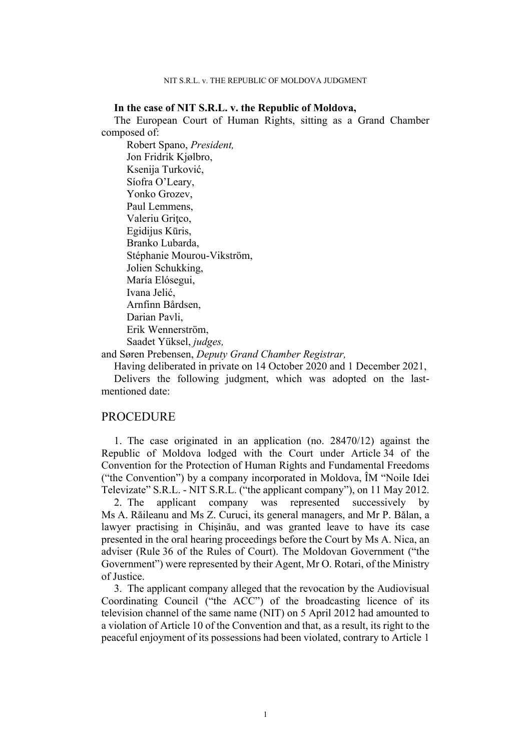**In the case of NIT S.R.L. v. the Republic of Moldova,**

The European Court of Human Rights, sitting as a Grand Chamber composed of:

Robert Spano, *President,*
Jon Fridrik Kjølbro,
Ksenija Turković,
Síofra O'Leary,
Yonko Grozev,
Paul Lemmens,
Valeriu Griţco,
Egidijus Kūris,
Branko Lubarda,
Stéphanie Mourou-Vikström,
Jolien Schukking,
María Elósegui,
Ivana Jelić,
Arnfinn Bårdsen,
Darian Pavli,
Erik Wennerström,
Saadet Yüksel, *judges,*

and Søren Prebensen, *Deputy Grand Chamber Registrar,*

Having deliberated in private on 14 October 2020 and 1 December 2021,

Delivers the following judgment, which was adopted on the last-mentioned date:

# PROCEDURE

1. The case originated in an application (no. 28470/12) against the Republic of Moldova lodged with the Court under Article 34 of the Convention for the Protection of Human Rights and Fundamental Freedoms ("the Convention") by a company incorporated in Moldova, ÎM "Noile Idei Televizate" S.R.L. - NIT S.R.L. ("the applicant company"), on 11 May 2012.

2. The applicant company was represented successively by Ms A. Răileanu and Ms Z. Curuci, its general managers, and Mr P. Bălan, a lawyer practising in Chişinău, and was granted leave to have its case presented in the oral hearing proceedings before the Court by Ms A. Nica, an adviser (Rule 36 of the Rules of Court). The Moldovan Government ("the Government") were represented by their Agent, Mr O. Rotari, of the Ministry of Justice.

3. The applicant company alleged that the revocation by the Audiovisual Coordinating Council ("the ACC") of the broadcasting licence of its television channel of the same name (NIT) on 5 April 2012 had amounted to a violation of Article 10 of the Convention and that, as a result, its right to the peaceful enjoyment of its possessions had been violated, contrary to Article 1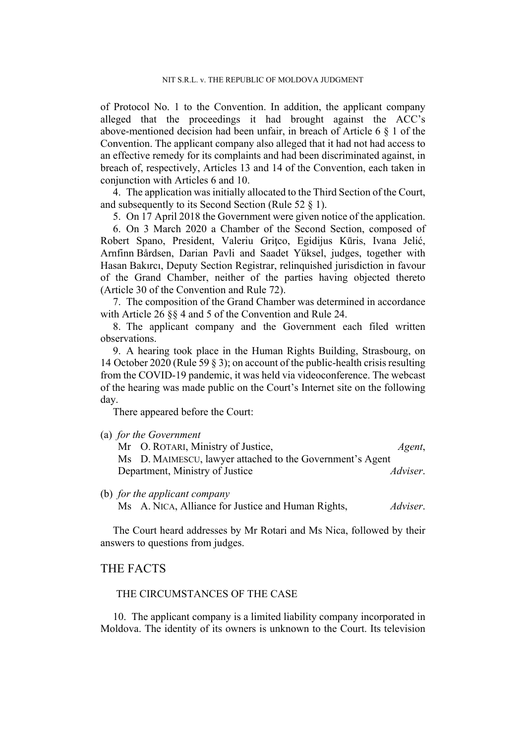of Protocol No. 1 to the Convention. In addition, the applicant company alleged that the proceedings it had brought against the ACC's above-mentioned decision had been unfair, in breach of Article 6 § 1 of the Convention. The applicant company also alleged that it had not had access to an effective remedy for its complaints and had been discriminated against, in breach of, respectively, Articles 13 and 14 of the Convention, each taken in conjunction with Articles 6 and 10.

4. The application was initially allocated to the Third Section of the Court, and subsequently to its Second Section (Rule 52 § 1).

5. On 17 April 2018 the Government were given notice of the application.

6. On 3 March 2020 a Chamber of the Second Section, composed of Robert Spano, President, Valeriu Griţco, Egidijus Kūris, Ivana Jelić, Arnfinn Bårdsen, Darian Pavli and Saadet Yüksel, judges, together with Hasan Bakırcı, Deputy Section Registrar, relinquished jurisdiction in favour of the Grand Chamber, neither of the parties having objected thereto (Article 30 of the Convention and Rule 72).

7. The composition of the Grand Chamber was determined in accordance with Article 26 §§ 4 and 5 of the Convention and Rule 24.

8. The applicant company and the Government each filed written observations.

9. A hearing took place in the Human Rights Building, Strasbourg, on 14 October 2020 (Rule 59 § 3); on account of the public-health crisis resulting from the COVID-19 pandemic, it was held via videoconference. The webcast of the hearing was made public on the Court's Internet site on the following day.

There appeared before the Court:

(a) *for the Government*

Mr O. Rotari, Ministry of Justice, *Agent*,
Ms D. Maimescu, lawyer attached to the Government's Agent Department, Ministry of Justice *Adviser*.

(b) *for the applicant company*

Ms A. Nica, Alliance for Justice and Human Rights, *Adviser*.

The Court heard addresses by Mr Rotari and Ms Nica, followed by their answers to questions from judges.

# THE FACTS

## THE CIRCUMSTANCES OF THE CASE

10. The applicant company is a limited liability company incorporated in Moldova. The identity of its owners is unknown to the Court. Its television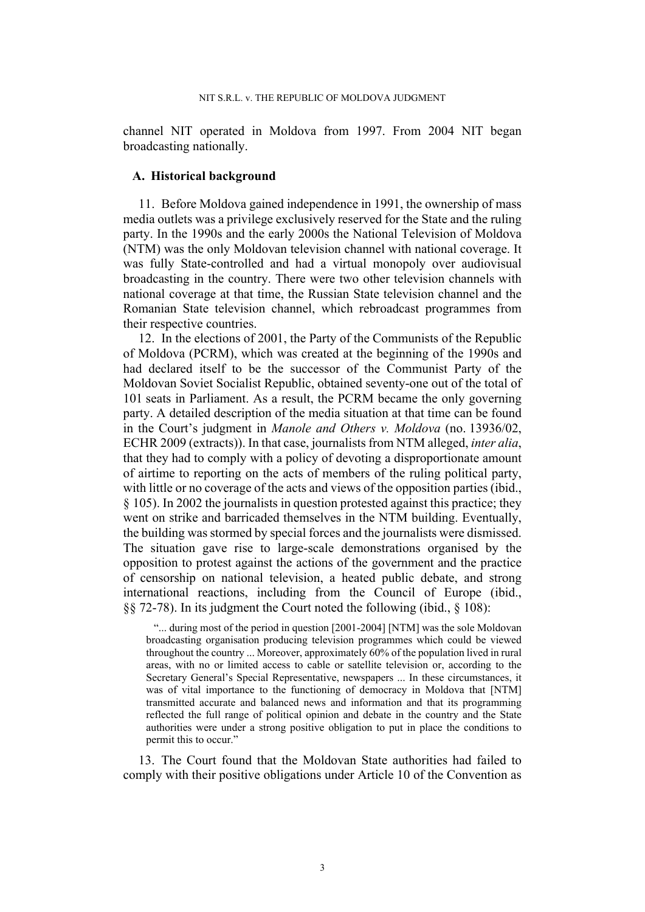channel NIT operated in Moldova from 1997. From 2004 NIT began broadcasting nationally.

### A. Historical background

11. Before Moldova gained independence in 1991, the ownership of mass media outlets was a privilege exclusively reserved for the State and the ruling party. In the 1990s and the early 2000s the National Television of Moldova (NTM) was the only Moldovan television channel with national coverage. It was fully State-controlled and had a virtual monopoly over audiovisual broadcasting in the country. There were two other television channels with national coverage at that time, the Russian State television channel and the Romanian State television channel, which rebroadcast programmes from their respective countries.

12. In the elections of 2001, the Party of the Communists of the Republic of Moldova (PCRM), which was created at the beginning of the 1990s and had declared itself to be the successor of the Communist Party of the Moldovan Soviet Socialist Republic, obtained seventy-one out of the total of 101 seats in Parliament. As a result, the PCRM became the only governing party. A detailed description of the media situation at that time can be found in the Court's judgment in *Manole and Others v. Moldova* (no. 13936/02, ECHR 2009 (extracts)). In that case, journalists from NTM alleged, *inter alia*, that they had to comply with a policy of devoting a disproportionate amount of airtime to reporting on the acts of members of the ruling political party, with little or no coverage of the acts and views of the opposition parties (ibid., § 105). In 2002 the journalists in question protested against this practice; they went on strike and barricaded themselves in the NTM building. Eventually, the building was stormed by special forces and the journalists were dismissed. The situation gave rise to large-scale demonstrations organised by the opposition to protest against the actions of the government and the practice of censorship on national television, a heated public debate, and strong international reactions, including from the Council of Europe (ibid., §§ 72-78). In its judgment the Court noted the following (ibid., § 108):

> "... during most of the period in question [2001-2004] [NTM] was the sole Moldovan broadcasting organisation producing television programmes which could be viewed throughout the country ... Moreover, approximately 60% of the population lived in rural areas, with no or limited access to cable or satellite television or, according to the Secretary General's Special Representative, newspapers ... In these circumstances, it was of vital importance to the functioning of democracy in Moldova that [NTM] transmitted accurate and balanced news and information and that its programming reflected the full range of political opinion and debate in the country and the State authorities were under a strong positive obligation to put in place the conditions to permit this to occur."

13. The Court found that the Moldovan State authorities had failed to comply with their positive obligations under Article 10 of the Convention as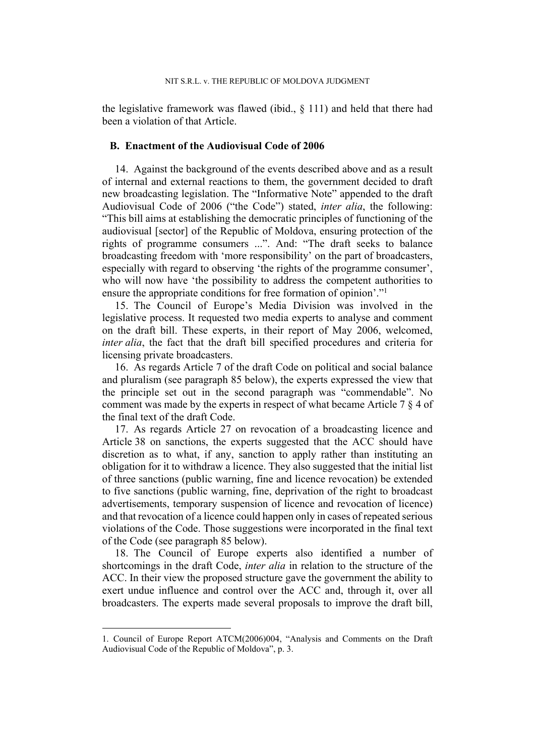the legislative framework was flawed (ibid., § 111) and held that there had been a violation of that Article.

### B. Enactment of the Audiovisual Code of 2006

14. Against the background of the events described above and as a result of internal and external reactions to them, the government decided to draft new broadcasting legislation. The "Informative Note" appended to the draft Audiovisual Code of 2006 ("the Code") stated, *inter alia*, the following: "This bill aims at establishing the democratic principles of functioning of the audiovisual [sector] of the Republic of Moldova, ensuring protection of the rights of programme consumers ...". And: "The draft seeks to balance broadcasting freedom with 'more responsibility' on the part of broadcasters, especially with regard to observing 'the rights of the programme consumer', who will now have 'the possibility to address the competent authorities to ensure the appropriate conditions for free formation of opinion'."[1]

15. The Council of Europe's Media Division was involved in the legislative process. It requested two media experts to analyse and comment on the draft bill. These experts, in their report of May 2006, welcomed, *inter alia*, the fact that the draft bill specified procedures and criteria for licensing private broadcasters.

16. As regards Article 7 of the draft Code on political and social balance and pluralism (see paragraph 85 below), the experts expressed the view that the principle set out in the second paragraph was "commendable". No comment was made by the experts in respect of what became Article 7 § 4 of the final text of the draft Code.

17. As regards Article 27 on revocation of a broadcasting licence and Article 38 on sanctions, the experts suggested that the ACC should have discretion as to what, if any, sanction to apply rather than instituting an obligation for it to withdraw a licence. They also suggested that the initial list of three sanctions (public warning, fine and licence revocation) be extended to five sanctions (public warning, fine, deprivation of the right to broadcast advertisements, temporary suspension of licence and revocation of licence) and that revocation of a licence could happen only in cases of repeated serious violations of the Code. Those suggestions were incorporated in the final text of the Code (see paragraph 85 below).

18. The Council of Europe experts also identified a number of shortcomings in the draft Code, *inter alia* in relation to the structure of the ACC. In their view the proposed structure gave the government the ability to exert undue influence and control over the ACC and, through it, over all broadcasters. The experts made several proposals to improve the draft bill,

---

1. Council of Europe Report ATCM(2006)004, "Analysis and Comments on the Draft Audiovisual Code of the Republic of Moldova", p. 3.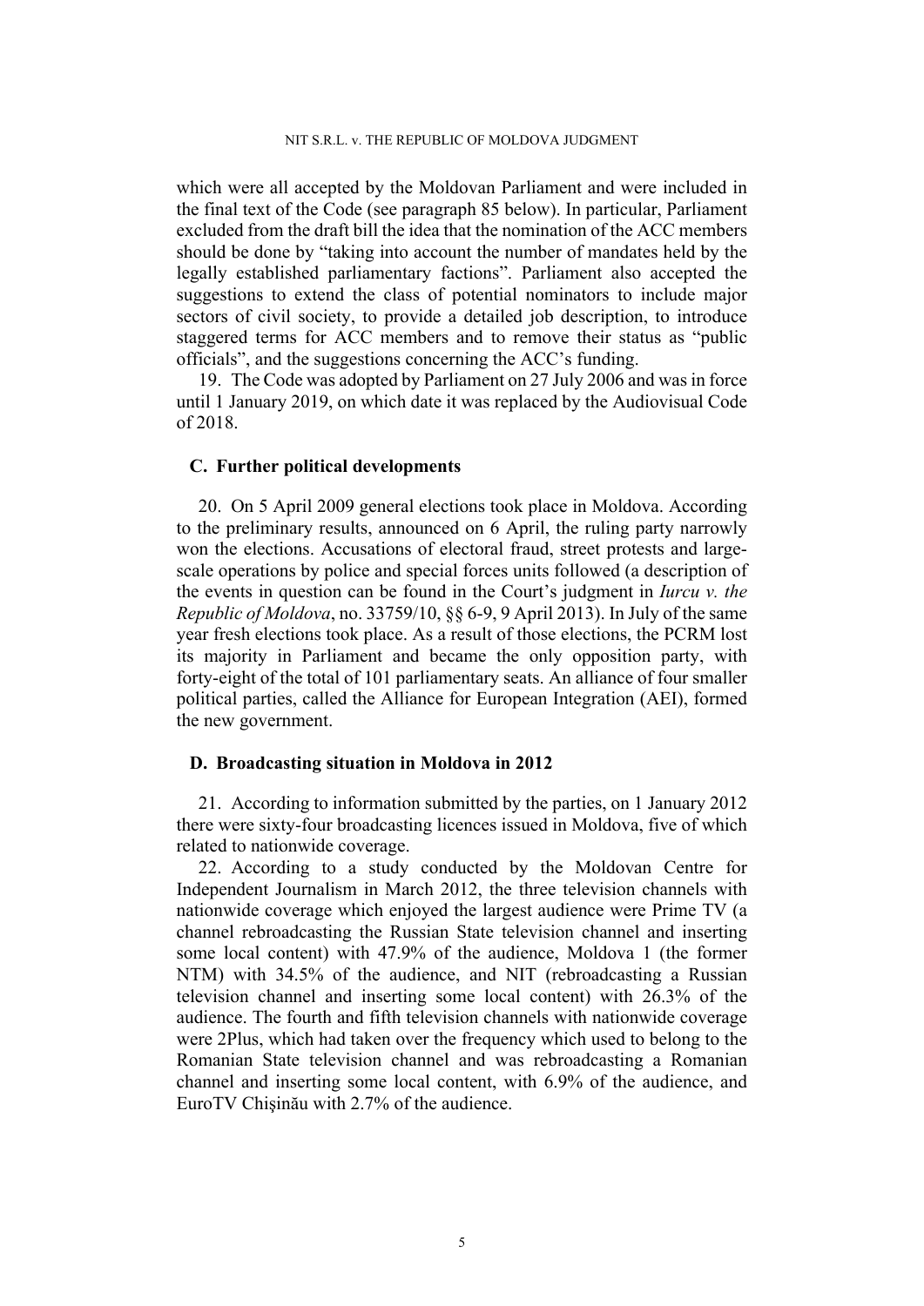which were all accepted by the Moldovan Parliament and were included in the final text of the Code (see paragraph 85 below). In particular, Parliament excluded from the draft bill the idea that the nomination of the ACC members should be done by "taking into account the number of mandates held by the legally established parliamentary factions". Parliament also accepted the suggestions to extend the class of potential nominators to include major sectors of civil society, to provide a detailed job description, to introduce staggered terms for ACC members and to remove their status as "public officials", and the suggestions concerning the ACC's funding.

19. The Code was adopted by Parliament on 27 July 2006 and was in force until 1 January 2019, on which date it was replaced by the Audiovisual Code of 2018.

## C. Further political developments

20. On 5 April 2009 general elections took place in Moldova. According to the preliminary results, announced on 6 April, the ruling party narrowly won the elections. Accusations of electoral fraud, street protests and large-scale operations by police and special forces units followed (a description of the events in question can be found in the Court's judgment in *Iurcu v. the Republic of Moldova*, no. 33759/10, §§ 6-9, 9 April 2013). In July of the same year fresh elections took place. As a result of those elections, the PCRM lost its majority in Parliament and became the only opposition party, with forty-eight of the total of 101 parliamentary seats. An alliance of four smaller political parties, called the Alliance for European Integration (AEI), formed the new government.

## D. Broadcasting situation in Moldova in 2012

21. According to information submitted by the parties, on 1 January 2012 there were sixty-four broadcasting licences issued in Moldova, five of which related to nationwide coverage.

22. According to a study conducted by the Moldovan Centre for Independent Journalism in March 2012, the three television channels with nationwide coverage which enjoyed the largest audience were Prime TV (a channel rebroadcasting the Russian State television channel and inserting some local content) with 47.9% of the audience, Moldova 1 (the former NTM) with 34.5% of the audience, and NIT (rebroadcasting a Russian television channel and inserting some local content) with 26.3% of the audience. The fourth and fifth television channels with nationwide coverage were 2Plus, which had taken over the frequency which used to belong to the Romanian State television channel and was rebroadcasting a Romanian channel and inserting some local content, with 6.9% of the audience, and EuroTV Chişinău with 2.7% of the audience.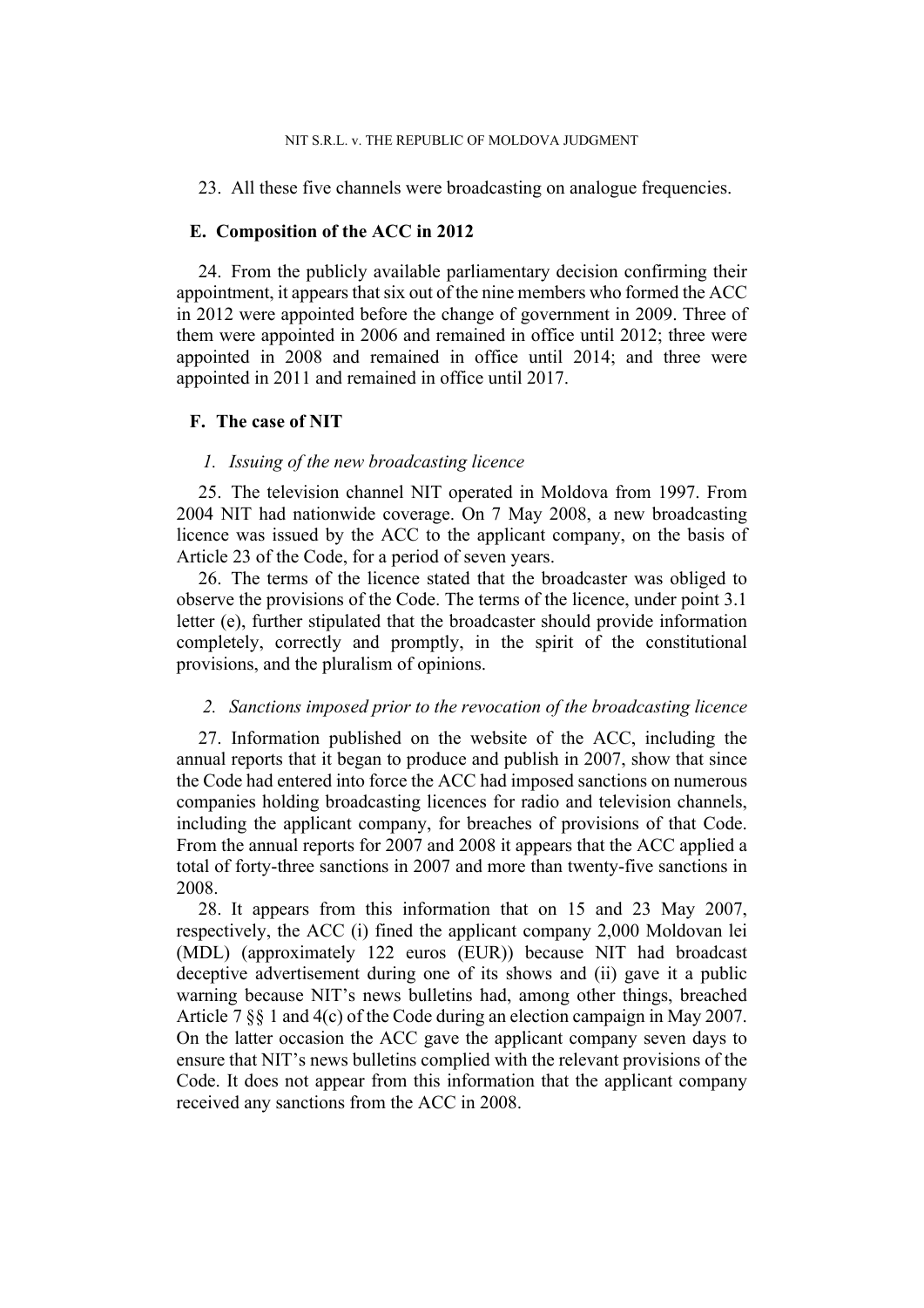23. All these five channels were broadcasting on analogue frequencies.

### E. Composition of the ACC in 2012

24. From the publicly available parliamentary decision confirming their appointment, it appears that six out of the nine members who formed the ACC in 2012 were appointed before the change of government in 2009. Three of them were appointed in 2006 and remained in office until 2012; three were appointed in 2008 and remained in office until 2014; and three were appointed in 2011 and remained in office until 2017.

### F. The case of NIT

#### *1. Issuing of the new broadcasting licence*

25. The television channel NIT operated in Moldova from 1997. From 2004 NIT had nationwide coverage. On 7 May 2008, a new broadcasting licence was issued by the ACC to the applicant company, on the basis of Article 23 of the Code, for a period of seven years.

26. The terms of the licence stated that the broadcaster was obliged to observe the provisions of the Code. The terms of the licence, under point 3.1 letter (e), further stipulated that the broadcaster should provide information completely, correctly and promptly, in the spirit of the constitutional provisions, and the pluralism of opinions.

#### *2. Sanctions imposed prior to the revocation of the broadcasting licence*

27. Information published on the website of the ACC, including the annual reports that it began to produce and publish in 2007, show that since the Code had entered into force the ACC had imposed sanctions on numerous companies holding broadcasting licences for radio and television channels, including the applicant company, for breaches of provisions of that Code. From the annual reports for 2007 and 2008 it appears that the ACC applied a total of forty-three sanctions in 2007 and more than twenty-five sanctions in 2008.

28. It appears from this information that on 15 and 23 May 2007, respectively, the ACC (i) fined the applicant company 2,000 Moldovan lei (MDL) (approximately 122 euros (EUR)) because NIT had broadcast deceptive advertisement during one of its shows and (ii) gave it a public warning because NIT's news bulletins had, among other things, breached Article 7 §§ 1 and 4(c) of the Code during an election campaign in May 2007. On the latter occasion the ACC gave the applicant company seven days to ensure that NIT's news bulletins complied with the relevant provisions of the Code. It does not appear from this information that the applicant company received any sanctions from the ACC in 2008.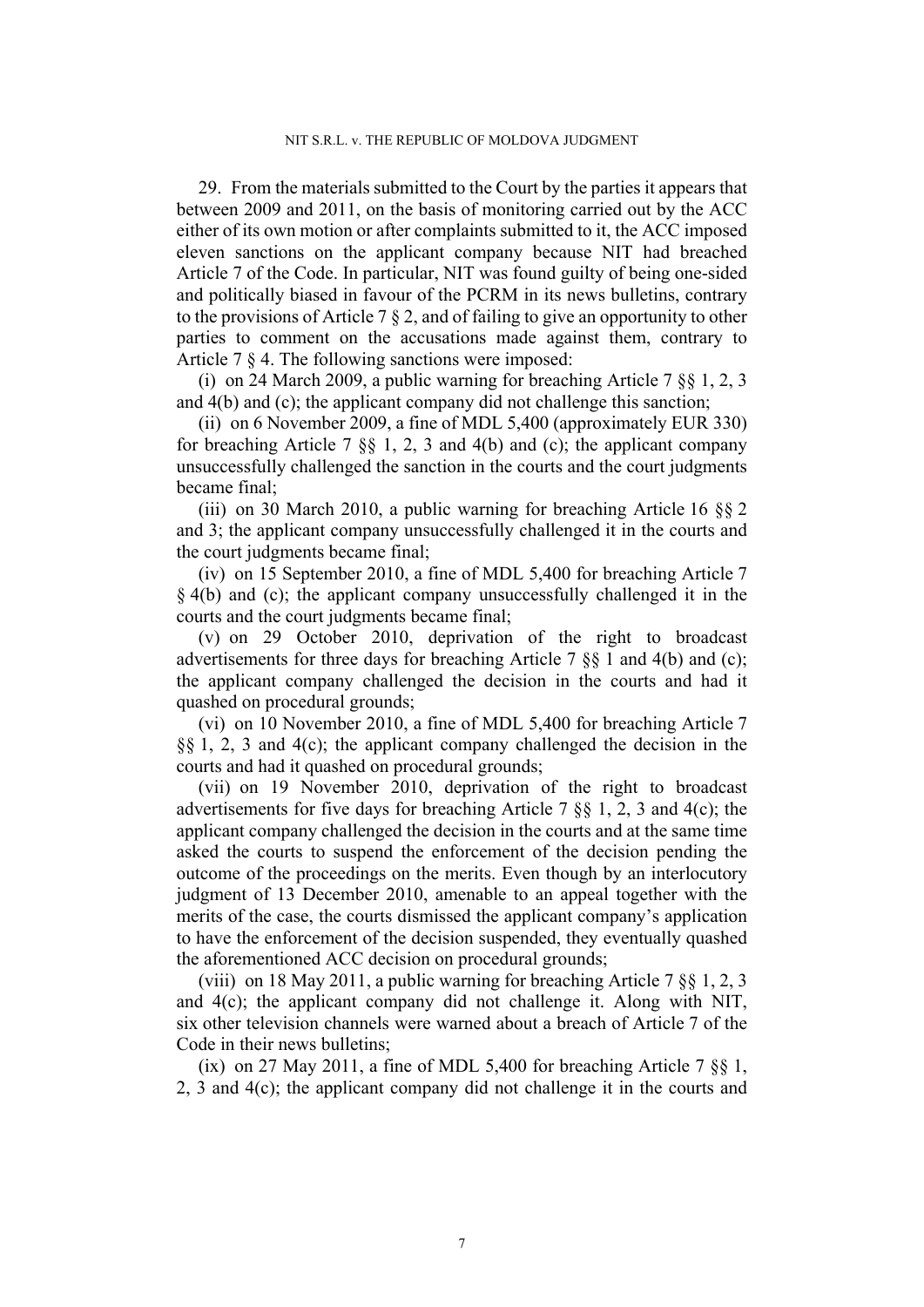29. From the materials submitted to the Court by the parties it appears that between 2009 and 2011, on the basis of monitoring carried out by the ACC either of its own motion or after complaints submitted to it, the ACC imposed eleven sanctions on the applicant company because NIT had breached Article 7 of the Code. In particular, NIT was found guilty of being one-sided and politically biased in favour of the PCRM in its news bulletins, contrary to the provisions of Article 7 § 2, and of failing to give an opportunity to other parties to comment on the accusations made against them, contrary to Article 7 § 4. The following sanctions were imposed:

(i) on 24 March 2009, a public warning for breaching Article 7 §§ 1, 2, 3 and 4(b) and (c); the applicant company did not challenge this sanction;

(ii) on 6 November 2009, a fine of MDL 5,400 (approximately EUR 330) for breaching Article 7 §§ 1, 2, 3 and 4(b) and (c); the applicant company unsuccessfully challenged the sanction in the courts and the court judgments became final;

(iii) on 30 March 2010, a public warning for breaching Article 16 §§ 2 and 3; the applicant company unsuccessfully challenged it in the courts and the court judgments became final;

(iv) on 15 September 2010, a fine of MDL 5,400 for breaching Article 7 § 4(b) and (c); the applicant company unsuccessfully challenged it in the courts and the court judgments became final;

(v) on 29 October 2010, deprivation of the right to broadcast advertisements for three days for breaching Article 7 §§ 1 and 4(b) and (c); the applicant company challenged the decision in the courts and had it quashed on procedural grounds;

(vi) on 10 November 2010, a fine of MDL 5,400 for breaching Article 7 §§ 1, 2, 3 and 4(c); the applicant company challenged the decision in the courts and had it quashed on procedural grounds;

(vii) on 19 November 2010, deprivation of the right to broadcast advertisements for five days for breaching Article 7 §§ 1, 2, 3 and 4(c); the applicant company challenged the decision in the courts and at the same time asked the courts to suspend the enforcement of the decision pending the outcome of the proceedings on the merits. Even though by an interlocutory judgment of 13 December 2010, amenable to an appeal together with the merits of the case, the courts dismissed the applicant company's application to have the enforcement of the decision suspended, they eventually quashed the aforementioned ACC decision on procedural grounds;

(viii) on 18 May 2011, a public warning for breaching Article 7 §§ 1, 2, 3 and 4(c); the applicant company did not challenge it. Along with NIT, six other television channels were warned about a breach of Article 7 of the Code in their news bulletins;

(ix) on 27 May 2011, a fine of MDL 5,400 for breaching Article 7 §§ 1, 2, 3 and 4(c); the applicant company did not challenge it in the courts and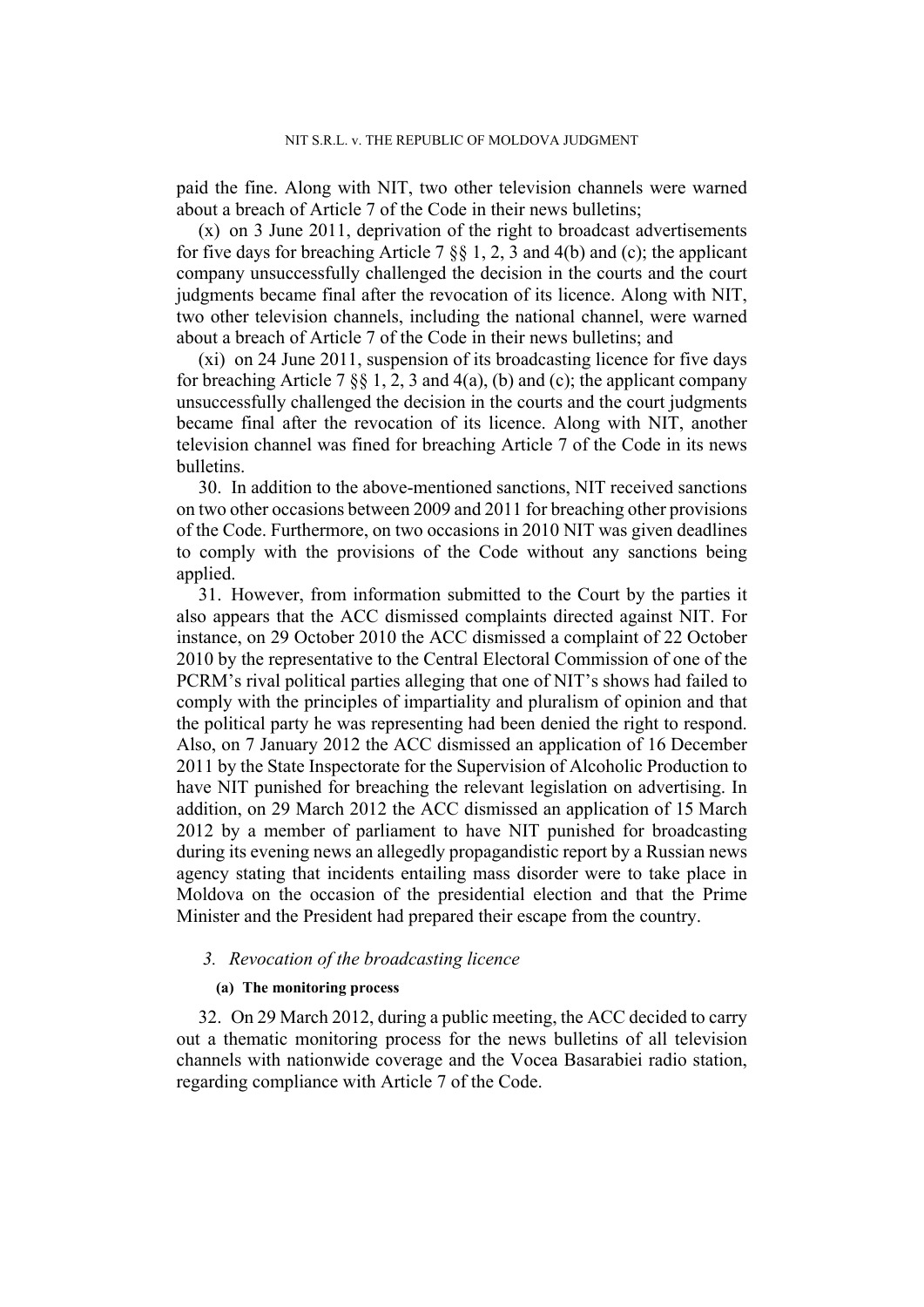paid the fine. Along with NIT, two other television channels were warned about a breach of Article 7 of the Code in their news bulletins;

(x) on 3 June 2011, deprivation of the right to broadcast advertisements for five days for breaching Article 7 §§ 1, 2, 3 and 4(b) and (c); the applicant company unsuccessfully challenged the decision in the courts and the court judgments became final after the revocation of its licence. Along with NIT, two other television channels, including the national channel, were warned about a breach of Article 7 of the Code in their news bulletins; and

(xi) on 24 June 2011, suspension of its broadcasting licence for five days for breaching Article 7 §§ 1, 2, 3 and 4(a), (b) and (c); the applicant company unsuccessfully challenged the decision in the courts and the court judgments became final after the revocation of its licence. Along with NIT, another television channel was fined for breaching Article 7 of the Code in its news bulletins.

30. In addition to the above-mentioned sanctions, NIT received sanctions on two other occasions between 2009 and 2011 for breaching other provisions of the Code. Furthermore, on two occasions in 2010 NIT was given deadlines to comply with the provisions of the Code without any sanctions being applied.

31. However, from information submitted to the Court by the parties it also appears that the ACC dismissed complaints directed against NIT. For instance, on 29 October 2010 the ACC dismissed a complaint of 22 October 2010 by the representative to the Central Electoral Commission of one of the PCRM's rival political parties alleging that one of NIT's shows had failed to comply with the principles of impartiality and pluralism of opinion and that the political party he was representing had been denied the right to respond. Also, on 7 January 2012 the ACC dismissed an application of 16 December 2011 by the State Inspectorate for the Supervision of Alcoholic Production to have NIT punished for breaching the relevant legislation on advertising. In addition, on 29 March 2012 the ACC dismissed an application of 15 March 2012 by a member of parliament to have NIT punished for broadcasting during its evening news an allegedly propagandistic report by a Russian news agency stating that incidents entailing mass disorder were to take place in Moldova on the occasion of the presidential election and that the Prime Minister and the President had prepared their escape from the country.

### *3. Revocation of the broadcasting licence*

#### (a) The monitoring process

32. On 29 March 2012, during a public meeting, the ACC decided to carry out a thematic monitoring process for the news bulletins of all television channels with nationwide coverage and the Vocea Basarabiei radio station, regarding compliance with Article 7 of the Code.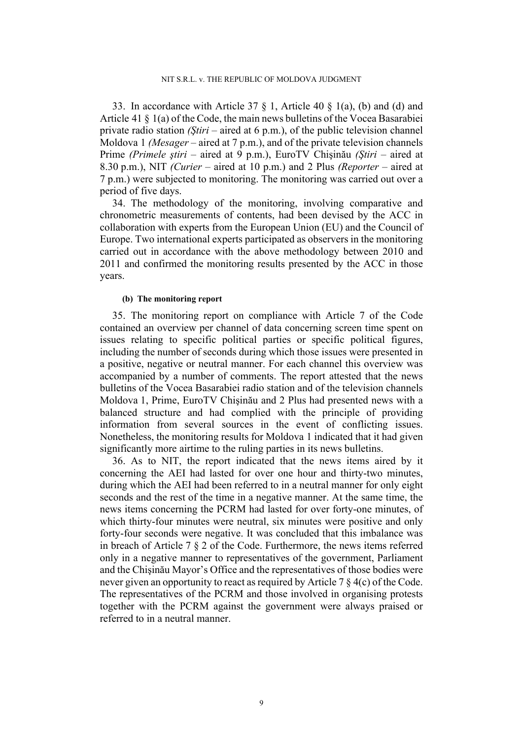33. In accordance with Article 37 § 1, Article 40 § 1(a), (b) and (d) and Article 41 § 1(a) of the Code, the main news bulletins of the Vocea Basarabiei private radio station *(Ştiri* – aired at 6 p.m.), of the public television channel Moldova 1 *(Mesager* – aired at 7 p.m.), and of the private television channels Prime *(Primele ştiri* – aired at 9 p.m.), EuroTV Chişinău *(Ştiri* – aired at 8.30 p.m.), NIT *(Curier* – aired at 10 p.m.) and 2 Plus *(Reporter* – aired at 7 p.m.) were subjected to monitoring. The monitoring was carried out over a period of five days.

34. The methodology of the monitoring, involving comparative and chronometric measurements of contents, had been devised by the ACC in collaboration with experts from the European Union (EU) and the Council of Europe. Two international experts participated as observers in the monitoring carried out in accordance with the above methodology between 2010 and 2011 and confirmed the monitoring results presented by the ACC in those years.

#### (b) The monitoring report

35. The monitoring report on compliance with Article 7 of the Code contained an overview per channel of data concerning screen time spent on issues relating to specific political parties or specific political figures, including the number of seconds during which those issues were presented in a positive, negative or neutral manner. For each channel this overview was accompanied by a number of comments. The report attested that the news bulletins of the Vocea Basarabiei radio station and of the television channels Moldova 1, Prime, EuroTV Chişinău and 2 Plus had presented news with a balanced structure and had complied with the principle of providing information from several sources in the event of conflicting issues. Nonetheless, the monitoring results for Moldova 1 indicated that it had given significantly more airtime to the ruling parties in its news bulletins.

36. As to NIT, the report indicated that the news items aired by it concerning the AEI had lasted for over one hour and thirty-two minutes, during which the AEI had been referred to in a neutral manner for only eight seconds and the rest of the time in a negative manner. At the same time, the news items concerning the PCRM had lasted for over forty-one minutes, of which thirty-four minutes were neutral, six minutes were positive and only forty-four seconds were negative. It was concluded that this imbalance was in breach of Article 7 § 2 of the Code. Furthermore, the news items referred only in a negative manner to representatives of the government, Parliament and the Chişinău Mayor's Office and the representatives of those bodies were never given an opportunity to react as required by Article 7 § 4(c) of the Code. The representatives of the PCRM and those involved in organising protests together with the PCRM against the government were always praised or referred to in a neutral manner.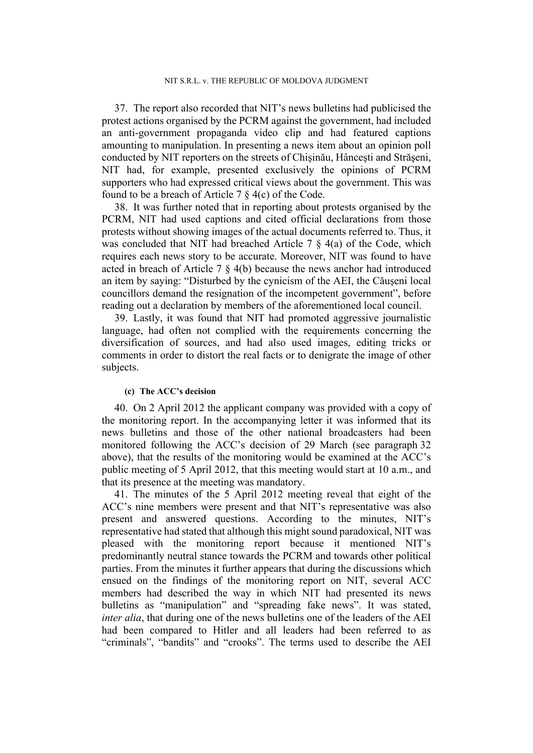37. The report also recorded that NIT's news bulletins had publicised the protest actions organised by the PCRM against the government, had included an anti-government propaganda video clip and had featured captions amounting to manipulation. In presenting a news item about an opinion poll conducted by NIT reporters on the streets of Chişinău, Hânceşti and Străşeni, NIT had, for example, presented exclusively the opinions of PCRM supporters who had expressed critical views about the government. This was found to be a breach of Article 7 § 4(c) of the Code.

38. It was further noted that in reporting about protests organised by the PCRM, NIT had used captions and cited official declarations from those protests without showing images of the actual documents referred to. Thus, it was concluded that NIT had breached Article 7 § 4(a) of the Code, which requires each news story to be accurate. Moreover, NIT was found to have acted in breach of Article 7 § 4(b) because the news anchor had introduced an item by saying: "Disturbed by the cynicism of the AEI, the Căuşeni local councillors demand the resignation of the incompetent government", before reading out a declaration by members of the aforementioned local council.

39. Lastly, it was found that NIT had promoted aggressive journalistic language, had often not complied with the requirements concerning the diversification of sources, and had also used images, editing tricks or comments in order to distort the real facts or to denigrate the image of other subjects.

#### (c) The ACC's decision

40. On 2 April 2012 the applicant company was provided with a copy of the monitoring report. In the accompanying letter it was informed that its news bulletins and those of the other national broadcasters had been monitored following the ACC's decision of 29 March (see paragraph 32 above), that the results of the monitoring would be examined at the ACC's public meeting of 5 April 2012, that this meeting would start at 10 a.m., and that its presence at the meeting was mandatory.

41. The minutes of the 5 April 2012 meeting reveal that eight of the ACC's nine members were present and that NIT's representative was also present and answered questions. According to the minutes, NIT's representative had stated that although this might sound paradoxical, NIT was pleased with the monitoring report because it mentioned NIT's predominantly neutral stance towards the PCRM and towards other political parties. From the minutes it further appears that during the discussions which ensued on the findings of the monitoring report on NIT, several ACC members had described the way in which NIT had presented its news bulletins as "manipulation" and "spreading fake news". It was stated, *inter alia*, that during one of the news bulletins one of the leaders of the AEI had been compared to Hitler and all leaders had been referred to as "criminals", "bandits" and "crooks". The terms used to describe the AEI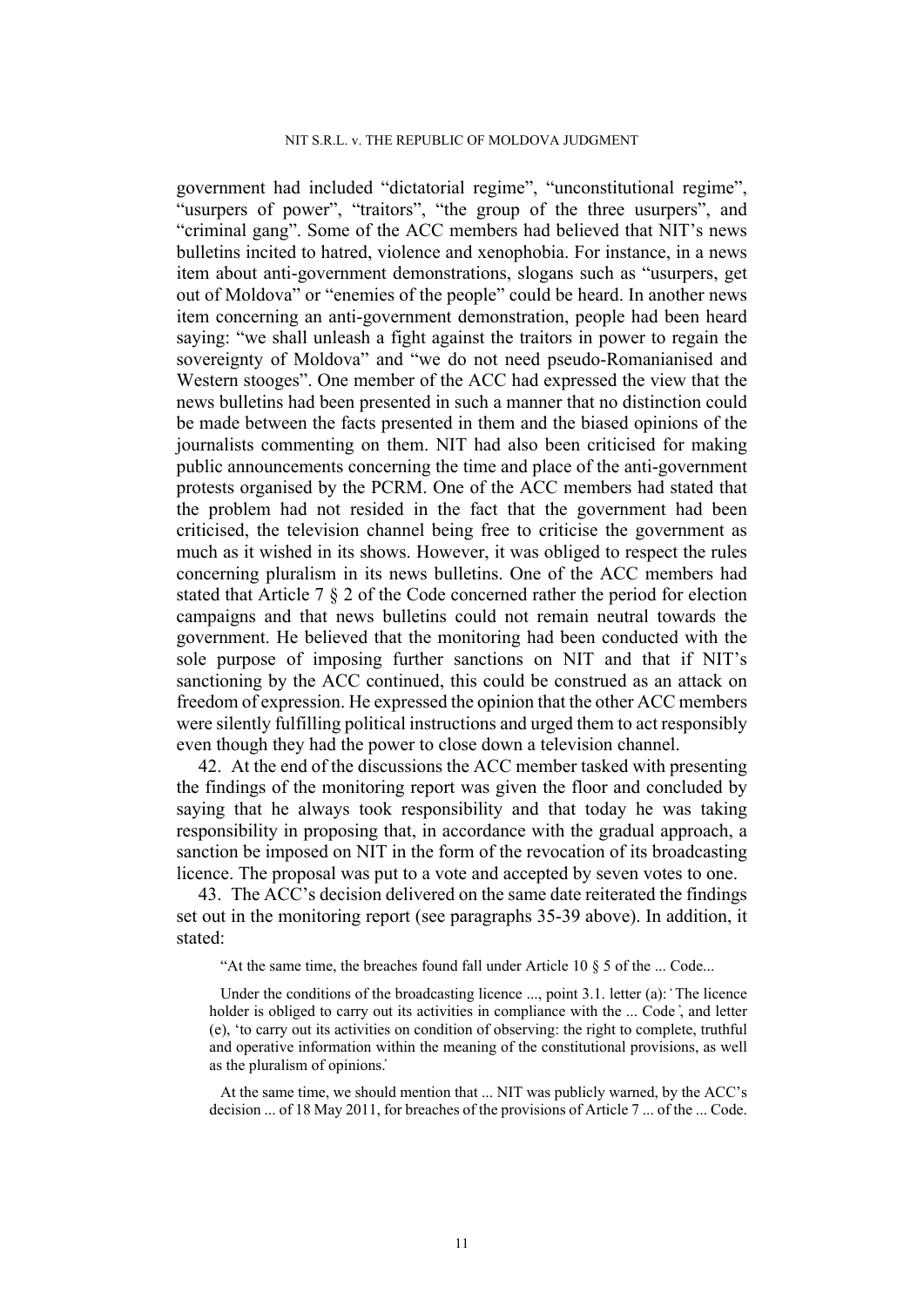government had included "dictatorial regime", "unconstitutional regime", "usurpers of power", "traitors", "the group of the three usurpers", and "criminal gang". Some of the ACC members had believed that NIT's news bulletins incited to hatred, violence and xenophobia. For instance, in a news item about anti-government demonstrations, slogans such as "usurpers, get out of Moldova" or "enemies of the people" could be heard. In another news item concerning an anti-government demonstration, people had been heard saying: "we shall unleash a fight against the traitors in power to regain the sovereignty of Moldova" and "we do not need pseudo-Romanianised and Western stooges". One member of the ACC had expressed the view that the news bulletins had been presented in such a manner that no distinction could be made between the facts presented in them and the biased opinions of the journalists commenting on them. NIT had also been criticised for making public announcements concerning the time and place of the anti-government protests organised by the PCRM. One of the ACC members had stated that the problem had not resided in the fact that the government had been criticised, the television channel being free to criticise the government as much as it wished in its shows. However, it was obliged to respect the rules concerning pluralism in its news bulletins. One of the ACC members had stated that Article 7 § 2 of the Code concerned rather the period for election campaigns and that news bulletins could not remain neutral towards the government. He believed that the monitoring had been conducted with the sole purpose of imposing further sanctions on NIT and that if NIT's sanctioning by the ACC continued, this could be construed as an attack on freedom of expression. He expressed the opinion that the other ACC members were silently fulfilling political instructions and urged them to act responsibly even though they had the power to close down a television channel.

42. At the end of the discussions the ACC member tasked with presenting the findings of the monitoring report was given the floor and concluded by saying that he always took responsibility and that today he was taking responsibility in proposing that, in accordance with the gradual approach, a sanction be imposed on NIT in the form of the revocation of its broadcasting licence. The proposal was put to a vote and accepted by seven votes to one.

43. The ACC's decision delivered on the same date reiterated the findings set out in the monitoring report (see paragraphs 35-39 above). In addition, it stated:

> "At the same time, the breaches found fall under Article 10 § 5 of the ... Code...
>
> Under the conditions of the broadcasting licence ..., point 3.1. letter (a): 'The licence holder is obliged to carry out its activities in compliance with the ... Code', and letter (e), 'to carry out its activities on condition of observing: the right to complete, truthful and operative information within the meaning of the constitutional provisions, as well as the pluralism of opinions.'
>
> At the same time, we should mention that ... NIT was publicly warned, by the ACC's decision ... of 18 May 2011, for breaches of the provisions of Article 7 ... of the ... Code.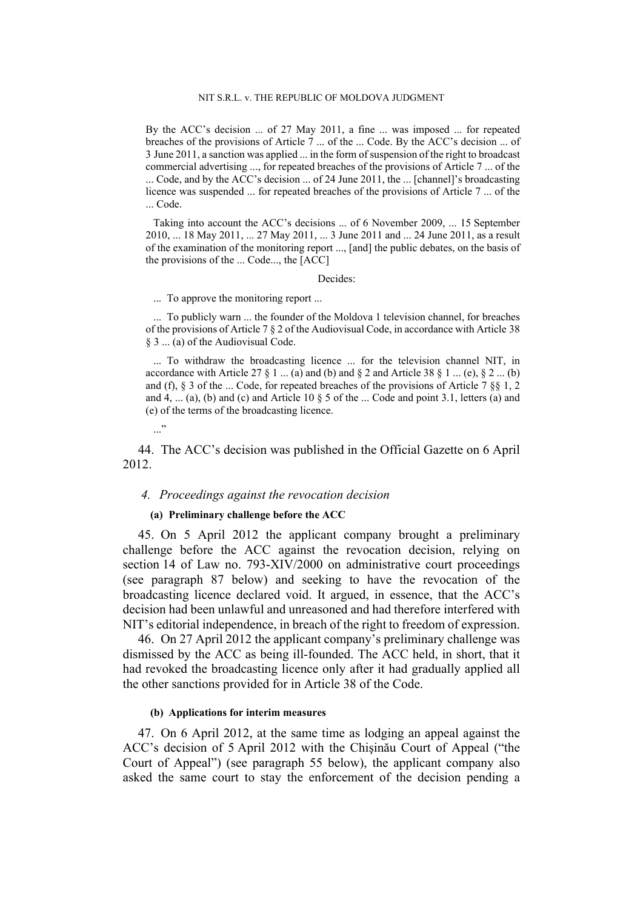By the ACC's decision ... of 27 May 2011, a fine ... was imposed ... for repeated breaches of the provisions of Article 7 ... of the ... Code. By the ACC's decision ... of 3 June 2011, a sanction was applied ... in the form of suspension of the right to broadcast commercial advertising ..., for repeated breaches of the provisions of Article 7 ... of the ... Code, and by the ACC's decision ... of 24 June 2011, the ... [channel]'s broadcasting licence was suspended ... for repeated breaches of the provisions of Article 7 ... of the ... Code.

Taking into account the ACC's decisions ... of 6 November 2009, ... 15 September 2010, ... 18 May 2011, ... 27 May 2011, ... 3 June 2011 and ... 24 June 2011, as a result of the examination of the monitoring report ..., [and] the public debates, on the basis of the provisions of the ... Code..., the [ACC]

Decides:

... To approve the monitoring report ...

... To publicly warn ... the founder of the Moldova 1 television channel, for breaches of the provisions of Article 7 § 2 of the Audiovisual Code, in accordance with Article 38 § 3 ... (a) of the Audiovisual Code.

... To withdraw the broadcasting licence ... for the television channel NIT, in accordance with Article 27 § 1 ... (a) and (b) and § 2 and Article 38 § 1 ... (e), § 2 ... (b) and (f), § 3 of the ... Code, for repeated breaches of the provisions of Article 7 §§ 1, 2 and 4, ... (a), (b) and (c) and Article 10 § 5 of the ... Code and point 3.1, letters (a) and (e) of the terms of the broadcasting licence.

..."

44. The ACC's decision was published in the Official Gazette on 6 April 2012.

#### *4. Proceedings against the revocation decision*

##### **(a) Preliminary challenge before the ACC**

45. On 5 April 2012 the applicant company brought a preliminary challenge before the ACC against the revocation decision, relying on section 14 of Law no. 793-XIV/2000 on administrative court proceedings (see paragraph 87 below) and seeking to have the revocation of the broadcasting licence declared void. It argued, in essence, that the ACC's decision had been unlawful and unreasoned and had therefore interfered with NIT's editorial independence, in breach of the right to freedom of expression.

46. On 27 April 2012 the applicant company's preliminary challenge was dismissed by the ACC as being ill-founded. The ACC held, in short, that it had revoked the broadcasting licence only after it had gradually applied all the other sanctions provided for in Article 38 of the Code.

##### **(b) Applications for interim measures**

47. On 6 April 2012, at the same time as lodging an appeal against the ACC's decision of 5 April 2012 with the Chişinău Court of Appeal ("the Court of Appeal") (see paragraph 55 below), the applicant company also asked the same court to stay the enforcement of the decision pending a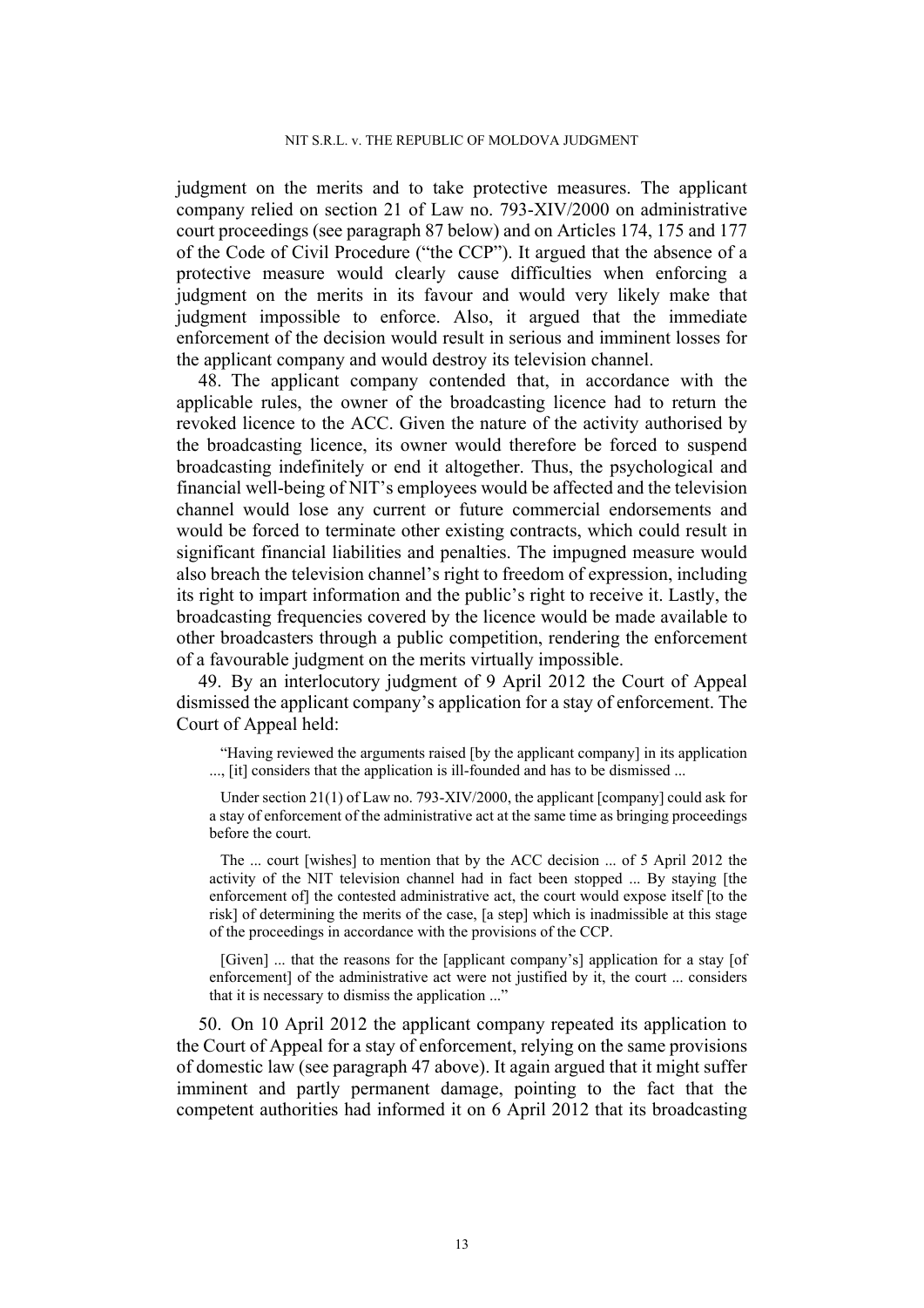judgment on the merits and to take protective measures. The applicant company relied on section 21 of Law no. 793-XIV/2000 on administrative court proceedings (see paragraph 87 below) and on Articles 174, 175 and 177 of the Code of Civil Procedure ("the CCP"). It argued that the absence of a protective measure would clearly cause difficulties when enforcing a judgment on the merits in its favour and would very likely make that judgment impossible to enforce. Also, it argued that the immediate enforcement of the decision would result in serious and imminent losses for the applicant company and would destroy its television channel.

48. The applicant company contended that, in accordance with the applicable rules, the owner of the broadcasting licence had to return the revoked licence to the ACC. Given the nature of the activity authorised by the broadcasting licence, its owner would therefore be forced to suspend broadcasting indefinitely or end it altogether. Thus, the psychological and financial well-being of NIT's employees would be affected and the television channel would lose any current or future commercial endorsements and would be forced to terminate other existing contracts, which could result in significant financial liabilities and penalties. The impugned measure would also breach the television channel's right to freedom of expression, including its right to impart information and the public's right to receive it. Lastly, the broadcasting frequencies covered by the licence would be made available to other broadcasters through a public competition, rendering the enforcement of a favourable judgment on the merits virtually impossible.

49. By an interlocutory judgment of 9 April 2012 the Court of Appeal dismissed the applicant company's application for a stay of enforcement. The Court of Appeal held:

> "Having reviewed the arguments raised [by the applicant company] in its application ..., [it] considers that the application is ill-founded and has to be dismissed ...
>
> Under section 21(1) of Law no. 793-XIV/2000, the applicant [company] could ask for a stay of enforcement of the administrative act at the same time as bringing proceedings before the court.
>
> The ... court [wishes] to mention that by the ACC decision ... of 5 April 2012 the activity of the NIT television channel had in fact been stopped ... By staying [the enforcement of] the contested administrative act, the court would expose itself [to the risk] of determining the merits of the case, [a step] which is inadmissible at this stage of the proceedings in accordance with the provisions of the CCP.
>
> [Given] ... that the reasons for the [applicant company's] application for a stay [of enforcement] of the administrative act were not justified by it, the court ... considers that it is necessary to dismiss the application ..."

50. On 10 April 2012 the applicant company repeated its application to the Court of Appeal for a stay of enforcement, relying on the same provisions of domestic law (see paragraph 47 above). It again argued that it might suffer imminent and partly permanent damage, pointing to the fact that the competent authorities had informed it on 6 April 2012 that its broadcasting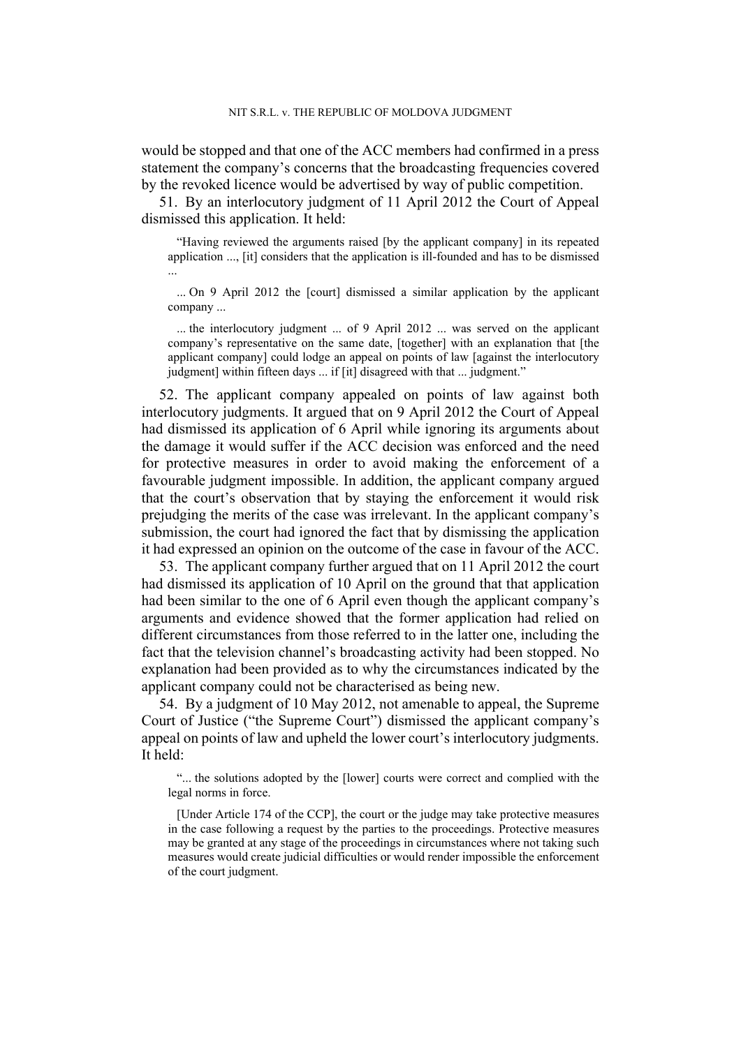would be stopped and that one of the ACC members had confirmed in a press statement the company's concerns that the broadcasting frequencies covered by the revoked licence would be advertised by way of public competition.

51. By an interlocutory judgment of 11 April 2012 the Court of Appeal dismissed this application. It held:

> "Having reviewed the arguments raised [by the applicant company] in its repeated application ..., [it] considers that the application is ill-founded and has to be dismissed ...
>
> ... On 9 April 2012 the [court] dismissed a similar application by the applicant company ...
>
> ... the interlocutory judgment ... of 9 April 2012 ... was served on the applicant company's representative on the same date, [together] with an explanation that [the applicant company] could lodge an appeal on points of law [against the interlocutory judgment] within fifteen days ... if [it] disagreed with that ... judgment."

52. The applicant company appealed on points of law against both interlocutory judgments. It argued that on 9 April 2012 the Court of Appeal had dismissed its application of 6 April while ignoring its arguments about the damage it would suffer if the ACC decision was enforced and the need for protective measures in order to avoid making the enforcement of a favourable judgment impossible. In addition, the applicant company argued that the court's observation that by staying the enforcement it would risk prejudging the merits of the case was irrelevant. In the applicant company's submission, the court had ignored the fact that by dismissing the application it had expressed an opinion on the outcome of the case in favour of the ACC.

53. The applicant company further argued that on 11 April 2012 the court had dismissed its application of 10 April on the ground that that application had been similar to the one of 6 April even though the applicant company's arguments and evidence showed that the former application had relied on different circumstances from those referred to in the latter one, including the fact that the television channel's broadcasting activity had been stopped. No explanation had been provided as to why the circumstances indicated by the applicant company could not be characterised as being new.

54. By a judgment of 10 May 2012, not amenable to appeal, the Supreme Court of Justice ("the Supreme Court") dismissed the applicant company's appeal on points of law and upheld the lower court's interlocutory judgments. It held:

> "... the solutions adopted by the [lower] courts were correct and complied with the legal norms in force.
>
> [Under Article 174 of the CCP], the court or the judge may take protective measures in the case following a request by the parties to the proceedings. Protective measures may be granted at any stage of the proceedings in circumstances where not taking such measures would create judicial difficulties or would render impossible the enforcement of the court judgment.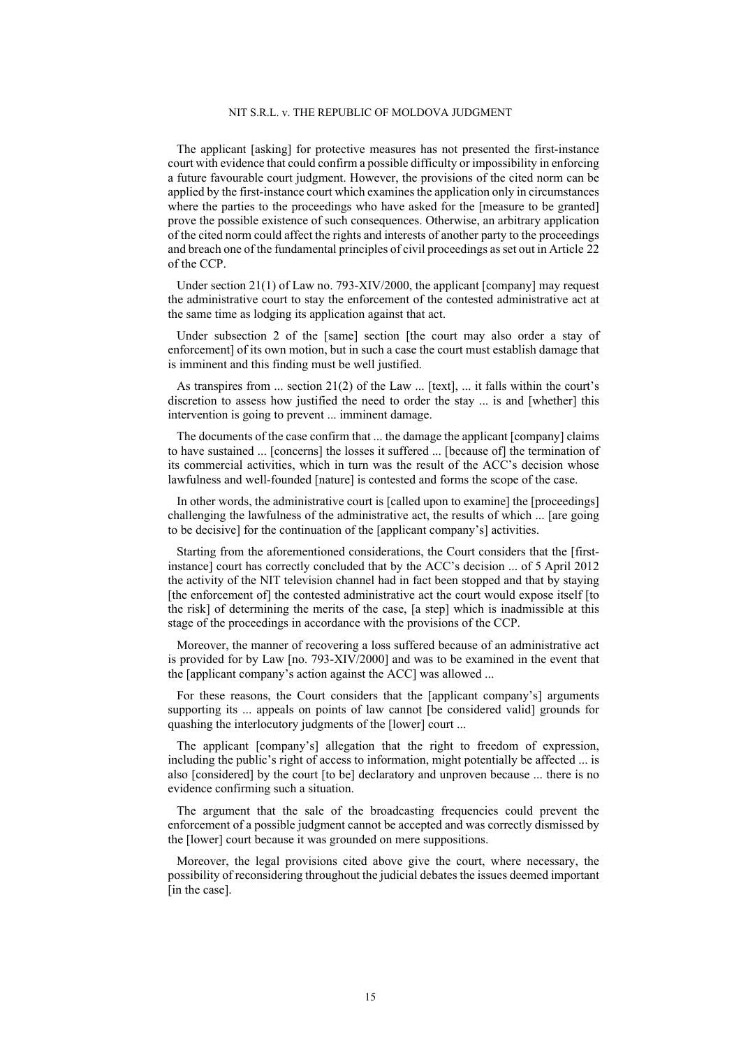The applicant [asking] for protective measures has not presented the first-instance court with evidence that could confirm a possible difficulty or impossibility in enforcing a future favourable court judgment. However, the provisions of the cited norm can be applied by the first-instance court which examines the application only in circumstances where the parties to the proceedings who have asked for the [measure to be granted] prove the possible existence of such consequences. Otherwise, an arbitrary application of the cited norm could affect the rights and interests of another party to the proceedings and breach one of the fundamental principles of civil proceedings as set out in Article 22 of the CCP.

Under section 21(1) of Law no. 793-XIV/2000, the applicant [company] may request the administrative court to stay the enforcement of the contested administrative act at the same time as lodging its application against that act.

Under subsection 2 of the [same] section [the court may also order a stay of enforcement] of its own motion, but in such a case the court must establish damage that is imminent and this finding must be well justified.

As transpires from ... section 21(2) of the Law ... [text], ... it falls within the court's discretion to assess how justified the need to order the stay ... is and [whether] this intervention is going to prevent ... imminent damage.

The documents of the case confirm that ... the damage the applicant [company] claims to have sustained ... [concerns] the losses it suffered ... [because of] the termination of its commercial activities, which in turn was the result of the ACC's decision whose lawfulness and well-founded [nature] is contested and forms the scope of the case.

In other words, the administrative court is [called upon to examine] the [proceedings] challenging the lawfulness of the administrative act, the results of which ... [are going to be decisive] for the continuation of the [applicant company's] activities.

Starting from the aforementioned considerations, the Court considers that the [first-instance] court has correctly concluded that by the ACC's decision ... of 5 April 2012 the activity of the NIT television channel had in fact been stopped and that by staying [the enforcement of] the contested administrative act the court would expose itself [to the risk] of determining the merits of the case, [a step] which is inadmissible at this stage of the proceedings in accordance with the provisions of the CCP.

Moreover, the manner of recovering a loss suffered because of an administrative act is provided for by Law [no. 793-XIV/2000] and was to be examined in the event that the [applicant company's action against the ACC] was allowed ...

For these reasons, the Court considers that the [applicant company's] arguments supporting its ... appeals on points of law cannot [be considered valid] grounds for quashing the interlocutory judgments of the [lower] court ...

The applicant [company's] allegation that the right to freedom of expression, including the public's right of access to information, might potentially be affected ... is also [considered] by the court [to be] declaratory and unproven because ... there is no evidence confirming such a situation.

The argument that the sale of the broadcasting frequencies could prevent the enforcement of a possible judgment cannot be accepted and was correctly dismissed by the [lower] court because it was grounded on mere suppositions.

Moreover, the legal provisions cited above give the court, where necessary, the possibility of reconsidering throughout the judicial debates the issues deemed important [in the case].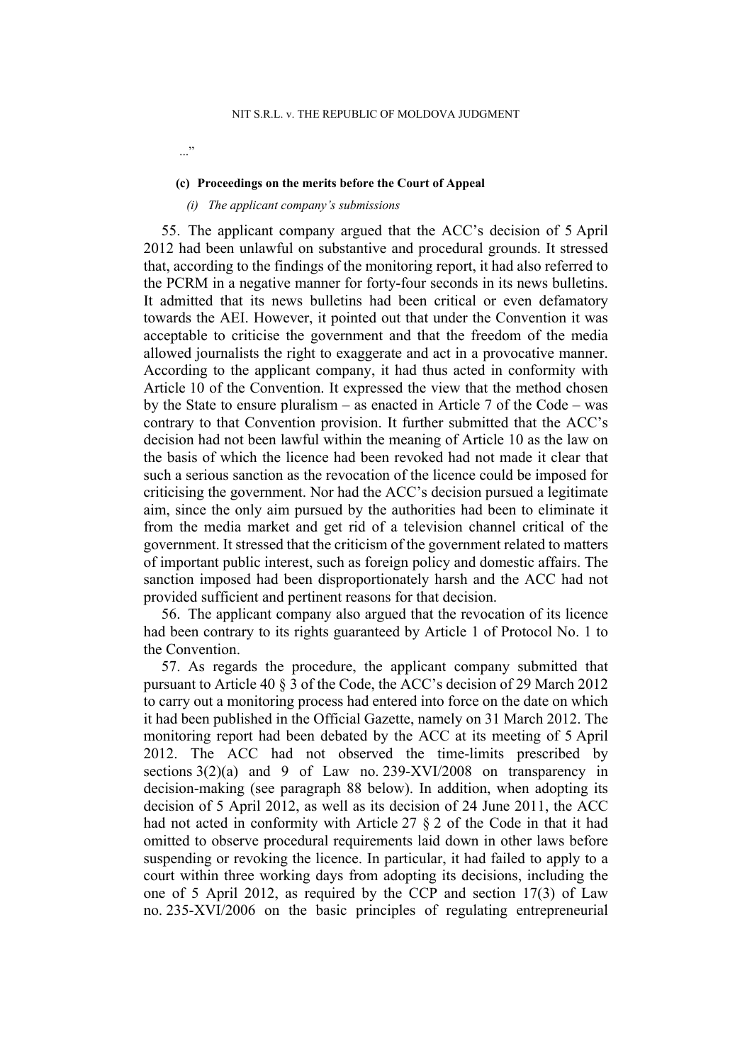..."

#### (c) Proceedings on the merits before the Court of Appeal

##### *(i) The applicant company's submissions*

55. The applicant company argued that the ACC's decision of 5 April 2012 had been unlawful on substantive and procedural grounds. It stressed that, according to the findings of the monitoring report, it had also referred to the PCRM in a negative manner for forty-four seconds in its news bulletins. It admitted that its news bulletins had been critical or even defamatory towards the AEI. However, it pointed out that under the Convention it was acceptable to criticise the government and that the freedom of the media allowed journalists the right to exaggerate and act in a provocative manner. According to the applicant company, it had thus acted in conformity with Article 10 of the Convention. It expressed the view that the method chosen by the State to ensure pluralism – as enacted in Article 7 of the Code – was contrary to that Convention provision. It further submitted that the ACC's decision had not been lawful within the meaning of Article 10 as the law on the basis of which the licence had been revoked had not made it clear that such a serious sanction as the revocation of the licence could be imposed for criticising the government. Nor had the ACC's decision pursued a legitimate aim, since the only aim pursued by the authorities had been to eliminate it from the media market and get rid of a television channel critical of the government. It stressed that the criticism of the government related to matters of important public interest, such as foreign policy and domestic affairs. The sanction imposed had been disproportionately harsh and the ACC had not provided sufficient and pertinent reasons for that decision.

56. The applicant company also argued that the revocation of its licence had been contrary to its rights guaranteed by Article 1 of Protocol No. 1 to the Convention.

57. As regards the procedure, the applicant company submitted that pursuant to Article 40 § 3 of the Code, the ACC's decision of 29 March 2012 to carry out a monitoring process had entered into force on the date on which it had been published in the Official Gazette, namely on 31 March 2012. The monitoring report had been debated by the ACC at its meeting of 5 April 2012. The ACC had not observed the time-limits prescribed by sections 3(2)(a) and 9 of Law no. 239-XVI/2008 on transparency in decision-making (see paragraph 88 below). In addition, when adopting its decision of 5 April 2012, as well as its decision of 24 June 2011, the ACC had not acted in conformity with Article 27 § 2 of the Code in that it had omitted to observe procedural requirements laid down in other laws before suspending or revoking the licence. In particular, it had failed to apply to a court within three working days from adopting its decisions, including the one of 5 April 2012, as required by the CCP and section 17(3) of Law no. 235-XVI/2006 on the basic principles of regulating entrepreneurial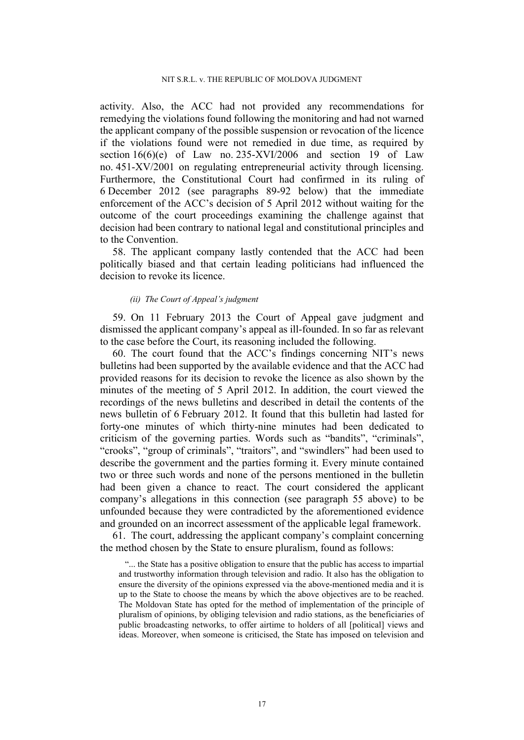activity. Also, the ACC had not provided any recommendations for remedying the violations found following the monitoring and had not warned the applicant company of the possible suspension or revocation of the licence if the violations found were not remedied in due time, as required by section 16(6)(e) of Law no. 235-XVI/2006 and section 19 of Law no. 451-XV/2001 on regulating entrepreneurial activity through licensing. Furthermore, the Constitutional Court had confirmed in its ruling of 6 December 2012 (see paragraphs 89-92 below) that the immediate enforcement of the ACC's decision of 5 April 2012 without waiting for the outcome of the court proceedings examining the challenge against that decision had been contrary to national legal and constitutional principles and to the Convention.

58. The applicant company lastly contended that the ACC had been politically biased and that certain leading politicians had influenced the decision to revoke its licence.

*(ii) The Court of Appeal's judgment*

59. On 11 February 2013 the Court of Appeal gave judgment and dismissed the applicant company's appeal as ill-founded. In so far as relevant to the case before the Court, its reasoning included the following.

60. The court found that the ACC's findings concerning NIT's news bulletins had been supported by the available evidence and that the ACC had provided reasons for its decision to revoke the licence as also shown by the minutes of the meeting of 5 April 2012. In addition, the court viewed the recordings of the news bulletins and described in detail the contents of the news bulletin of 6 February 2012. It found that this bulletin had lasted for forty-one minutes of which thirty-nine minutes had been dedicated to criticism of the governing parties. Words such as "bandits", "criminals", "crooks", "group of criminals", "traitors", and "swindlers" had been used to describe the government and the parties forming it. Every minute contained two or three such words and none of the persons mentioned in the bulletin had been given a chance to react. The court considered the applicant company's allegations in this connection (see paragraph 55 above) to be unfounded because they were contradicted by the aforementioned evidence and grounded on an incorrect assessment of the applicable legal framework.

61. The court, addressing the applicant company's complaint concerning the method chosen by the State to ensure pluralism, found as follows:

> "... the State has a positive obligation to ensure that the public has access to impartial and trustworthy information through television and radio. It also has the obligation to ensure the diversity of the opinions expressed via the above-mentioned media and it is up to the State to choose the means by which the above objectives are to be reached. The Moldovan State has opted for the method of implementation of the principle of pluralism of opinions, by obliging television and radio stations, as the beneficiaries of public broadcasting networks, to offer airtime to holders of all [political] views and ideas. Moreover, when someone is criticised, the State has imposed on television and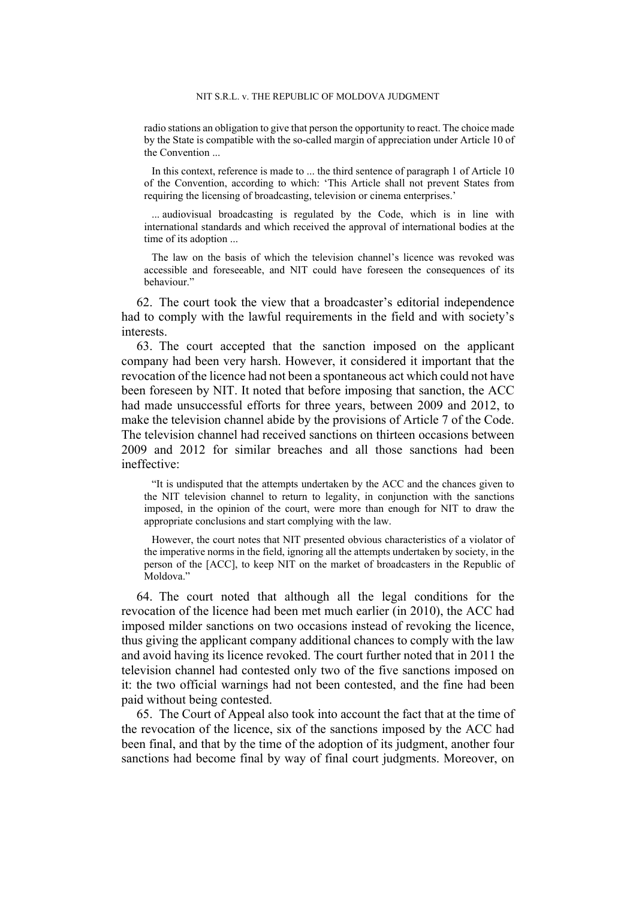> radio stations an obligation to give that person the opportunity to react. The choice made by the State is compatible with the so-called margin of appreciation under Article 10 of the Convention ...
>
> In this context, reference is made to ... the third sentence of paragraph 1 of Article 10 of the Convention, according to which: 'This Article shall not prevent States from requiring the licensing of broadcasting, television or cinema enterprises.'
>
> ... audiovisual broadcasting is regulated by the Code, which is in line with international standards and which received the approval of international bodies at the time of its adoption ...
>
> The law on the basis of which the television channel's licence was revoked was accessible and foreseeable, and NIT could have foreseen the consequences of its behaviour."

62. The court took the view that a broadcaster's editorial independence had to comply with the lawful requirements in the field and with society's interests.

63. The court accepted that the sanction imposed on the applicant company had been very harsh. However, it considered it important that the revocation of the licence had not been a spontaneous act which could not have been foreseen by NIT. It noted that before imposing that sanction, the ACC had made unsuccessful efforts for three years, between 2009 and 2012, to make the television channel abide by the provisions of Article 7 of the Code. The television channel had received sanctions on thirteen occasions between 2009 and 2012 for similar breaches and all those sanctions had been ineffective:

> "It is undisputed that the attempts undertaken by the ACC and the chances given to the NIT television channel to return to legality, in conjunction with the sanctions imposed, in the opinion of the court, were more than enough for NIT to draw the appropriate conclusions and start complying with the law.
>
> However, the court notes that NIT presented obvious characteristics of a violator of the imperative norms in the field, ignoring all the attempts undertaken by society, in the person of the [ACC], to keep NIT on the market of broadcasters in the Republic of Moldova."

64. The court noted that although all the legal conditions for the revocation of the licence had been met much earlier (in 2010), the ACC had imposed milder sanctions on two occasions instead of revoking the licence, thus giving the applicant company additional chances to comply with the law and avoid having its licence revoked. The court further noted that in 2011 the television channel had contested only two of the five sanctions imposed on it: the two official warnings had not been contested, and the fine had been paid without being contested.

65. The Court of Appeal also took into account the fact that at the time of the revocation of the licence, six of the sanctions imposed by the ACC had been final, and that by the time of the adoption of its judgment, another four sanctions had become final by way of final court judgments. Moreover, on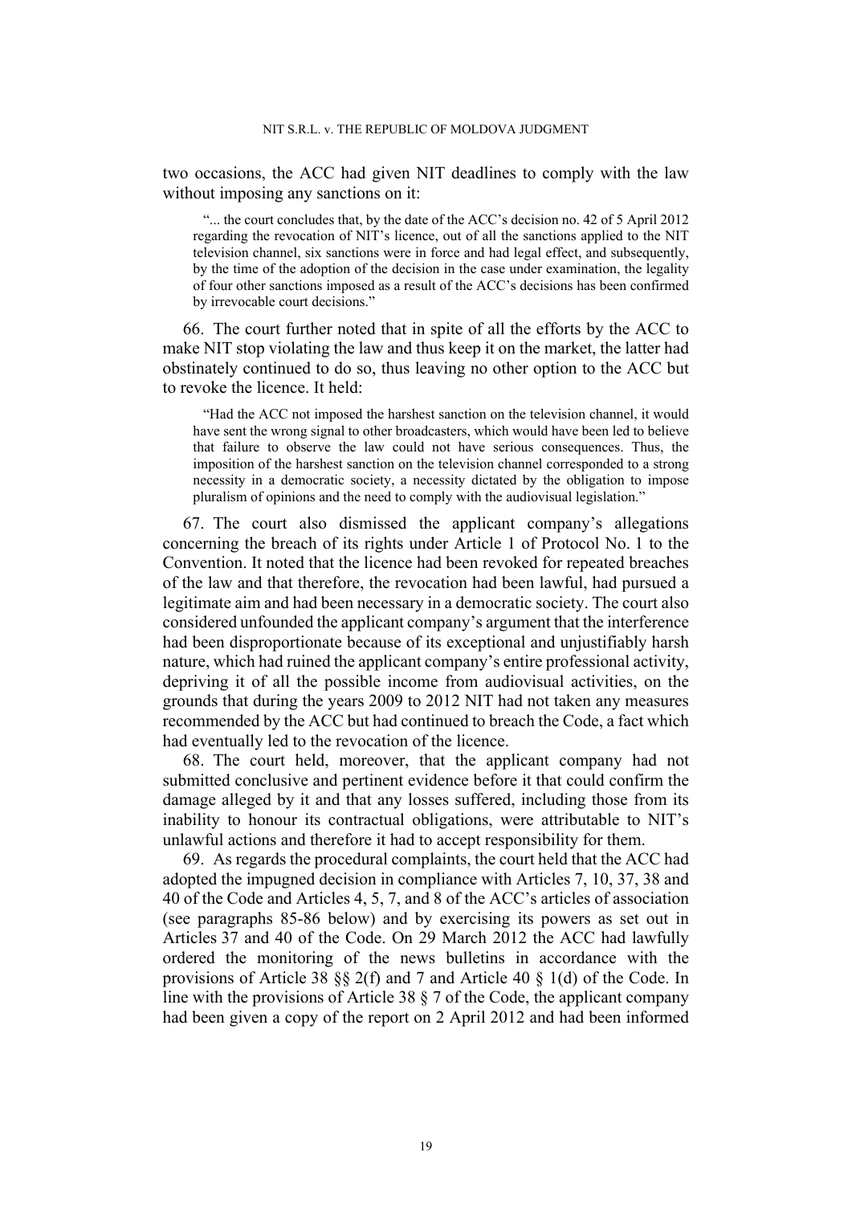two occasions, the ACC had given NIT deadlines to comply with the law without imposing any sanctions on it:

> "... the court concludes that, by the date of the ACC's decision no. 42 of 5 April 2012 regarding the revocation of NIT's licence, out of all the sanctions applied to the NIT television channel, six sanctions were in force and had legal effect, and subsequently, by the time of the adoption of the decision in the case under examination, the legality of four other sanctions imposed as a result of the ACC's decisions has been confirmed by irrevocable court decisions."

66. The court further noted that in spite of all the efforts by the ACC to make NIT stop violating the law and thus keep it on the market, the latter had obstinately continued to do so, thus leaving no other option to the ACC but to revoke the licence. It held:

> "Had the ACC not imposed the harshest sanction on the television channel, it would have sent the wrong signal to other broadcasters, which would have been led to believe that failure to observe the law could not have serious consequences. Thus, the imposition of the harshest sanction on the television channel corresponded to a strong necessity in a democratic society, a necessity dictated by the obligation to impose pluralism of opinions and the need to comply with the audiovisual legislation."

67. The court also dismissed the applicant company's allegations concerning the breach of its rights under Article 1 of Protocol No. 1 to the Convention. It noted that the licence had been revoked for repeated breaches of the law and that therefore, the revocation had been lawful, had pursued a legitimate aim and had been necessary in a democratic society. The court also considered unfounded the applicant company's argument that the interference had been disproportionate because of its exceptional and unjustifiably harsh nature, which had ruined the applicant company's entire professional activity, depriving it of all the possible income from audiovisual activities, on the grounds that during the years 2009 to 2012 NIT had not taken any measures recommended by the ACC but had continued to breach the Code, a fact which had eventually led to the revocation of the licence.

68. The court held, moreover, that the applicant company had not submitted conclusive and pertinent evidence before it that could confirm the damage alleged by it and that any losses suffered, including those from its inability to honour its contractual obligations, were attributable to NIT's unlawful actions and therefore it had to accept responsibility for them.

69. As regards the procedural complaints, the court held that the ACC had adopted the impugned decision in compliance with Articles 7, 10, 37, 38 and 40 of the Code and Articles 4, 5, 7, and 8 of the ACC's articles of association (see paragraphs 85-86 below) and by exercising its powers as set out in Articles 37 and 40 of the Code. On 29 March 2012 the ACC had lawfully ordered the monitoring of the news bulletins in accordance with the provisions of Article 38 §§ 2(f) and 7 and Article 40 § 1(d) of the Code. In line with the provisions of Article 38 § 7 of the Code, the applicant company had been given a copy of the report on 2 April 2012 and had been informed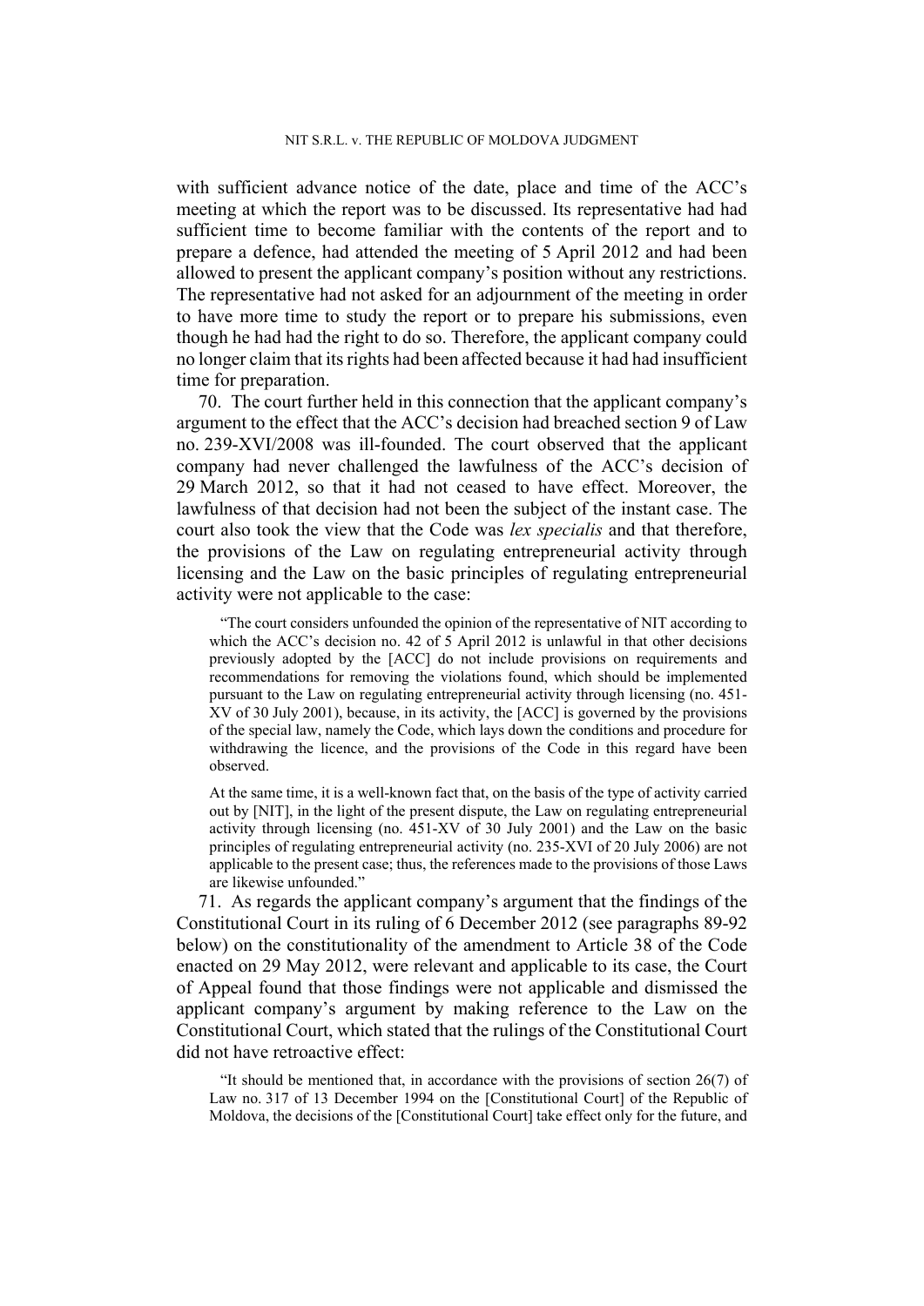with sufficient advance notice of the date, place and time of the ACC's meeting at which the report was to be discussed. Its representative had had sufficient time to become familiar with the contents of the report and to prepare a defence, had attended the meeting of 5 April 2012 and had been allowed to present the applicant company's position without any restrictions. The representative had not asked for an adjournment of the meeting in order to have more time to study the report or to prepare his submissions, even though he had had the right to do so. Therefore, the applicant company could no longer claim that its rights had been affected because it had had insufficient time for preparation.

70. The court further held in this connection that the applicant company's argument to the effect that the ACC's decision had breached section 9 of Law no. 239-XVI/2008 was ill-founded. The court observed that the applicant company had never challenged the lawfulness of the ACC's decision of 29 March 2012, so that it had not ceased to have effect. Moreover, the lawfulness of that decision had not been the subject of the instant case. The court also took the view that the Code was *lex specialis* and that therefore, the provisions of the Law on regulating entrepreneurial activity through licensing and the Law on the basic principles of regulating entrepreneurial activity were not applicable to the case:

> "The court considers unfounded the opinion of the representative of NIT according to which the ACC's decision no. 42 of 5 April 2012 is unlawful in that other decisions previously adopted by the [ACC] do not include provisions on requirements and recommendations for removing the violations found, which should be implemented pursuant to the Law on regulating entrepreneurial activity through licensing (no. 451-XV of 30 July 2001), because, in its activity, the [ACC] is governed by the provisions of the special law, namely the Code, which lays down the conditions and procedure for withdrawing the licence, and the provisions of the Code in this regard have been observed.
>
> At the same time, it is a well-known fact that, on the basis of the type of activity carried out by [NIT], in the light of the present dispute, the Law on regulating entrepreneurial activity through licensing (no. 451-XV of 30 July 2001) and the Law on the basic principles of regulating entrepreneurial activity (no. 235-XVI of 20 July 2006) are not applicable to the present case; thus, the references made to the provisions of those Laws are likewise unfounded."

71. As regards the applicant company's argument that the findings of the Constitutional Court in its ruling of 6 December 2012 (see paragraphs 89-92 below) on the constitutionality of the amendment to Article 38 of the Code enacted on 29 May 2012, were relevant and applicable to its case, the Court of Appeal found that those findings were not applicable and dismissed the applicant company's argument by making reference to the Law on the Constitutional Court, which stated that the rulings of the Constitutional Court did not have retroactive effect:

> "It should be mentioned that, in accordance with the provisions of section 26(7) of Law no. 317 of 13 December 1994 on the [Constitutional Court] of the Republic of Moldova, the decisions of the [Constitutional Court] take effect only for the future, and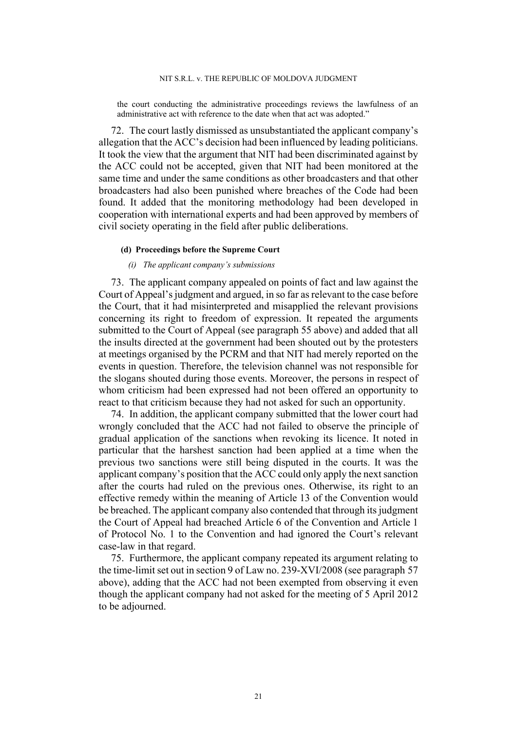the court conducting the administrative proceedings reviews the lawfulness of an administrative act with reference to the date when that act was adopted."

72. The court lastly dismissed as unsubstantiated the applicant company's allegation that the ACC's decision had been influenced by leading politicians. It took the view that the argument that NIT had been discriminated against by the ACC could not be accepted, given that NIT had been monitored at the same time and under the same conditions as other broadcasters and that other broadcasters had also been punished where breaches of the Code had been found. It added that the monitoring methodology had been developed in cooperation with international experts and had been approved by members of civil society operating in the field after public deliberations.

#### (d) Proceedings before the Supreme Court

##### *(i) The applicant company's submissions*

73. The applicant company appealed on points of fact and law against the Court of Appeal's judgment and argued, in so far as relevant to the case before the Court, that it had misinterpreted and misapplied the relevant provisions concerning its right to freedom of expression. It repeated the arguments submitted to the Court of Appeal (see paragraph 55 above) and added that all the insults directed at the government had been shouted out by the protesters at meetings organised by the PCRM and that NIT had merely reported on the events in question. Therefore, the television channel was not responsible for the slogans shouted during those events. Moreover, the persons in respect of whom criticism had been expressed had not been offered an opportunity to react to that criticism because they had not asked for such an opportunity.

74. In addition, the applicant company submitted that the lower court had wrongly concluded that the ACC had not failed to observe the principle of gradual application of the sanctions when revoking its licence. It noted in particular that the harshest sanction had been applied at a time when the previous two sanctions were still being disputed in the courts. It was the applicant company's position that the ACC could only apply the next sanction after the courts had ruled on the previous ones. Otherwise, its right to an effective remedy within the meaning of Article 13 of the Convention would be breached. The applicant company also contended that through its judgment the Court of Appeal had breached Article 6 of the Convention and Article 1 of Protocol No. 1 to the Convention and had ignored the Court's relevant case-law in that regard.

75. Furthermore, the applicant company repeated its argument relating to the time-limit set out in section 9 of Law no. 239-XVI/2008 (see paragraph 57 above), adding that the ACC had not been exempted from observing it even though the applicant company had not asked for the meeting of 5 April 2012 to be adjourned.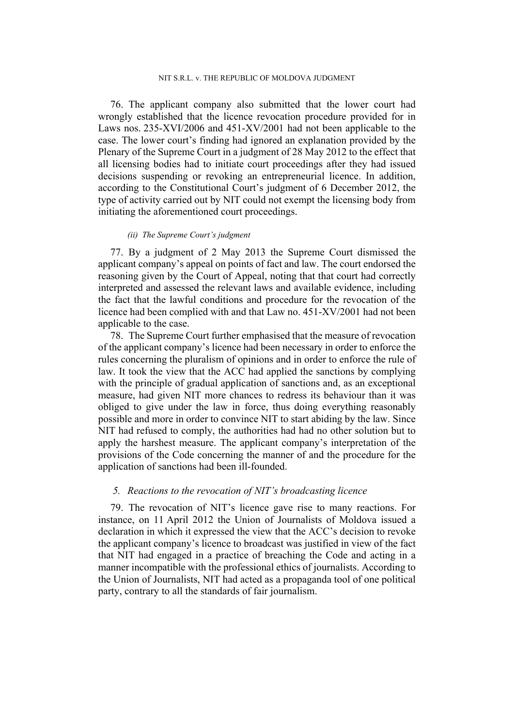76. The applicant company also submitted that the lower court had wrongly established that the licence revocation procedure provided for in Laws nos. 235-XVI/2006 and 451-XV/2001 had not been applicable to the case. The lower court's finding had ignored an explanation provided by the Plenary of the Supreme Court in a judgment of 28 May 2012 to the effect that all licensing bodies had to initiate court proceedings after they had issued decisions suspending or revoking an entrepreneurial licence. In addition, according to the Constitutional Court's judgment of 6 December 2012, the type of activity carried out by NIT could not exempt the licensing body from initiating the aforementioned court proceedings.

*(ii) The Supreme Court's judgment*

77. By a judgment of 2 May 2013 the Supreme Court dismissed the applicant company's appeal on points of fact and law. The court endorsed the reasoning given by the Court of Appeal, noting that that court had correctly interpreted and assessed the relevant laws and available evidence, including the fact that the lawful conditions and procedure for the revocation of the licence had been complied with and that Law no. 451-XV/2001 had not been applicable to the case.

78. The Supreme Court further emphasised that the measure of revocation of the applicant company's licence had been necessary in order to enforce the rules concerning the pluralism of opinions and in order to enforce the rule of law. It took the view that the ACC had applied the sanctions by complying with the principle of gradual application of sanctions and, as an exceptional measure, had given NIT more chances to redress its behaviour than it was obliged to give under the law in force, thus doing everything reasonably possible and more in order to convince NIT to start abiding by the law. Since NIT had refused to comply, the authorities had had no other solution but to apply the harshest measure. The applicant company's interpretation of the provisions of the Code concerning the manner of and the procedure for the application of sanctions had been ill-founded.

### *5. Reactions to the revocation of NIT's broadcasting licence*

79. The revocation of NIT's licence gave rise to many reactions. For instance, on 11 April 2012 the Union of Journalists of Moldova issued a declaration in which it expressed the view that the ACC's decision to revoke the applicant company's licence to broadcast was justified in view of the fact that NIT had engaged in a practice of breaching the Code and acting in a manner incompatible with the professional ethics of journalists. According to the Union of Journalists, NIT had acted as a propaganda tool of one political party, contrary to all the standards of fair journalism.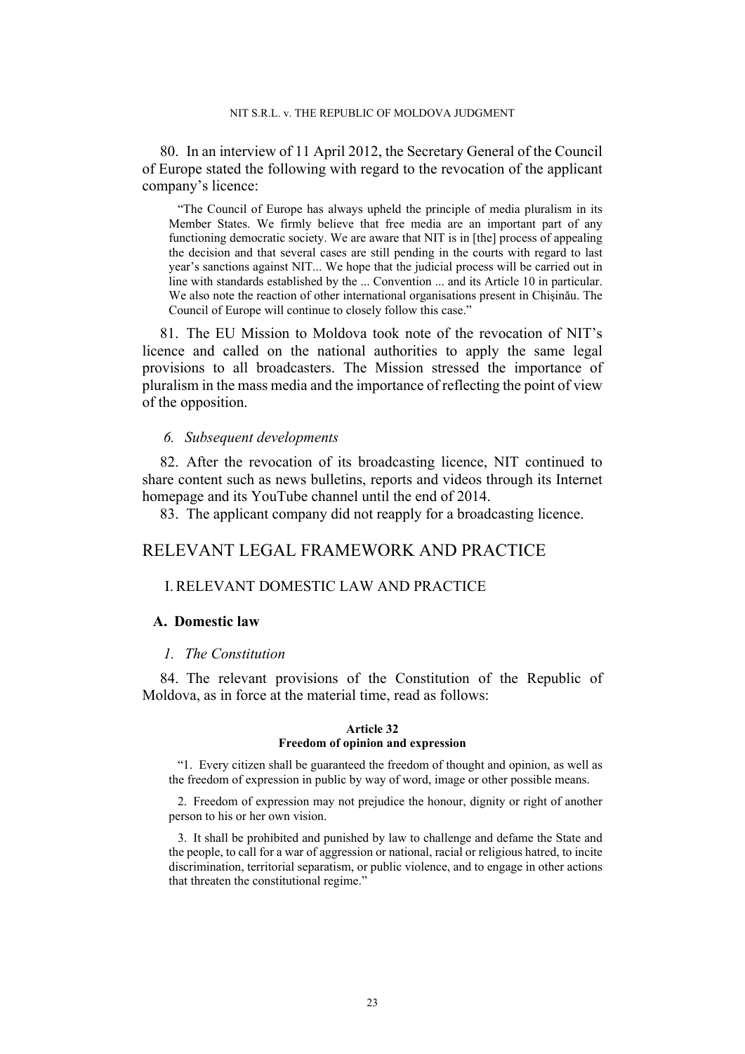80. In an interview of 11 April 2012, the Secretary General of the Council of Europe stated the following with regard to the revocation of the applicant company's licence:

> "The Council of Europe has always upheld the principle of media pluralism in its Member States. We firmly believe that free media are an important part of any functioning democratic society. We are aware that NIT is in [the] process of appealing the decision and that several cases are still pending in the courts with regard to last year's sanctions against NIT... We hope that the judicial process will be carried out in line with standards established by the ... Convention ... and its Article 10 in particular. We also note the reaction of other international organisations present in Chișinău. The Council of Europe will continue to closely follow this case."

81. The EU Mission to Moldova took note of the revocation of NIT's licence and called on the national authorities to apply the same legal provisions to all broadcasters. The Mission stressed the importance of pluralism in the mass media and the importance of reflecting the point of view of the opposition.

#### *6. Subsequent developments*

82. After the revocation of its broadcasting licence, NIT continued to share content such as news bulletins, reports and videos through its Internet homepage and its YouTube channel until the end of 2014.

83. The applicant company did not reapply for a broadcasting licence.

# RELEVANT LEGAL FRAMEWORK AND PRACTICE

## I. RELEVANT DOMESTIC LAW AND PRACTICE

### A. Domestic law

#### *1. The Constitution*

84. The relevant provisions of the Constitution of the Republic of Moldova, as in force at the material time, read as follows:

> **Article 32**
> **Freedom of opinion and expression**
>
> "1. Every citizen shall be guaranteed the freedom of thought and opinion, as well as the freedom of expression in public by way of word, image or other possible means.
>
> 2. Freedom of expression may not prejudice the honour, dignity or right of another person to his or her own vision.
>
> 3. It shall be prohibited and punished by law to challenge and defame the State and the people, to call for a war of aggression or national, racial or religious hatred, to incite discrimination, territorial separatism, or public violence, and to engage in other actions that threaten the constitutional regime."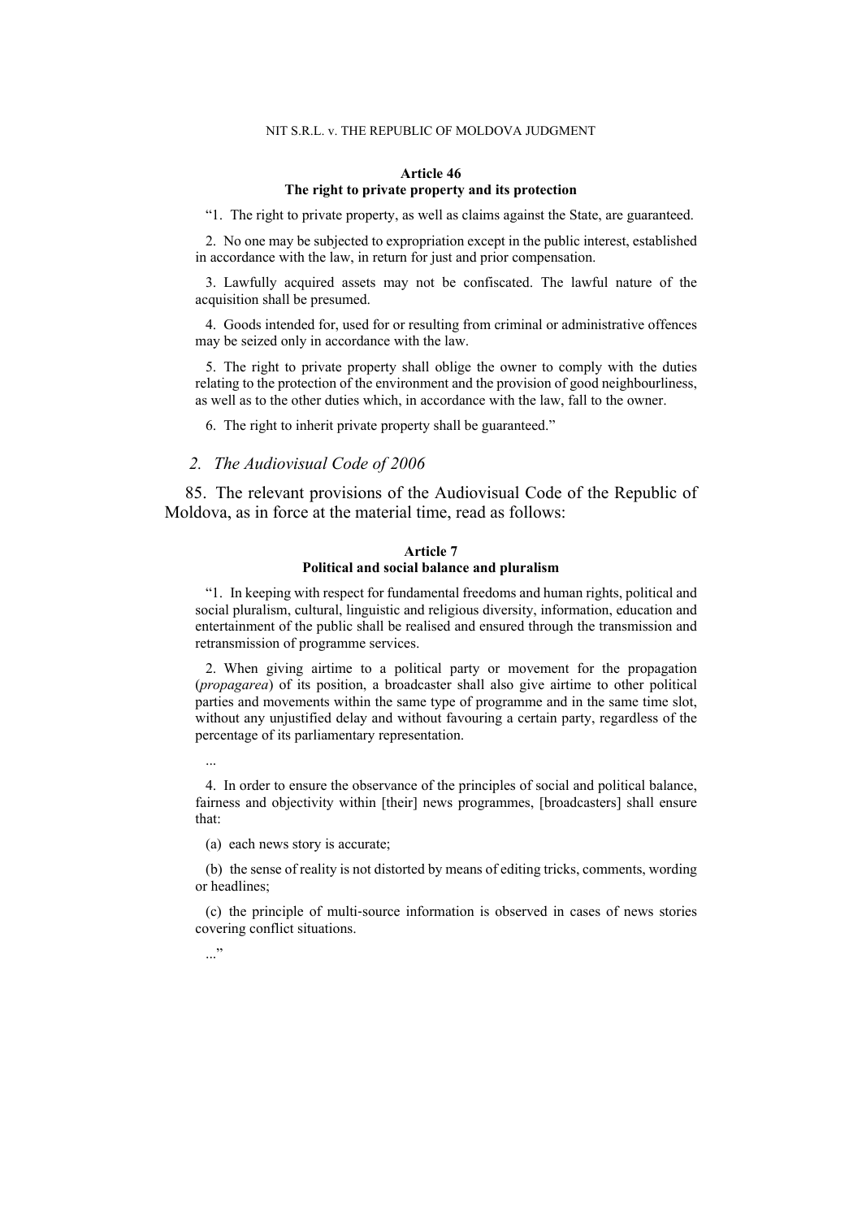**Article 46**
**The right to private property and its protection**

"1. The right to private property, as well as claims against the State, are guaranteed.

2. No one may be subjected to expropriation except in the public interest, established in accordance with the law, in return for just and prior compensation.

3. Lawfully acquired assets may not be confiscated. The lawful nature of the acquisition shall be presumed.

4. Goods intended for, used for or resulting from criminal or administrative offences may be seized only in accordance with the law.

5. The right to private property shall oblige the owner to comply with the duties relating to the protection of the environment and the provision of good neighbourliness, as well as to the other duties which, in accordance with the law, fall to the owner.

6. The right to inherit private property shall be guaranteed."

*2. The Audiovisual Code of 2006*

85. The relevant provisions of the Audiovisual Code of the Republic of Moldova, as in force at the material time, read as follows:

**Article 7**
**Political and social balance and pluralism**

"1. In keeping with respect for fundamental freedoms and human rights, political and social pluralism, cultural, linguistic and religious diversity, information, education and entertainment of the public shall be realised and ensured through the transmission and retransmission of programme services.

2. When giving airtime to a political party or movement for the propagation (*propagarea*) of its position, a broadcaster shall also give airtime to other political parties and movements within the same type of programme and in the same time slot, without any unjustified delay and without favouring a certain party, regardless of the percentage of its parliamentary representation.

...

4. In order to ensure the observance of the principles of social and political balance, fairness and objectivity within [their] news programmes, [broadcasters] shall ensure that:

(a) each news story is accurate;

(b) the sense of reality is not distorted by means of editing tricks, comments, wording or headlines;

(c) the principle of multi-source information is observed in cases of news stories covering conflict situations.

..."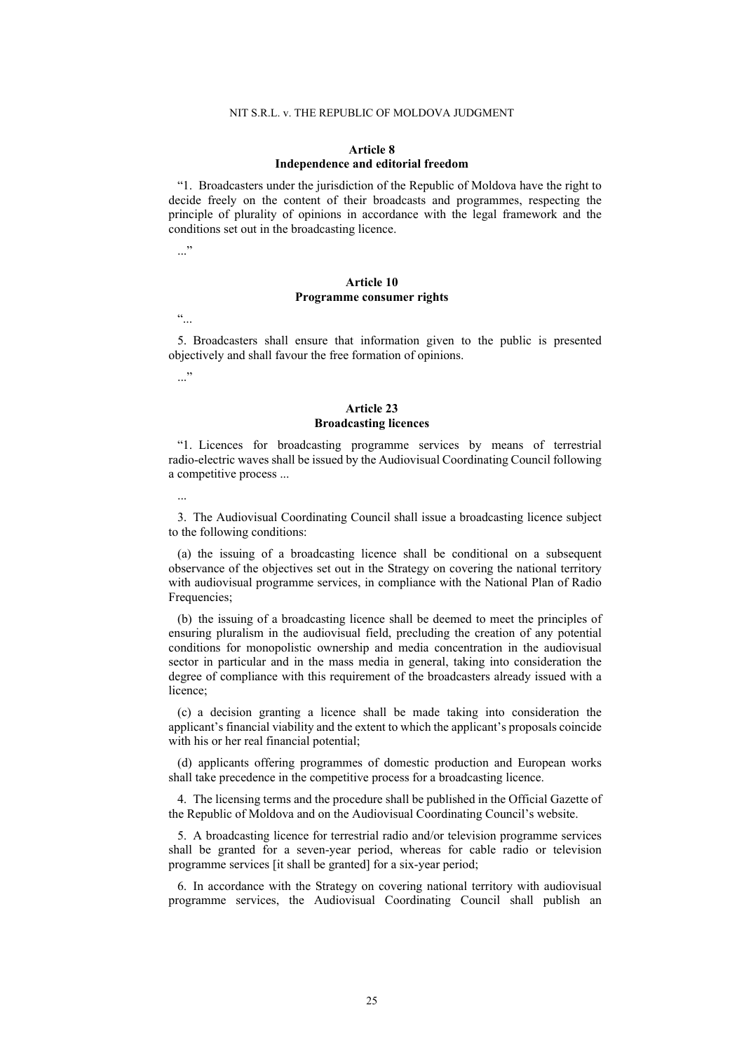### Article 8
### Independence and editorial freedom

"1. Broadcasters under the jurisdiction of the Republic of Moldova have the right to decide freely on the content of their broadcasts and programmes, respecting the principle of plurality of opinions in accordance with the legal framework and the conditions set out in the broadcasting licence.

..."

### Article 10
### Programme consumer rights

"...

5. Broadcasters shall ensure that information given to the public is presented objectively and shall favour the free formation of opinions.

..."

### Article 23
### Broadcasting licences

"1. Licences for broadcasting programme services by means of terrestrial radio-electric waves shall be issued by the Audiovisual Coordinating Council following a competitive process ...

...

3. The Audiovisual Coordinating Council shall issue a broadcasting licence subject to the following conditions:

(a) the issuing of a broadcasting licence shall be conditional on a subsequent observance of the objectives set out in the Strategy on covering the national territory with audiovisual programme services, in compliance with the National Plan of Radio Frequencies;

(b) the issuing of a broadcasting licence shall be deemed to meet the principles of ensuring pluralism in the audiovisual field, precluding the creation of any potential conditions for monopolistic ownership and media concentration in the audiovisual sector in particular and in the mass media in general, taking into consideration the degree of compliance with this requirement of the broadcasters already issued with a licence;

(c) a decision granting a licence shall be made taking into consideration the applicant's financial viability and the extent to which the applicant's proposals coincide with his or her real financial potential;

(d) applicants offering programmes of domestic production and European works shall take precedence in the competitive process for a broadcasting licence.

4. The licensing terms and the procedure shall be published in the Official Gazette of the Republic of Moldova and on the Audiovisual Coordinating Council's website.

5. A broadcasting licence for terrestrial radio and/or television programme services shall be granted for a seven-year period, whereas for cable radio or television programme services [it shall be granted] for a six-year period;

6. In accordance with the Strategy on covering national territory with audiovisual programme services, the Audiovisual Coordinating Council shall publish an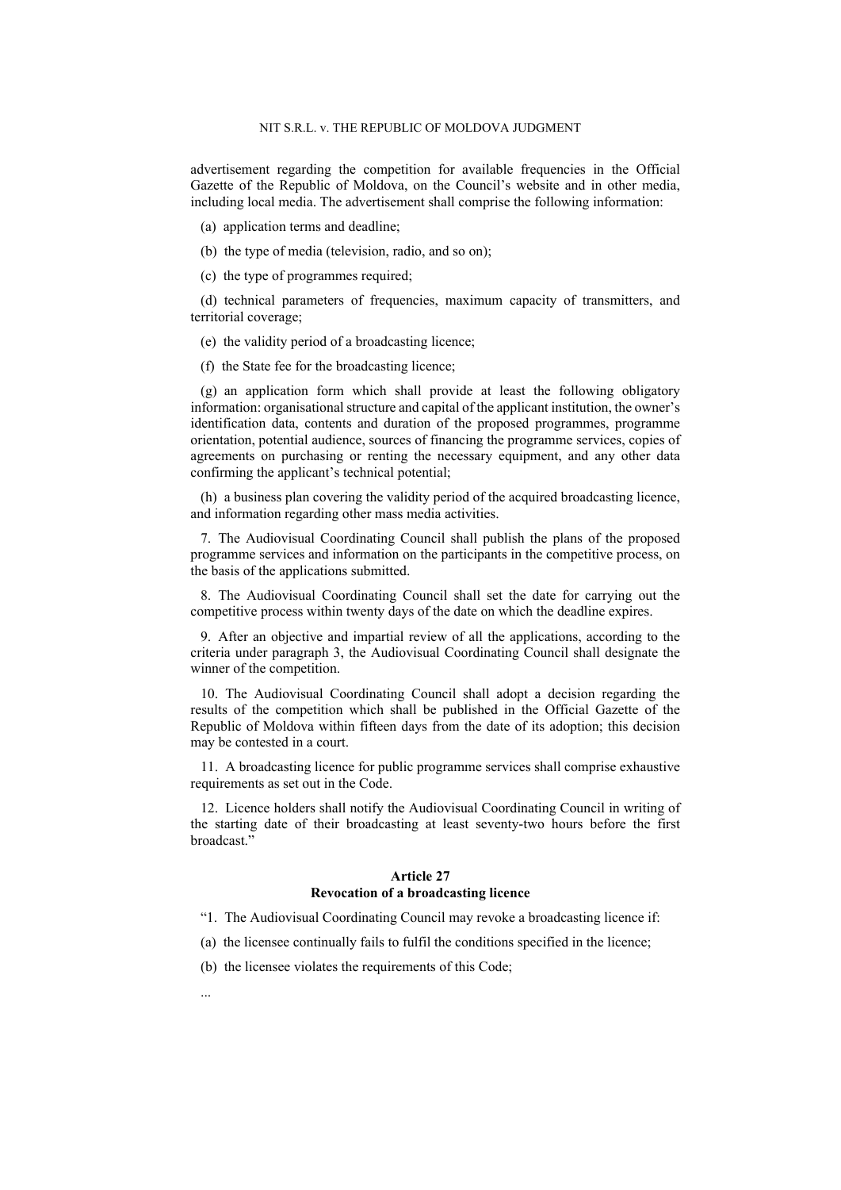advertisement regarding the competition for available frequencies in the Official Gazette of the Republic of Moldova, on the Council's website and in other media, including local media. The advertisement shall comprise the following information:

(a) application terms and deadline;

(b) the type of media (television, radio, and so on);

(c) the type of programmes required;

(d) technical parameters of frequencies, maximum capacity of transmitters, and territorial coverage;

(e) the validity period of a broadcasting licence;

(f) the State fee for the broadcasting licence;

(g) an application form which shall provide at least the following obligatory information: organisational structure and capital of the applicant institution, the owner's identification data, contents and duration of the proposed programmes, programme orientation, potential audience, sources of financing the programme services, copies of agreements on purchasing or renting the necessary equipment, and any other data confirming the applicant's technical potential;

(h) a business plan covering the validity period of the acquired broadcasting licence, and information regarding other mass media activities.

7. The Audiovisual Coordinating Council shall publish the plans of the proposed programme services and information on the participants in the competitive process, on the basis of the applications submitted.

8. The Audiovisual Coordinating Council shall set the date for carrying out the competitive process within twenty days of the date on which the deadline expires.

9. After an objective and impartial review of all the applications, according to the criteria under paragraph 3, the Audiovisual Coordinating Council shall designate the winner of the competition.

10. The Audiovisual Coordinating Council shall adopt a decision regarding the results of the competition which shall be published in the Official Gazette of the Republic of Moldova within fifteen days from the date of its adoption; this decision may be contested in a court.

11. A broadcasting licence for public programme services shall comprise exhaustive requirements as set out in the Code.

12. Licence holders shall notify the Audiovisual Coordinating Council in writing of the starting date of their broadcasting at least seventy-two hours before the first broadcast."

**Article 27**
**Revocation of a broadcasting licence**

"1. The Audiovisual Coordinating Council may revoke a broadcasting licence if:

(a) the licensee continually fails to fulfil the conditions specified in the licence;

(b) the licensee violates the requirements of this Code;

...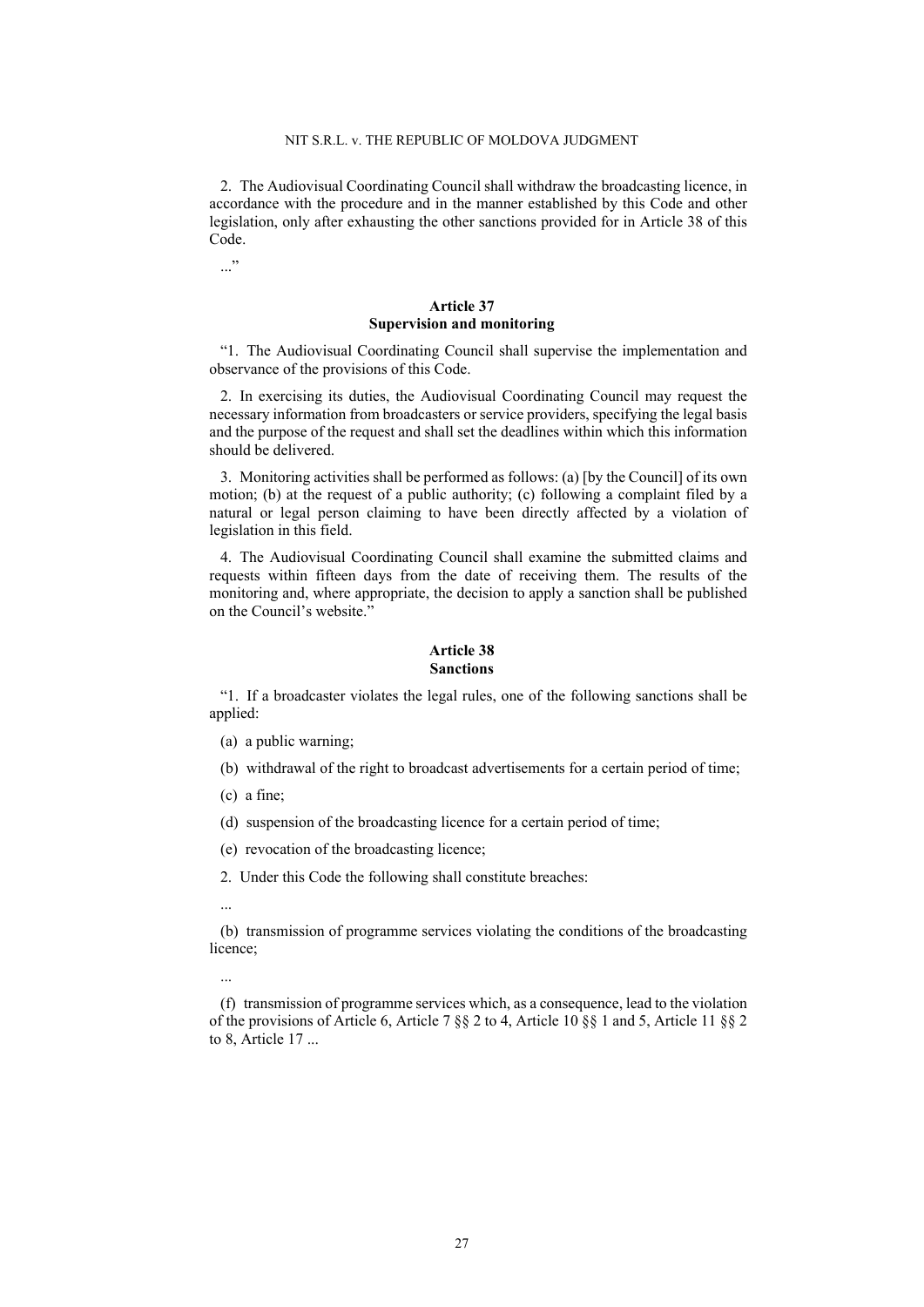2. The Audiovisual Coordinating Council shall withdraw the broadcasting licence, in accordance with the procedure and in the manner established by this Code and other legislation, only after exhausting the other sanctions provided for in Article 38 of this Code.

...”

**Article 37**
**Supervision and monitoring**

“1. The Audiovisual Coordinating Council shall supervise the implementation and observance of the provisions of this Code.

2. In exercising its duties, the Audiovisual Coordinating Council may request the necessary information from broadcasters or service providers, specifying the legal basis and the purpose of the request and shall set the deadlines within which this information should be delivered.

3. Monitoring activities shall be performed as follows: (a) [by the Council] of its own motion; (b) at the request of a public authority; (c) following a complaint filed by a natural or legal person claiming to have been directly affected by a violation of legislation in this field.

4. The Audiovisual Coordinating Council shall examine the submitted claims and requests within fifteen days from the date of receiving them. The results of the monitoring and, where appropriate, the decision to apply a sanction shall be published on the Council’s website.”

**Article 38**
**Sanctions**

“1. If a broadcaster violates the legal rules, one of the following sanctions shall be applied:

(a) a public warning;

(b) withdrawal of the right to broadcast advertisements for a certain period of time;

(c) a fine;

(d) suspension of the broadcasting licence for a certain period of time;

(e) revocation of the broadcasting licence;

2. Under this Code the following shall constitute breaches:

...

(b) transmission of programme services violating the conditions of the broadcasting licence;

...

(f) transmission of programme services which, as a consequence, lead to the violation of the provisions of Article 6, Article 7 §§ 2 to 4, Article 10 §§ 1 and 5, Article 11 §§ 2 to 8, Article 17 ...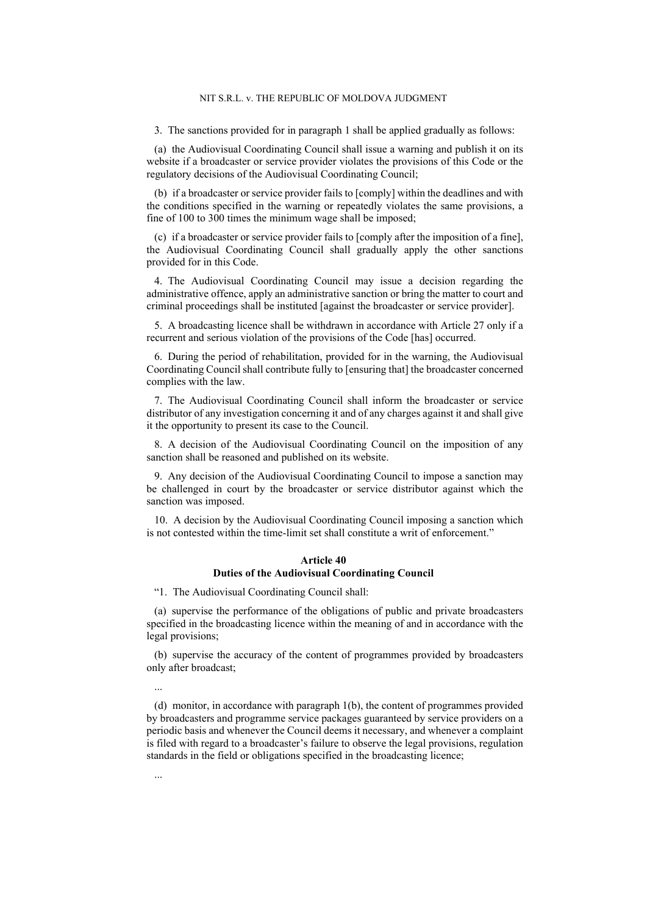3. The sanctions provided for in paragraph 1 shall be applied gradually as follows:

(a) the Audiovisual Coordinating Council shall issue a warning and publish it on its website if a broadcaster or service provider violates the provisions of this Code or the regulatory decisions of the Audiovisual Coordinating Council;

(b) if a broadcaster or service provider fails to [comply] within the deadlines and with the conditions specified in the warning or repeatedly violates the same provisions, a fine of 100 to 300 times the minimum wage shall be imposed;

(c) if a broadcaster or service provider fails to [comply after the imposition of a fine], the Audiovisual Coordinating Council shall gradually apply the other sanctions provided for in this Code.

4. The Audiovisual Coordinating Council may issue a decision regarding the administrative offence, apply an administrative sanction or bring the matter to court and criminal proceedings shall be instituted [against the broadcaster or service provider].

5. A broadcasting licence shall be withdrawn in accordance with Article 27 only if a recurrent and serious violation of the provisions of the Code [has] occurred.

6. During the period of rehabilitation, provided for in the warning, the Audiovisual Coordinating Council shall contribute fully to [ensuring that] the broadcaster concerned complies with the law.

7. The Audiovisual Coordinating Council shall inform the broadcaster or service distributor of any investigation concerning it and of any charges against it and shall give it the opportunity to present its case to the Council.

8. A decision of the Audiovisual Coordinating Council on the imposition of any sanction shall be reasoned and published on its website.

9. Any decision of the Audiovisual Coordinating Council to impose a sanction may be challenged in court by the broadcaster or service distributor against which the sanction was imposed.

10. A decision by the Audiovisual Coordinating Council imposing a sanction which is not contested within the time-limit set shall constitute a writ of enforcement."

**Article 40**
**Duties of the Audiovisual Coordinating Council**

"1. The Audiovisual Coordinating Council shall:

(a) supervise the performance of the obligations of public and private broadcasters specified in the broadcasting licence within the meaning of and in accordance with the legal provisions;

(b) supervise the accuracy of the content of programmes provided by broadcasters only after broadcast;

...

(d) monitor, in accordance with paragraph 1(b), the content of programmes provided by broadcasters and programme service packages guaranteed by service providers on a periodic basis and whenever the Council deems it necessary, and whenever a complaint is filed with regard to a broadcaster's failure to observe the legal provisions, regulation standards in the field or obligations specified in the broadcasting licence;

...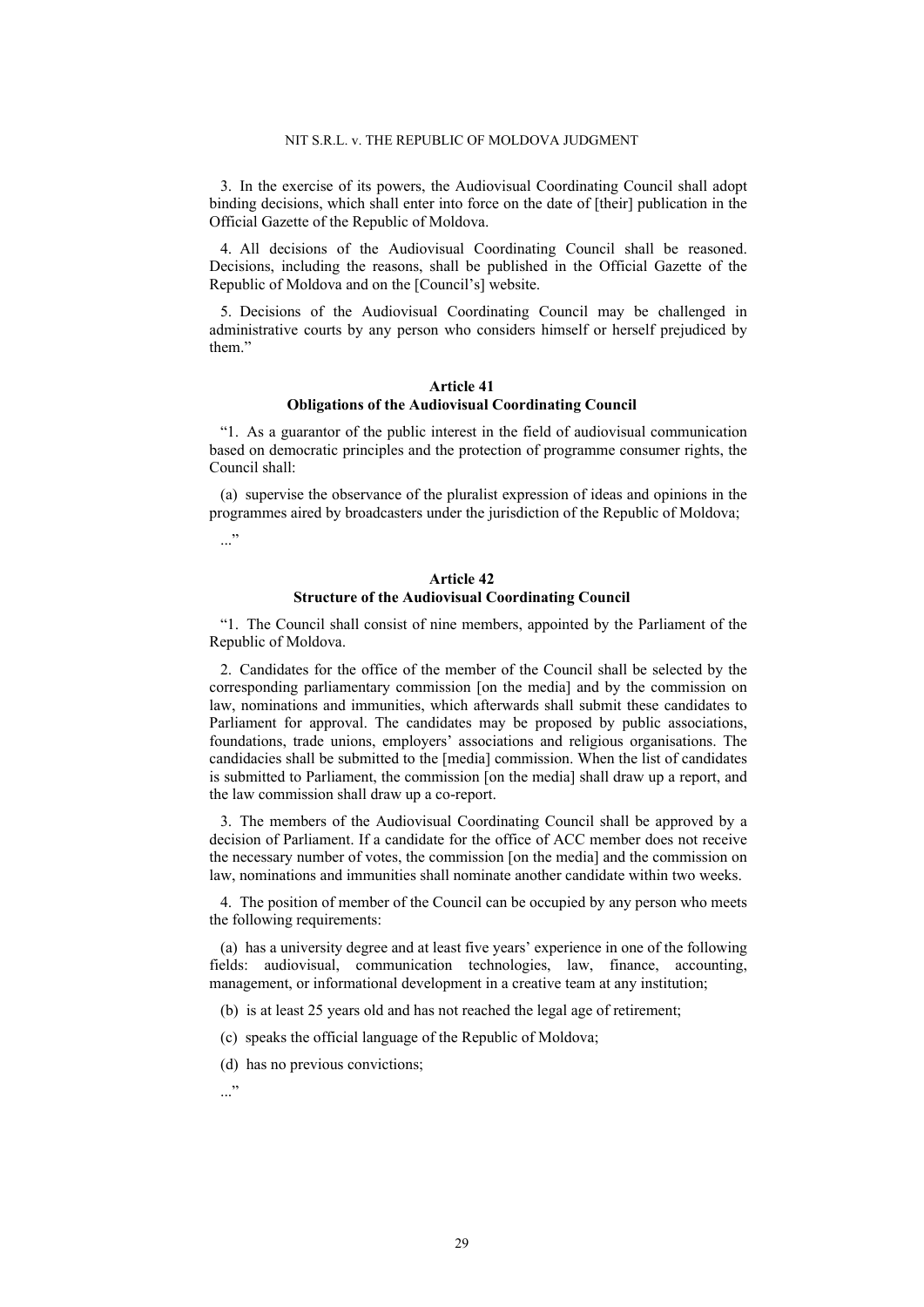3. In the exercise of its powers, the Audiovisual Coordinating Council shall adopt binding decisions, which shall enter into force on the date of [their] publication in the Official Gazette of the Republic of Moldova.

4. All decisions of the Audiovisual Coordinating Council shall be reasoned. Decisions, including the reasons, shall be published in the Official Gazette of the Republic of Moldova and on the [Council's] website.

5. Decisions of the Audiovisual Coordinating Council may be challenged in administrative courts by any person who considers himself or herself prejudiced by them."

**Article 41**
**Obligations of the Audiovisual Coordinating Council**

"1. As a guarantor of the public interest in the field of audiovisual communication based on democratic principles and the protection of programme consumer rights, the Council shall:

(a) supervise the observance of the pluralist expression of ideas and opinions in the programmes aired by broadcasters under the jurisdiction of the Republic of Moldova;

..."

**Article 42**
**Structure of the Audiovisual Coordinating Council**

"1. The Council shall consist of nine members, appointed by the Parliament of the Republic of Moldova.

2. Candidates for the office of the member of the Council shall be selected by the corresponding parliamentary commission [on the media] and by the commission on law, nominations and immunities, which afterwards shall submit these candidates to Parliament for approval. The candidates may be proposed by public associations, foundations, trade unions, employers' associations and religious organisations. The candidacies shall be submitted to the [media] commission. When the list of candidates is submitted to Parliament, the commission [on the media] shall draw up a report, and the law commission shall draw up a co-report.

3. The members of the Audiovisual Coordinating Council shall be approved by a decision of Parliament. If a candidate for the office of ACC member does not receive the necessary number of votes, the commission [on the media] and the commission on law, nominations and immunities shall nominate another candidate within two weeks.

4. The position of member of the Council can be occupied by any person who meets the following requirements:

(a) has a university degree and at least five years' experience in one of the following fields: audiovisual, communication technologies, law, finance, accounting, management, or informational development in a creative team at any institution;

(b) is at least 25 years old and has not reached the legal age of retirement;

(c) speaks the official language of the Republic of Moldova;

(d) has no previous convictions;

..."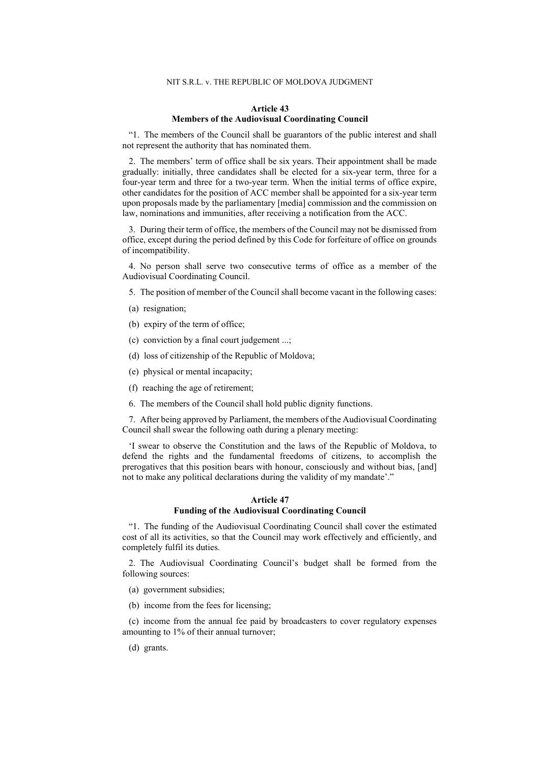**Article 43**
**Members of the Audiovisual Coordinating Council**

"1. The members of the Council shall be guarantors of the public interest and shall not represent the authority that has nominated them.

2. The members' term of office shall be six years. Their appointment shall be made gradually: initially, three candidates shall be elected for a six-year term, three for a four-year term and three for a two-year term. When the initial terms of office expire, other candidates for the position of ACC member shall be appointed for a six-year term upon proposals made by the parliamentary [media] commission and the commission on law, nominations and immunities, after receiving a notification from the ACC.

3. During their term of office, the members of the Council may not be dismissed from office, except during the period defined by this Code for forfeiture of office on grounds of incompatibility.

4. No person shall serve two consecutive terms of office as a member of the Audiovisual Coordinating Council.

5. The position of member of the Council shall become vacant in the following cases:

(a) resignation;

(b) expiry of the term of office;

(c) conviction by a final court judgement ...;

(d) loss of citizenship of the Republic of Moldova;

(e) physical or mental incapacity;

(f) reaching the age of retirement;

6. The members of the Council shall hold public dignity functions.

7. After being approved by Parliament, the members of the Audiovisual Coordinating Council shall swear the following oath during a plenary meeting:

'I swear to observe the Constitution and the laws of the Republic of Moldova, to defend the rights and the fundamental freedoms of citizens, to accomplish the prerogatives that this position bears with honour, consciously and without bias, [and] not to make any political declarations during the validity of my mandate'."

**Article 47**
**Funding of the Audiovisual Coordinating Council**

"1. The funding of the Audiovisual Coordinating Council shall cover the estimated cost of all its activities, so that the Council may work effectively and efficiently, and completely fulfil its duties.

2. The Audiovisual Coordinating Council's budget shall be formed from the following sources:

(a) government subsidies;

(b) income from the fees for licensing;

(c) income from the annual fee paid by broadcasters to cover regulatory expenses amounting to 1% of their annual turnover;

(d) grants.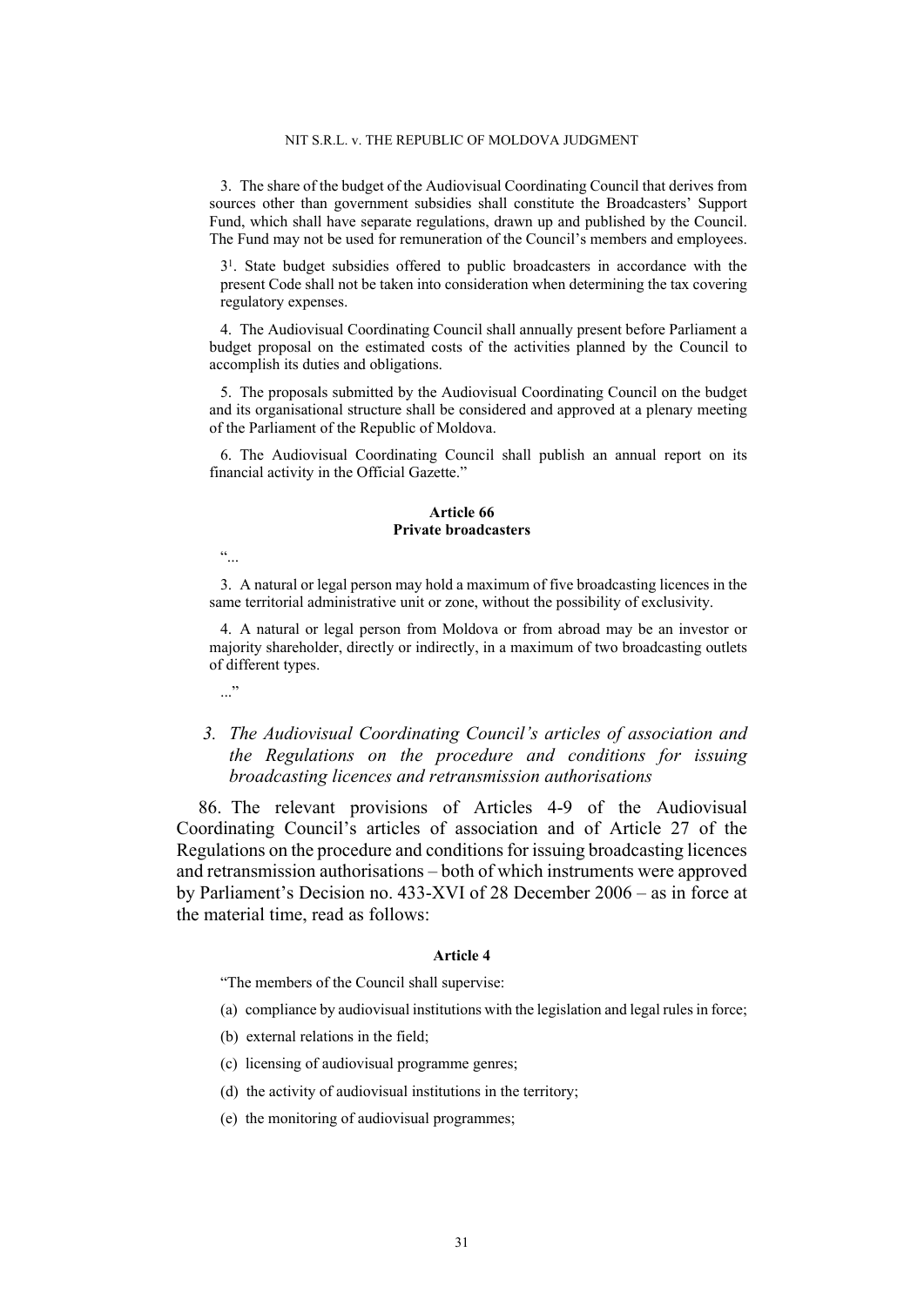3. The share of the budget of the Audiovisual Coordinating Council that derives from sources other than government subsidies shall constitute the Broadcasters' Support Fund, which shall have separate regulations, drawn up and published by the Council. The Fund may not be used for remuneration of the Council's members and employees.

3[1]. State budget subsidies offered to public broadcasters in accordance with the present Code shall not be taken into consideration when determining the tax covering regulatory expenses.

4. The Audiovisual Coordinating Council shall annually present before Parliament a budget proposal on the estimated costs of the activities planned by the Council to accomplish its duties and obligations.

5. The proposals submitted by the Audiovisual Coordinating Council on the budget and its organisational structure shall be considered and approved at a plenary meeting of the Parliament of the Republic of Moldova.

6. The Audiovisual Coordinating Council shall publish an annual report on its financial activity in the Official Gazette."

**Article 66**
**Private broadcasters**

"...

3. A natural or legal person may hold a maximum of five broadcasting licences in the same territorial administrative unit or zone, without the possibility of exclusivity.

4. A natural or legal person from Moldova or from abroad may be an investor or majority shareholder, directly or indirectly, in a maximum of two broadcasting outlets of different types.

..."

### *3. The Audiovisual Coordinating Council's articles of association and the Regulations on the procedure and conditions for issuing broadcasting licences and retransmission authorisations*

86. The relevant provisions of Articles 4-9 of the Audiovisual Coordinating Council's articles of association and of Article 27 of the Regulations on the procedure and conditions for issuing broadcasting licences and retransmission authorisations – both of which instruments were approved by Parliament's Decision no. 433-XVI of 28 December 2006 – as in force at the material time, read as follows:

**Article 4**

"The members of the Council shall supervise:

(a) compliance by audiovisual institutions with the legislation and legal rules in force;

(b) external relations in the field;

(c) licensing of audiovisual programme genres;

(d) the activity of audiovisual institutions in the territory;

(e) the monitoring of audiovisual programmes;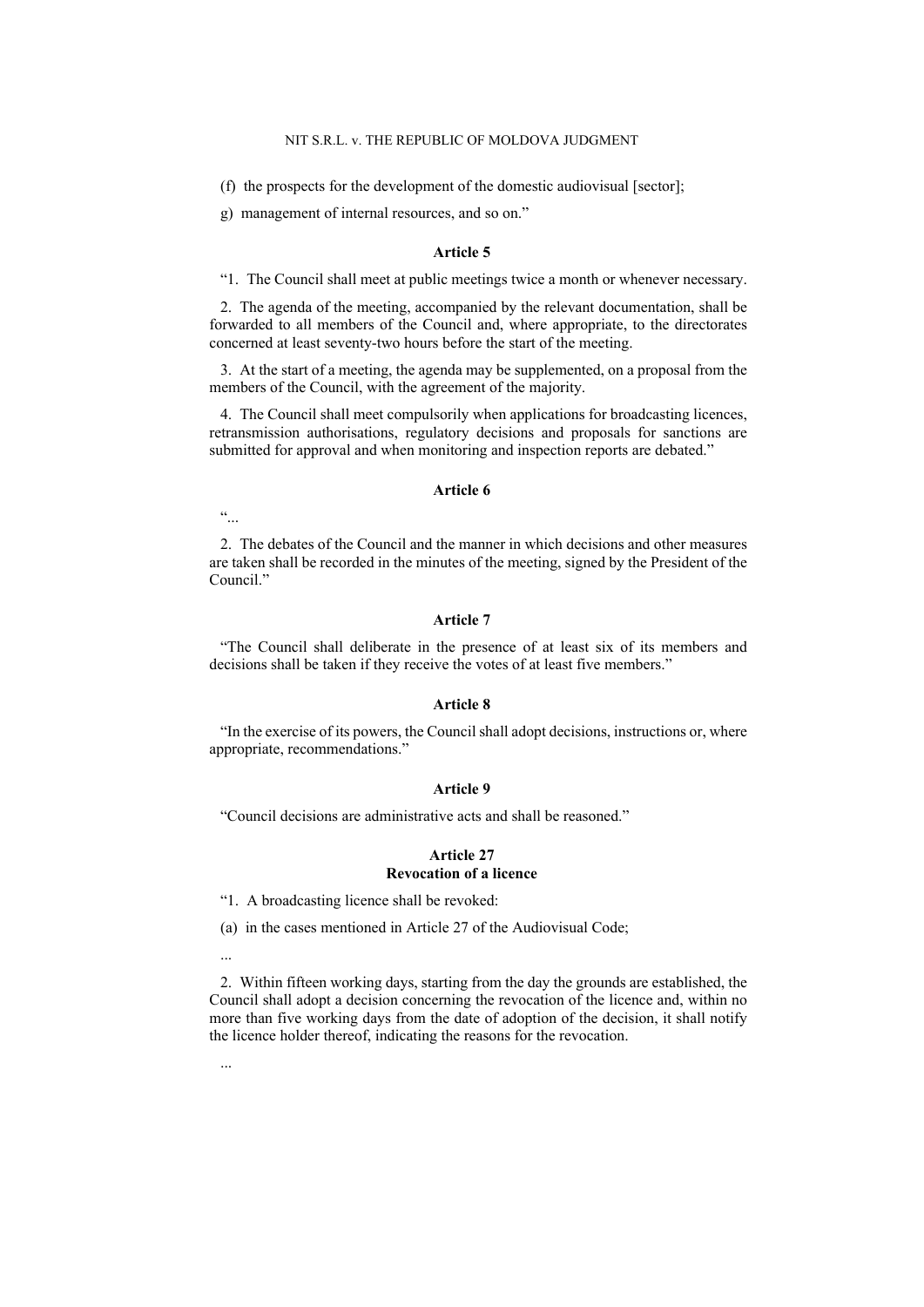(f) the prospects for the development of the domestic audiovisual [sector];

g) management of internal resources, and so on."

**Article 5**

"1. The Council shall meet at public meetings twice a month or whenever necessary.

2. The agenda of the meeting, accompanied by the relevant documentation, shall be forwarded to all members of the Council and, where appropriate, to the directorates concerned at least seventy-two hours before the start of the meeting.

3. At the start of a meeting, the agenda may be supplemented, on a proposal from the members of the Council, with the agreement of the majority.

4. The Council shall meet compulsorily when applications for broadcasting licences, retransmission authorisations, regulatory decisions and proposals for sanctions are submitted for approval and when monitoring and inspection reports are debated."

**Article 6**

"...

2. The debates of the Council and the manner in which decisions and other measures are taken shall be recorded in the minutes of the meeting, signed by the President of the Council."

**Article 7**

"The Council shall deliberate in the presence of at least six of its members and decisions shall be taken if they receive the votes of at least five members."

**Article 8**

"In the exercise of its powers, the Council shall adopt decisions, instructions or, where appropriate, recommendations."

**Article 9**

"Council decisions are administrative acts and shall be reasoned."

**Article 27**
**Revocation of a licence**

"1. A broadcasting licence shall be revoked:

(a) in the cases mentioned in Article 27 of the Audiovisual Code;

...

2. Within fifteen working days, starting from the day the grounds are established, the Council shall adopt a decision concerning the revocation of the licence and, within no more than five working days from the date of adoption of the decision, it shall notify the licence holder thereof, indicating the reasons for the revocation.

...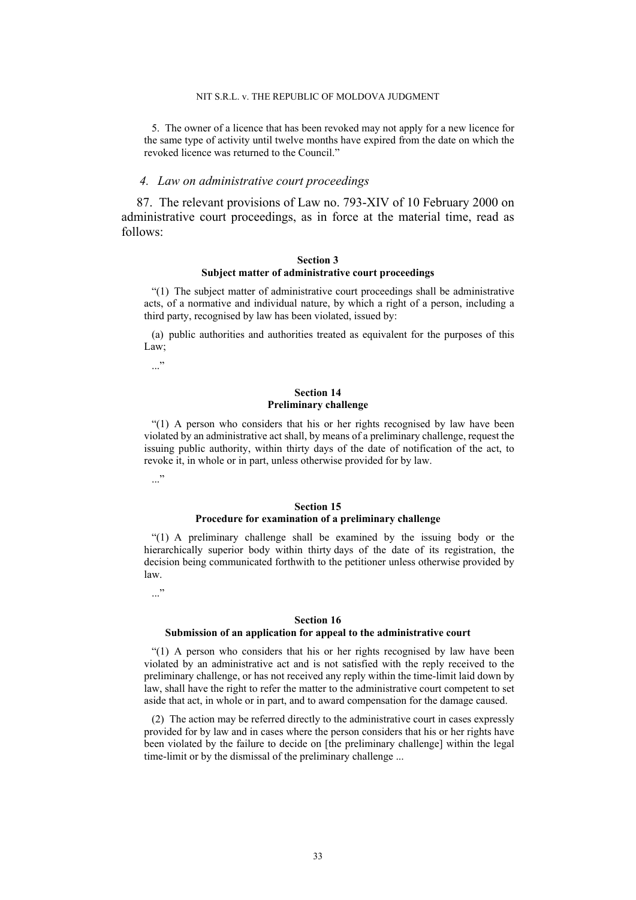5. The owner of a licence that has been revoked may not apply for a new licence for the same type of activity until twelve months have expired from the date on which the revoked licence was returned to the Council."

### *4. Law on administrative court proceedings*

87. The relevant provisions of Law no. 793-XIV of 10 February 2000 on administrative court proceedings, as in force at the material time, read as follows:

**Section 3**
**Subject matter of administrative court proceedings**

"(1) The subject matter of administrative court proceedings shall be administrative acts, of a normative and individual nature, by which a right of a person, including a third party, recognised by law has been violated, issued by:

(a) public authorities and authorities treated as equivalent for the purposes of this Law;

..."

**Section 14**
**Preliminary challenge**

"(1) A person who considers that his or her rights recognised by law have been violated by an administrative act shall, by means of a preliminary challenge, request the issuing public authority, within thirty days of the date of notification of the act, to revoke it, in whole or in part, unless otherwise provided for by law.

..."

**Section 15**
**Procedure for examination of a preliminary challenge**

"(1) A preliminary challenge shall be examined by the issuing body or the hierarchically superior body within thirty days of the date of its registration, the decision being communicated forthwith to the petitioner unless otherwise provided by law.

..."

**Section 16**
**Submission of an application for appeal to the administrative court**

"(1) A person who considers that his or her rights recognised by law have been violated by an administrative act and is not satisfied with the reply received to the preliminary challenge, or has not received any reply within the time-limit laid down by law, shall have the right to refer the matter to the administrative court competent to set aside that act, in whole or in part, and to award compensation for the damage caused.

(2) The action may be referred directly to the administrative court in cases expressly provided for by law and in cases where the person considers that his or her rights have been violated by the failure to decide on [the preliminary challenge] within the legal time-limit or by the dismissal of the preliminary challenge ...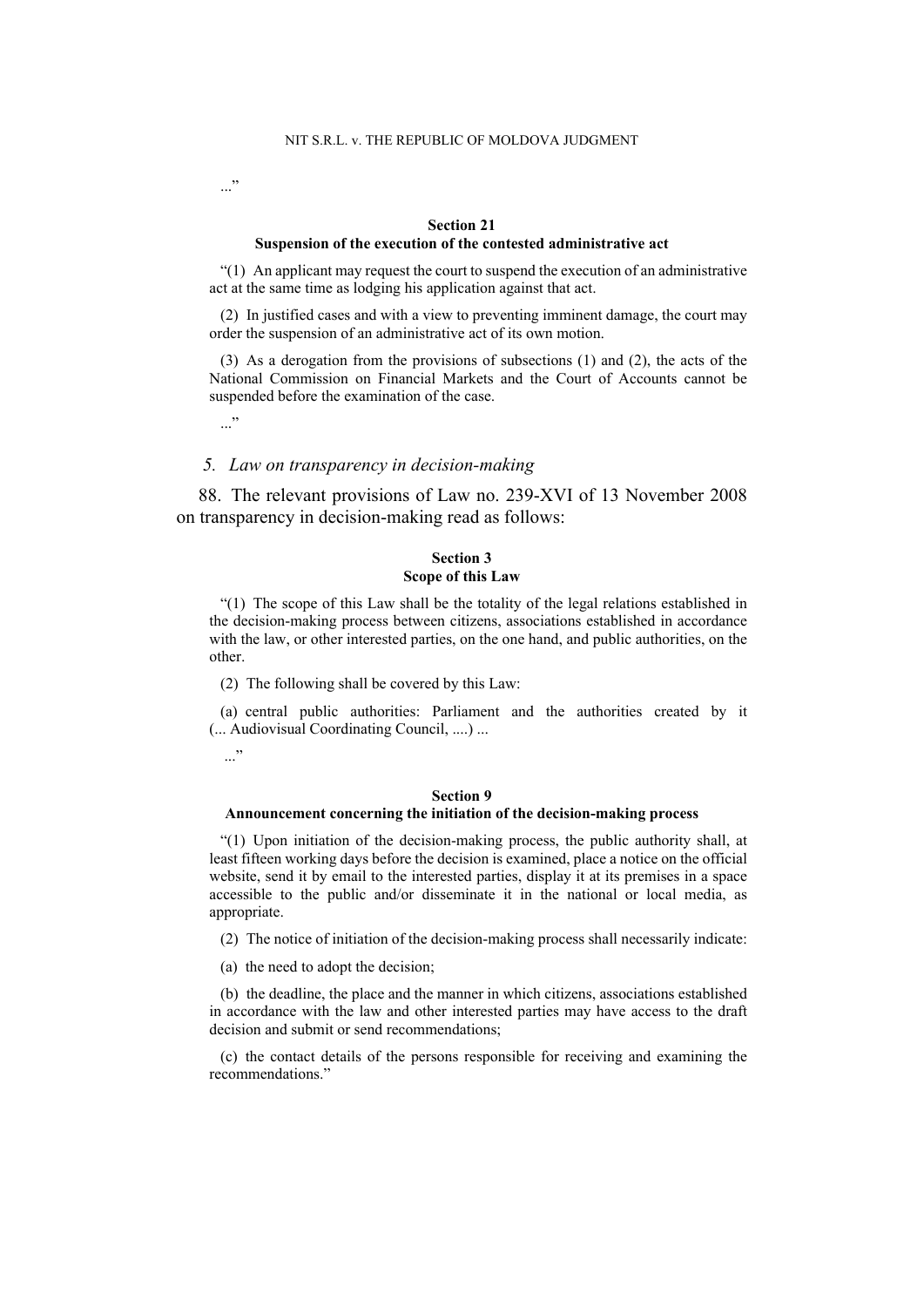..."

**Section 21**
**Suspension of the execution of the contested administrative act**

"(1) An applicant may request the court to suspend the execution of an administrative act at the same time as lodging his application against that act.

(2) In justified cases and with a view to preventing imminent damage, the court may order the suspension of an administrative act of its own motion.

(3) As a derogation from the provisions of subsections (1) and (2), the acts of the National Commission on Financial Markets and the Court of Accounts cannot be suspended before the examination of the case.

..."

*5. Law on transparency in decision-making*

88. The relevant provisions of Law no. 239-XVI of 13 November 2008 on transparency in decision-making read as follows:

**Section 3**
**Scope of this Law**

"(1) The scope of this Law shall be the totality of the legal relations established in the decision-making process between citizens, associations established in accordance with the law, or other interested parties, on the one hand, and public authorities, on the other.

(2) The following shall be covered by this Law:

(a) central public authorities: Parliament and the authorities created by it (... Audiovisual Coordinating Council, ....) ...

..."

**Section 9**
**Announcement concerning the initiation of the decision-making process**

"(1) Upon initiation of the decision-making process, the public authority shall, at least fifteen working days before the decision is examined, place a notice on the official website, send it by email to the interested parties, display it at its premises in a space accessible to the public and/or disseminate it in the national or local media, as appropriate.

(2) The notice of initiation of the decision-making process shall necessarily indicate:

(a) the need to adopt the decision;

(b) the deadline, the place and the manner in which citizens, associations established in accordance with the law and other interested parties may have access to the draft decision and submit or send recommendations;

(c) the contact details of the persons responsible for receiving and examining the recommendations."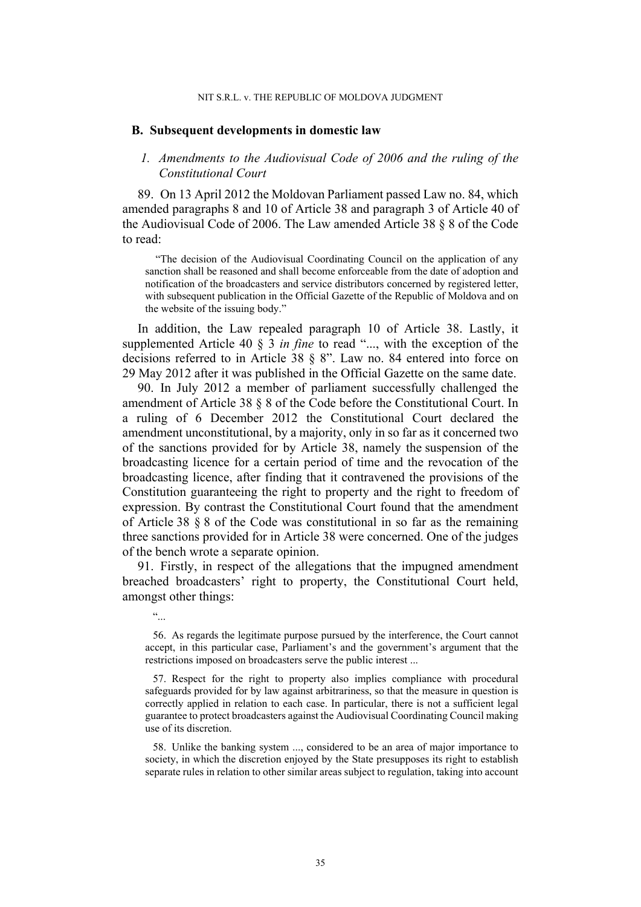## B. Subsequent developments in domestic law

### *1. Amendments to the Audiovisual Code of 2006 and the ruling of the Constitutional Court*

89. On 13 April 2012 the Moldovan Parliament passed Law no. 84, which amended paragraphs 8 and 10 of Article 38 and paragraph 3 of Article 40 of the Audiovisual Code of 2006. The Law amended Article 38 § 8 of the Code to read:

> "The decision of the Audiovisual Coordinating Council on the application of any sanction shall be reasoned and shall become enforceable from the date of adoption and notification of the broadcasters and service distributors concerned by registered letter, with subsequent publication in the Official Gazette of the Republic of Moldova and on the website of the issuing body."

In addition, the Law repealed paragraph 10 of Article 38. Lastly, it supplemented Article 40 § 3 *in fine* to read "..., with the exception of the decisions referred to in Article 38 § 8". Law no. 84 entered into force on 29 May 2012 after it was published in the Official Gazette on the same date.

90. In July 2012 a member of parliament successfully challenged the amendment of Article 38 § 8 of the Code before the Constitutional Court. In a ruling of 6 December 2012 the Constitutional Court declared the amendment unconstitutional, by a majority, only in so far as it concerned two of the sanctions provided for by Article 38, namely the suspension of the broadcasting licence for a certain period of time and the revocation of the broadcasting licence, after finding that it contravened the provisions of the Constitution guaranteeing the right to property and the right to freedom of expression. By contrast the Constitutional Court found that the amendment of Article 38 § 8 of the Code was constitutional in so far as the remaining three sanctions provided for in Article 38 were concerned. One of the judges of the bench wrote a separate opinion.

91. Firstly, in respect of the allegations that the impugned amendment breached broadcasters' right to property, the Constitutional Court held, amongst other things:

> "...
>
> 56. As regards the legitimate purpose pursued by the interference, the Court cannot accept, in this particular case, Parliament's and the government's argument that the restrictions imposed on broadcasters serve the public interest ...
>
> 57. Respect for the right to property also implies compliance with procedural safeguards provided for by law against arbitrariness, so that the measure in question is correctly applied in relation to each case. In particular, there is not a sufficient legal guarantee to protect broadcasters against the Audiovisual Coordinating Council making use of its discretion.
>
> 58. Unlike the banking system ..., considered to be an area of major importance to society, in which the discretion enjoyed by the State presupposes its right to establish separate rules in relation to other similar areas subject to regulation, taking into account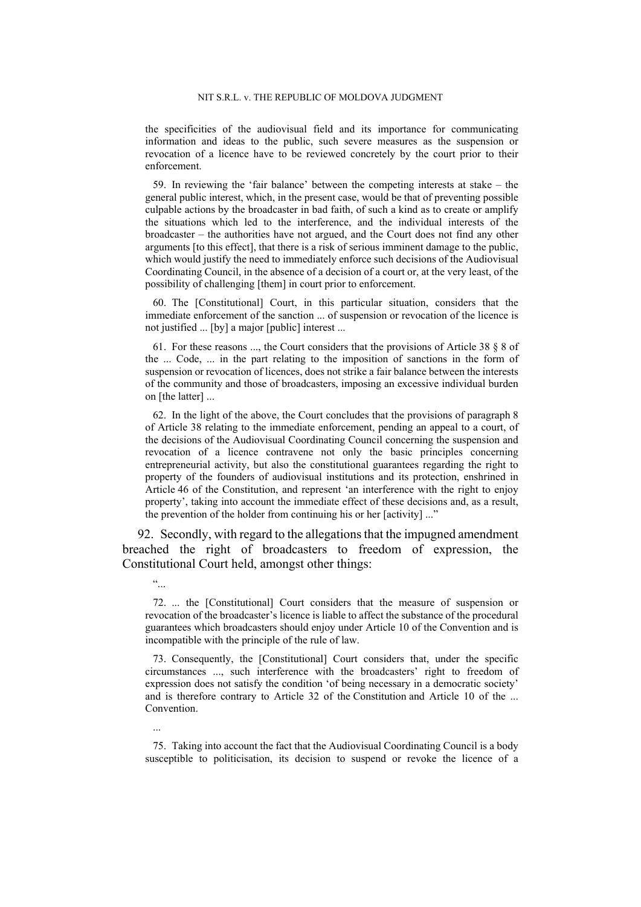the specificities of the audiovisual field and its importance for communicating information and ideas to the public, such severe measures as the suspension or revocation of a licence have to be reviewed concretely by the court prior to their enforcement.

59. In reviewing the 'fair balance' between the competing interests at stake – the general public interest, which, in the present case, would be that of preventing possible culpable actions by the broadcaster in bad faith, of such a kind as to create or amplify the situations which led to the interference, and the individual interests of the broadcaster – the authorities have not argued, and the Court does not find any other arguments [to this effect], that there is a risk of serious imminent damage to the public, which would justify the need to immediately enforce such decisions of the Audiovisual Coordinating Council, in the absence of a decision of a court or, at the very least, of the possibility of challenging [them] in court prior to enforcement.

60. The [Constitutional] Court, in this particular situation, considers that the immediate enforcement of the sanction ... of suspension or revocation of the licence is not justified ... [by] a major [public] interest ...

61. For these reasons ..., the Court considers that the provisions of Article 38 § 8 of the ... Code, ... in the part relating to the imposition of sanctions in the form of suspension or revocation of licences, does not strike a fair balance between the interests of the community and those of broadcasters, imposing an excessive individual burden on [the latter] ...

62. In the light of the above, the Court concludes that the provisions of paragraph 8 of Article 38 relating to the immediate enforcement, pending an appeal to a court, of the decisions of the Audiovisual Coordinating Council concerning the suspension and revocation of a licence contravene not only the basic principles concerning entrepreneurial activity, but also the constitutional guarantees regarding the right to property of the founders of audiovisual institutions and its protection, enshrined in Article 46 of the Constitution, and represent 'an interference with the right to enjoy property', taking into account the immediate effect of these decisions and, as a result, the prevention of the holder from continuing his or her [activity] ..."

92. Secondly, with regard to the allegations that the impugned amendment breached the right of broadcasters to freedom of expression, the Constitutional Court held, amongst other things:

"...

72. ... the [Constitutional] Court considers that the measure of suspension or revocation of the broadcaster's licence is liable to affect the substance of the procedural guarantees which broadcasters should enjoy under Article 10 of the Convention and is incompatible with the principle of the rule of law.

73. Consequently, the [Constitutional] Court considers that, under the specific circumstances ..., such interference with the broadcasters' right to freedom of expression does not satisfy the condition 'of being necessary in a democratic society' and is therefore contrary to Article 32 of the Constitution and Article 10 of the ... Convention.

...

75. Taking into account the fact that the Audiovisual Coordinating Council is a body susceptible to politicisation, its decision to suspend or revoke the licence of a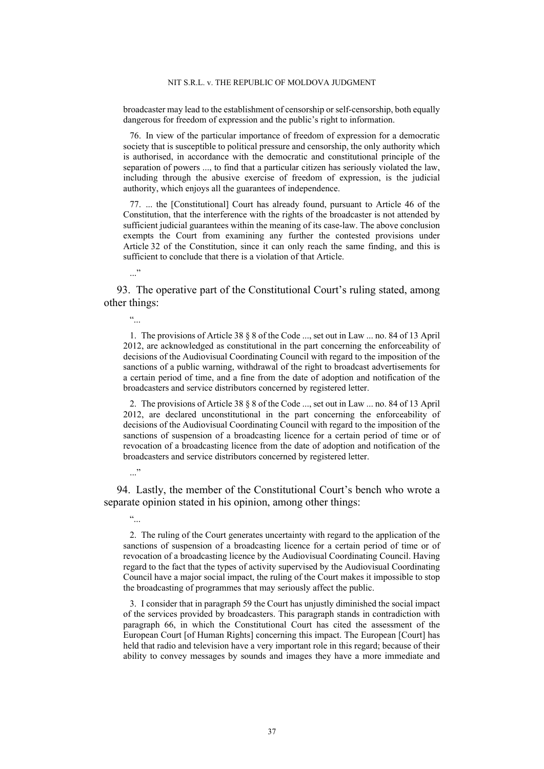broadcaster may lead to the establishment of censorship or self-censorship, both equally dangerous for freedom of expression and the public's right to information.

76. In view of the particular importance of freedom of expression for a democratic society that is susceptible to political pressure and censorship, the only authority which is authorised, in accordance with the democratic and constitutional principle of the separation of powers ..., to find that a particular citizen has seriously violated the law, including through the abusive exercise of freedom of expression, is the judicial authority, which enjoys all the guarantees of independence.

77. ... the [Constitutional] Court has already found, pursuant to Article 46 of the Constitution, that the interference with the rights of the broadcaster is not attended by sufficient judicial guarantees within the meaning of its case-law. The above conclusion exempts the Court from examining any further the contested provisions under Article 32 of the Constitution, since it can only reach the same finding, and this is sufficient to conclude that there is a violation of that Article.

..."

93. The operative part of the Constitutional Court's ruling stated, among other things:

"...

1. The provisions of Article 38 § 8 of the Code ..., set out in Law ... no. 84 of 13 April 2012, are acknowledged as constitutional in the part concerning the enforceability of decisions of the Audiovisual Coordinating Council with regard to the imposition of the sanctions of a public warning, withdrawal of the right to broadcast advertisements for a certain period of time, and a fine from the date of adoption and notification of the broadcasters and service distributors concerned by registered letter.

2. The provisions of Article 38 § 8 of the Code ..., set out in Law ... no. 84 of 13 April 2012, are declared unconstitutional in the part concerning the enforceability of decisions of the Audiovisual Coordinating Council with regard to the imposition of the sanctions of suspension of a broadcasting licence for a certain period of time or of revocation of a broadcasting licence from the date of adoption and notification of the broadcasters and service distributors concerned by registered letter.

..."

94. Lastly, the member of the Constitutional Court's bench who wrote a separate opinion stated in his opinion, among other things:

"...

2. The ruling of the Court generates uncertainty with regard to the application of the sanctions of suspension of a broadcasting licence for a certain period of time or of revocation of a broadcasting licence by the Audiovisual Coordinating Council. Having regard to the fact that the types of activity supervised by the Audiovisual Coordinating Council have a major social impact, the ruling of the Court makes it impossible to stop the broadcasting of programmes that may seriously affect the public.

3. I consider that in paragraph 59 the Court has unjustly diminished the social impact of the services provided by broadcasters. This paragraph stands in contradiction with paragraph 66, in which the Constitutional Court has cited the assessment of the European Court [of Human Rights] concerning this impact. The European [Court] has held that radio and television have a very important role in this regard; because of their ability to convey messages by sounds and images they have a more immediate and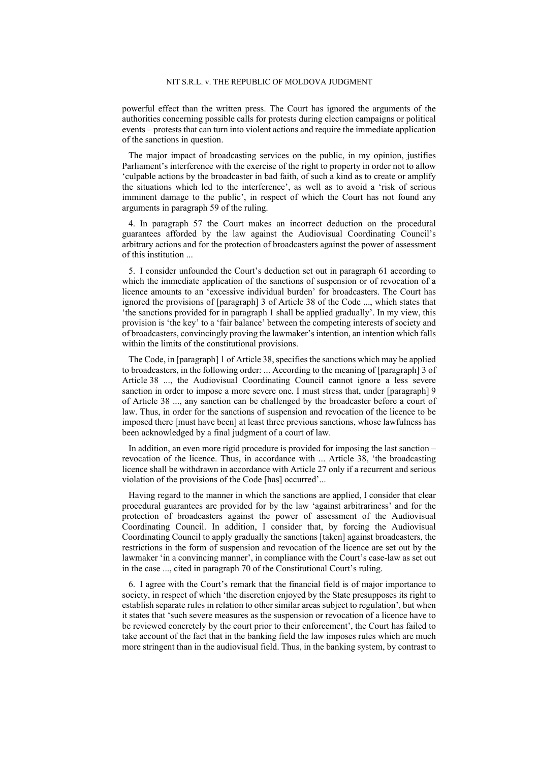powerful effect than the written press. The Court has ignored the arguments of the authorities concerning possible calls for protests during election campaigns or political events – protests that can turn into violent actions and require the immediate application of the sanctions in question.

The major impact of broadcasting services on the public, in my opinion, justifies Parliament's interference with the exercise of the right to property in order not to allow 'culpable actions by the broadcaster in bad faith, of such a kind as to create or amplify the situations which led to the interference', as well as to avoid a 'risk of serious imminent damage to the public', in respect of which the Court has not found any arguments in paragraph 59 of the ruling.

4. In paragraph 57 the Court makes an incorrect deduction on the procedural guarantees afforded by the law against the Audiovisual Coordinating Council's arbitrary actions and for the protection of broadcasters against the power of assessment of this institution ...

5. I consider unfounded the Court's deduction set out in paragraph 61 according to which the immediate application of the sanctions of suspension or of revocation of a licence amounts to an 'excessive individual burden' for broadcasters. The Court has ignored the provisions of [paragraph] 3 of Article 38 of the Code ..., which states that 'the sanctions provided for in paragraph 1 shall be applied gradually'. In my view, this provision is 'the key' to a 'fair balance' between the competing interests of society and of broadcasters, convincingly proving the lawmaker's intention, an intention which falls within the limits of the constitutional provisions.

The Code, in [paragraph] 1 of Article 38, specifies the sanctions which may be applied to broadcasters, in the following order: ... According to the meaning of [paragraph] 3 of Article 38 ..., the Audiovisual Coordinating Council cannot ignore a less severe sanction in order to impose a more severe one. I must stress that, under [paragraph] 9 of Article 38 ..., any sanction can be challenged by the broadcaster before a court of law. Thus, in order for the sanctions of suspension and revocation of the licence to be imposed there [must have been] at least three previous sanctions, whose lawfulness has been acknowledged by a final judgment of a court of law.

In addition, an even more rigid procedure is provided for imposing the last sanction – revocation of the licence. Thus, in accordance with ... Article 38, 'the broadcasting licence shall be withdrawn in accordance with Article 27 only if a recurrent and serious violation of the provisions of the Code [has] occurred'...

Having regard to the manner in which the sanctions are applied, I consider that clear procedural guarantees are provided for by the law 'against arbitrariness' and for the protection of broadcasters against the power of assessment of the Audiovisual Coordinating Council. In addition, I consider that, by forcing the Audiovisual Coordinating Council to apply gradually the sanctions [taken] against broadcasters, the restrictions in the form of suspension and revocation of the licence are set out by the lawmaker 'in a convincing manner', in compliance with the Court's case-law as set out in the case ..., cited in paragraph 70 of the Constitutional Court's ruling.

6. I agree with the Court's remark that the financial field is of major importance to society, in respect of which 'the discretion enjoyed by the State presupposes its right to establish separate rules in relation to other similar areas subject to regulation', but when it states that 'such severe measures as the suspension or revocation of a licence have to be reviewed concretely by the court prior to their enforcement', the Court has failed to take account of the fact that in the banking field the law imposes rules which are much more stringent than in the audiovisual field. Thus, in the banking system, by contrast to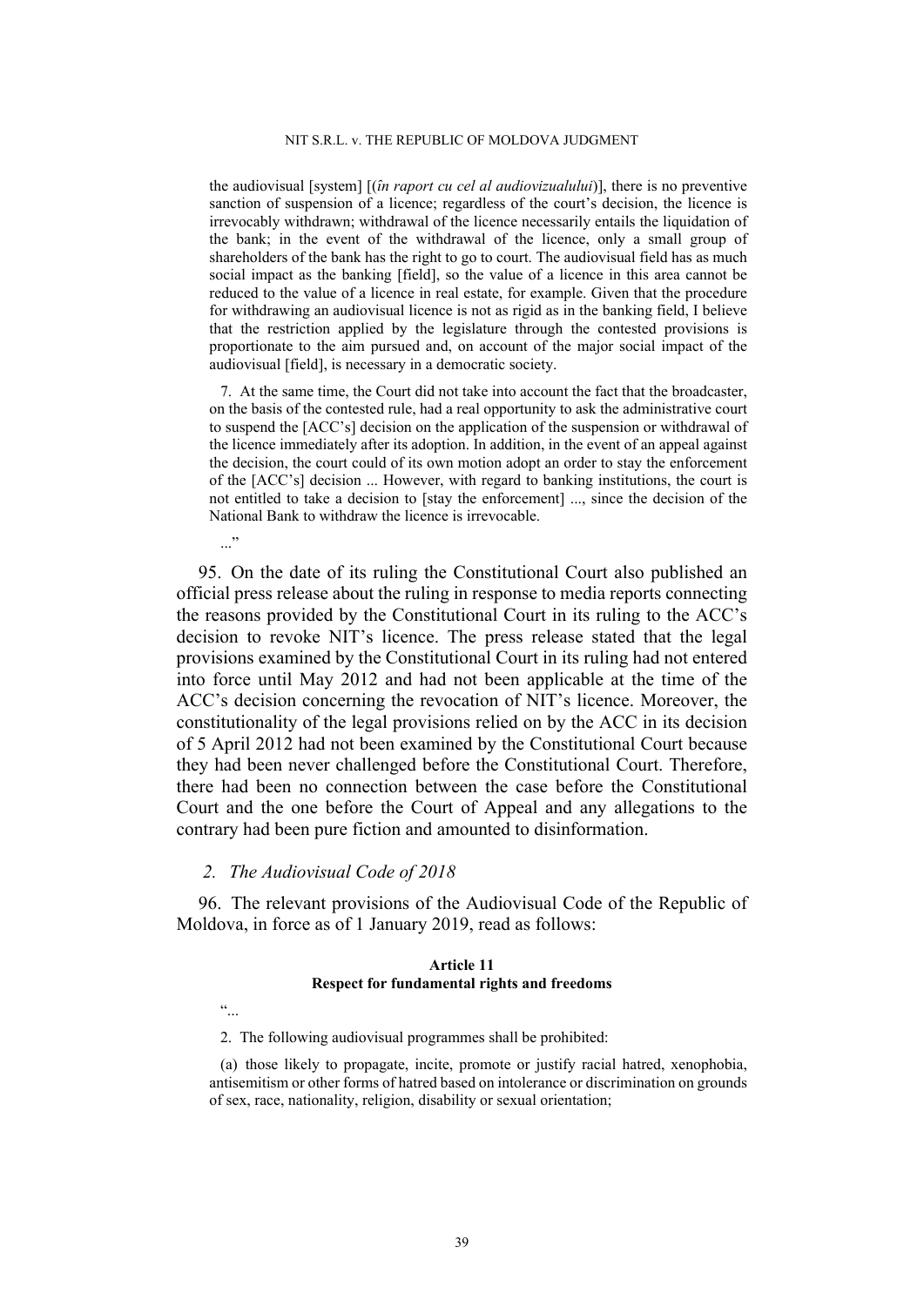the audiovisual [system] [(*în raport cu cel al audiovizualului*)], there is no preventive sanction of suspension of a licence; regardless of the court's decision, the licence is irrevocably withdrawn; withdrawal of the licence necessarily entails the liquidation of the bank; in the event of the withdrawal of the licence, only a small group of shareholders of the bank has the right to go to court. The audiovisual field has as much social impact as the banking [field], so the value of a licence in this area cannot be reduced to the value of a licence in real estate, for example. Given that the procedure for withdrawing an audiovisual licence is not as rigid as in the banking field, I believe that the restriction applied by the legislature through the contested provisions is proportionate to the aim pursued and, on account of the major social impact of the audiovisual [field], is necessary in a democratic society.

7. At the same time, the Court did not take into account the fact that the broadcaster, on the basis of the contested rule, had a real opportunity to ask the administrative court to suspend the [ACC's] decision on the application of the suspension or withdrawal of the licence immediately after its adoption. In addition, in the event of an appeal against the decision, the court could of its own motion adopt an order to stay the enforcement of the [ACC's] decision ... However, with regard to banking institutions, the court is not entitled to take a decision to [stay the enforcement] ..., since the decision of the National Bank to withdraw the licence is irrevocable.

..."

95. On the date of its ruling the Constitutional Court also published an official press release about the ruling in response to media reports connecting the reasons provided by the Constitutional Court in its ruling to the ACC's decision to revoke NIT's licence. The press release stated that the legal provisions examined by the Constitutional Court in its ruling had not entered into force until May 2012 and had not been applicable at the time of the ACC's decision concerning the revocation of NIT's licence. Moreover, the constitutionality of the legal provisions relied on by the ACC in its decision of 5 April 2012 had not been examined by the Constitutional Court because they had been never challenged before the Constitutional Court. Therefore, there had been no connection between the case before the Constitutional Court and the one before the Court of Appeal and any allegations to the contrary had been pure fiction and amounted to disinformation.

### *2. The Audiovisual Code of 2018*

96. The relevant provisions of the Audiovisual Code of the Republic of Moldova, in force as of 1 January 2019, read as follows:

**Article 11**
**Respect for fundamental rights and freedoms**

"...

2. The following audiovisual programmes shall be prohibited:

(a) those likely to propagate, incite, promote or justify racial hatred, xenophobia, antisemitism or other forms of hatred based on intolerance or discrimination on grounds of sex, race, nationality, religion, disability or sexual orientation;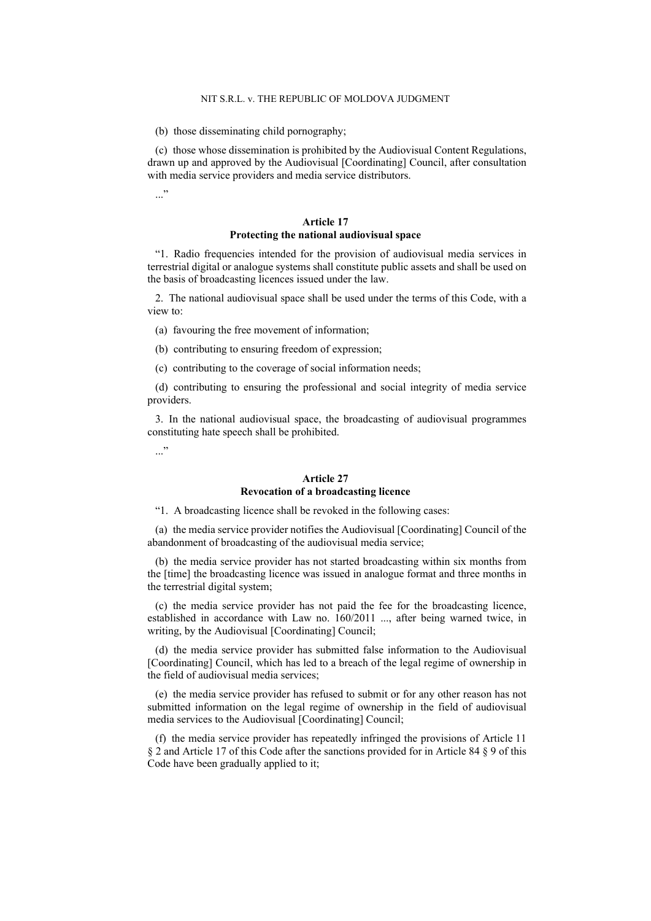(b) those disseminating child pornography;

(c) those whose dissemination is prohibited by the Audiovisual Content Regulations, drawn up and approved by the Audiovisual [Coordinating] Council, after consultation with media service providers and media service distributors.

..."

**Article 17**
**Protecting the national audiovisual space**

"1. Radio frequencies intended for the provision of audiovisual media services in terrestrial digital or analogue systems shall constitute public assets and shall be used on the basis of broadcasting licences issued under the law.

2. The national audiovisual space shall be used under the terms of this Code, with a view to:

(a) favouring the free movement of information;

(b) contributing to ensuring freedom of expression;

(c) contributing to the coverage of social information needs;

(d) contributing to ensuring the professional and social integrity of media service providers.

3. In the national audiovisual space, the broadcasting of audiovisual programmes constituting hate speech shall be prohibited.

..."

**Article 27**
**Revocation of a broadcasting licence**

"1. A broadcasting licence shall be revoked in the following cases:

(a) the media service provider notifies the Audiovisual [Coordinating] Council of the abandonment of broadcasting of the audiovisual media service;

(b) the media service provider has not started broadcasting within six months from the [time] the broadcasting licence was issued in analogue format and three months in the terrestrial digital system;

(c) the media service provider has not paid the fee for the broadcasting licence, established in accordance with Law no. 160/2011 ..., after being warned twice, in writing, by the Audiovisual [Coordinating] Council;

(d) the media service provider has submitted false information to the Audiovisual [Coordinating] Council, which has led to a breach of the legal regime of ownership in the field of audiovisual media services;

(e) the media service provider has refused to submit or for any other reason has not submitted information on the legal regime of ownership in the field of audiovisual media services to the Audiovisual [Coordinating] Council;

(f) the media service provider has repeatedly infringed the provisions of Article 11 § 2 and Article 17 of this Code after the sanctions provided for in Article 84 § 9 of this Code have been gradually applied to it;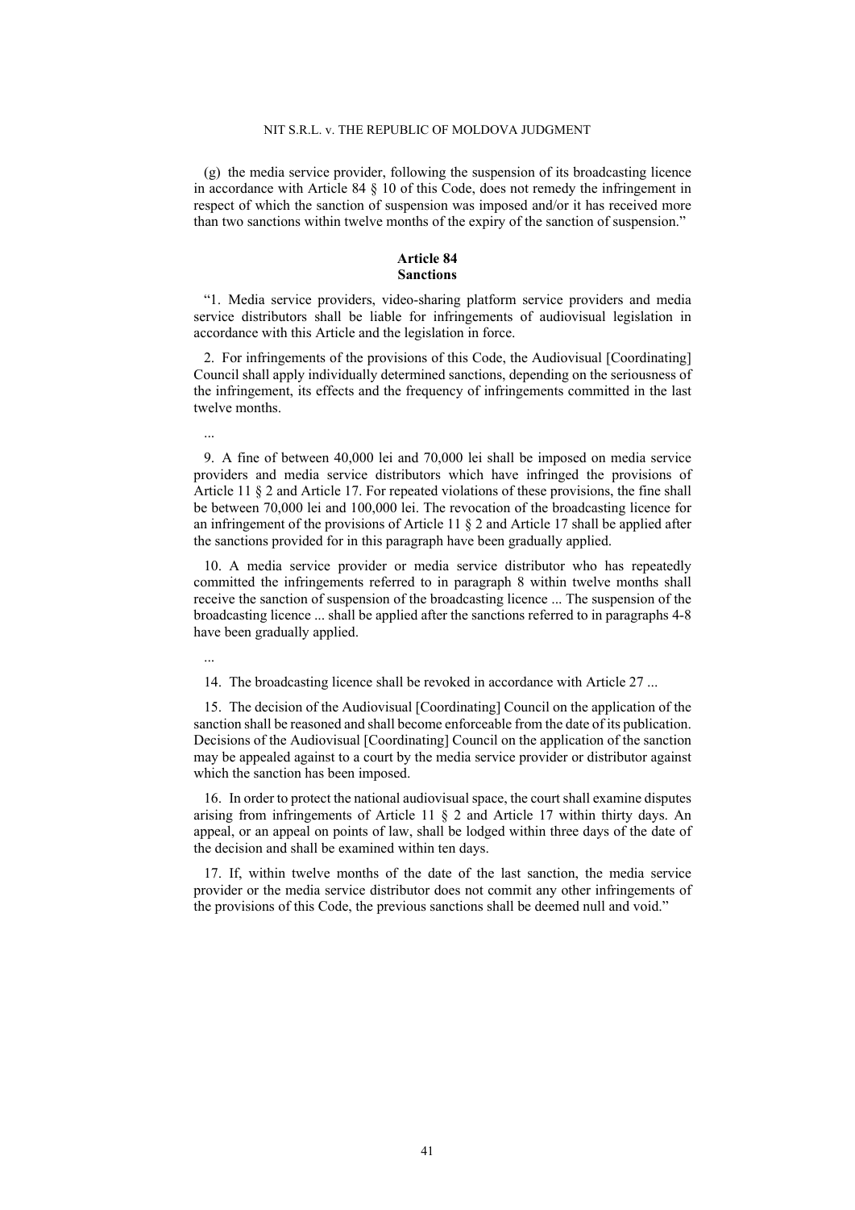(g) the media service provider, following the suspension of its broadcasting licence in accordance with Article 84 § 10 of this Code, does not remedy the infringement in respect of which the sanction of suspension was imposed and/or it has received more than two sanctions within twelve months of the expiry of the sanction of suspension."

**Article 84**
**Sanctions**

"1. Media service providers, video-sharing platform service providers and media service distributors shall be liable for infringements of audiovisual legislation in accordance with this Article and the legislation in force.

2. For infringements of the provisions of this Code, the Audiovisual [Coordinating] Council shall apply individually determined sanctions, depending on the seriousness of the infringement, its effects and the frequency of infringements committed in the last twelve months.

...

9. A fine of between 40,000 lei and 70,000 lei shall be imposed on media service providers and media service distributors which have infringed the provisions of Article 11 § 2 and Article 17. For repeated violations of these provisions, the fine shall be between 70,000 lei and 100,000 lei. The revocation of the broadcasting licence for an infringement of the provisions of Article 11 § 2 and Article 17 shall be applied after the sanctions provided for in this paragraph have been gradually applied.

10. A media service provider or media service distributor who has repeatedly committed the infringements referred to in paragraph 8 within twelve months shall receive the sanction of suspension of the broadcasting licence ... The suspension of the broadcasting licence ... shall be applied after the sanctions referred to in paragraphs 4-8 have been gradually applied.

...

14. The broadcasting licence shall be revoked in accordance with Article 27 ...

15. The decision of the Audiovisual [Coordinating] Council on the application of the sanction shall be reasoned and shall become enforceable from the date of its publication. Decisions of the Audiovisual [Coordinating] Council on the application of the sanction may be appealed against to a court by the media service provider or distributor against which the sanction has been imposed.

16. In order to protect the national audiovisual space, the court shall examine disputes arising from infringements of Article 11 § 2 and Article 17 within thirty days. An appeal, or an appeal on points of law, shall be lodged within three days of the date of the decision and shall be examined within ten days.

17. If, within twelve months of the date of the last sanction, the media service provider or the media service distributor does not commit any other infringements of the provisions of this Code, the previous sanctions shall be deemed null and void."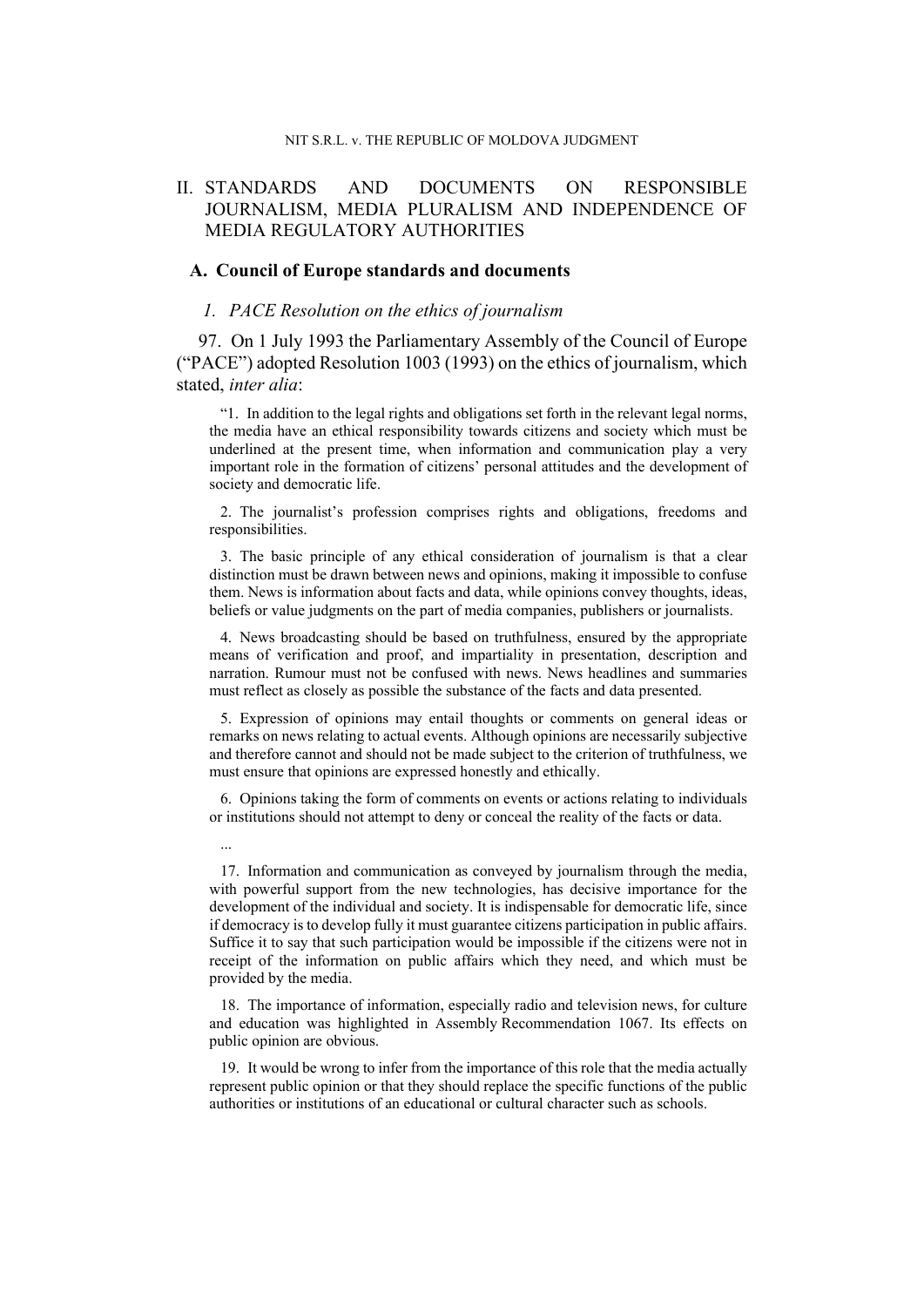## II. STANDARDS AND DOCUMENTS ON RESPONSIBLE JOURNALISM, MEDIA PLURALISM AND INDEPENDENCE OF MEDIA REGULATORY AUTHORITIES

### A. Council of Europe standards and documents

#### *1. PACE Resolution on the ethics of journalism*

97. On 1 July 1993 the Parliamentary Assembly of the Council of Europe ("PACE") adopted Resolution 1003 (1993) on the ethics of journalism, which stated, *inter alia*:

> "1. In addition to the legal rights and obligations set forth in the relevant legal norms, the media have an ethical responsibility towards citizens and society which must be underlined at the present time, when information and communication play a very important role in the formation of citizens' personal attitudes and the development of society and democratic life.
>
> 2. The journalist's profession comprises rights and obligations, freedoms and responsibilities.
>
> 3. The basic principle of any ethical consideration of journalism is that a clear distinction must be drawn between news and opinions, making it impossible to confuse them. News is information about facts and data, while opinions convey thoughts, ideas, beliefs or value judgments on the part of media companies, publishers or journalists.
>
> 4. News broadcasting should be based on truthfulness, ensured by the appropriate means of verification and proof, and impartiality in presentation, description and narration. Rumour must not be confused with news. News headlines and summaries must reflect as closely as possible the substance of the facts and data presented.
>
> 5. Expression of opinions may entail thoughts or comments on general ideas or remarks on news relating to actual events. Although opinions are necessarily subjective and therefore cannot and should not be made subject to the criterion of truthfulness, we must ensure that opinions are expressed honestly and ethically.
>
> 6. Opinions taking the form of comments on events or actions relating to individuals or institutions should not attempt to deny or conceal the reality of the facts or data.
>
> ...
>
> 17. Information and communication as conveyed by journalism through the media, with powerful support from the new technologies, has decisive importance for the development of the individual and society. It is indispensable for democratic life, since if democracy is to develop fully it must guarantee citizens participation in public affairs. Suffice it to say that such participation would be impossible if the citizens were not in receipt of the information on public affairs which they need, and which must be provided by the media.
>
> 18. The importance of information, especially radio and television news, for culture and education was highlighted in Assembly Recommendation 1067. Its effects on public opinion are obvious.
>
> 19. It would be wrong to infer from the importance of this role that the media actually represent public opinion or that they should replace the specific functions of the public authorities or institutions of an educational or cultural character such as schools.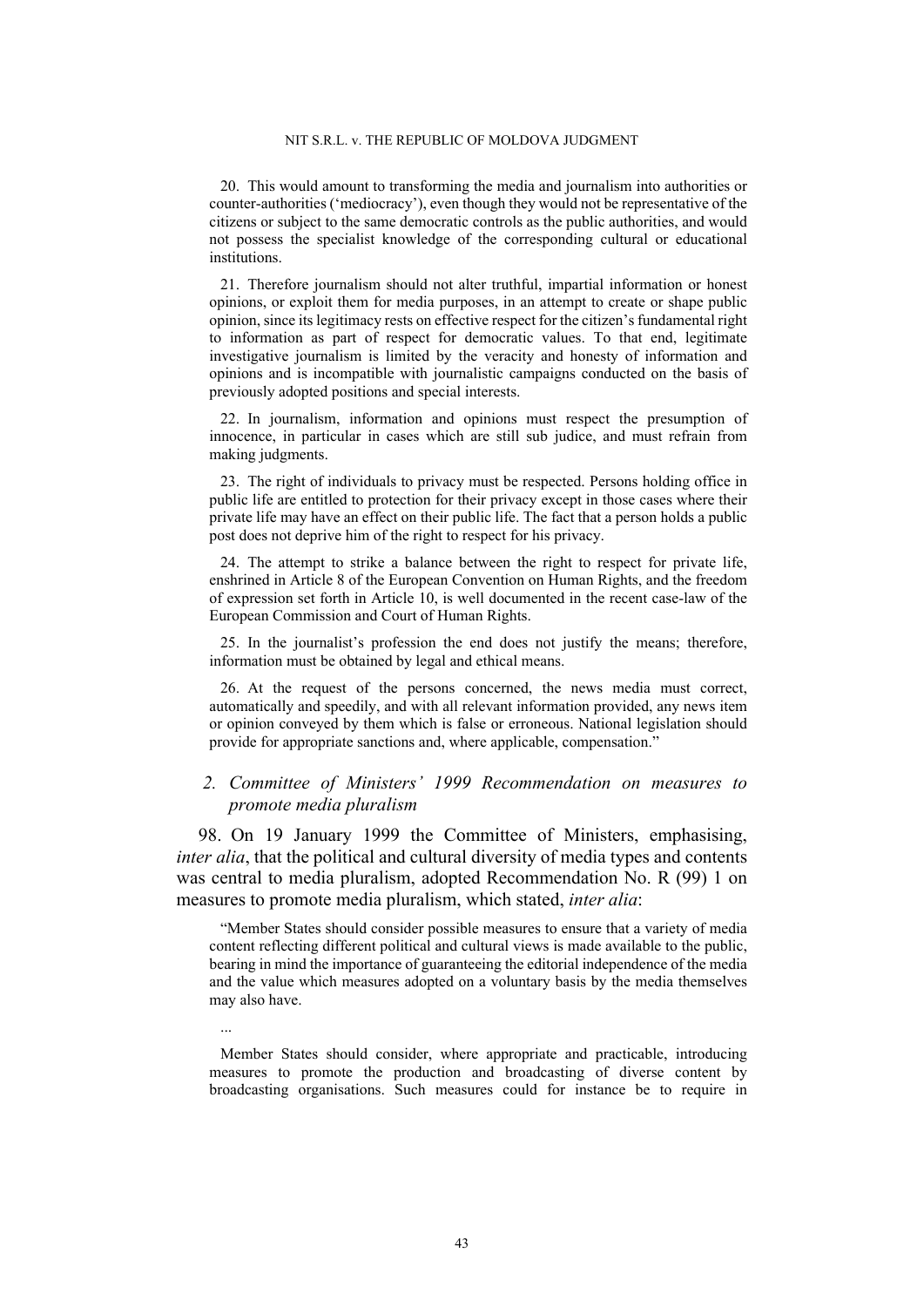20. This would amount to transforming the media and journalism into authorities or counter-authorities ('mediocracy'), even though they would not be representative of the citizens or subject to the same democratic controls as the public authorities, and would not possess the specialist knowledge of the corresponding cultural or educational institutions.

21. Therefore journalism should not alter truthful, impartial information or honest opinions, or exploit them for media purposes, in an attempt to create or shape public opinion, since its legitimacy rests on effective respect for the citizen's fundamental right to information as part of respect for democratic values. To that end, legitimate investigative journalism is limited by the veracity and honesty of information and opinions and is incompatible with journalistic campaigns conducted on the basis of previously adopted positions and special interests.

22. In journalism, information and opinions must respect the presumption of innocence, in particular in cases which are still sub judice, and must refrain from making judgments.

23. The right of individuals to privacy must be respected. Persons holding office in public life are entitled to protection for their privacy except in those cases where their private life may have an effect on their public life. The fact that a person holds a public post does not deprive him of the right to respect for his privacy.

24. The attempt to strike a balance between the right to respect for private life, enshrined in Article 8 of the European Convention on Human Rights, and the freedom of expression set forth in Article 10, is well documented in the recent case-law of the European Commission and Court of Human Rights.

25. In the journalist's profession the end does not justify the means; therefore, information must be obtained by legal and ethical means.

26. At the request of the persons concerned, the news media must correct, automatically and speedily, and with all relevant information provided, any news item or opinion conveyed by them which is false or erroneous. National legislation should provide for appropriate sanctions and, where applicable, compensation."

### *2. Committee of Ministers' 1999 Recommendation on measures to promote media pluralism*

98. On 19 January 1999 the Committee of Ministers, emphasising, *inter alia*, that the political and cultural diversity of media types and contents was central to media pluralism, adopted Recommendation No. R (99) 1 on measures to promote media pluralism, which stated, *inter alia*:

> "Member States should consider possible measures to ensure that a variety of media content reflecting different political and cultural views is made available to the public, bearing in mind the importance of guaranteeing the editorial independence of the media and the value which measures adopted on a voluntary basis by the media themselves may also have.
>
> ...
>
> Member States should consider, where appropriate and practicable, introducing measures to promote the production and broadcasting of diverse content by broadcasting organisations. Such measures could for instance be to require in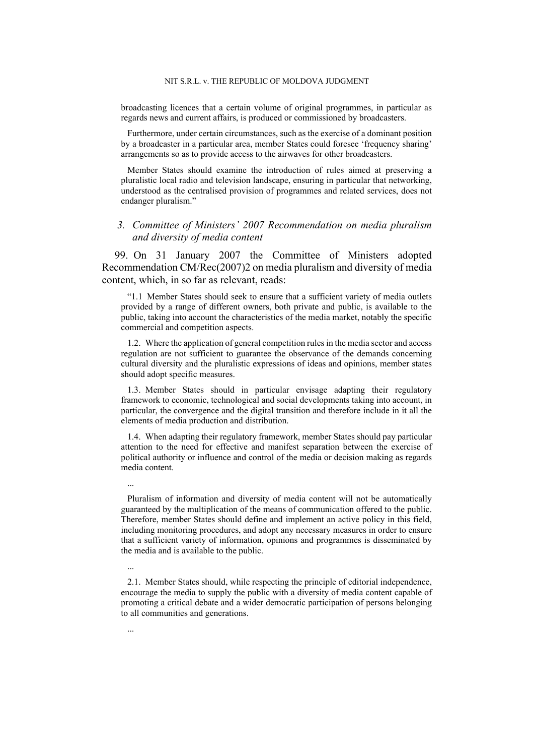broadcasting licences that a certain volume of original programmes, in particular as regards news and current affairs, is produced or commissioned by broadcasters.

Furthermore, under certain circumstances, such as the exercise of a dominant position by a broadcaster in a particular area, member States could foresee 'frequency sharing' arrangements so as to provide access to the airwaves for other broadcasters.

Member States should examine the introduction of rules aimed at preserving a pluralistic local radio and television landscape, ensuring in particular that networking, understood as the centralised provision of programmes and related services, does not endanger pluralism."

### *3. Committee of Ministers' 2007 Recommendation on media pluralism and diversity of media content*

99. On 31 January 2007 the Committee of Ministers adopted Recommendation CM/Rec(2007)2 on media pluralism and diversity of media content, which, in so far as relevant, reads:

"1.1 Member States should seek to ensure that a sufficient variety of media outlets provided by a range of different owners, both private and public, is available to the public, taking into account the characteristics of the media market, notably the specific commercial and competition aspects.

1.2. Where the application of general competition rules in the media sector and access regulation are not sufficient to guarantee the observance of the demands concerning cultural diversity and the pluralistic expressions of ideas and opinions, member states should adopt specific measures.

1.3. Member States should in particular envisage adapting their regulatory framework to economic, technological and social developments taking into account, in particular, the convergence and the digital transition and therefore include in it all the elements of media production and distribution.

1.4. When adapting their regulatory framework, member States should pay particular attention to the need for effective and manifest separation between the exercise of political authority or influence and control of the media or decision making as regards media content.

...

Pluralism of information and diversity of media content will not be automatically guaranteed by the multiplication of the means of communication offered to the public. Therefore, member States should define and implement an active policy in this field, including monitoring procedures, and adopt any necessary measures in order to ensure that a sufficient variety of information, opinions and programmes is disseminated by the media and is available to the public.

...

2.1. Member States should, while respecting the principle of editorial independence, encourage the media to supply the public with a diversity of media content capable of promoting a critical debate and a wider democratic participation of persons belonging to all communities and generations.

...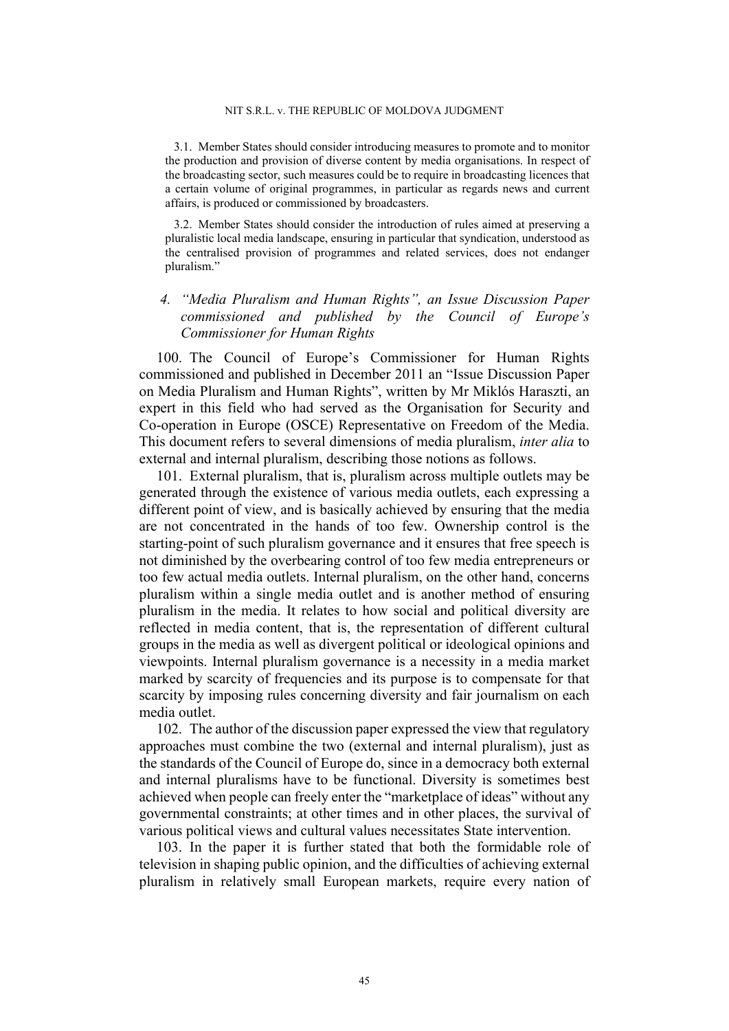3.1. Member States should consider introducing measures to promote and to monitor the production and provision of diverse content by media organisations. In respect of the broadcasting sector, such measures could be to require in broadcasting licences that a certain volume of original programmes, in particular as regards news and current affairs, is produced or commissioned by broadcasters.

3.2. Member States should consider the introduction of rules aimed at preserving a pluralistic local media landscape, ensuring in particular that syndication, understood as the centralised provision of programmes and related services, does not endanger pluralism."

### 4. *"Media Pluralism and Human Rights", an Issue Discussion Paper commissioned and published by the Council of Europe's Commissioner for Human Rights*

100. The Council of Europe's Commissioner for Human Rights commissioned and published in December 2011 an "Issue Discussion Paper on Media Pluralism and Human Rights", written by Mr Miklós Haraszti, an expert in this field who had served as the Organisation for Security and Co-operation in Europe (OSCE) Representative on Freedom of the Media. This document refers to several dimensions of media pluralism, *inter alia* to external and internal pluralism, describing those notions as follows.

101. External pluralism, that is, pluralism across multiple outlets may be generated through the existence of various media outlets, each expressing a different point of view, and is basically achieved by ensuring that the media are not concentrated in the hands of too few. Ownership control is the starting-point of such pluralism governance and it ensures that free speech is not diminished by the overbearing control of too few media entrepreneurs or too few actual media outlets. Internal pluralism, on the other hand, concerns pluralism within a single media outlet and is another method of ensuring pluralism in the media. It relates to how social and political diversity are reflected in media content, that is, the representation of different cultural groups in the media as well as divergent political or ideological opinions and viewpoints. Internal pluralism governance is a necessity in a media market marked by scarcity of frequencies and its purpose is to compensate for that scarcity by imposing rules concerning diversity and fair journalism on each media outlet.

102. The author of the discussion paper expressed the view that regulatory approaches must combine the two (external and internal pluralism), just as the standards of the Council of Europe do, since in a democracy both external and internal pluralisms have to be functional. Diversity is sometimes best achieved when people can freely enter the "marketplace of ideas" without any governmental constraints; at other times and in other places, the survival of various political views and cultural values necessitates State intervention.

103. In the paper it is further stated that both the formidable role of television in shaping public opinion, and the difficulties of achieving external pluralism in relatively small European markets, require every nation of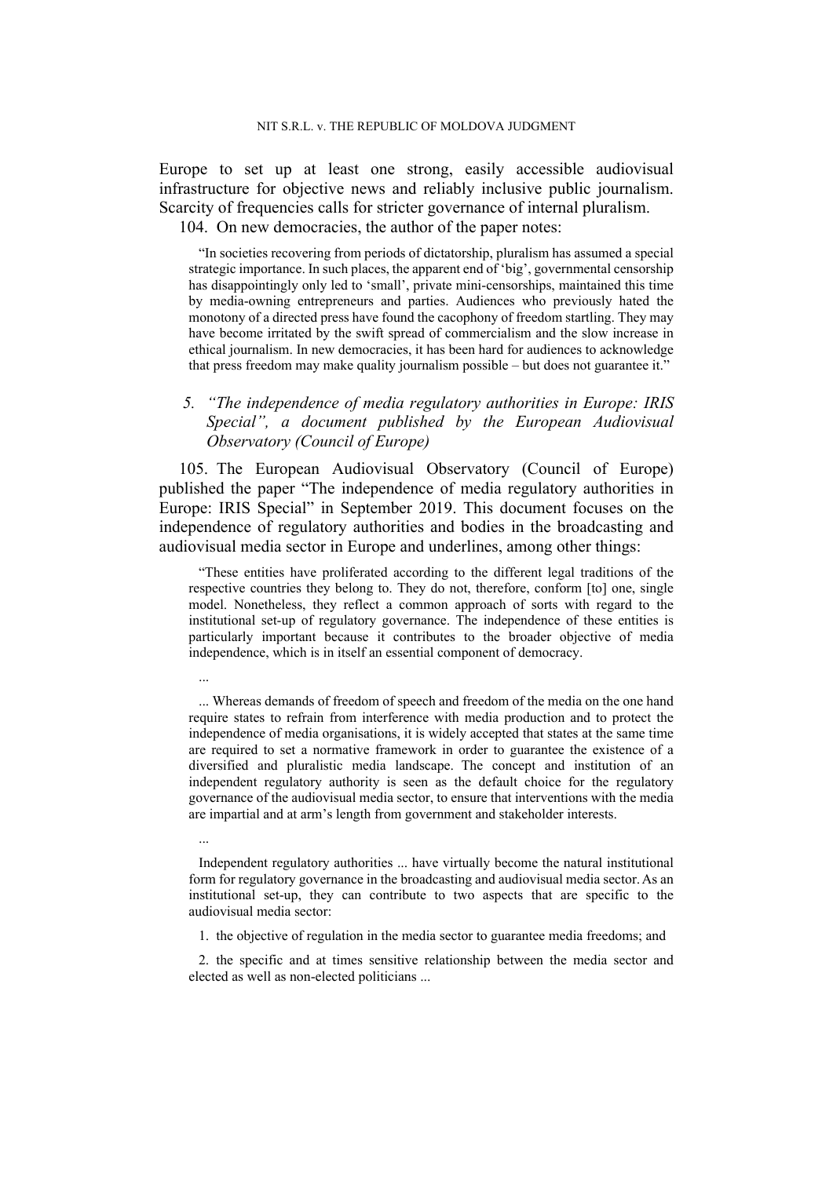Europe to set up at least one strong, easily accessible audiovisual infrastructure for objective news and reliably inclusive public journalism. Scarcity of frequencies calls for stricter governance of internal pluralism.

104. On new democracies, the author of the paper notes:

> "In societies recovering from periods of dictatorship, pluralism has assumed a special strategic importance. In such places, the apparent end of 'big', governmental censorship has disappointingly only led to 'small', private mini-censorships, maintained this time by media-owning entrepreneurs and parties. Audiences who previously hated the monotony of a directed press have found the cacophony of freedom startling. They may have become irritated by the swift spread of commercialism and the slow increase in ethical journalism. In new democracies, it has been hard for audiences to acknowledge that press freedom may make quality journalism possible – but does not guarantee it."

### *5. "The independence of media regulatory authorities in Europe: IRIS Special", a document published by the European Audiovisual Observatory (Council of Europe)*

105. The European Audiovisual Observatory (Council of Europe) published the paper "The independence of media regulatory authorities in Europe: IRIS Special" in September 2019. This document focuses on the independence of regulatory authorities and bodies in the broadcasting and audiovisual media sector in Europe and underlines, among other things:

> "These entities have proliferated according to the different legal traditions of the respective countries they belong to. They do not, therefore, conform [to] one, single model. Nonetheless, they reflect a common approach of sorts with regard to the institutional set-up of regulatory governance. The independence of these entities is particularly important because it contributes to the broader objective of media independence, which is in itself an essential component of democracy.
>
> ...
>
> ... Whereas demands of freedom of speech and freedom of the media on the one hand require states to refrain from interference with media production and to protect the independence of media organisations, it is widely accepted that states at the same time are required to set a normative framework in order to guarantee the existence of a diversified and pluralistic media landscape. The concept and institution of an independent regulatory authority is seen as the default choice for the regulatory governance of the audiovisual media sector, to ensure that interventions with the media are impartial and at arm's length from government and stakeholder interests.
>
> ...
>
> Independent regulatory authorities ... have virtually become the natural institutional form for regulatory governance in the broadcasting and audiovisual media sector. As an institutional set-up, they can contribute to two aspects that are specific to the audiovisual media sector:
>
> 1. the objective of regulation in the media sector to guarantee media freedoms; and
>
> 2. the specific and at times sensitive relationship between the media sector and elected as well as non-elected politicians ...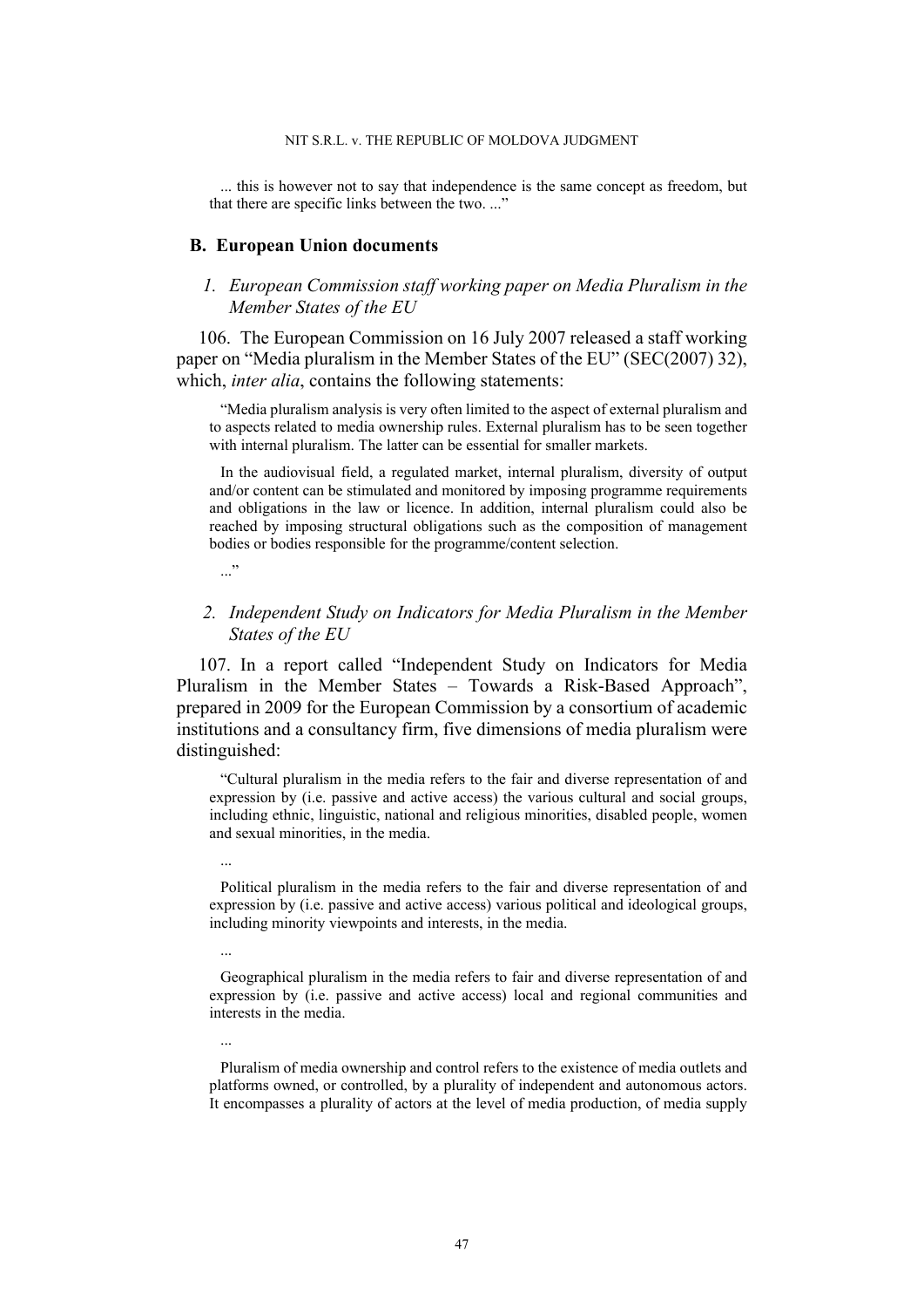... this is however not to say that independence is the same concept as freedom, but that there are specific links between the two. ..."

### B. European Union documents

#### *1. European Commission staff working paper on Media Pluralism in the Member States of the EU*

106. The European Commission on 16 July 2007 released a staff working paper on "Media pluralism in the Member States of the EU" (SEC(2007) 32), which, *inter alia*, contains the following statements:

> "Media pluralism analysis is very often limited to the aspect of external pluralism and to aspects related to media ownership rules. External pluralism has to be seen together with internal pluralism. The latter can be essential for smaller markets.
>
> In the audiovisual field, a regulated market, internal pluralism, diversity of output and/or content can be stimulated and monitored by imposing programme requirements and obligations in the law or licence. In addition, internal pluralism could also be reached by imposing structural obligations such as the composition of management bodies or bodies responsible for the programme/content selection.
>
> ..."

#### *2. Independent Study on Indicators for Media Pluralism in the Member States of the EU*

107. In a report called "Independent Study on Indicators for Media Pluralism in the Member States – Towards a Risk-Based Approach", prepared in 2009 for the European Commission by a consortium of academic institutions and a consultancy firm, five dimensions of media pluralism were distinguished:

> "Cultural pluralism in the media refers to the fair and diverse representation of and expression by (i.e. passive and active access) the various cultural and social groups, including ethnic, linguistic, national and religious minorities, disabled people, women and sexual minorities, in the media.
>
> ...
>
> Political pluralism in the media refers to the fair and diverse representation of and expression by (i.e. passive and active access) various political and ideological groups, including minority viewpoints and interests, in the media.
>
> ...
>
> Geographical pluralism in the media refers to fair and diverse representation of and expression by (i.e. passive and active access) local and regional communities and interests in the media.
>
> ...
>
> Pluralism of media ownership and control refers to the existence of media outlets and platforms owned, or controlled, by a plurality of independent and autonomous actors. It encompasses a plurality of actors at the level of media production, of media supply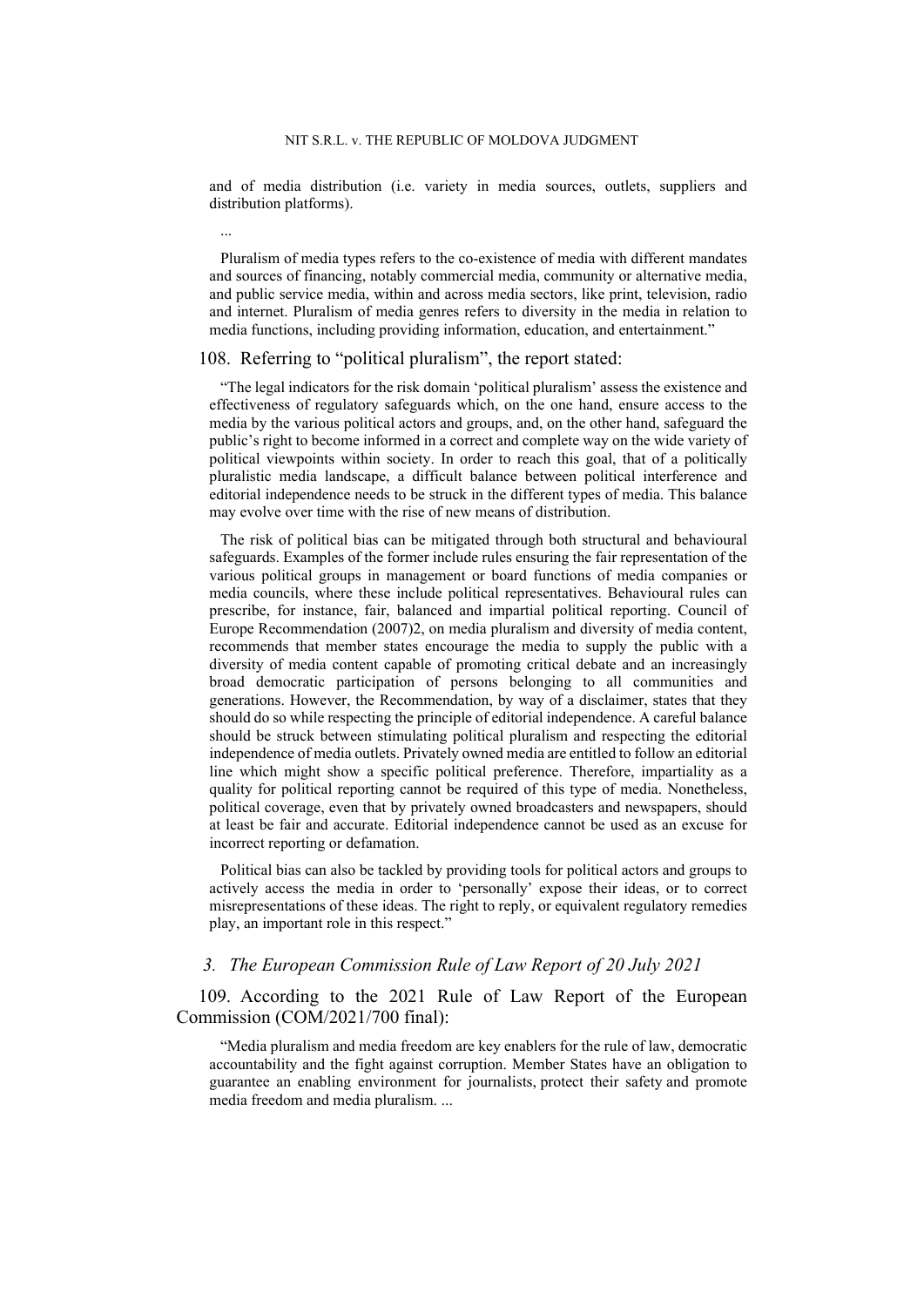and of media distribution (i.e. variety in media sources, outlets, suppliers and distribution platforms).

...

Pluralism of media types refers to the co-existence of media with different mandates and sources of financing, notably commercial media, community or alternative media, and public service media, within and across media sectors, like print, television, radio and internet. Pluralism of media genres refers to diversity in the media in relation to media functions, including providing information, education, and entertainment."

108. Referring to "political pluralism", the report stated:

> "The legal indicators for the risk domain 'political pluralism' assess the existence and effectiveness of regulatory safeguards which, on the one hand, ensure access to the media by the various political actors and groups, and, on the other hand, safeguard the public's right to become informed in a correct and complete way on the wide variety of political viewpoints within society. In order to reach this goal, that of a politically pluralistic media landscape, a difficult balance between political interference and editorial independence needs to be struck in the different types of media. This balance may evolve over time with the rise of new means of distribution.
>
> The risk of political bias can be mitigated through both structural and behavioural safeguards. Examples of the former include rules ensuring the fair representation of the various political groups in management or board functions of media companies or media councils, where these include political representatives. Behavioural rules can prescribe, for instance, fair, balanced and impartial political reporting. Council of Europe Recommendation (2007)2, on media pluralism and diversity of media content, recommends that member states encourage the media to supply the public with a diversity of media content capable of promoting critical debate and an increasingly broad democratic participation of persons belonging to all communities and generations. However, the Recommendation, by way of a disclaimer, states that they should do so while respecting the principle of editorial independence. A careful balance should be struck between stimulating political pluralism and respecting the editorial independence of media outlets. Privately owned media are entitled to follow an editorial line which might show a specific political preference. Therefore, impartiality as a quality for political reporting cannot be required of this type of media. Nonetheless, political coverage, even that by privately owned broadcasters and newspapers, should at least be fair and accurate. Editorial independence cannot be used as an excuse for incorrect reporting or defamation.
>
> Political bias can also be tackled by providing tools for political actors and groups to actively access the media in order to 'personally' expose their ideas, or to correct misrepresentations of these ideas. The right to reply, or equivalent regulatory remedies play, an important role in this respect."

### *3. The European Commission Rule of Law Report of 20 July 2021*

109. According to the 2021 Rule of Law Report of the European Commission (COM/2021/700 final):

> "Media pluralism and media freedom are key enablers for the rule of law, democratic accountability and the fight against corruption. Member States have an obligation to guarantee an enabling environment for journalists, protect their safety and promote media freedom and media pluralism. ...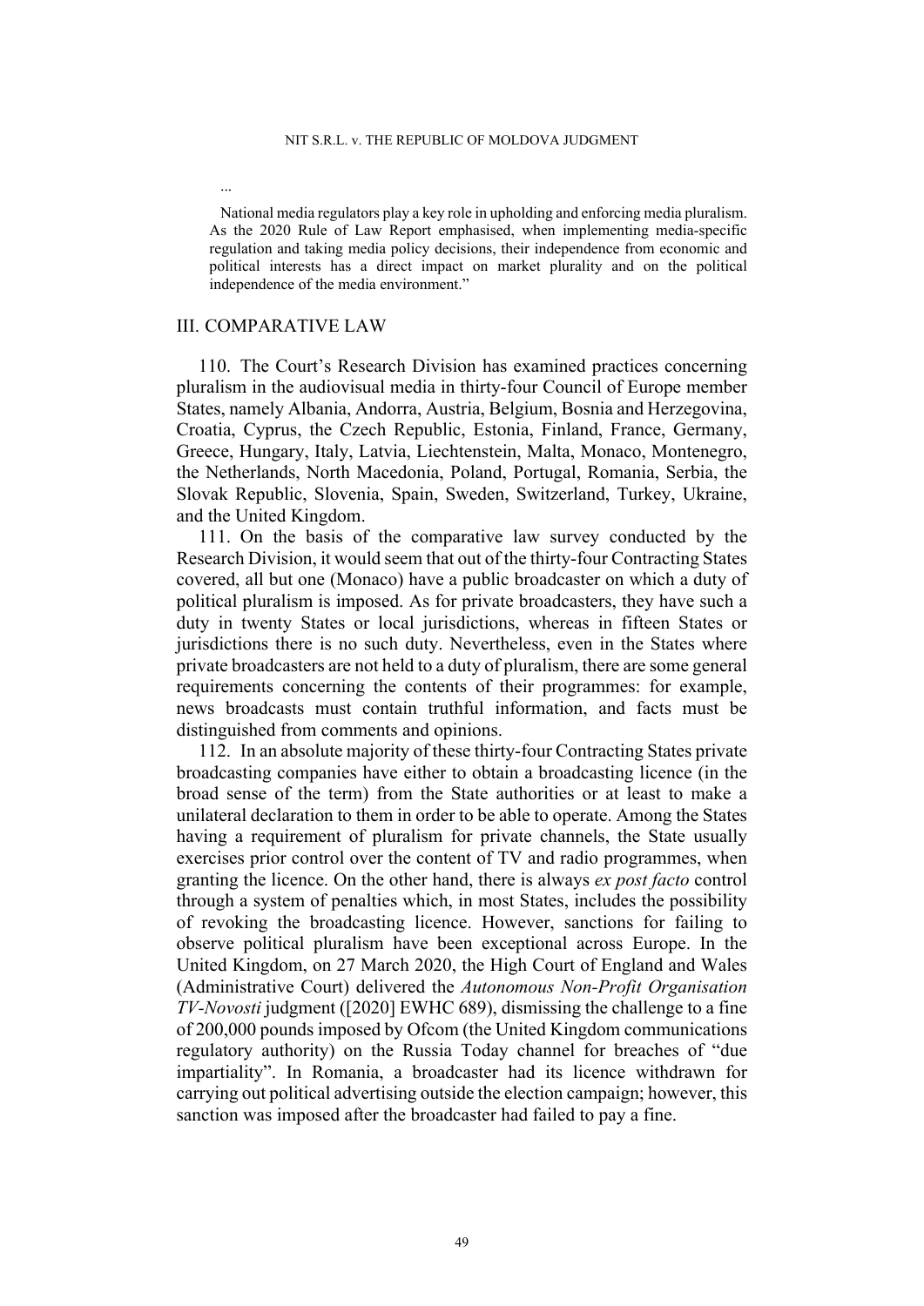...

National media regulators play a key role in upholding and enforcing media pluralism. As the 2020 Rule of Law Report emphasised, when implementing media-specific regulation and taking media policy decisions, their independence from economic and political interests has a direct impact on market plurality and on the political independence of the media environment."

## III. COMPARATIVE LAW

110. The Court's Research Division has examined practices concerning pluralism in the audiovisual media in thirty-four Council of Europe member States, namely Albania, Andorra, Austria, Belgium, Bosnia and Herzegovina, Croatia, Cyprus, the Czech Republic, Estonia, Finland, France, Germany, Greece, Hungary, Italy, Latvia, Liechtenstein, Malta, Monaco, Montenegro, the Netherlands, North Macedonia, Poland, Portugal, Romania, Serbia, the Slovak Republic, Slovenia, Spain, Sweden, Switzerland, Turkey, Ukraine, and the United Kingdom.

111. On the basis of the comparative law survey conducted by the Research Division, it would seem that out of the thirty-four Contracting States covered, all but one (Monaco) have a public broadcaster on which a duty of political pluralism is imposed. As for private broadcasters, they have such a duty in twenty States or local jurisdictions, whereas in fifteen States or jurisdictions there is no such duty. Nevertheless, even in the States where private broadcasters are not held to a duty of pluralism, there are some general requirements concerning the contents of their programmes: for example, news broadcasts must contain truthful information, and facts must be distinguished from comments and opinions.

112. In an absolute majority of these thirty-four Contracting States private broadcasting companies have either to obtain a broadcasting licence (in the broad sense of the term) from the State authorities or at least to make a unilateral declaration to them in order to be able to operate. Among the States having a requirement of pluralism for private channels, the State usually exercises prior control over the content of TV and radio programmes, when granting the licence. On the other hand, there is always *ex post facto* control through a system of penalties which, in most States, includes the possibility of revoking the broadcasting licence. However, sanctions for failing to observe political pluralism have been exceptional across Europe. In the United Kingdom, on 27 March 2020, the High Court of England and Wales (Administrative Court) delivered the *Autonomous Non-Profit Organisation TV-Novosti* judgment ([2020] EWHC 689), dismissing the challenge to a fine of 200,000 pounds imposed by Ofcom (the United Kingdom communications regulatory authority) on the Russia Today channel for breaches of "due impartiality". In Romania, a broadcaster had its licence withdrawn for carrying out political advertising outside the election campaign; however, this sanction was imposed after the broadcaster had failed to pay a fine.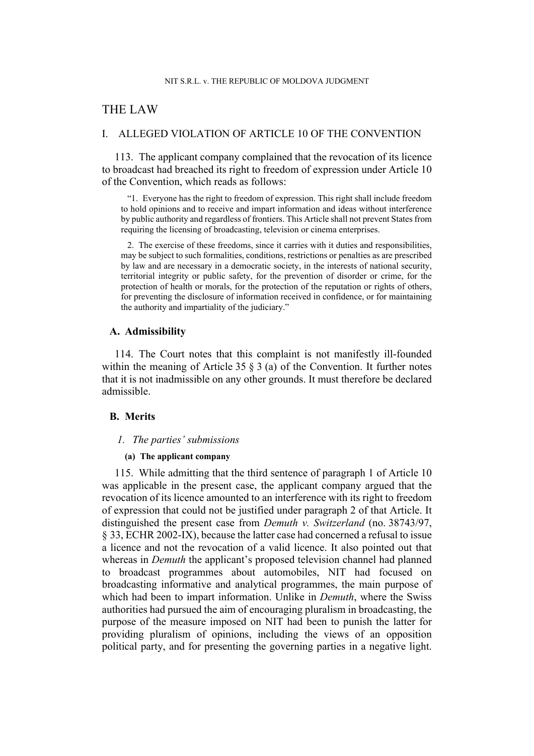# THE LAW

## I. ALLEGED VIOLATION OF ARTICLE 10 OF THE CONVENTION

113. The applicant company complained that the revocation of its licence to broadcast had breached its right to freedom of expression under Article 10 of the Convention, which reads as follows:

> "1. Everyone has the right to freedom of expression. This right shall include freedom to hold opinions and to receive and impart information and ideas without interference by public authority and regardless of frontiers. This Article shall not prevent States from requiring the licensing of broadcasting, television or cinema enterprises.
>
> 2. The exercise of these freedoms, since it carries with it duties and responsibilities, may be subject to such formalities, conditions, restrictions or penalties as are prescribed by law and are necessary in a democratic society, in the interests of national security, territorial integrity or public safety, for the prevention of disorder or crime, for the protection of health or morals, for the protection of the reputation or rights of others, for preventing the disclosure of information received in confidence, or for maintaining the authority and impartiality of the judiciary."

### A. Admissibility

114. The Court notes that this complaint is not manifestly ill-founded within the meaning of Article 35 § 3 (a) of the Convention. It further notes that it is not inadmissible on any other grounds. It must therefore be declared admissible.

### B. Merits

#### *1. The parties' submissions*

##### (a) The applicant company

115. While admitting that the third sentence of paragraph 1 of Article 10 was applicable in the present case, the applicant company argued that the revocation of its licence amounted to an interference with its right to freedom of expression that could not be justified under paragraph 2 of that Article. It distinguished the present case from *Demuth v. Switzerland* (no. 38743/97, § 33, ECHR 2002-IX), because the latter case had concerned a refusal to issue a licence and not the revocation of a valid licence. It also pointed out that whereas in *Demuth* the applicant's proposed television channel had planned to broadcast programmes about automobiles, NIT had focused on broadcasting informative and analytical programmes, the main purpose of which had been to impart information. Unlike in *Demuth*, where the Swiss authorities had pursued the aim of encouraging pluralism in broadcasting, the purpose of the measure imposed on NIT had been to punish the latter for providing pluralism of opinions, including the views of an opposition political party, and for presenting the governing parties in a negative light.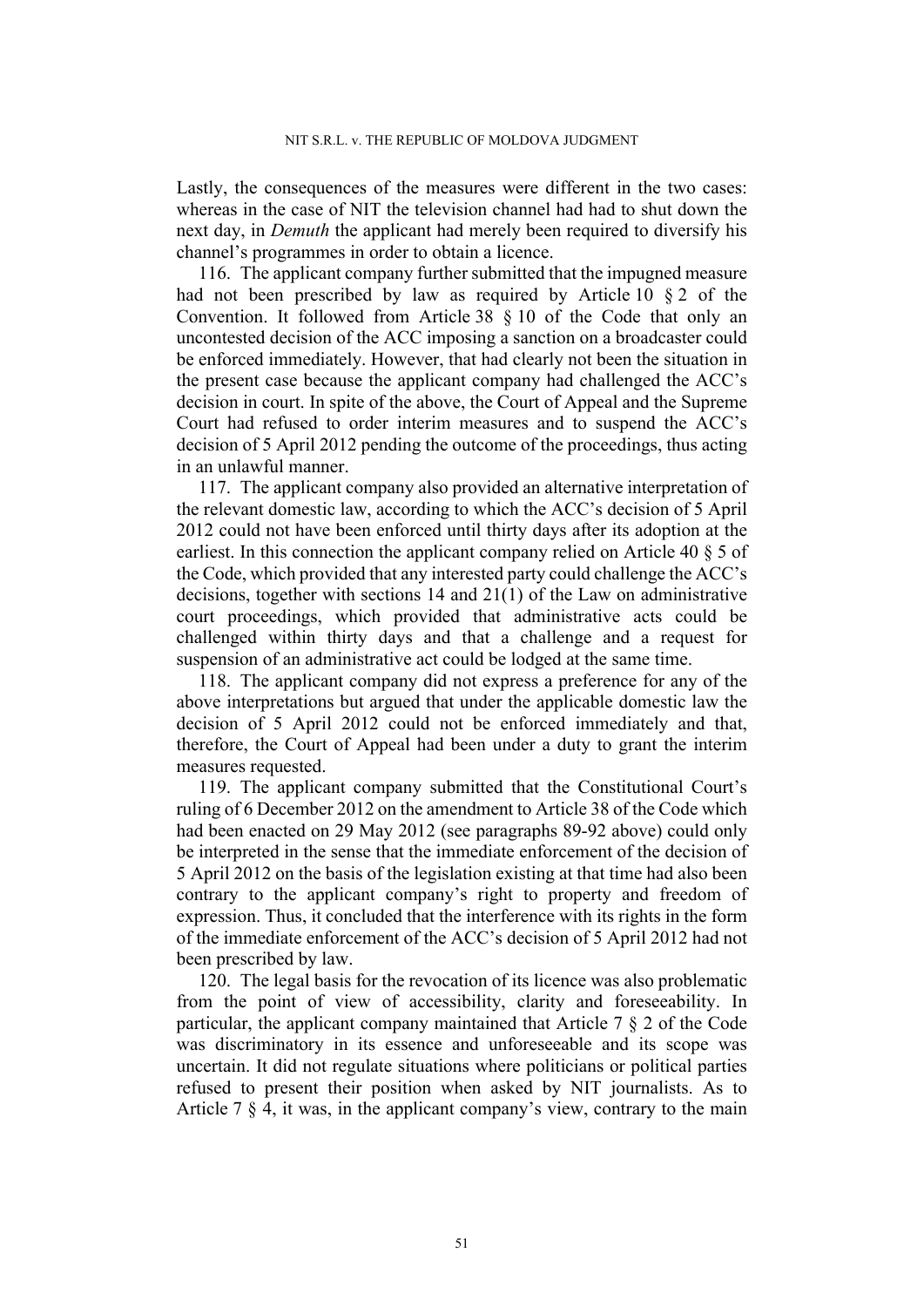Lastly, the consequences of the measures were different in the two cases: whereas in the case of NIT the television channel had had to shut down the next day, in *Demuth* the applicant had merely been required to diversify his channel's programmes in order to obtain a licence.

116. The applicant company further submitted that the impugned measure had not been prescribed by law as required by Article 10 § 2 of the Convention. It followed from Article 38 § 10 of the Code that only an uncontested decision of the ACC imposing a sanction on a broadcaster could be enforced immediately. However, that had clearly not been the situation in the present case because the applicant company had challenged the ACC's decision in court. In spite of the above, the Court of Appeal and the Supreme Court had refused to order interim measures and to suspend the ACC's decision of 5 April 2012 pending the outcome of the proceedings, thus acting in an unlawful manner.

117. The applicant company also provided an alternative interpretation of the relevant domestic law, according to which the ACC's decision of 5 April 2012 could not have been enforced until thirty days after its adoption at the earliest. In this connection the applicant company relied on Article 40 § 5 of the Code, which provided that any interested party could challenge the ACC's decisions, together with sections 14 and 21(1) of the Law on administrative court proceedings, which provided that administrative acts could be challenged within thirty days and that a challenge and a request for suspension of an administrative act could be lodged at the same time.

118. The applicant company did not express a preference for any of the above interpretations but argued that under the applicable domestic law the decision of 5 April 2012 could not be enforced immediately and that, therefore, the Court of Appeal had been under a duty to grant the interim measures requested.

119. The applicant company submitted that the Constitutional Court's ruling of 6 December 2012 on the amendment to Article 38 of the Code which had been enacted on 29 May 2012 (see paragraphs 89-92 above) could only be interpreted in the sense that the immediate enforcement of the decision of 5 April 2012 on the basis of the legislation existing at that time had also been contrary to the applicant company's right to property and freedom of expression. Thus, it concluded that the interference with its rights in the form of the immediate enforcement of the ACC's decision of 5 April 2012 had not been prescribed by law.

120. The legal basis for the revocation of its licence was also problematic from the point of view of accessibility, clarity and foreseeability. In particular, the applicant company maintained that Article 7 § 2 of the Code was discriminatory in its essence and unforeseeable and its scope was uncertain. It did not regulate situations where politicians or political parties refused to present their position when asked by NIT journalists. As to Article 7 § 4, it was, in the applicant company's view, contrary to the main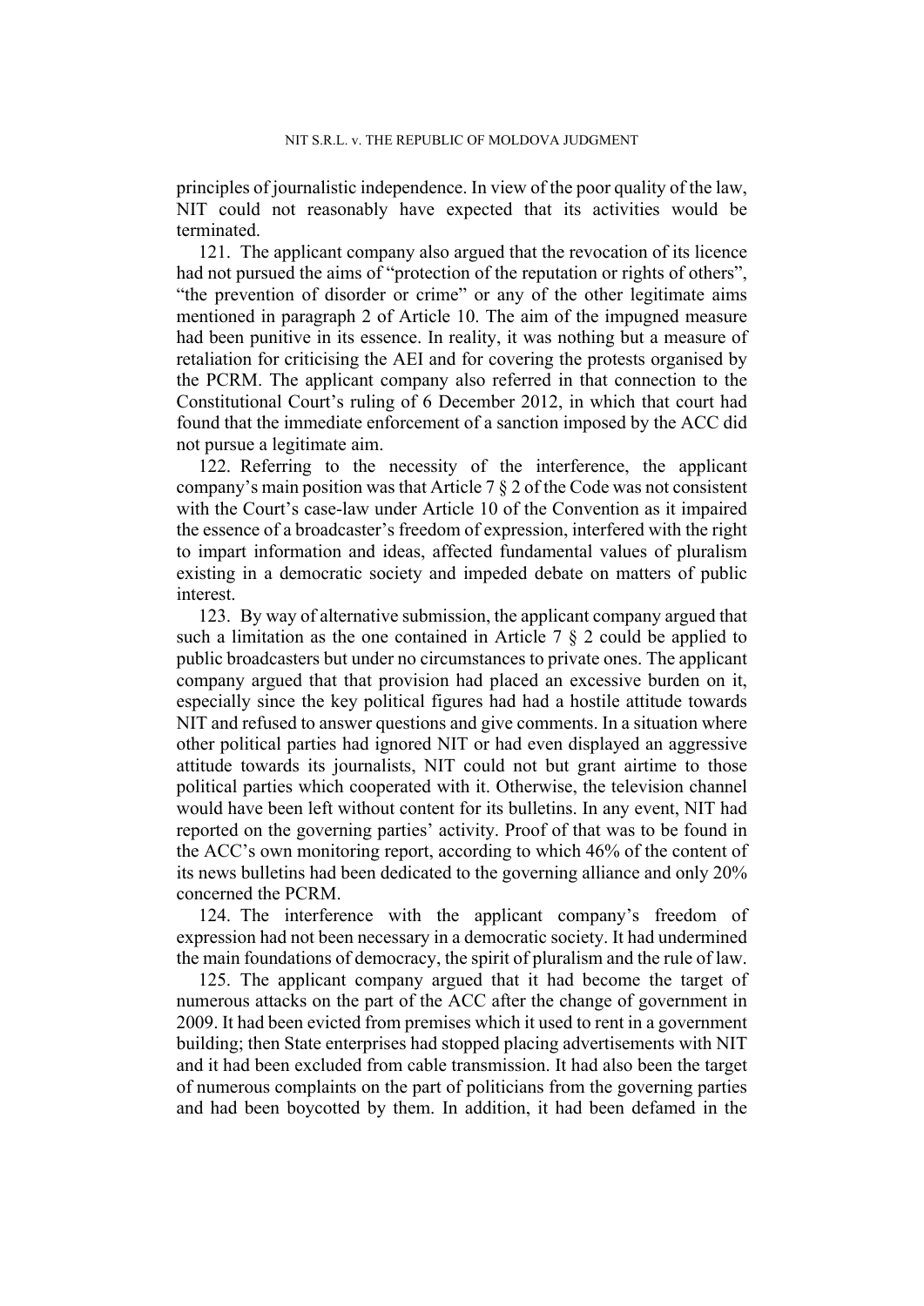principles of journalistic independence. In view of the poor quality of the law, NIT could not reasonably have expected that its activities would be terminated.

121. The applicant company also argued that the revocation of its licence had not pursued the aims of "protection of the reputation or rights of others", "the prevention of disorder or crime" or any of the other legitimate aims mentioned in paragraph 2 of Article 10. The aim of the impugned measure had been punitive in its essence. In reality, it was nothing but a measure of retaliation for criticising the AEI and for covering the protests organised by the PCRM. The applicant company also referred in that connection to the Constitutional Court's ruling of 6 December 2012, in which that court had found that the immediate enforcement of a sanction imposed by the ACC did not pursue a legitimate aim.

122. Referring to the necessity of the interference, the applicant company's main position was that Article 7 § 2 of the Code was not consistent with the Court's case-law under Article 10 of the Convention as it impaired the essence of a broadcaster's freedom of expression, interfered with the right to impart information and ideas, affected fundamental values of pluralism existing in a democratic society and impeded debate on matters of public interest.

123. By way of alternative submission, the applicant company argued that such a limitation as the one contained in Article 7 § 2 could be applied to public broadcasters but under no circumstances to private ones. The applicant company argued that that provision had placed an excessive burden on it, especially since the key political figures had had a hostile attitude towards NIT and refused to answer questions and give comments. In a situation where other political parties had ignored NIT or had even displayed an aggressive attitude towards its journalists, NIT could not but grant airtime to those political parties which cooperated with it. Otherwise, the television channel would have been left without content for its bulletins. In any event, NIT had reported on the governing parties' activity. Proof of that was to be found in the ACC's own monitoring report, according to which 46% of the content of its news bulletins had been dedicated to the governing alliance and only 20% concerned the PCRM.

124. The interference with the applicant company's freedom of expression had not been necessary in a democratic society. It had undermined the main foundations of democracy, the spirit of pluralism and the rule of law.

125. The applicant company argued that it had become the target of numerous attacks on the part of the ACC after the change of government in 2009. It had been evicted from premises which it used to rent in a government building; then State enterprises had stopped placing advertisements with NIT and it had been excluded from cable transmission. It had also been the target of numerous complaints on the part of politicians from the governing parties and had been boycotted by them. In addition, it had been defamed in the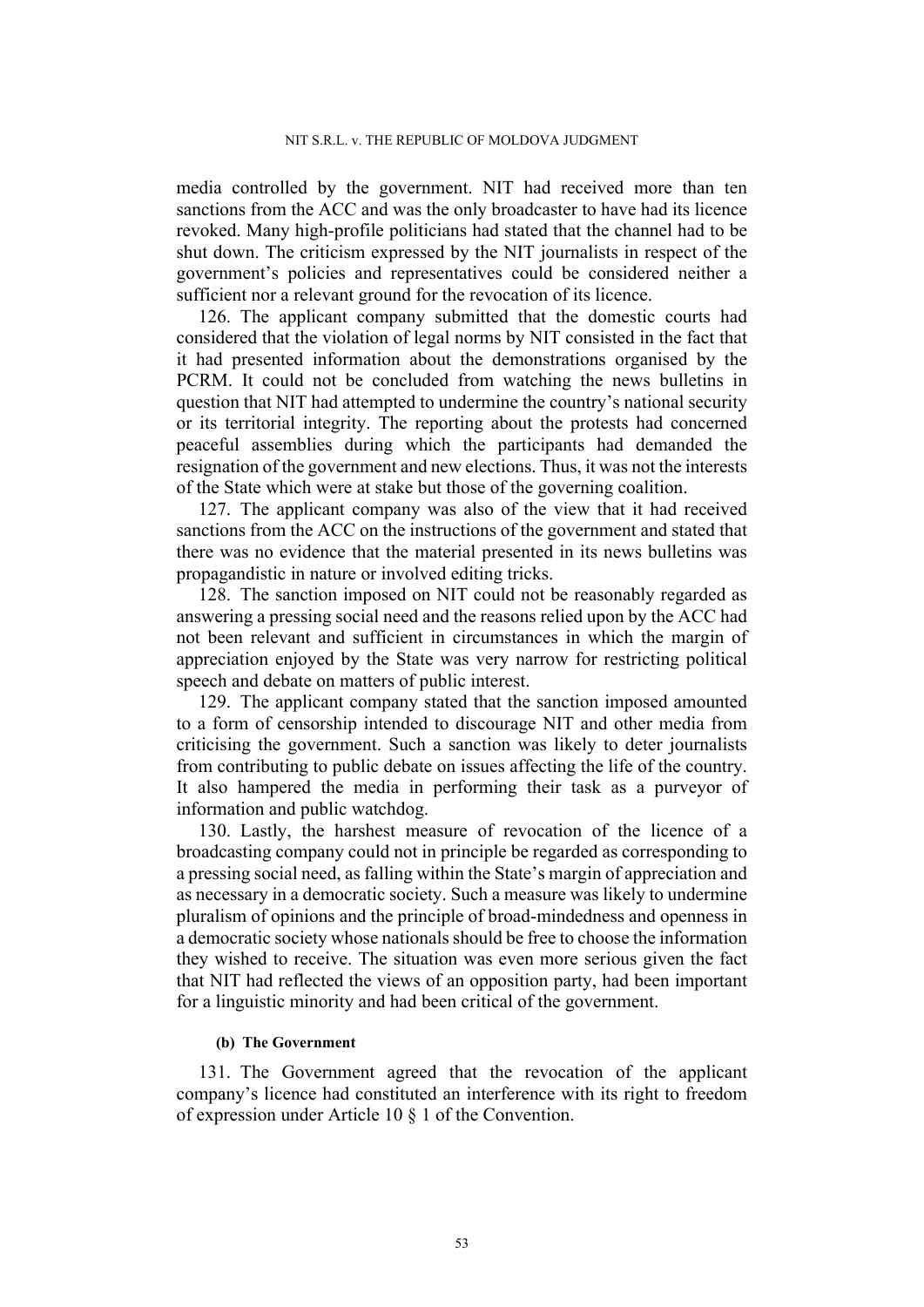media controlled by the government. NIT had received more than ten sanctions from the ACC and was the only broadcaster to have had its licence revoked. Many high-profile politicians had stated that the channel had to be shut down. The criticism expressed by the NIT journalists in respect of the government's policies and representatives could be considered neither a sufficient nor a relevant ground for the revocation of its licence.

126. The applicant company submitted that the domestic courts had considered that the violation of legal norms by NIT consisted in the fact that it had presented information about the demonstrations organised by the PCRM. It could not be concluded from watching the news bulletins in question that NIT had attempted to undermine the country's national security or its territorial integrity. The reporting about the protests had concerned peaceful assemblies during which the participants had demanded the resignation of the government and new elections. Thus, it was not the interests of the State which were at stake but those of the governing coalition.

127. The applicant company was also of the view that it had received sanctions from the ACC on the instructions of the government and stated that there was no evidence that the material presented in its news bulletins was propagandistic in nature or involved editing tricks.

128. The sanction imposed on NIT could not be reasonably regarded as answering a pressing social need and the reasons relied upon by the ACC had not been relevant and sufficient in circumstances in which the margin of appreciation enjoyed by the State was very narrow for restricting political speech and debate on matters of public interest.

129. The applicant company stated that the sanction imposed amounted to a form of censorship intended to discourage NIT and other media from criticising the government. Such a sanction was likely to deter journalists from contributing to public debate on issues affecting the life of the country. It also hampered the media in performing their task as a purveyor of information and public watchdog.

130. Lastly, the harshest measure of revocation of the licence of a broadcasting company could not in principle be regarded as corresponding to a pressing social need, as falling within the State's margin of appreciation and as necessary in a democratic society. Such a measure was likely to undermine pluralism of opinions and the principle of broad-mindedness and openness in a democratic society whose nationals should be free to choose the information they wished to receive. The situation was even more serious given the fact that NIT had reflected the views of an opposition party, had been important for a linguistic minority and had been critical of the government.

#### (b) The Government

131. The Government agreed that the revocation of the applicant company's licence had constituted an interference with its right to freedom of expression under Article 10 § 1 of the Convention.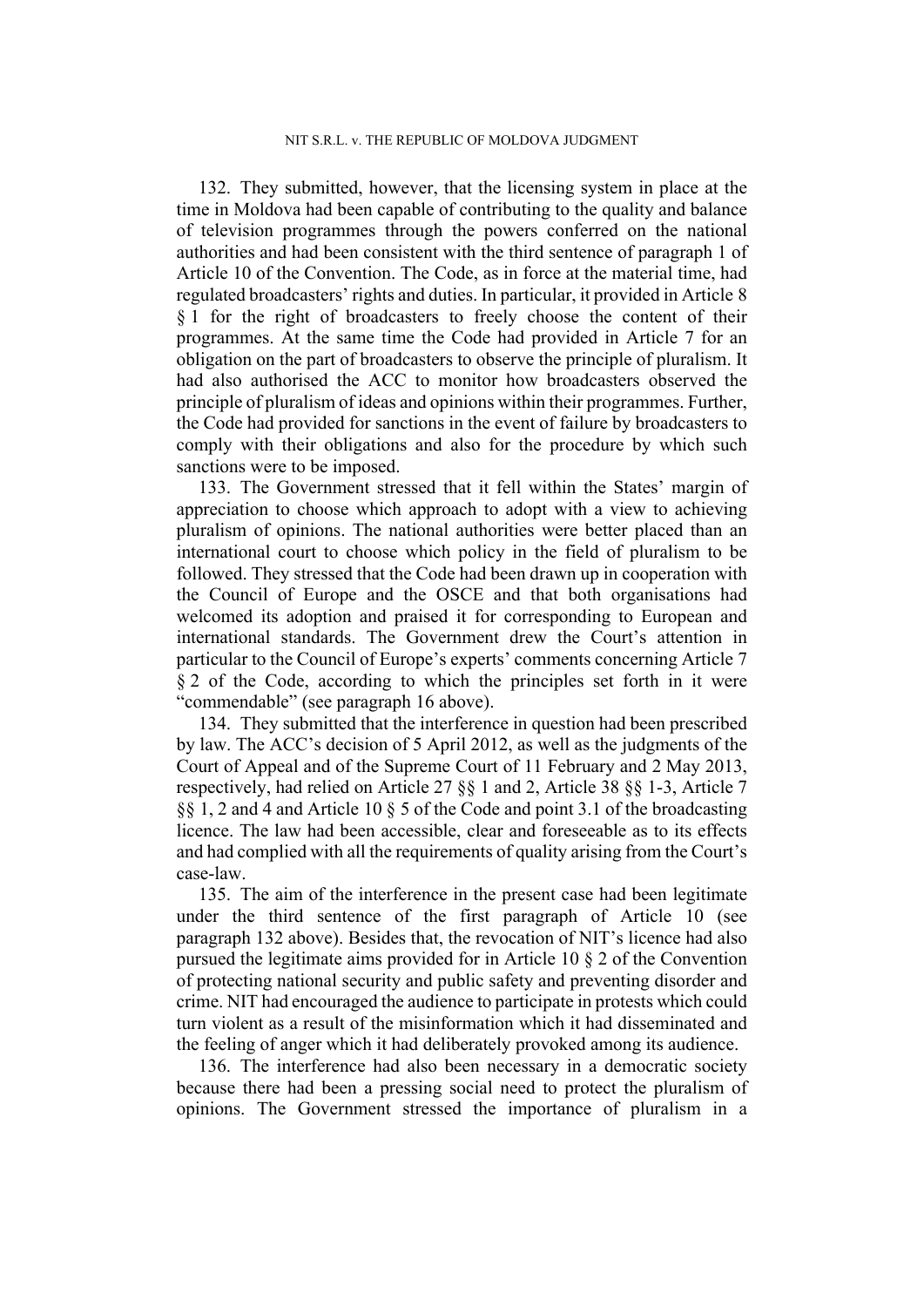132. They submitted, however, that the licensing system in place at the time in Moldova had been capable of contributing to the quality and balance of television programmes through the powers conferred on the national authorities and had been consistent with the third sentence of paragraph 1 of Article 10 of the Convention. The Code, as in force at the material time, had regulated broadcasters' rights and duties. In particular, it provided in Article 8 § 1 for the right of broadcasters to freely choose the content of their programmes. At the same time the Code had provided in Article 7 for an obligation on the part of broadcasters to observe the principle of pluralism. It had also authorised the ACC to monitor how broadcasters observed the principle of pluralism of ideas and opinions within their programmes. Further, the Code had provided for sanctions in the event of failure by broadcasters to comply with their obligations and also for the procedure by which such sanctions were to be imposed.

133. The Government stressed that it fell within the States' margin of appreciation to choose which approach to adopt with a view to achieving pluralism of opinions. The national authorities were better placed than an international court to choose which policy in the field of pluralism to be followed. They stressed that the Code had been drawn up in cooperation with the Council of Europe and the OSCE and that both organisations had welcomed its adoption and praised it for corresponding to European and international standards. The Government drew the Court's attention in particular to the Council of Europe's experts' comments concerning Article 7 § 2 of the Code, according to which the principles set forth in it were "commendable" (see paragraph 16 above).

134. They submitted that the interference in question had been prescribed by law. The ACC's decision of 5 April 2012, as well as the judgments of the Court of Appeal and of the Supreme Court of 11 February and 2 May 2013, respectively, had relied on Article 27 §§ 1 and 2, Article 38 §§ 1-3, Article 7 §§ 1, 2 and 4 and Article 10 § 5 of the Code and point 3.1 of the broadcasting licence. The law had been accessible, clear and foreseeable as to its effects and had complied with all the requirements of quality arising from the Court's case-law.

135. The aim of the interference in the present case had been legitimate under the third sentence of the first paragraph of Article 10 (see paragraph 132 above). Besides that, the revocation of NIT's licence had also pursued the legitimate aims provided for in Article 10 § 2 of the Convention of protecting national security and public safety and preventing disorder and crime. NIT had encouraged the audience to participate in protests which could turn violent as a result of the misinformation which it had disseminated and the feeling of anger which it had deliberately provoked among its audience.

136. The interference had also been necessary in a democratic society because there had been a pressing social need to protect the pluralism of opinions. The Government stressed the importance of pluralism in a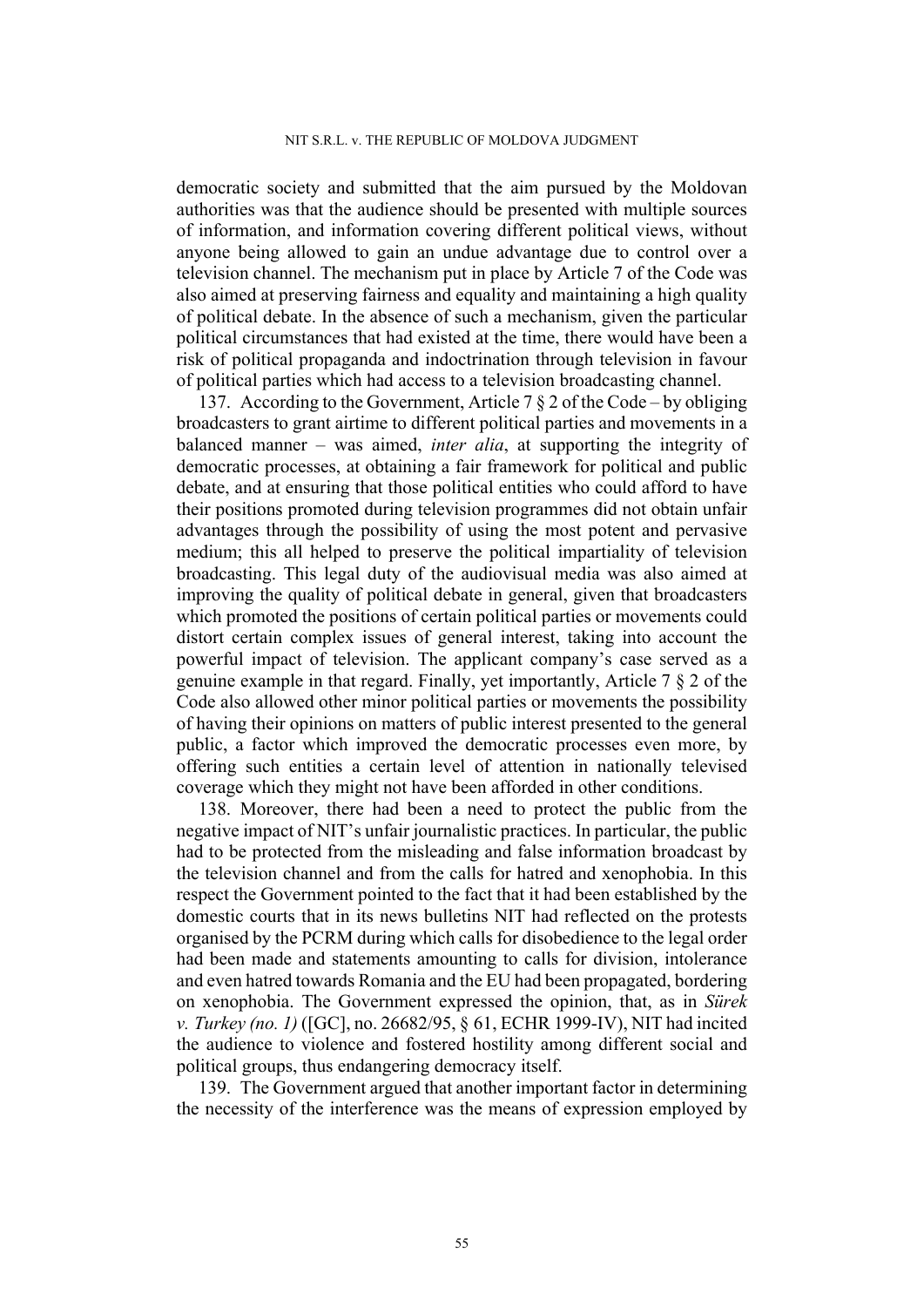democratic society and submitted that the aim pursued by the Moldovan authorities was that the audience should be presented with multiple sources of information, and information covering different political views, without anyone being allowed to gain an undue advantage due to control over a television channel. The mechanism put in place by Article 7 of the Code was also aimed at preserving fairness and equality and maintaining a high quality of political debate. In the absence of such a mechanism, given the particular political circumstances that had existed at the time, there would have been a risk of political propaganda and indoctrination through television in favour of political parties which had access to a television broadcasting channel.

137. According to the Government, Article 7 § 2 of the Code – by obliging broadcasters to grant airtime to different political parties and movements in a balanced manner – was aimed, *inter alia*, at supporting the integrity of democratic processes, at obtaining a fair framework for political and public debate, and at ensuring that those political entities who could afford to have their positions promoted during television programmes did not obtain unfair advantages through the possibility of using the most potent and pervasive medium; this all helped to preserve the political impartiality of television broadcasting. This legal duty of the audiovisual media was also aimed at improving the quality of political debate in general, given that broadcasters which promoted the positions of certain political parties or movements could distort certain complex issues of general interest, taking into account the powerful impact of television. The applicant company's case served as a genuine example in that regard. Finally, yet importantly, Article 7 § 2 of the Code also allowed other minor political parties or movements the possibility of having their opinions on matters of public interest presented to the general public, a factor which improved the democratic processes even more, by offering such entities a certain level of attention in nationally televised coverage which they might not have been afforded in other conditions.

138. Moreover, there had been a need to protect the public from the negative impact of NIT's unfair journalistic practices. In particular, the public had to be protected from the misleading and false information broadcast by the television channel and from the calls for hatred and xenophobia. In this respect the Government pointed to the fact that it had been established by the domestic courts that in its news bulletins NIT had reflected on the protests organised by the PCRM during which calls for disobedience to the legal order had been made and statements amounting to calls for division, intolerance and even hatred towards Romania and the EU had been propagated, bordering on xenophobia. The Government expressed the opinion, that, as in *Sürek v. Turkey (no. 1)* ([GC], no. 26682/95, § 61, ECHR 1999-IV), NIT had incited the audience to violence and fostered hostility among different social and political groups, thus endangering democracy itself.

139. The Government argued that another important factor in determining the necessity of the interference was the means of expression employed by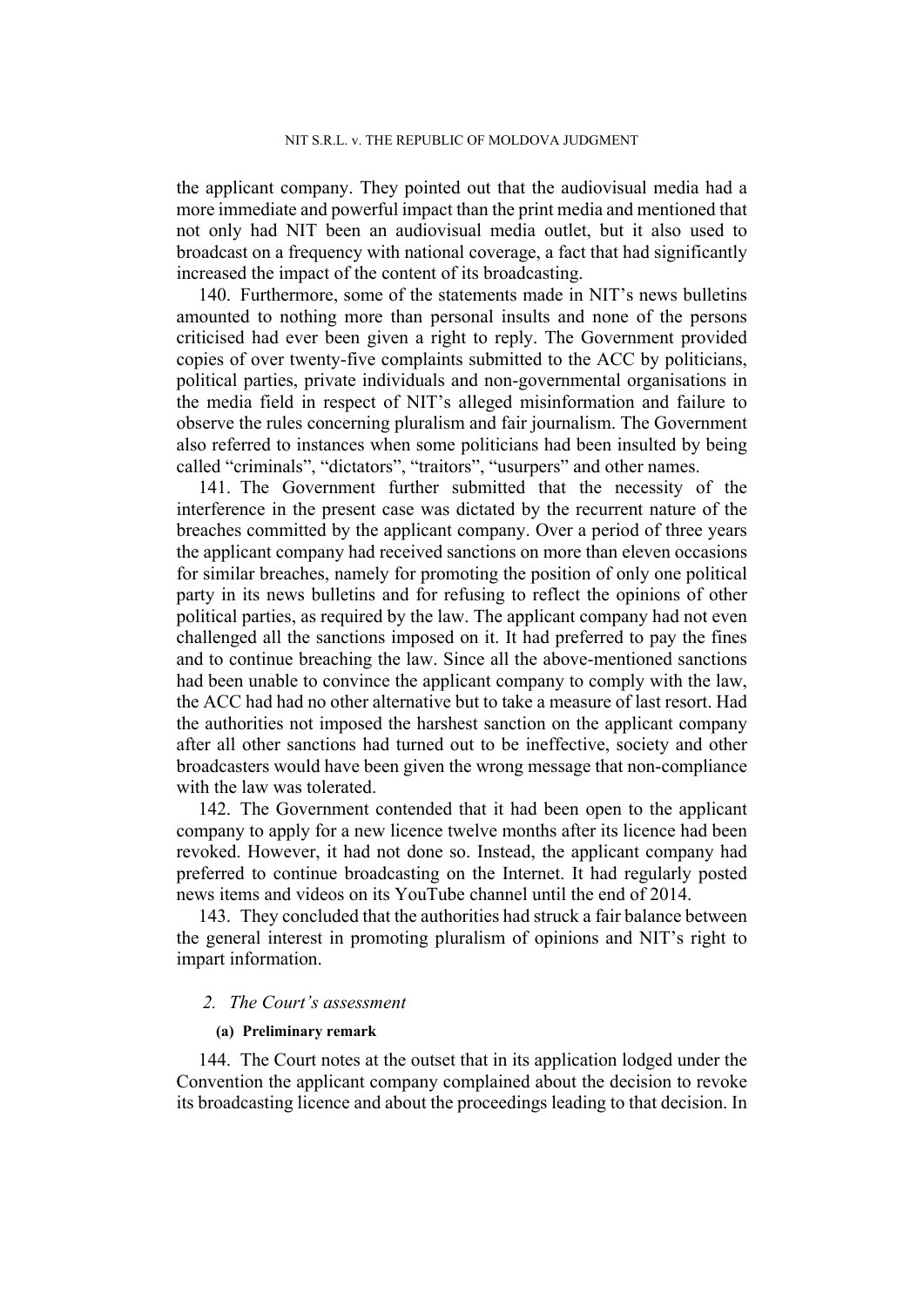the applicant company. They pointed out that the audiovisual media had a more immediate and powerful impact than the print media and mentioned that not only had NIT been an audiovisual media outlet, but it also used to broadcast on a frequency with national coverage, a fact that had significantly increased the impact of the content of its broadcasting.

140. Furthermore, some of the statements made in NIT's news bulletins amounted to nothing more than personal insults and none of the persons criticised had ever been given a right to reply. The Government provided copies of over twenty-five complaints submitted to the ACC by politicians, political parties, private individuals and non-governmental organisations in the media field in respect of NIT's alleged misinformation and failure to observe the rules concerning pluralism and fair journalism. The Government also referred to instances when some politicians had been insulted by being called "criminals", "dictators", "traitors", "usurpers" and other names.

141. The Government further submitted that the necessity of the interference in the present case was dictated by the recurrent nature of the breaches committed by the applicant company. Over a period of three years the applicant company had received sanctions on more than eleven occasions for similar breaches, namely for promoting the position of only one political party in its news bulletins and for refusing to reflect the opinions of other political parties, as required by the law. The applicant company had not even challenged all the sanctions imposed on it. It had preferred to pay the fines and to continue breaching the law. Since all the above-mentioned sanctions had been unable to convince the applicant company to comply with the law, the ACC had had no other alternative but to take a measure of last resort. Had the authorities not imposed the harshest sanction on the applicant company after all other sanctions had turned out to be ineffective, society and other broadcasters would have been given the wrong message that non-compliance with the law was tolerated.

142. The Government contended that it had been open to the applicant company to apply for a new licence twelve months after its licence had been revoked. However, it had not done so. Instead, the applicant company had preferred to continue broadcasting on the Internet. It had regularly posted news items and videos on its YouTube channel until the end of 2014.

143. They concluded that the authorities had struck a fair balance between the general interest in promoting pluralism of opinions and NIT's right to impart information.

### *2. The Court's assessment*

#### (a) Preliminary remark

144. The Court notes at the outset that in its application lodged under the Convention the applicant company complained about the decision to revoke its broadcasting licence and about the proceedings leading to that decision. In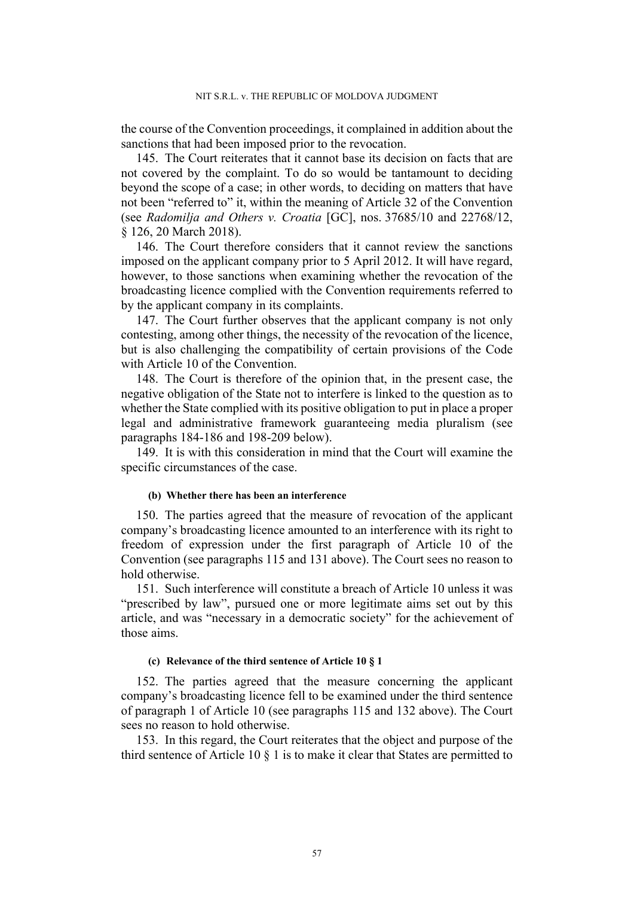the course of the Convention proceedings, it complained in addition about the sanctions that had been imposed prior to the revocation.

145. The Court reiterates that it cannot base its decision on facts that are not covered by the complaint. To do so would be tantamount to deciding beyond the scope of a case; in other words, to deciding on matters that have not been "referred to" it, within the meaning of Article 32 of the Convention (see *Radomilja and Others v. Croatia* [GC], nos. 37685/10 and 22768/12, § 126, 20 March 2018).

146. The Court therefore considers that it cannot review the sanctions imposed on the applicant company prior to 5 April 2012. It will have regard, however, to those sanctions when examining whether the revocation of the broadcasting licence complied with the Convention requirements referred to by the applicant company in its complaints.

147. The Court further observes that the applicant company is not only contesting, among other things, the necessity of the revocation of the licence, but is also challenging the compatibility of certain provisions of the Code with Article 10 of the Convention.

148. The Court is therefore of the opinion that, in the present case, the negative obligation of the State not to interfere is linked to the question as to whether the State complied with its positive obligation to put in place a proper legal and administrative framework guaranteeing media pluralism (see paragraphs 184-186 and 198-209 below).

149. It is with this consideration in mind that the Court will examine the specific circumstances of the case.

#### (b) Whether there has been an interference

150. The parties agreed that the measure of revocation of the applicant company's broadcasting licence amounted to an interference with its right to freedom of expression under the first paragraph of Article 10 of the Convention (see paragraphs 115 and 131 above). The Court sees no reason to hold otherwise.

151. Such interference will constitute a breach of Article 10 unless it was "prescribed by law", pursued one or more legitimate aims set out by this article, and was "necessary in a democratic society" for the achievement of those aims.

#### (c) Relevance of the third sentence of Article 10 § 1

152. The parties agreed that the measure concerning the applicant company's broadcasting licence fell to be examined under the third sentence of paragraph 1 of Article 10 (see paragraphs 115 and 132 above). The Court sees no reason to hold otherwise.

153. In this regard, the Court reiterates that the object and purpose of the third sentence of Article 10 § 1 is to make it clear that States are permitted to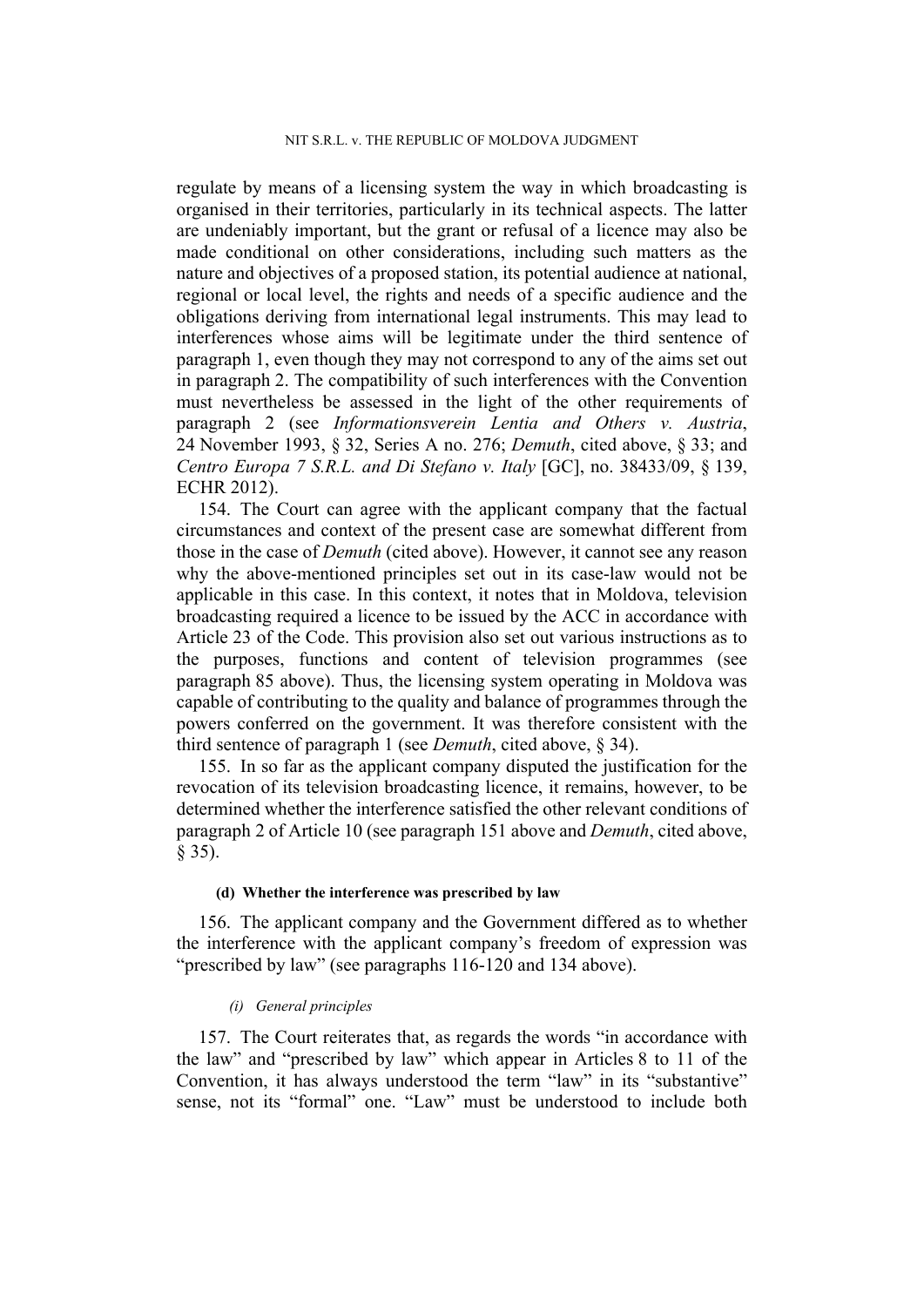regulate by means of a licensing system the way in which broadcasting is organised in their territories, particularly in its technical aspects. The latter are undeniably important, but the grant or refusal of a licence may also be made conditional on other considerations, including such matters as the nature and objectives of a proposed station, its potential audience at national, regional or local level, the rights and needs of a specific audience and the obligations deriving from international legal instruments. This may lead to interferences whose aims will be legitimate under the third sentence of paragraph 1, even though they may not correspond to any of the aims set out in paragraph 2. The compatibility of such interferences with the Convention must nevertheless be assessed in the light of the other requirements of paragraph 2 (see *Informationsverein Lentia and Others v. Austria*, 24 November 1993, § 32, Series A no. 276; *Demuth*, cited above, § 33; and *Centro Europa 7 S.R.L. and Di Stefano v. Italy* [GC], no. 38433/09, § 139, ECHR 2012).

154. The Court can agree with the applicant company that the factual circumstances and context of the present case are somewhat different from those in the case of *Demuth* (cited above). However, it cannot see any reason why the above-mentioned principles set out in its case-law would not be applicable in this case. In this context, it notes that in Moldova, television broadcasting required a licence to be issued by the ACC in accordance with Article 23 of the Code. This provision also set out various instructions as to the purposes, functions and content of television programmes (see paragraph 85 above). Thus, the licensing system operating in Moldova was capable of contributing to the quality and balance of programmes through the powers conferred on the government. It was therefore consistent with the third sentence of paragraph 1 (see *Demuth*, cited above, § 34).

155. In so far as the applicant company disputed the justification for the revocation of its television broadcasting licence, it remains, however, to be determined whether the interference satisfied the other relevant conditions of paragraph 2 of Article 10 (see paragraph 151 above and *Demuth*, cited above, § 35).

#### (d) Whether the interference was prescribed by law

156. The applicant company and the Government differed as to whether the interference with the applicant company's freedom of expression was "prescribed by law" (see paragraphs 116-120 and 134 above).

##### *(i) General principles*

157. The Court reiterates that, as regards the words "in accordance with the law" and "prescribed by law" which appear in Articles 8 to 11 of the Convention, it has always understood the term "law" in its "substantive" sense, not its "formal" one. "Law" must be understood to include both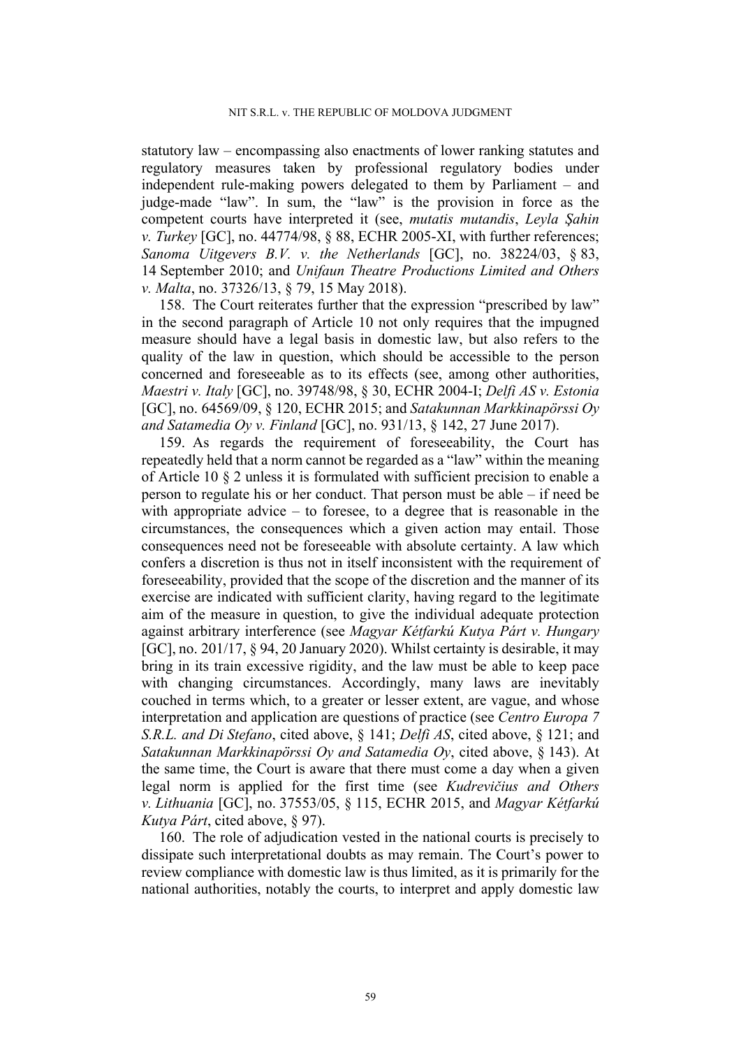statutory law – encompassing also enactments of lower ranking statutes and regulatory measures taken by professional regulatory bodies under independent rule-making powers delegated to them by Parliament – and judge-made "law". In sum, the "law" is the provision in force as the competent courts have interpreted it (see, *mutatis mutandis*, *Leyla Şahin v. Turkey* [GC], no. 44774/98, § 88, ECHR 2005-XI, with further references; *Sanoma Uitgevers B.V. v. the Netherlands* [GC], no. 38224/03, § 83, 14 September 2010; and *Unifaun Theatre Productions Limited and Others v. Malta*, no. 37326/13, § 79, 15 May 2018).

158. The Court reiterates further that the expression "prescribed by law" in the second paragraph of Article 10 not only requires that the impugned measure should have a legal basis in domestic law, but also refers to the quality of the law in question, which should be accessible to the person concerned and foreseeable as to its effects (see, among other authorities, *Maestri v. Italy* [GC], no. 39748/98, § 30, ECHR 2004-I; *Delfi AS v. Estonia* [GC], no. 64569/09, § 120, ECHR 2015; and *Satakunnan Markkinapörssi Oy and Satamedia Oy v. Finland* [GC], no. 931/13, § 142, 27 June 2017).

159. As regards the requirement of foreseeability, the Court has repeatedly held that a norm cannot be regarded as a "law" within the meaning of Article 10 § 2 unless it is formulated with sufficient precision to enable a person to regulate his or her conduct. That person must be able – if need be with appropriate advice – to foresee, to a degree that is reasonable in the circumstances, the consequences which a given action may entail. Those consequences need not be foreseeable with absolute certainty. A law which confers a discretion is thus not in itself inconsistent with the requirement of foreseeability, provided that the scope of the discretion and the manner of its exercise are indicated with sufficient clarity, having regard to the legitimate aim of the measure in question, to give the individual adequate protection against arbitrary interference (see *Magyar Kétfarkú Kutya Párt v. Hungary* [GC], no. 201/17, § 94, 20 January 2020). Whilst certainty is desirable, it may bring in its train excessive rigidity, and the law must be able to keep pace with changing circumstances. Accordingly, many laws are inevitably couched in terms which, to a greater or lesser extent, are vague, and whose interpretation and application are questions of practice (see *Centro Europa 7 S.R.L. and Di Stefano*, cited above, § 141; *Delfi AS*, cited above, § 121; and *Satakunnan Markkinapörssi Oy and Satamedia Oy*, cited above, § 143). At the same time, the Court is aware that there must come a day when a given legal norm is applied for the first time (see *Kudrevičius and Others v. Lithuania* [GC], no. 37553/05, § 115, ECHR 2015, and *Magyar Kétfarkú Kutya Párt*, cited above, § 97).

160. The role of adjudication vested in the national courts is precisely to dissipate such interpretational doubts as may remain. The Court's power to review compliance with domestic law is thus limited, as it is primarily for the national authorities, notably the courts, to interpret and apply domestic law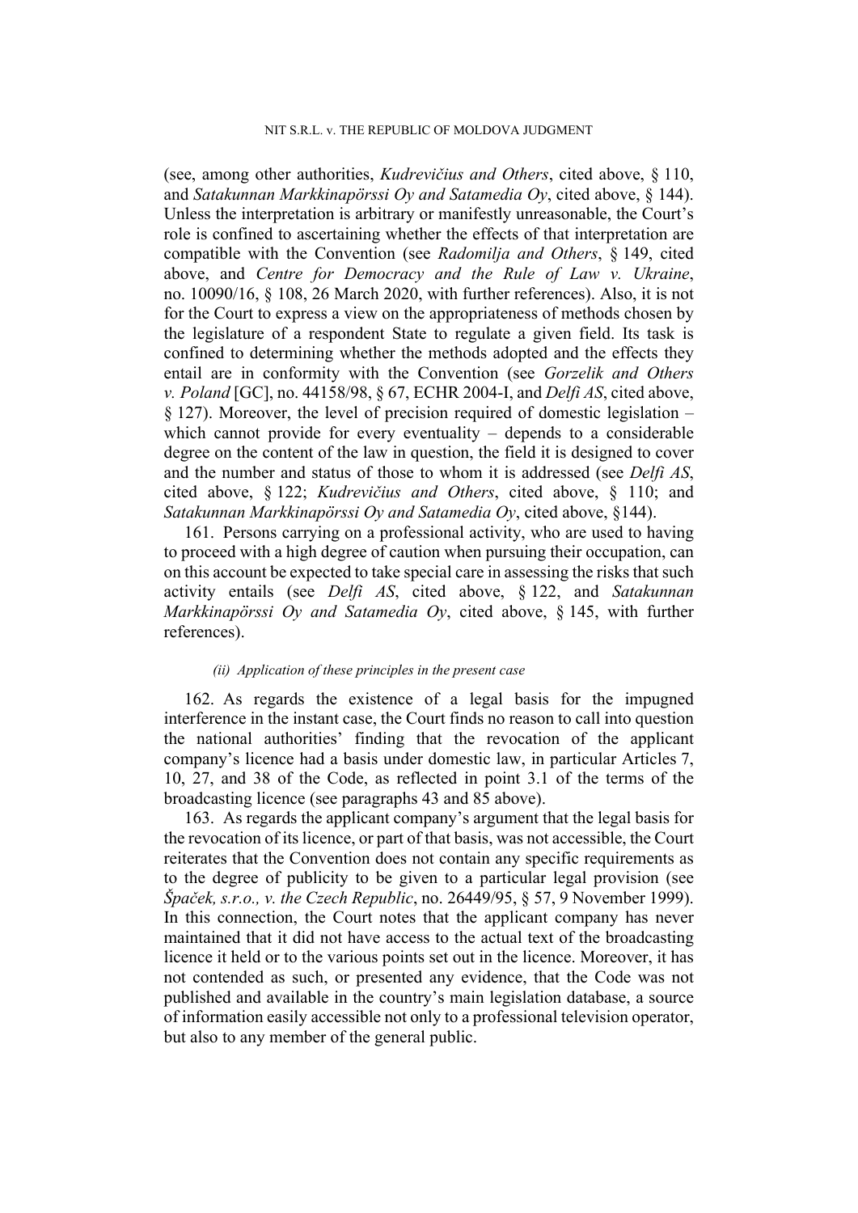(see, among other authorities, *Kudrevičius and Others*, cited above, § 110, and *Satakunnan Markkinapörssi Oy and Satamedia Oy*, cited above, § 144). Unless the interpretation is arbitrary or manifestly unreasonable, the Court's role is confined to ascertaining whether the effects of that interpretation are compatible with the Convention (see *Radomilja and Others*, § 149, cited above, and *Centre for Democracy and the Rule of Law v. Ukraine*, no. 10090/16, § 108, 26 March 2020, with further references). Also, it is not for the Court to express a view on the appropriateness of methods chosen by the legislature of a respondent State to regulate a given field. Its task is confined to determining whether the methods adopted and the effects they entail are in conformity with the Convention (see *Gorzelik and Others v. Poland* [GC], no. 44158/98, § 67, ECHR 2004-I, and *Delfi AS*, cited above, § 127). Moreover, the level of precision required of domestic legislation – which cannot provide for every eventuality – depends to a considerable degree on the content of the law in question, the field it is designed to cover and the number and status of those to whom it is addressed (see *Delfi AS*, cited above, § 122; *Kudrevičius and Others*, cited above, § 110; and *Satakunnan Markkinapörssi Oy and Satamedia Oy*, cited above, §144).

161. Persons carrying on a professional activity, who are used to having to proceed with a high degree of caution when pursuing their occupation, can on this account be expected to take special care in assessing the risks that such activity entails (see *Delfi AS*, cited above, § 122, and *Satakunnan Markkinapörssi Oy and Satamedia Oy*, cited above, § 145, with further references).

*(ii) Application of these principles in the present case*

162. As regards the existence of a legal basis for the impugned interference in the instant case, the Court finds no reason to call into question the national authorities' finding that the revocation of the applicant company's licence had a basis under domestic law, in particular Articles 7, 10, 27, and 38 of the Code, as reflected in point 3.1 of the terms of the broadcasting licence (see paragraphs 43 and 85 above).

163. As regards the applicant company's argument that the legal basis for the revocation of its licence, or part of that basis, was not accessible, the Court reiterates that the Convention does not contain any specific requirements as to the degree of publicity to be given to a particular legal provision (see *Špaček, s.r.o., v. the Czech Republic*, no. 26449/95, § 57, 9 November 1999). In this connection, the Court notes that the applicant company has never maintained that it did not have access to the actual text of the broadcasting licence it held or to the various points set out in the licence. Moreover, it has not contended as such, or presented any evidence, that the Code was not published and available in the country's main legislation database, a source of information easily accessible not only to a professional television operator, but also to any member of the general public.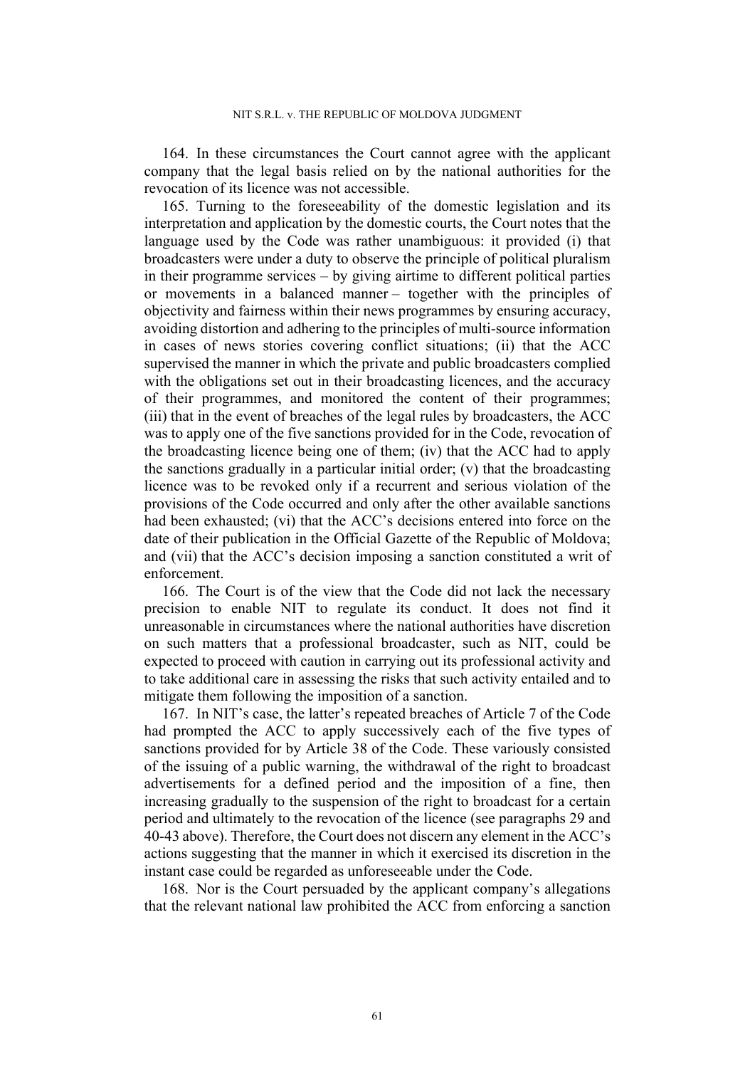164. In these circumstances the Court cannot agree with the applicant company that the legal basis relied on by the national authorities for the revocation of its licence was not accessible.

165. Turning to the foreseeability of the domestic legislation and its interpretation and application by the domestic courts, the Court notes that the language used by the Code was rather unambiguous: it provided (i) that broadcasters were under a duty to observe the principle of political pluralism in their programme services – by giving airtime to different political parties or movements in a balanced manner – together with the principles of objectivity and fairness within their news programmes by ensuring accuracy, avoiding distortion and adhering to the principles of multi-source information in cases of news stories covering conflict situations; (ii) that the ACC supervised the manner in which the private and public broadcasters complied with the obligations set out in their broadcasting licences, and the accuracy of their programmes, and monitored the content of their programmes; (iii) that in the event of breaches of the legal rules by broadcasters, the ACC was to apply one of the five sanctions provided for in the Code, revocation of the broadcasting licence being one of them; (iv) that the ACC had to apply the sanctions gradually in a particular initial order; (v) that the broadcasting licence was to be revoked only if a recurrent and serious violation of the provisions of the Code occurred and only after the other available sanctions had been exhausted; (vi) that the ACC's decisions entered into force on the date of their publication in the Official Gazette of the Republic of Moldova; and (vii) that the ACC's decision imposing a sanction constituted a writ of enforcement.

166. The Court is of the view that the Code did not lack the necessary precision to enable NIT to regulate its conduct. It does not find it unreasonable in circumstances where the national authorities have discretion on such matters that a professional broadcaster, such as NIT, could be expected to proceed with caution in carrying out its professional activity and to take additional care in assessing the risks that such activity entailed and to mitigate them following the imposition of a sanction.

167. In NIT's case, the latter's repeated breaches of Article 7 of the Code had prompted the ACC to apply successively each of the five types of sanctions provided for by Article 38 of the Code. These variously consisted of the issuing of a public warning, the withdrawal of the right to broadcast advertisements for a defined period and the imposition of a fine, then increasing gradually to the suspension of the right to broadcast for a certain period and ultimately to the revocation of the licence (see paragraphs 29 and 40-43 above). Therefore, the Court does not discern any element in the ACC's actions suggesting that the manner in which it exercised its discretion in the instant case could be regarded as unforeseeable under the Code.

168. Nor is the Court persuaded by the applicant company's allegations that the relevant national law prohibited the ACC from enforcing a sanction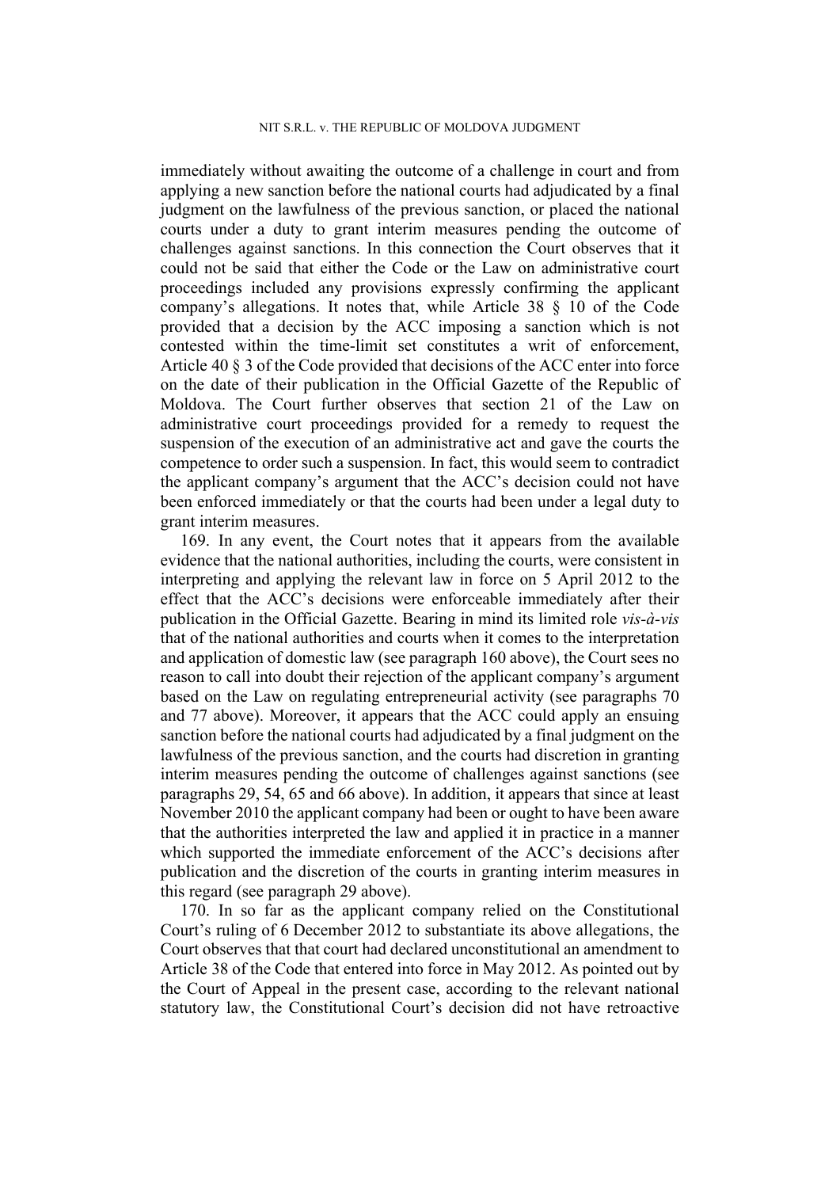immediately without awaiting the outcome of a challenge in court and from applying a new sanction before the national courts had adjudicated by a final judgment on the lawfulness of the previous sanction, or placed the national courts under a duty to grant interim measures pending the outcome of challenges against sanctions. In this connection the Court observes that it could not be said that either the Code or the Law on administrative court proceedings included any provisions expressly confirming the applicant company's allegations. It notes that, while Article 38 § 10 of the Code provided that a decision by the ACC imposing a sanction which is not contested within the time-limit set constitutes a writ of enforcement, Article 40 § 3 of the Code provided that decisions of the ACC enter into force on the date of their publication in the Official Gazette of the Republic of Moldova. The Court further observes that section 21 of the Law on administrative court proceedings provided for a remedy to request the suspension of the execution of an administrative act and gave the courts the competence to order such a suspension. In fact, this would seem to contradict the applicant company's argument that the ACC's decision could not have been enforced immediately or that the courts had been under a legal duty to grant interim measures.

169. In any event, the Court notes that it appears from the available evidence that the national authorities, including the courts, were consistent in interpreting and applying the relevant law in force on 5 April 2012 to the effect that the ACC's decisions were enforceable immediately after their publication in the Official Gazette. Bearing in mind its limited role *vis-à-vis* that of the national authorities and courts when it comes to the interpretation and application of domestic law (see paragraph 160 above), the Court sees no reason to call into doubt their rejection of the applicant company's argument based on the Law on regulating entrepreneurial activity (see paragraphs 70 and 77 above). Moreover, it appears that the ACC could apply an ensuing sanction before the national courts had adjudicated by a final judgment on the lawfulness of the previous sanction, and the courts had discretion in granting interim measures pending the outcome of challenges against sanctions (see paragraphs 29, 54, 65 and 66 above). In addition, it appears that since at least November 2010 the applicant company had been or ought to have been aware that the authorities interpreted the law and applied it in practice in a manner which supported the immediate enforcement of the ACC's decisions after publication and the discretion of the courts in granting interim measures in this regard (see paragraph 29 above).

170. In so far as the applicant company relied on the Constitutional Court's ruling of 6 December 2012 to substantiate its above allegations, the Court observes that that court had declared unconstitutional an amendment to Article 38 of the Code that entered into force in May 2012. As pointed out by the Court of Appeal in the present case, according to the relevant national statutory law, the Constitutional Court's decision did not have retroactive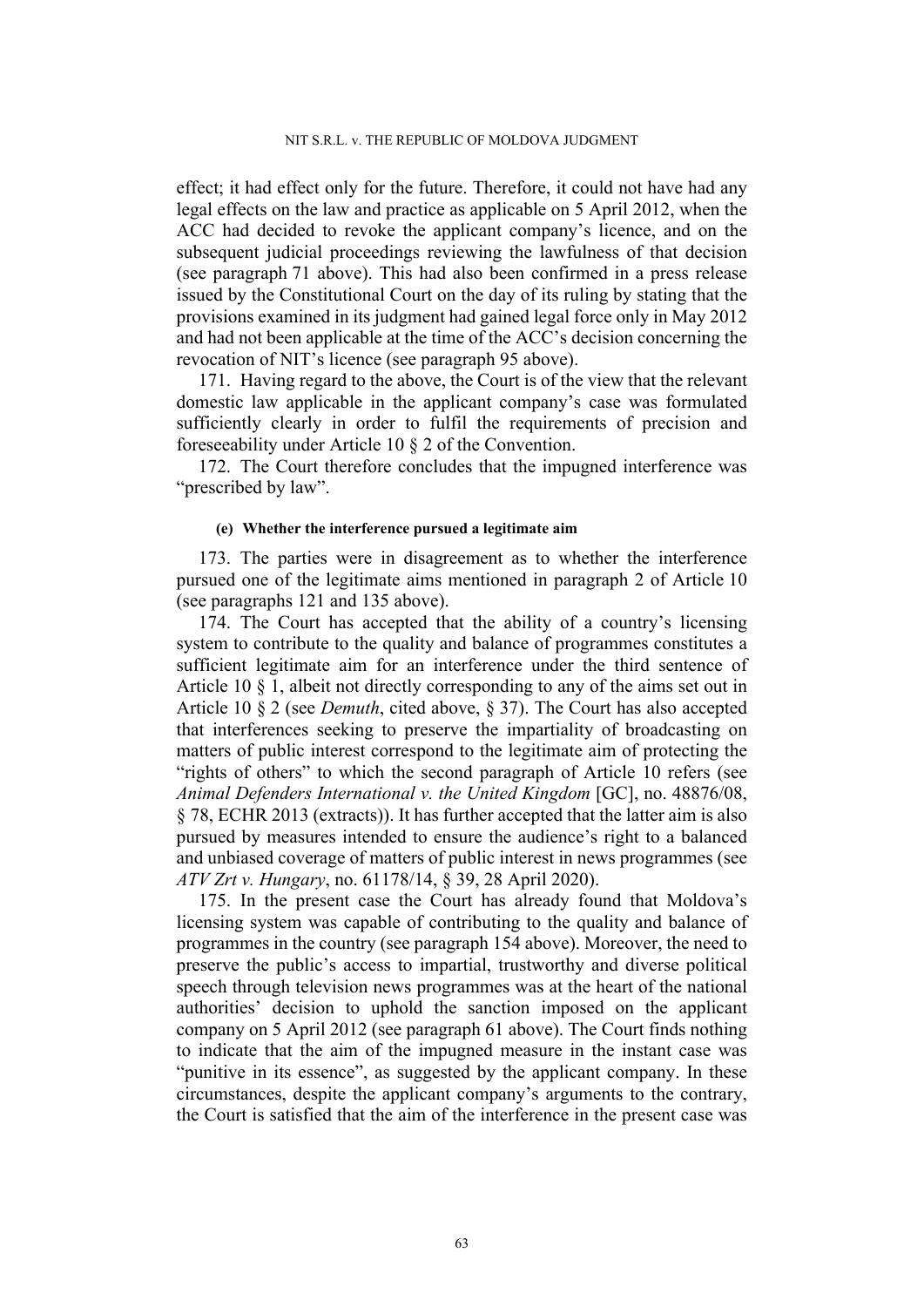effect; it had effect only for the future. Therefore, it could not have had any legal effects on the law and practice as applicable on 5 April 2012, when the ACC had decided to revoke the applicant company's licence, and on the subsequent judicial proceedings reviewing the lawfulness of that decision (see paragraph 71 above). This had also been confirmed in a press release issued by the Constitutional Court on the day of its ruling by stating that the provisions examined in its judgment had gained legal force only in May 2012 and had not been applicable at the time of the ACC's decision concerning the revocation of NIT's licence (see paragraph 95 above).

171. Having regard to the above, the Court is of the view that the relevant domestic law applicable in the applicant company's case was formulated sufficiently clearly in order to fulfil the requirements of precision and foreseeability under Article 10 § 2 of the Convention.

172. The Court therefore concludes that the impugned interference was "prescribed by law".

##### (e) Whether the interference pursued a legitimate aim

173. The parties were in disagreement as to whether the interference pursued one of the legitimate aims mentioned in paragraph 2 of Article 10 (see paragraphs 121 and 135 above).

174. The Court has accepted that the ability of a country's licensing system to contribute to the quality and balance of programmes constitutes a sufficient legitimate aim for an interference under the third sentence of Article 10 § 1, albeit not directly corresponding to any of the aims set out in Article 10 § 2 (see *Demuth*, cited above, § 37). The Court has also accepted that interferences seeking to preserve the impartiality of broadcasting on matters of public interest correspond to the legitimate aim of protecting the "rights of others" to which the second paragraph of Article 10 refers (see *Animal Defenders International v. the United Kingdom* [GC], no. 48876/08, § 78, ECHR 2013 (extracts)). It has further accepted that the latter aim is also pursued by measures intended to ensure the audience's right to a balanced and unbiased coverage of matters of public interest in news programmes (see *ATV Zrt v. Hungary*, no. 61178/14, § 39, 28 April 2020).

175. In the present case the Court has already found that Moldova's licensing system was capable of contributing to the quality and balance of programmes in the country (see paragraph 154 above). Moreover, the need to preserve the public's access to impartial, trustworthy and diverse political speech through television news programmes was at the heart of the national authorities' decision to uphold the sanction imposed on the applicant company on 5 April 2012 (see paragraph 61 above). The Court finds nothing to indicate that the aim of the impugned measure in the instant case was "punitive in its essence", as suggested by the applicant company. In these circumstances, despite the applicant company's arguments to the contrary, the Court is satisfied that the aim of the interference in the present case was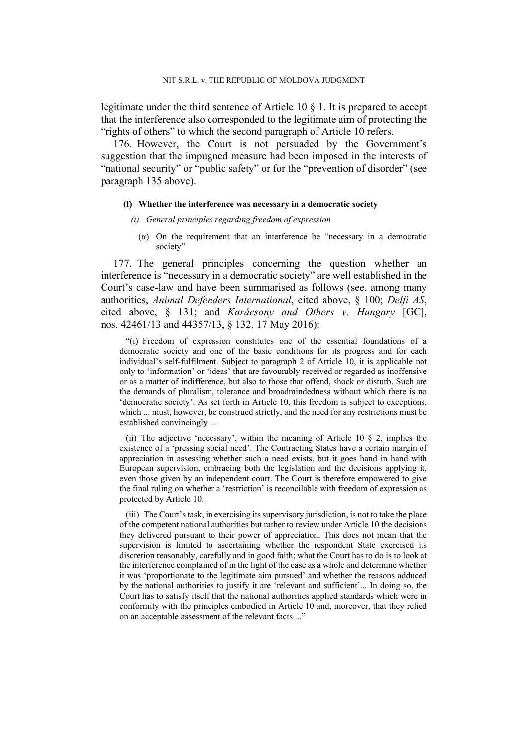legitimate under the third sentence of Article 10 § 1. It is prepared to accept that the interference also corresponded to the legitimate aim of protecting the "rights of others" to which the second paragraph of Article 10 refers.

176. However, the Court is not persuaded by the Government's suggestion that the impugned measure had been imposed in the interests of "national security" or "public safety" or for the "prevention of disorder" (see paragraph 135 above).

#### (f) Whether the interference was necessary in a democratic society

##### *(i) General principles regarding freedom of expression*

###### (α) On the requirement that an interference be "necessary in a democratic society"

177. The general principles concerning the question whether an interference is "necessary in a democratic society" are well established in the Court's case-law and have been summarised as follows (see, among many authorities, *Animal Defenders International*, cited above, § 100; *Delfi AS*, cited above, § 131; and *Karácsony and Others v. Hungary* [GC], nos. 42461/13 and 44357/13, § 132, 17 May 2016):

> "(i) Freedom of expression constitutes one of the essential foundations of a democratic society and one of the basic conditions for its progress and for each individual's self-fulfilment. Subject to paragraph 2 of Article 10, it is applicable not only to 'information' or 'ideas' that are favourably received or regarded as inoffensive or as a matter of indifference, but also to those that offend, shock or disturb. Such are the demands of pluralism, tolerance and broadmindedness without which there is no 'democratic society'. As set forth in Article 10, this freedom is subject to exceptions, which ... must, however, be construed strictly, and the need for any restrictions must be established convincingly ...
>
> (ii) The adjective 'necessary', within the meaning of Article 10 § 2, implies the existence of a 'pressing social need'. The Contracting States have a certain margin of appreciation in assessing whether such a need exists, but it goes hand in hand with European supervision, embracing both the legislation and the decisions applying it, even those given by an independent court. The Court is therefore empowered to give the final ruling on whether a 'restriction' is reconcilable with freedom of expression as protected by Article 10.
>
> (iii) The Court's task, in exercising its supervisory jurisdiction, is not to take the place of the competent national authorities but rather to review under Article 10 the decisions they delivered pursuant to their power of appreciation. This does not mean that the supervision is limited to ascertaining whether the respondent State exercised its discretion reasonably, carefully and in good faith; what the Court has to do is to look at the interference complained of in the light of the case as a whole and determine whether it was 'proportionate to the legitimate aim pursued' and whether the reasons adduced by the national authorities to justify it are 'relevant and sufficient'... In doing so, the Court has to satisfy itself that the national authorities applied standards which were in conformity with the principles embodied in Article 10 and, moreover, that they relied on an acceptable assessment of the relevant facts ..."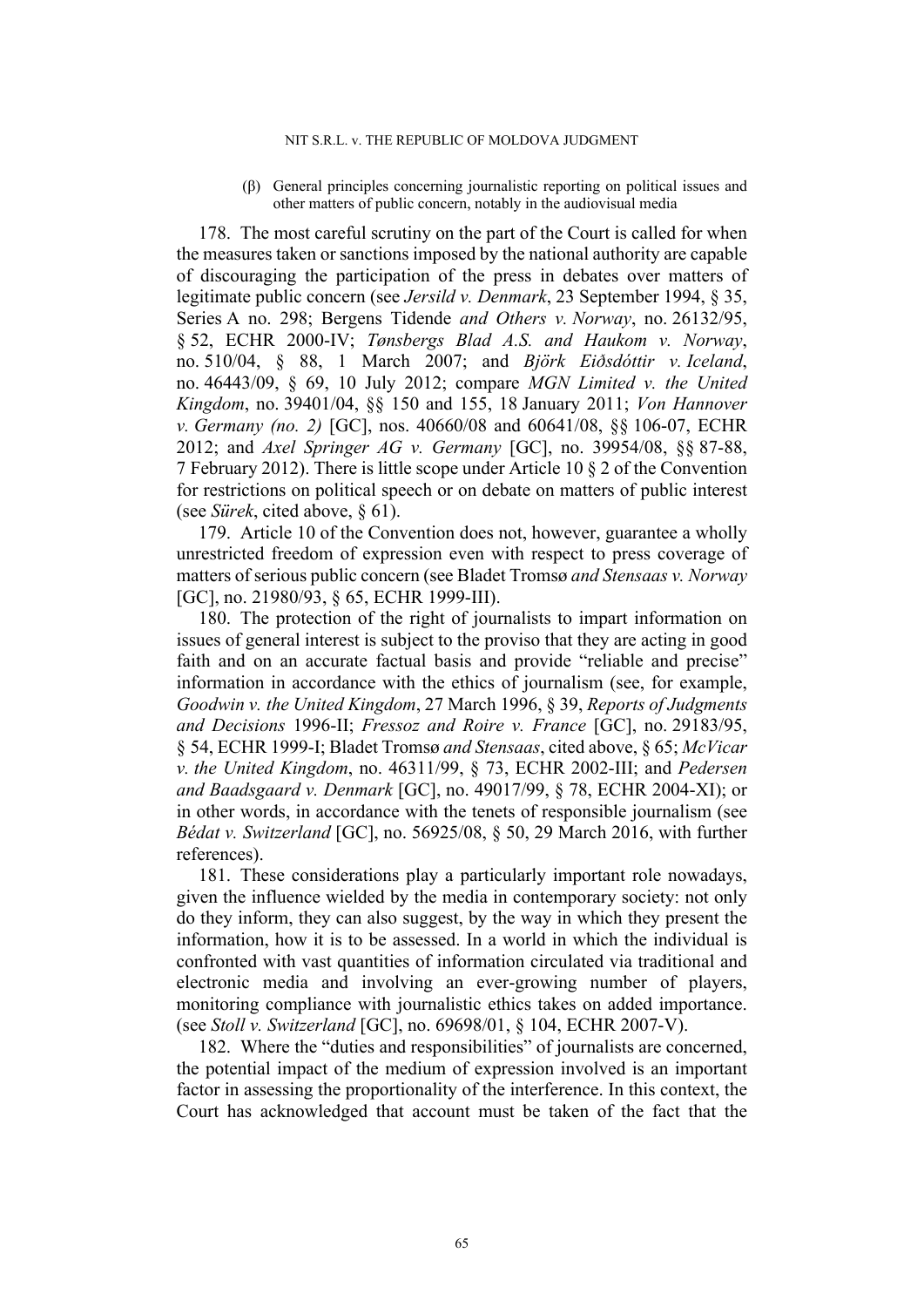(β) General principles concerning journalistic reporting on political issues and other matters of public concern, notably in the audiovisual media

178. The most careful scrutiny on the part of the Court is called for when the measures taken or sanctions imposed by the national authority are capable of discouraging the participation of the press in debates over matters of legitimate public concern (see *Jersild v. Denmark*, 23 September 1994, § 35, Series A no. 298; Bergens Tidende *and Others v. Norway*, no. 26132/95, § 52, ECHR 2000-IV; *Tønsbergs Blad A.S. and Haukom v. Norway*, no. 510/04, § 88, 1 March 2007; and *Björk Eiðsdóttir v. Iceland*, no. 46443/09, § 69, 10 July 2012; compare *MGN Limited v. the United Kingdom*, no. 39401/04, §§ 150 and 155, 18 January 2011; *Von Hannover v. Germany (no. 2)* [GC], nos. 40660/08 and 60641/08, §§ 106-07, ECHR 2012; and *Axel Springer AG v. Germany* [GC], no. 39954/08, §§ 87-88, 7 February 2012). There is little scope under Article 10 § 2 of the Convention for restrictions on political speech or on debate on matters of public interest (see *Sürek*, cited above, § 61).

179. Article 10 of the Convention does not, however, guarantee a wholly unrestricted freedom of expression even with respect to press coverage of matters of serious public concern (see Bladet Tromsø *and Stensaas v. Norway* [GC], no. 21980/93, § 65, ECHR 1999-III).

180. The protection of the right of journalists to impart information on issues of general interest is subject to the proviso that they are acting in good faith and on an accurate factual basis and provide "reliable and precise" information in accordance with the ethics of journalism (see, for example, *Goodwin v. the United Kingdom*, 27 March 1996, § 39, *Reports of Judgments and Decisions* 1996-II; *Fressoz and Roire v. France* [GC], no. 29183/95, § 54, ECHR 1999-I; Bladet Tromsø *and Stensaas*, cited above, § 65; *McVicar v. the United Kingdom*, no. 46311/99, § 73, ECHR 2002-III; and *Pedersen and Baadsgaard v. Denmark* [GC], no. 49017/99, § 78, ECHR 2004-XI); or in other words, in accordance with the tenets of responsible journalism (see *Bédat v. Switzerland* [GC], no. 56925/08, § 50, 29 March 2016, with further references).

181. These considerations play a particularly important role nowadays, given the influence wielded by the media in contemporary society: not only do they inform, they can also suggest, by the way in which they present the information, how it is to be assessed. In a world in which the individual is confronted with vast quantities of information circulated via traditional and electronic media and involving an ever-growing number of players, monitoring compliance with journalistic ethics takes on added importance. (see *Stoll v. Switzerland* [GC], no. 69698/01, § 104, ECHR 2007-V).

182. Where the "duties and responsibilities" of journalists are concerned, the potential impact of the medium of expression involved is an important factor in assessing the proportionality of the interference. In this context, the Court has acknowledged that account must be taken of the fact that the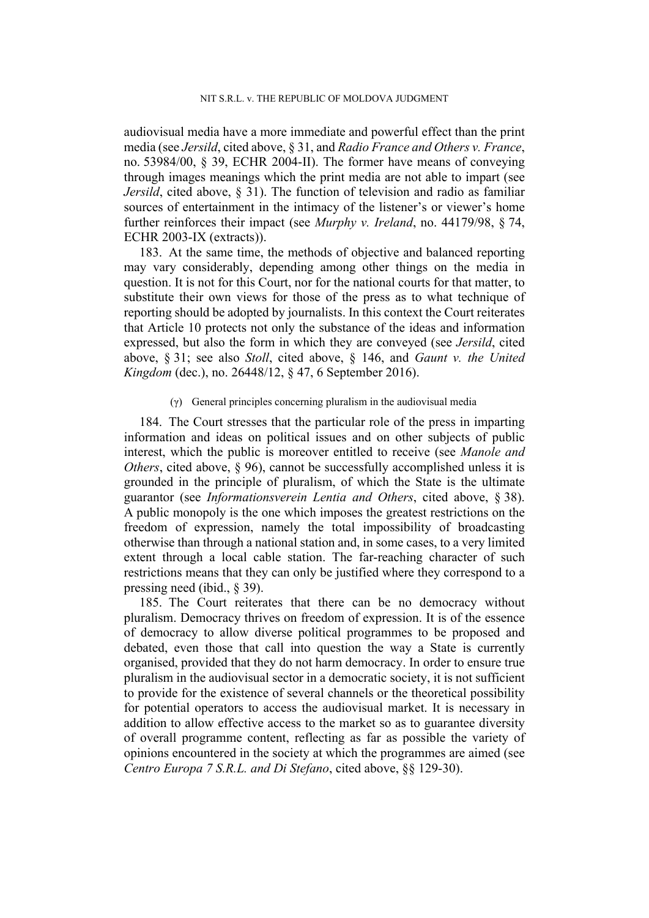audiovisual media have a more immediate and powerful effect than the print media (see *Jersild*, cited above, § 31, and *Radio France and Others v. France*, no. 53984/00, § 39, ECHR 2004-II). The former have means of conveying through images meanings which the print media are not able to impart (see *Jersild*, cited above, § 31). The function of television and radio as familiar sources of entertainment in the intimacy of the listener's or viewer's home further reinforces their impact (see *Murphy v. Ireland*, no. 44179/98, § 74, ECHR 2003-IX (extracts)).

183. At the same time, the methods of objective and balanced reporting may vary considerably, depending among other things on the media in question. It is not for this Court, nor for the national courts for that matter, to substitute their own views for those of the press as to what technique of reporting should be adopted by journalists. In this context the Court reiterates that Article 10 protects not only the substance of the ideas and information expressed, but also the form in which they are conveyed (see *Jersild*, cited above, § 31; see also *Stoll*, cited above, § 146, and *Gaunt v. the United Kingdom* (dec.), no. 26448/12, § 47, 6 September 2016).

(γ) General principles concerning pluralism in the audiovisual media

184. The Court stresses that the particular role of the press in imparting information and ideas on political issues and on other subjects of public interest, which the public is moreover entitled to receive (see *Manole and Others*, cited above, § 96), cannot be successfully accomplished unless it is grounded in the principle of pluralism, of which the State is the ultimate guarantor (see *Informationsverein Lentia and Others*, cited above, § 38). A public monopoly is the one which imposes the greatest restrictions on the freedom of expression, namely the total impossibility of broadcasting otherwise than through a national station and, in some cases, to a very limited extent through a local cable station. The far-reaching character of such restrictions means that they can only be justified where they correspond to a pressing need (ibid., § 39).

185. The Court reiterates that there can be no democracy without pluralism. Democracy thrives on freedom of expression. It is of the essence of democracy to allow diverse political programmes to be proposed and debated, even those that call into question the way a State is currently organised, provided that they do not harm democracy. In order to ensure true pluralism in the audiovisual sector in a democratic society, it is not sufficient to provide for the existence of several channels or the theoretical possibility for potential operators to access the audiovisual market. It is necessary in addition to allow effective access to the market so as to guarantee diversity of overall programme content, reflecting as far as possible the variety of opinions encountered in the society at which the programmes are aimed (see *Centro Europa 7 S.R.L. and Di Stefano*, cited above, §§ 129-30).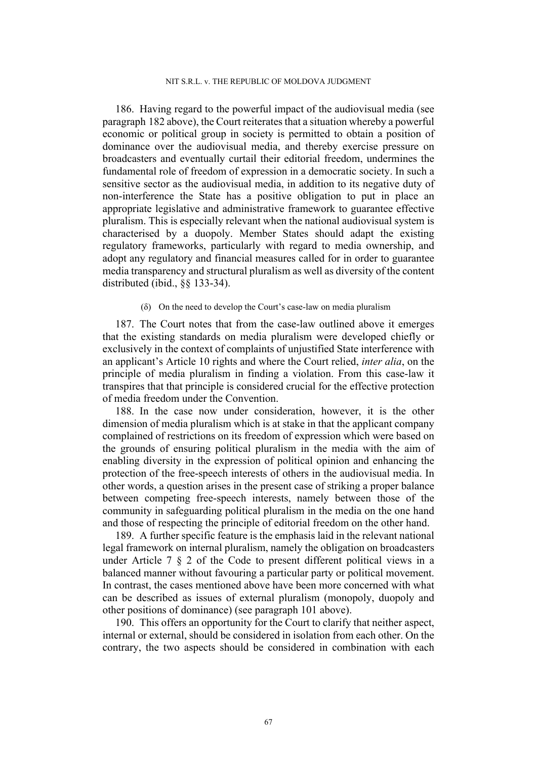186. Having regard to the powerful impact of the audiovisual media (see paragraph 182 above), the Court reiterates that a situation whereby a powerful economic or political group in society is permitted to obtain a position of dominance over the audiovisual media, and thereby exercise pressure on broadcasters and eventually curtail their editorial freedom, undermines the fundamental role of freedom of expression in a democratic society. In such a sensitive sector as the audiovisual media, in addition to its negative duty of non-interference the State has a positive obligation to put in place an appropriate legislative and administrative framework to guarantee effective pluralism. This is especially relevant when the national audiovisual system is characterised by a duopoly. Member States should adapt the existing regulatory frameworks, particularly with regard to media ownership, and adopt any regulatory and financial measures called for in order to guarantee media transparency and structural pluralism as well as diversity of the content distributed (ibid., §§ 133-34).

(δ) On the need to develop the Court's case-law on media pluralism

187. The Court notes that from the case-law outlined above it emerges that the existing standards on media pluralism were developed chiefly or exclusively in the context of complaints of unjustified State interference with an applicant's Article 10 rights and where the Court relied, *inter alia*, on the principle of media pluralism in finding a violation. From this case-law it transpires that that principle is considered crucial for the effective protection of media freedom under the Convention.

188. In the case now under consideration, however, it is the other dimension of media pluralism which is at stake in that the applicant company complained of restrictions on its freedom of expression which were based on the grounds of ensuring political pluralism in the media with the aim of enabling diversity in the expression of political opinion and enhancing the protection of the free-speech interests of others in the audiovisual media. In other words, a question arises in the present case of striking a proper balance between competing free-speech interests, namely between those of the community in safeguarding political pluralism in the media on the one hand and those of respecting the principle of editorial freedom on the other hand.

189. A further specific feature is the emphasis laid in the relevant national legal framework on internal pluralism, namely the obligation on broadcasters under Article 7 § 2 of the Code to present different political views in a balanced manner without favouring a particular party or political movement. In contrast, the cases mentioned above have been more concerned with what can be described as issues of external pluralism (monopoly, duopoly and other positions of dominance) (see paragraph 101 above).

190. This offers an opportunity for the Court to clarify that neither aspect, internal or external, should be considered in isolation from each other. On the contrary, the two aspects should be considered in combination with each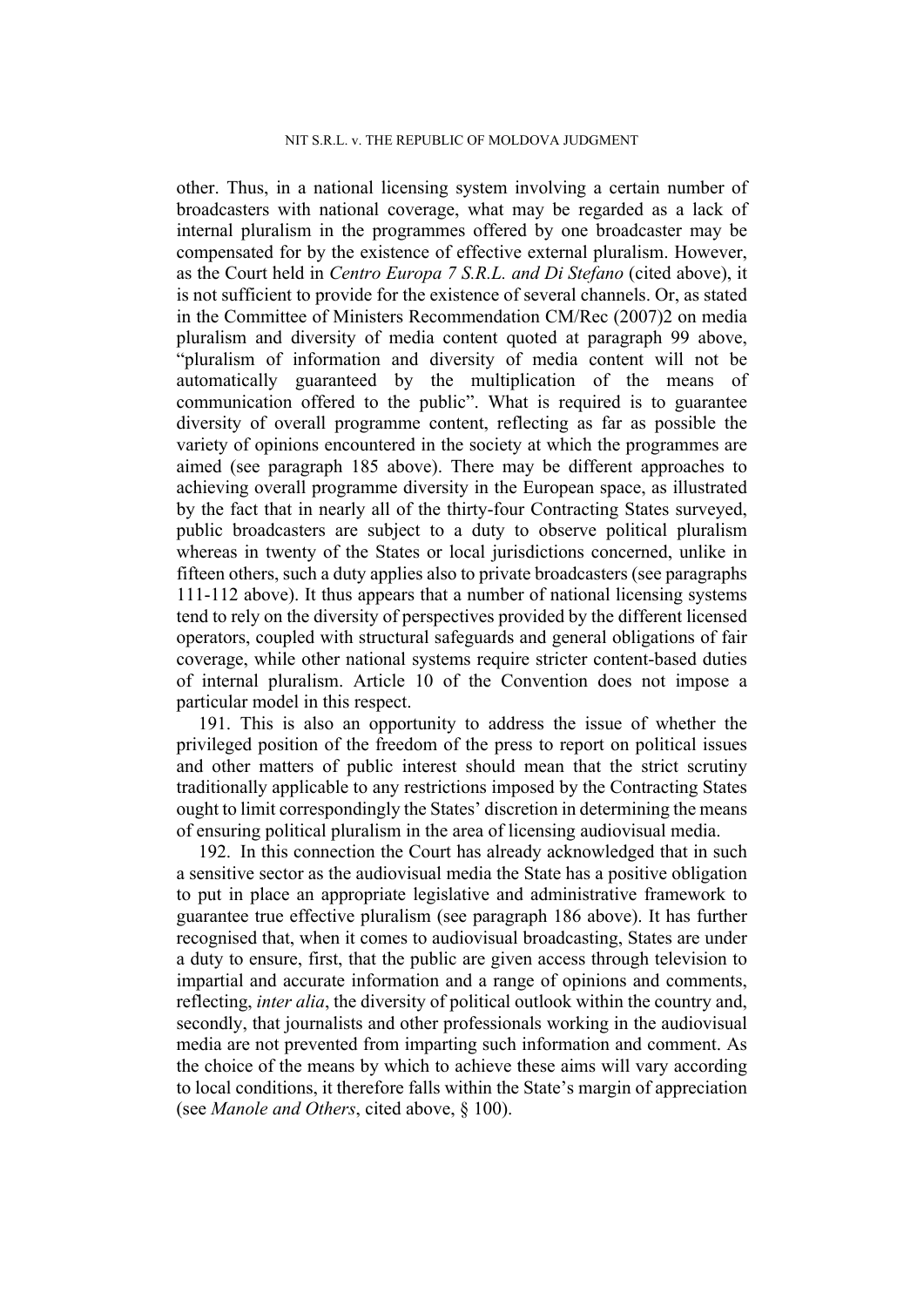other. Thus, in a national licensing system involving a certain number of broadcasters with national coverage, what may be regarded as a lack of internal pluralism in the programmes offered by one broadcaster may be compensated for by the existence of effective external pluralism. However, as the Court held in *Centro Europa 7 S.R.L. and Di Stefano* (cited above), it is not sufficient to provide for the existence of several channels. Or, as stated in the Committee of Ministers Recommendation CM/Rec (2007)2 on media pluralism and diversity of media content quoted at paragraph 99 above, "pluralism of information and diversity of media content will not be automatically guaranteed by the multiplication of the means of communication offered to the public". What is required is to guarantee diversity of overall programme content, reflecting as far as possible the variety of opinions encountered in the society at which the programmes are aimed (see paragraph 185 above). There may be different approaches to achieving overall programme diversity in the European space, as illustrated by the fact that in nearly all of the thirty-four Contracting States surveyed, public broadcasters are subject to a duty to observe political pluralism whereas in twenty of the States or local jurisdictions concerned, unlike in fifteen others, such a duty applies also to private broadcasters (see paragraphs 111-112 above). It thus appears that a number of national licensing systems tend to rely on the diversity of perspectives provided by the different licensed operators, coupled with structural safeguards and general obligations of fair coverage, while other national systems require stricter content-based duties of internal pluralism. Article 10 of the Convention does not impose a particular model in this respect.

191. This is also an opportunity to address the issue of whether the privileged position of the freedom of the press to report on political issues and other matters of public interest should mean that the strict scrutiny traditionally applicable to any restrictions imposed by the Contracting States ought to limit correspondingly the States' discretion in determining the means of ensuring political pluralism in the area of licensing audiovisual media.

192. In this connection the Court has already acknowledged that in such a sensitive sector as the audiovisual media the State has a positive obligation to put in place an appropriate legislative and administrative framework to guarantee true effective pluralism (see paragraph 186 above). It has further recognised that, when it comes to audiovisual broadcasting, States are under a duty to ensure, first, that the public are given access through television to impartial and accurate information and a range of opinions and comments, reflecting, *inter alia*, the diversity of political outlook within the country and, secondly, that journalists and other professionals working in the audiovisual media are not prevented from imparting such information and comment. As the choice of the means by which to achieve these aims will vary according to local conditions, it therefore falls within the State's margin of appreciation (see *Manole and Others*, cited above, § 100).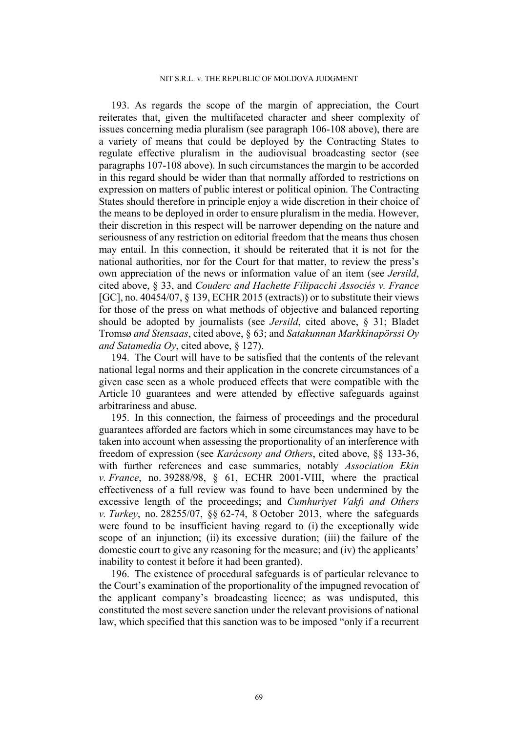193. As regards the scope of the margin of appreciation, the Court reiterates that, given the multifaceted character and sheer complexity of issues concerning media pluralism (see paragraph 106-108 above), there are a variety of means that could be deployed by the Contracting States to regulate effective pluralism in the audiovisual broadcasting sector (see paragraphs 107-108 above). In such circumstances the margin to be accorded in this regard should be wider than that normally afforded to restrictions on expression on matters of public interest or political opinion. The Contracting States should therefore in principle enjoy a wide discretion in their choice of the means to be deployed in order to ensure pluralism in the media. However, their discretion in this respect will be narrower depending on the nature and seriousness of any restriction on editorial freedom that the means thus chosen may entail. In this connection, it should be reiterated that it is not for the national authorities, nor for the Court for that matter, to review the press's own appreciation of the news or information value of an item (see *Jersild*, cited above, § 33, and *Couderc and Hachette Filipacchi Associés v. France* [GC], no. 40454/07, § 139, ECHR 2015 (extracts)) or to substitute their views for those of the press on what methods of objective and balanced reporting should be adopted by journalists (see *Jersild*, cited above, § 31; Bladet Tromsø *and Stensaas*, cited above, § 63; and *Satakunnan Markkinapörssi Oy and Satamedia Oy*, cited above, § 127).

194. The Court will have to be satisfied that the contents of the relevant national legal norms and their application in the concrete circumstances of a given case seen as a whole produced effects that were compatible with the Article 10 guarantees and were attended by effective safeguards against arbitrariness and abuse.

195. In this connection, the fairness of proceedings and the procedural guarantees afforded are factors which in some circumstances may have to be taken into account when assessing the proportionality of an interference with freedom of expression (see *Karácsony and Others*, cited above, §§ 133-36, with further references and case summaries, notably *Association Ekin v. France*, no. 39288/98, § 61, ECHR 2001-VIII, where the practical effectiveness of a full review was found to have been undermined by the excessive length of the proceedings; and *Cumhuriyet Vakfı and Others v. Turkey*, no. 28255/07, §§ 62-74, 8 October 2013, where the safeguards were found to be insufficient having regard to (i) the exceptionally wide scope of an injunction; (ii) its excessive duration; (iii) the failure of the domestic court to give any reasoning for the measure; and (iv) the applicants' inability to contest it before it had been granted).

196. The existence of procedural safeguards is of particular relevance to the Court's examination of the proportionality of the impugned revocation of the applicant company's broadcasting licence; as was undisputed, this constituted the most severe sanction under the relevant provisions of national law, which specified that this sanction was to be imposed "only if a recurrent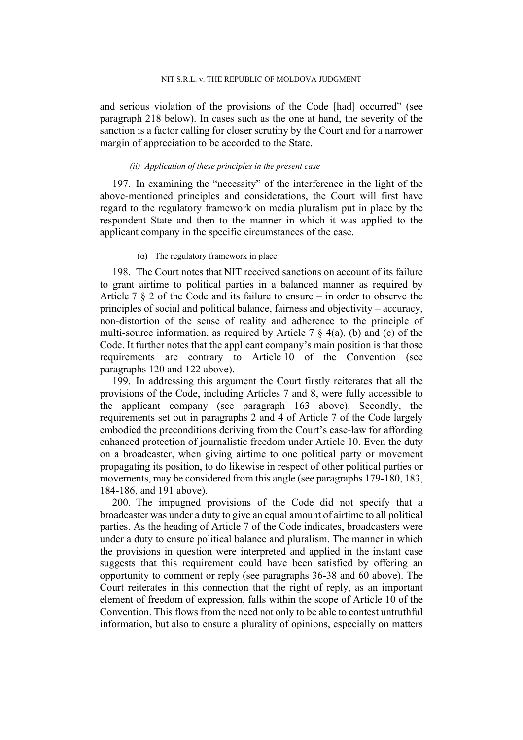and serious violation of the provisions of the Code [had] occurred" (see paragraph 218 below). In cases such as the one at hand, the severity of the sanction is a factor calling for closer scrutiny by the Court and for a narrower margin of appreciation to be accorded to the State.

*(ii) Application of these principles in the present case*

197. In examining the "necessity" of the interference in the light of the above-mentioned principles and considerations, the Court will first have regard to the regulatory framework on media pluralism put in place by the respondent State and then to the manner in which it was applied to the applicant company in the specific circumstances of the case.

(α) The regulatory framework in place

198. The Court notes that NIT received sanctions on account of its failure to grant airtime to political parties in a balanced manner as required by Article 7 § 2 of the Code and its failure to ensure – in order to observe the principles of social and political balance, fairness and objectivity – accuracy, non-distortion of the sense of reality and adherence to the principle of multi-source information, as required by Article 7 § 4(a), (b) and (c) of the Code. It further notes that the applicant company's main position is that those requirements are contrary to Article 10 of the Convention (see paragraphs 120 and 122 above).

199. In addressing this argument the Court firstly reiterates that all the provisions of the Code, including Articles 7 and 8, were fully accessible to the applicant company (see paragraph 163 above). Secondly, the requirements set out in paragraphs 2 and 4 of Article 7 of the Code largely embodied the preconditions deriving from the Court's case-law for affording enhanced protection of journalistic freedom under Article 10. Even the duty on a broadcaster, when giving airtime to one political party or movement propagating its position, to do likewise in respect of other political parties or movements, may be considered from this angle (see paragraphs 179-180, 183, 184-186, and 191 above).

200. The impugned provisions of the Code did not specify that a broadcaster was under a duty to give an equal amount of airtime to all political parties. As the heading of Article 7 of the Code indicates, broadcasters were under a duty to ensure political balance and pluralism. The manner in which the provisions in question were interpreted and applied in the instant case suggests that this requirement could have been satisfied by offering an opportunity to comment or reply (see paragraphs 36-38 and 60 above). The Court reiterates in this connection that the right of reply, as an important element of freedom of expression, falls within the scope of Article 10 of the Convention. This flows from the need not only to be able to contest untruthful information, but also to ensure a plurality of opinions, especially on matters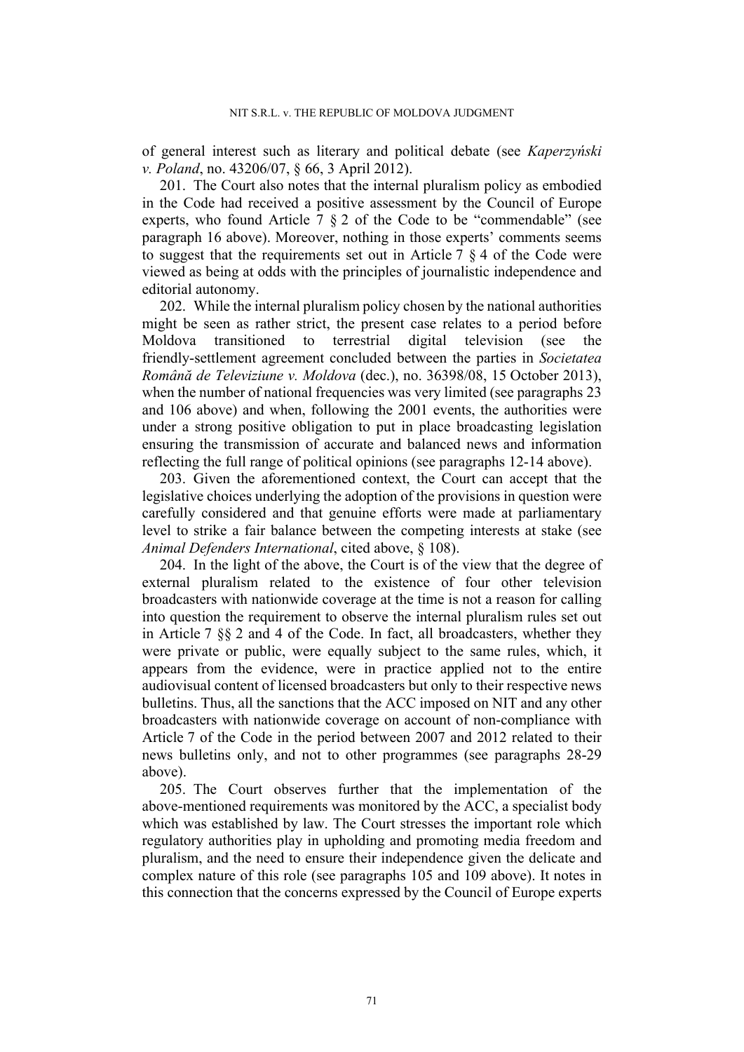of general interest such as literary and political debate (see *Kaperzyński v. Poland*, no. 43206/07, § 66, 3 April 2012).

201. The Court also notes that the internal pluralism policy as embodied in the Code had received a positive assessment by the Council of Europe experts, who found Article 7 § 2 of the Code to be "commendable" (see paragraph 16 above). Moreover, nothing in those experts' comments seems to suggest that the requirements set out in Article 7 § 4 of the Code were viewed as being at odds with the principles of journalistic independence and editorial autonomy.

202. While the internal pluralism policy chosen by the national authorities might be seen as rather strict, the present case relates to a period before Moldova transitioned to terrestrial digital television (see the friendly-settlement agreement concluded between the parties in *Societatea Română de Televiziune v. Moldova* (dec.), no. 36398/08, 15 October 2013), when the number of national frequencies was very limited (see paragraphs 23 and 106 above) and when, following the 2001 events, the authorities were under a strong positive obligation to put in place broadcasting legislation ensuring the transmission of accurate and balanced news and information reflecting the full range of political opinions (see paragraphs 12-14 above).

203. Given the aforementioned context, the Court can accept that the legislative choices underlying the adoption of the provisions in question were carefully considered and that genuine efforts were made at parliamentary level to strike a fair balance between the competing interests at stake (see *Animal Defenders International*, cited above, § 108).

204. In the light of the above, the Court is of the view that the degree of external pluralism related to the existence of four other television broadcasters with nationwide coverage at the time is not a reason for calling into question the requirement to observe the internal pluralism rules set out in Article 7 §§ 2 and 4 of the Code. In fact, all broadcasters, whether they were private or public, were equally subject to the same rules, which, it appears from the evidence, were in practice applied not to the entire audiovisual content of licensed broadcasters but only to their respective news bulletins. Thus, all the sanctions that the ACC imposed on NIT and any other broadcasters with nationwide coverage on account of non-compliance with Article 7 of the Code in the period between 2007 and 2012 related to their news bulletins only, and not to other programmes (see paragraphs 28-29 above).

205. The Court observes further that the implementation of the above-mentioned requirements was monitored by the ACC, a specialist body which was established by law. The Court stresses the important role which regulatory authorities play in upholding and promoting media freedom and pluralism, and the need to ensure their independence given the delicate and complex nature of this role (see paragraphs 105 and 109 above). It notes in this connection that the concerns expressed by the Council of Europe experts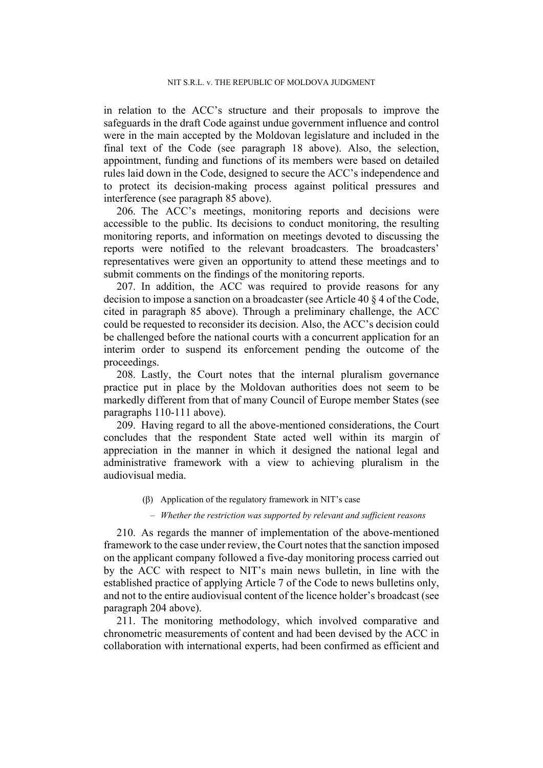in relation to the ACC's structure and their proposals to improve the safeguards in the draft Code against undue government influence and control were in the main accepted by the Moldovan legislature and included in the final text of the Code (see paragraph 18 above). Also, the selection, appointment, funding and functions of its members were based on detailed rules laid down in the Code, designed to secure the ACC's independence and to protect its decision-making process against political pressures and interference (see paragraph 85 above).

206. The ACC's meetings, monitoring reports and decisions were accessible to the public. Its decisions to conduct monitoring, the resulting monitoring reports, and information on meetings devoted to discussing the reports were notified to the relevant broadcasters. The broadcasters' representatives were given an opportunity to attend these meetings and to submit comments on the findings of the monitoring reports.

207. In addition, the ACC was required to provide reasons for any decision to impose a sanction on a broadcaster (see Article 40 § 4 of the Code, cited in paragraph 85 above). Through a preliminary challenge, the ACC could be requested to reconsider its decision. Also, the ACC's decision could be challenged before the national courts with a concurrent application for an interim order to suspend its enforcement pending the outcome of the proceedings.

208. Lastly, the Court notes that the internal pluralism governance practice put in place by the Moldovan authorities does not seem to be markedly different from that of many Council of Europe member States (see paragraphs 110-111 above).

209. Having regard to all the above-mentioned considerations, the Court concludes that the respondent State acted well within its margin of appreciation in the manner in which it designed the national legal and administrative framework with a view to achieving pluralism in the audiovisual media.

(β) Application of the regulatory framework in NIT's case

– *Whether the restriction was supported by relevant and sufficient reasons*

210. As regards the manner of implementation of the above-mentioned framework to the case under review, the Court notes that the sanction imposed on the applicant company followed a five-day monitoring process carried out by the ACC with respect to NIT's main news bulletin, in line with the established practice of applying Article 7 of the Code to news bulletins only, and not to the entire audiovisual content of the licence holder's broadcast (see paragraph 204 above).

211. The monitoring methodology, which involved comparative and chronometric measurements of content and had been devised by the ACC in collaboration with international experts, had been confirmed as efficient and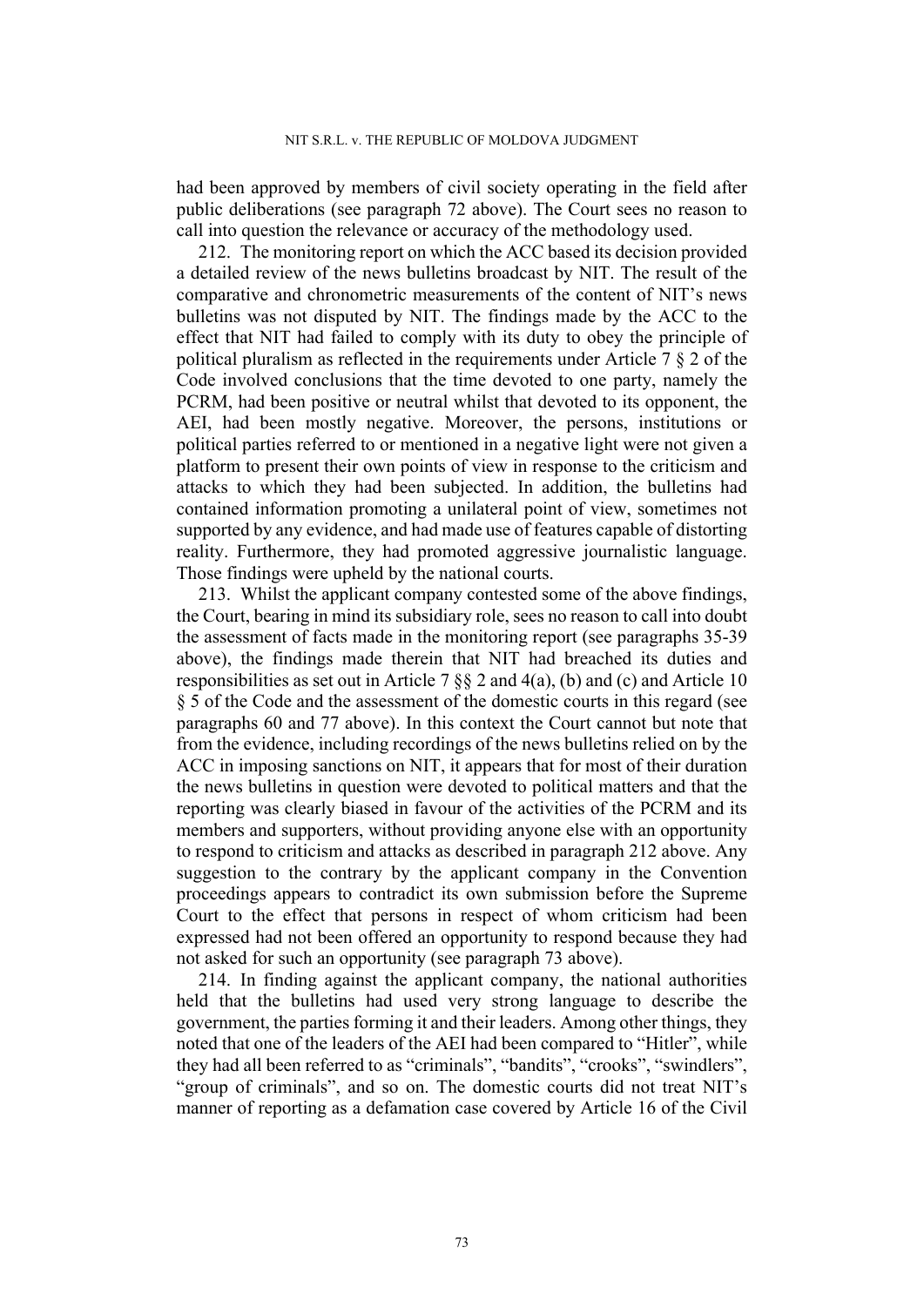had been approved by members of civil society operating in the field after public deliberations (see paragraph 72 above). The Court sees no reason to call into question the relevance or accuracy of the methodology used.

212. The monitoring report on which the ACC based its decision provided a detailed review of the news bulletins broadcast by NIT. The result of the comparative and chronometric measurements of the content of NIT's news bulletins was not disputed by NIT. The findings made by the ACC to the effect that NIT had failed to comply with its duty to obey the principle of political pluralism as reflected in the requirements under Article 7 § 2 of the Code involved conclusions that the time devoted to one party, namely the PCRM, had been positive or neutral whilst that devoted to its opponent, the AEI, had been mostly negative. Moreover, the persons, institutions or political parties referred to or mentioned in a negative light were not given a platform to present their own points of view in response to the criticism and attacks to which they had been subjected. In addition, the bulletins had contained information promoting a unilateral point of view, sometimes not supported by any evidence, and had made use of features capable of distorting reality. Furthermore, they had promoted aggressive journalistic language. Those findings were upheld by the national courts.

213. Whilst the applicant company contested some of the above findings, the Court, bearing in mind its subsidiary role, sees no reason to call into doubt the assessment of facts made in the monitoring report (see paragraphs 35-39 above), the findings made therein that NIT had breached its duties and responsibilities as set out in Article 7 §§ 2 and 4(a), (b) and (c) and Article 10 § 5 of the Code and the assessment of the domestic courts in this regard (see paragraphs 60 and 77 above). In this context the Court cannot but note that from the evidence, including recordings of the news bulletins relied on by the ACC in imposing sanctions on NIT, it appears that for most of their duration the news bulletins in question were devoted to political matters and that the reporting was clearly biased in favour of the activities of the PCRM and its members and supporters, without providing anyone else with an opportunity to respond to criticism and attacks as described in paragraph 212 above. Any suggestion to the contrary by the applicant company in the Convention proceedings appears to contradict its own submission before the Supreme Court to the effect that persons in respect of whom criticism had been expressed had not been offered an opportunity to respond because they had not asked for such an opportunity (see paragraph 73 above).

214. In finding against the applicant company, the national authorities held that the bulletins had used very strong language to describe the government, the parties forming it and their leaders. Among other things, they noted that one of the leaders of the AEI had been compared to "Hitler", while they had all been referred to as "criminals", "bandits", "crooks", "swindlers", "group of criminals", and so on. The domestic courts did not treat NIT's manner of reporting as a defamation case covered by Article 16 of the Civil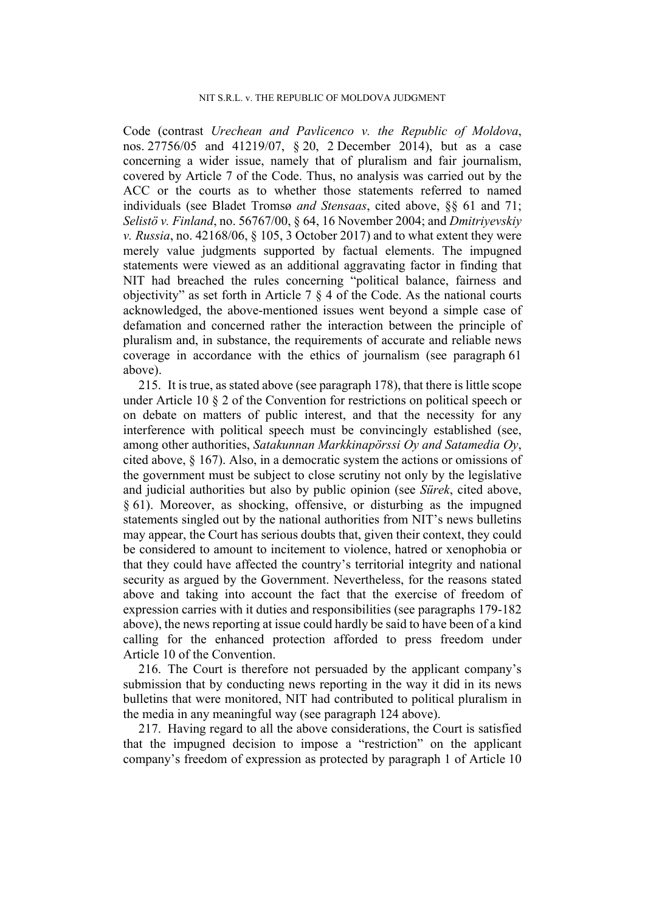Code (contrast *Urechean and Pavlicenco v. the Republic of Moldova*, nos. 27756/05 and 41219/07, § 20, 2 December 2014), but as a case concerning a wider issue, namely that of pluralism and fair journalism, covered by Article 7 of the Code. Thus, no analysis was carried out by the ACC or the courts as to whether those statements referred to named individuals (see Bladet Tromsø *and Stensaas*, cited above, §§ 61 and 71; *Selistö v. Finland*, no. 56767/00, § 64, 16 November 2004; and *Dmitriyevskiy v. Russia*, no. 42168/06, § 105, 3 October 2017) and to what extent they were merely value judgments supported by factual elements. The impugned statements were viewed as an additional aggravating factor in finding that NIT had breached the rules concerning "political balance, fairness and objectivity" as set forth in Article 7 § 4 of the Code. As the national courts acknowledged, the above-mentioned issues went beyond a simple case of defamation and concerned rather the interaction between the principle of pluralism and, in substance, the requirements of accurate and reliable news coverage in accordance with the ethics of journalism (see paragraph 61 above).

215. It is true, as stated above (see paragraph 178), that there is little scope under Article 10 § 2 of the Convention for restrictions on political speech or on debate on matters of public interest, and that the necessity for any interference with political speech must be convincingly established (see, among other authorities, *Satakunnan Markkinapörssi Oy and Satamedia Oy*, cited above, § 167). Also, in a democratic system the actions or omissions of the government must be subject to close scrutiny not only by the legislative and judicial authorities but also by public opinion (see *Sürek*, cited above, § 61). Moreover, as shocking, offensive, or disturbing as the impugned statements singled out by the national authorities from NIT's news bulletins may appear, the Court has serious doubts that, given their context, they could be considered to amount to incitement to violence, hatred or xenophobia or that they could have affected the country's territorial integrity and national security as argued by the Government. Nevertheless, for the reasons stated above and taking into account the fact that the exercise of freedom of expression carries with it duties and responsibilities (see paragraphs 179-182 above), the news reporting at issue could hardly be said to have been of a kind calling for the enhanced protection afforded to press freedom under Article 10 of the Convention.

216. The Court is therefore not persuaded by the applicant company's submission that by conducting news reporting in the way it did in its news bulletins that were monitored, NIT had contributed to political pluralism in the media in any meaningful way (see paragraph 124 above).

217. Having regard to all the above considerations, the Court is satisfied that the impugned decision to impose a "restriction" on the applicant company's freedom of expression as protected by paragraph 1 of Article 10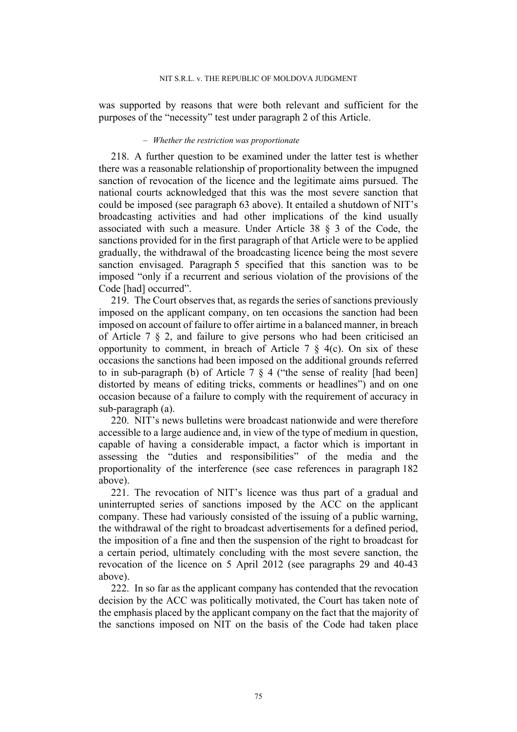was supported by reasons that were both relevant and sufficient for the purposes of the "necessity" test under paragraph 2 of this Article.

– *Whether the restriction was proportionate*

218. A further question to be examined under the latter test is whether there was a reasonable relationship of proportionality between the impugned sanction of revocation of the licence and the legitimate aims pursued. The national courts acknowledged that this was the most severe sanction that could be imposed (see paragraph 63 above). It entailed a shutdown of NIT's broadcasting activities and had other implications of the kind usually associated with such a measure. Under Article 38 § 3 of the Code, the sanctions provided for in the first paragraph of that Article were to be applied gradually, the withdrawal of the broadcasting licence being the most severe sanction envisaged. Paragraph 5 specified that this sanction was to be imposed "only if a recurrent and serious violation of the provisions of the Code [had] occurred".

219. The Court observes that, as regards the series of sanctions previously imposed on the applicant company, on ten occasions the sanction had been imposed on account of failure to offer airtime in a balanced manner, in breach of Article 7 § 2, and failure to give persons who had been criticised an opportunity to comment, in breach of Article 7 § 4(c). On six of these occasions the sanctions had been imposed on the additional grounds referred to in sub-paragraph (b) of Article 7 § 4 ("the sense of reality [had been] distorted by means of editing tricks, comments or headlines") and on one occasion because of a failure to comply with the requirement of accuracy in sub-paragraph (a).

220. NIT's news bulletins were broadcast nationwide and were therefore accessible to a large audience and, in view of the type of medium in question, capable of having a considerable impact, a factor which is important in assessing the "duties and responsibilities" of the media and the proportionality of the interference (see case references in paragraph 182 above).

221. The revocation of NIT's licence was thus part of a gradual and uninterrupted series of sanctions imposed by the ACC on the applicant company. These had variously consisted of the issuing of a public warning, the withdrawal of the right to broadcast advertisements for a defined period, the imposition of a fine and then the suspension of the right to broadcast for a certain period, ultimately concluding with the most severe sanction, the revocation of the licence on 5 April 2012 (see paragraphs 29 and 40-43 above).

222. In so far as the applicant company has contended that the revocation decision by the ACC was politically motivated, the Court has taken note of the emphasis placed by the applicant company on the fact that the majority of the sanctions imposed on NIT on the basis of the Code had taken place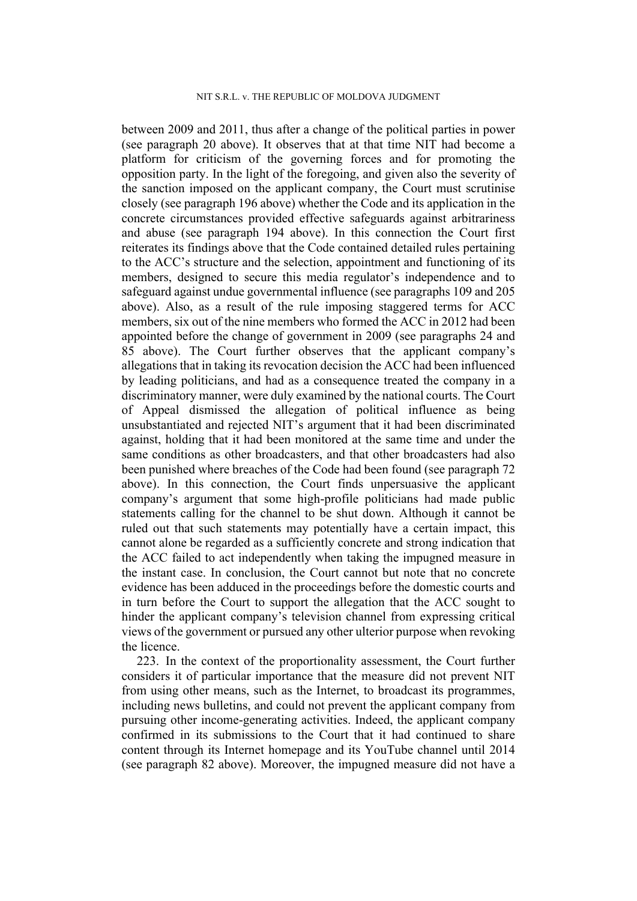between 2009 and 2011, thus after a change of the political parties in power (see paragraph 20 above). It observes that at that time NIT had become a platform for criticism of the governing forces and for promoting the opposition party. In the light of the foregoing, and given also the severity of the sanction imposed on the applicant company, the Court must scrutinise closely (see paragraph 196 above) whether the Code and its application in the concrete circumstances provided effective safeguards against arbitrariness and abuse (see paragraph 194 above). In this connection the Court first reiterates its findings above that the Code contained detailed rules pertaining to the ACC's structure and the selection, appointment and functioning of its members, designed to secure this media regulator's independence and to safeguard against undue governmental influence (see paragraphs 109 and 205 above). Also, as a result of the rule imposing staggered terms for ACC members, six out of the nine members who formed the ACC in 2012 had been appointed before the change of government in 2009 (see paragraphs 24 and 85 above). The Court further observes that the applicant company's allegations that in taking its revocation decision the ACC had been influenced by leading politicians, and had as a consequence treated the company in a discriminatory manner, were duly examined by the national courts. The Court of Appeal dismissed the allegation of political influence as being unsubstantiated and rejected NIT's argument that it had been discriminated against, holding that it had been monitored at the same time and under the same conditions as other broadcasters, and that other broadcasters had also been punished where breaches of the Code had been found (see paragraph 72 above). In this connection, the Court finds unpersuasive the applicant company's argument that some high-profile politicians had made public statements calling for the channel to be shut down. Although it cannot be ruled out that such statements may potentially have a certain impact, this cannot alone be regarded as a sufficiently concrete and strong indication that the ACC failed to act independently when taking the impugned measure in the instant case. In conclusion, the Court cannot but note that no concrete evidence has been adduced in the proceedings before the domestic courts and in turn before the Court to support the allegation that the ACC sought to hinder the applicant company's television channel from expressing critical views of the government or pursued any other ulterior purpose when revoking the licence.

223. In the context of the proportionality assessment, the Court further considers it of particular importance that the measure did not prevent NIT from using other means, such as the Internet, to broadcast its programmes, including news bulletins, and could not prevent the applicant company from pursuing other income-generating activities. Indeed, the applicant company confirmed in its submissions to the Court that it had continued to share content through its Internet homepage and its YouTube channel until 2014 (see paragraph 82 above). Moreover, the impugned measure did not have a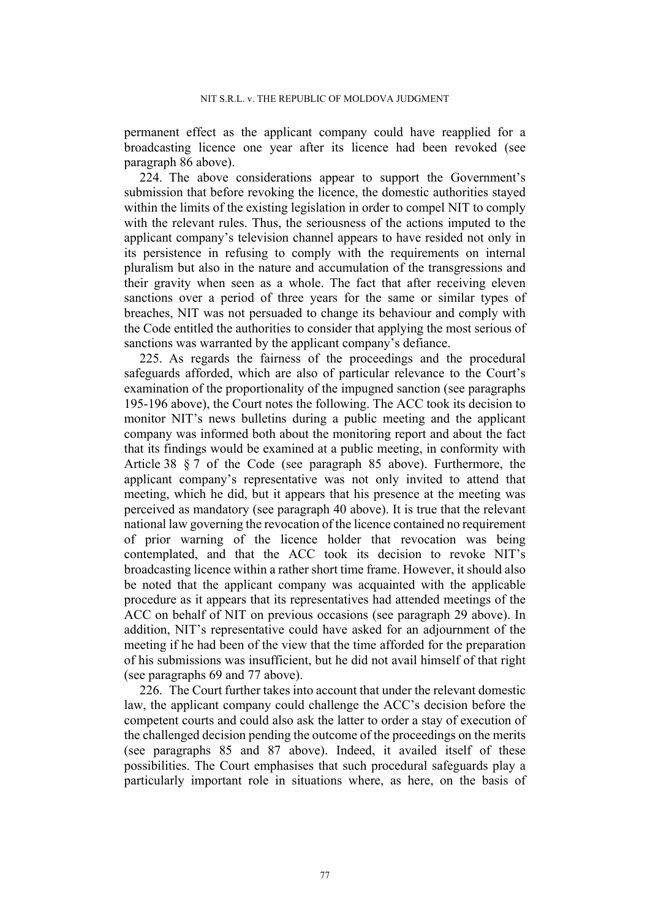permanent effect as the applicant company could have reapplied for a broadcasting licence one year after its licence had been revoked (see paragraph 86 above).

224. The above considerations appear to support the Government's submission that before revoking the licence, the domestic authorities stayed within the limits of the existing legislation in order to compel NIT to comply with the relevant rules. Thus, the seriousness of the actions imputed to the applicant company's television channel appears to have resided not only in its persistence in refusing to comply with the requirements on internal pluralism but also in the nature and accumulation of the transgressions and their gravity when seen as a whole. The fact that after receiving eleven sanctions over a period of three years for the same or similar types of breaches, NIT was not persuaded to change its behaviour and comply with the Code entitled the authorities to consider that applying the most serious of sanctions was warranted by the applicant company's defiance.

225. As regards the fairness of the proceedings and the procedural safeguards afforded, which are also of particular relevance to the Court's examination of the proportionality of the impugned sanction (see paragraphs 195-196 above), the Court notes the following. The ACC took its decision to monitor NIT's news bulletins during a public meeting and the applicant company was informed both about the monitoring report and about the fact that its findings would be examined at a public meeting, in conformity with Article 38 § 7 of the Code (see paragraph 85 above). Furthermore, the applicant company's representative was not only invited to attend that meeting, which he did, but it appears that his presence at the meeting was perceived as mandatory (see paragraph 40 above). It is true that the relevant national law governing the revocation of the licence contained no requirement of prior warning of the licence holder that revocation was being contemplated, and that the ACC took its decision to revoke NIT's broadcasting licence within a rather short time frame. However, it should also be noted that the applicant company was acquainted with the applicable procedure as it appears that its representatives had attended meetings of the ACC on behalf of NIT on previous occasions (see paragraph 29 above). In addition, NIT's representative could have asked for an adjournment of the meeting if he had been of the view that the time afforded for the preparation of his submissions was insufficient, but he did not avail himself of that right (see paragraphs 69 and 77 above).

226. The Court further takes into account that under the relevant domestic law, the applicant company could challenge the ACC's decision before the competent courts and could also ask the latter to order a stay of execution of the challenged decision pending the outcome of the proceedings on the merits (see paragraphs 85 and 87 above). Indeed, it availed itself of these possibilities. The Court emphasises that such procedural safeguards play a particularly important role in situations where, as here, on the basis of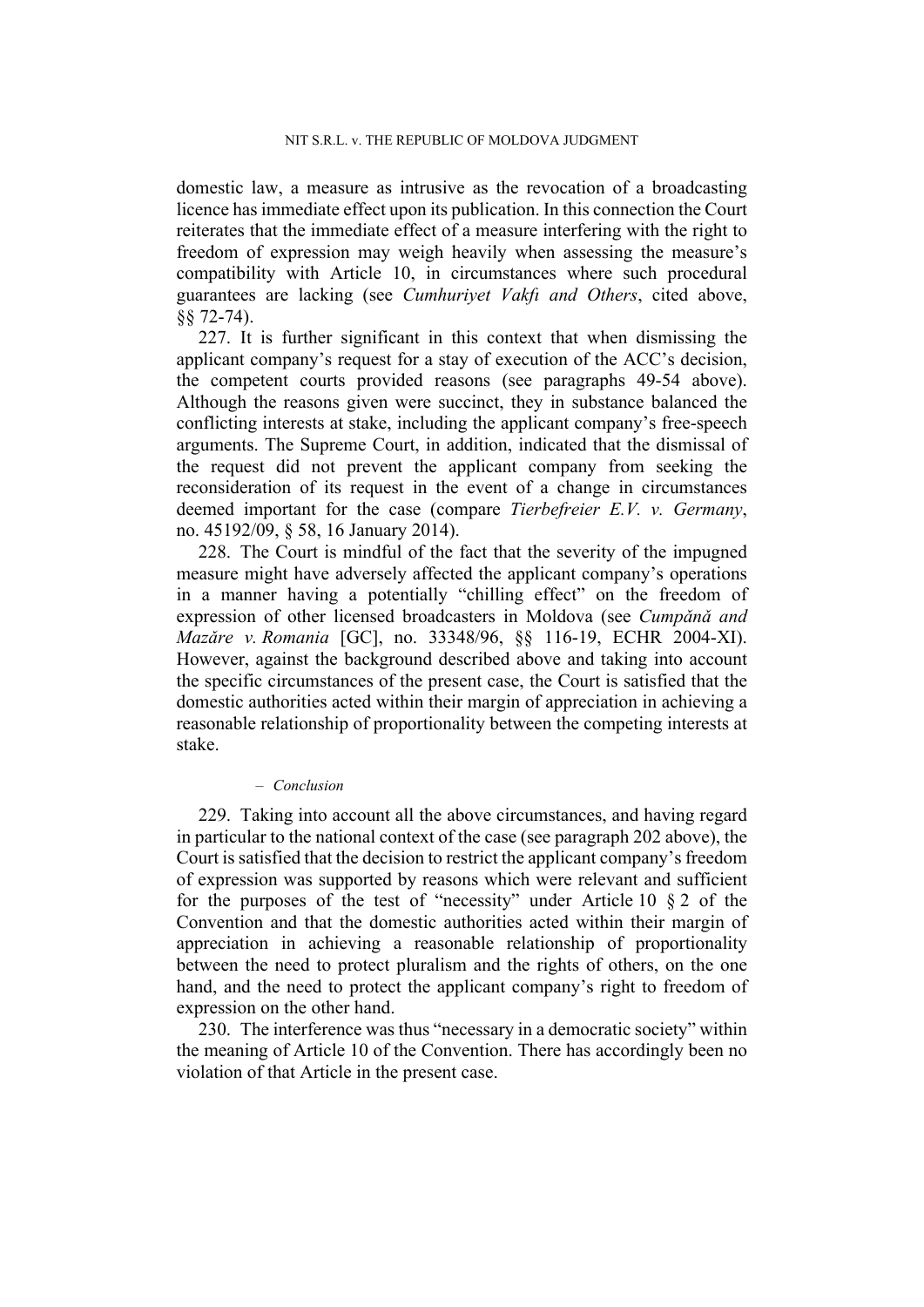domestic law, a measure as intrusive as the revocation of a broadcasting licence has immediate effect upon its publication. In this connection the Court reiterates that the immediate effect of a measure interfering with the right to freedom of expression may weigh heavily when assessing the measure's compatibility with Article 10, in circumstances where such procedural guarantees are lacking (see *Cumhuriyet Vakfı and Others*, cited above, §§ 72-74).

227. It is further significant in this context that when dismissing the applicant company's request for a stay of execution of the ACC's decision, the competent courts provided reasons (see paragraphs 49-54 above). Although the reasons given were succinct, they in substance balanced the conflicting interests at stake, including the applicant company's free-speech arguments. The Supreme Court, in addition, indicated that the dismissal of the request did not prevent the applicant company from seeking the reconsideration of its request in the event of a change in circumstances deemed important for the case (compare *Tierbefreier E.V. v. Germany*, no. 45192/09, § 58, 16 January 2014).

228. The Court is mindful of the fact that the severity of the impugned measure might have adversely affected the applicant company's operations in a manner having a potentially "chilling effect" on the freedom of expression of other licensed broadcasters in Moldova (see *Cumpănă and Mazăre v. Romania* [GC], no. 33348/96, §§ 116-19, ECHR 2004-XI). However, against the background described above and taking into account the specific circumstances of the present case, the Court is satisfied that the domestic authorities acted within their margin of appreciation in achieving a reasonable relationship of proportionality between the competing interests at stake.

– *Conclusion*

229. Taking into account all the above circumstances, and having regard in particular to the national context of the case (see paragraph 202 above), the Court is satisfied that the decision to restrict the applicant company's freedom of expression was supported by reasons which were relevant and sufficient for the purposes of the test of "necessity" under Article 10 § 2 of the Convention and that the domestic authorities acted within their margin of appreciation in achieving a reasonable relationship of proportionality between the need to protect pluralism and the rights of others, on the one hand, and the need to protect the applicant company's right to freedom of expression on the other hand.

230. The interference was thus "necessary in a democratic society" within the meaning of Article 10 of the Convention. There has accordingly been no violation of that Article in the present case.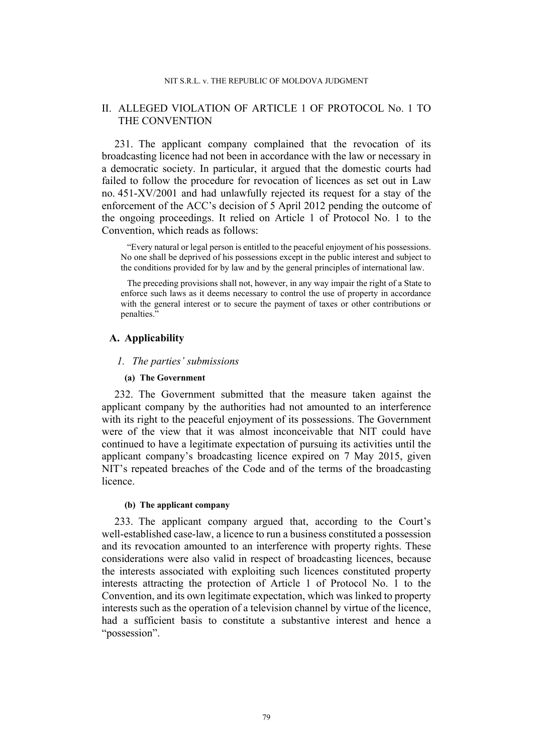## II. ALLEGED VIOLATION OF ARTICLE 1 OF PROTOCOL No. 1 TO THE CONVENTION

231. The applicant company complained that the revocation of its broadcasting licence had not been in accordance with the law or necessary in a democratic society. In particular, it argued that the domestic courts had failed to follow the procedure for revocation of licences as set out in Law no. 451-XV/2001 and had unlawfully rejected its request for a stay of the enforcement of the ACC's decision of 5 April 2012 pending the outcome of the ongoing proceedings. It relied on Article 1 of Protocol No. 1 to the Convention, which reads as follows:

> "Every natural or legal person is entitled to the peaceful enjoyment of his possessions. No one shall be deprived of his possessions except in the public interest and subject to the conditions provided for by law and by the general principles of international law.
>
> The preceding provisions shall not, however, in any way impair the right of a State to enforce such laws as it deems necessary to control the use of property in accordance with the general interest or to secure the payment of taxes or other contributions or penalties."

### A. Applicability

#### *1. The parties' submissions*

##### (a) The Government

232. The Government submitted that the measure taken against the applicant company by the authorities had not amounted to an interference with its right to the peaceful enjoyment of its possessions. The Government were of the view that it was almost inconceivable that NIT could have continued to have a legitimate expectation of pursuing its activities until the applicant company's broadcasting licence expired on 7 May 2015, given NIT's repeated breaches of the Code and of the terms of the broadcasting licence.

##### (b) The applicant company

233. The applicant company argued that, according to the Court's well-established case-law, a licence to run a business constituted a possession and its revocation amounted to an interference with property rights. These considerations were also valid in respect of broadcasting licences, because the interests associated with exploiting such licences constituted property interests attracting the protection of Article 1 of Protocol No. 1 to the Convention, and its own legitimate expectation, which was linked to property interests such as the operation of a television channel by virtue of the licence, had a sufficient basis to constitute a substantive interest and hence a "possession".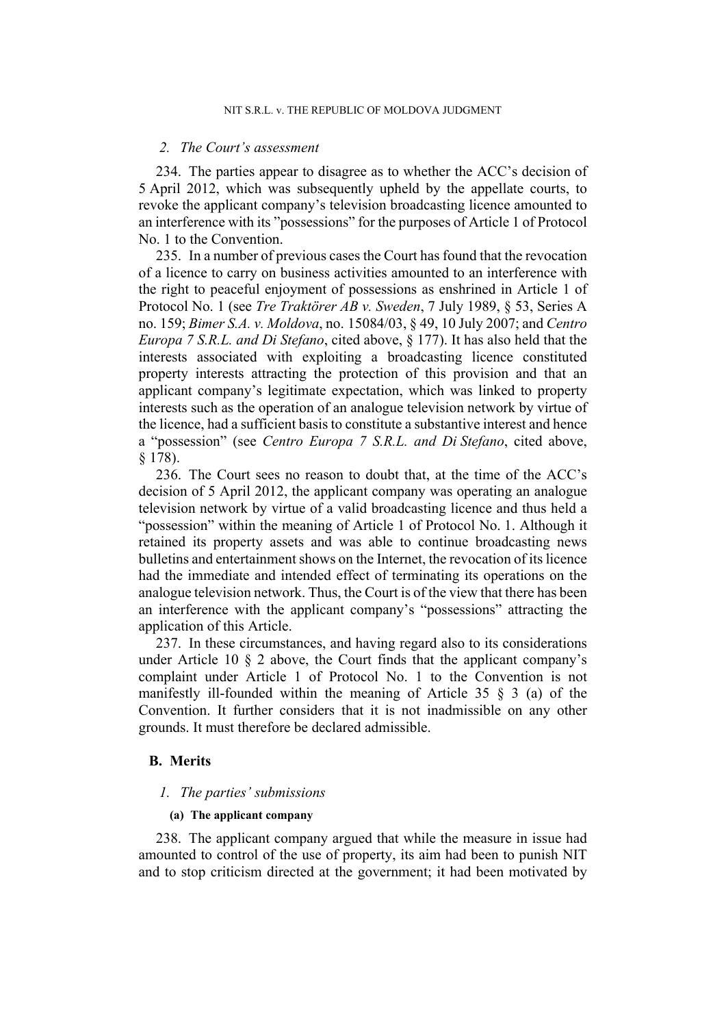### 2. The Court's assessment

234. The parties appear to disagree as to whether the ACC's decision of 5 April 2012, which was subsequently upheld by the appellate courts, to revoke the applicant company's television broadcasting licence amounted to an interference with its "possessions" for the purposes of Article 1 of Protocol No. 1 to the Convention.

235. In a number of previous cases the Court has found that the revocation of a licence to carry on business activities amounted to an interference with the right to peaceful enjoyment of possessions as enshrined in Article 1 of Protocol No. 1 (see *Tre Traktörer AB v. Sweden*, 7 July 1989, § 53, Series A no. 159; *Bimer S.A. v. Moldova*, no. 15084/03, § 49, 10 July 2007; and *Centro Europa 7 S.R.L. and Di Stefano*, cited above, § 177). It has also held that the interests associated with exploiting a broadcasting licence constituted property interests attracting the protection of this provision and that an applicant company's legitimate expectation, which was linked to property interests such as the operation of an analogue television network by virtue of the licence, had a sufficient basis to constitute a substantive interest and hence a "possession" (see *Centro Europa 7 S.R.L. and Di Stefano*, cited above, § 178).

236. The Court sees no reason to doubt that, at the time of the ACC's decision of 5 April 2012, the applicant company was operating an analogue television network by virtue of a valid broadcasting licence and thus held a "possession" within the meaning of Article 1 of Protocol No. 1. Although it retained its property assets and was able to continue broadcasting news bulletins and entertainment shows on the Internet, the revocation of its licence had the immediate and intended effect of terminating its operations on the analogue television network. Thus, the Court is of the view that there has been an interference with the applicant company's "possessions" attracting the application of this Article.

237. In these circumstances, and having regard also to its considerations under Article 10 § 2 above, the Court finds that the applicant company's complaint under Article 1 of Protocol No. 1 to the Convention is not manifestly ill-founded within the meaning of Article 35 § 3 (a) of the Convention. It further considers that it is not inadmissible on any other grounds. It must therefore be declared admissible.

## B. Merits

### 1. The parties' submissions

#### (a) The applicant company

238. The applicant company argued that while the measure in issue had amounted to control of the use of property, its aim had been to punish NIT and to stop criticism directed at the government; it had been motivated by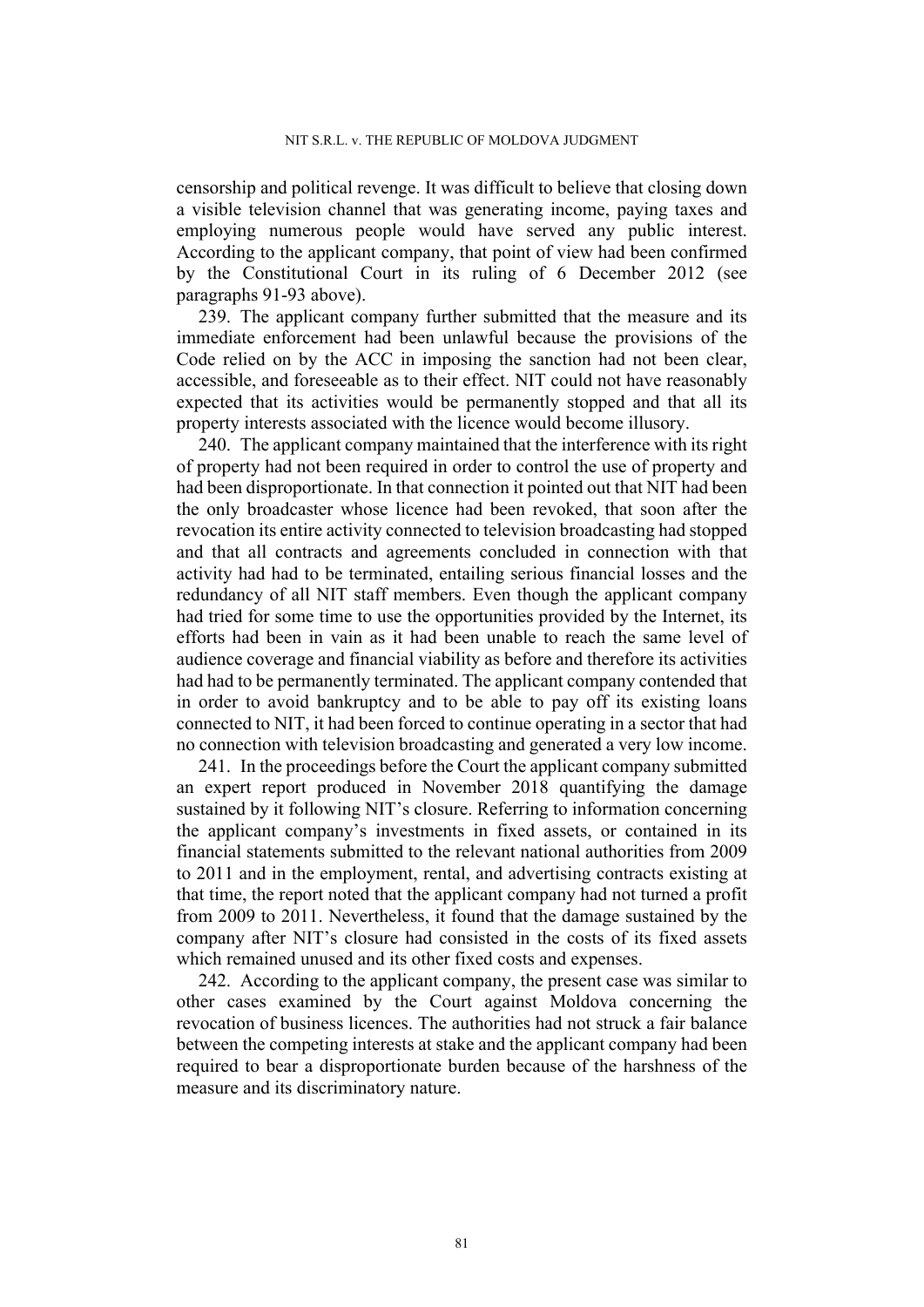censorship and political revenge. It was difficult to believe that closing down a visible television channel that was generating income, paying taxes and employing numerous people would have served any public interest. According to the applicant company, that point of view had been confirmed by the Constitutional Court in its ruling of 6 December 2012 (see paragraphs 91-93 above).

239. The applicant company further submitted that the measure and its immediate enforcement had been unlawful because the provisions of the Code relied on by the ACC in imposing the sanction had not been clear, accessible, and foreseeable as to their effect. NIT could not have reasonably expected that its activities would be permanently stopped and that all its property interests associated with the licence would become illusory.

240. The applicant company maintained that the interference with its right of property had not been required in order to control the use of property and had been disproportionate. In that connection it pointed out that NIT had been the only broadcaster whose licence had been revoked, that soon after the revocation its entire activity connected to television broadcasting had stopped and that all contracts and agreements concluded in connection with that activity had had to be terminated, entailing serious financial losses and the redundancy of all NIT staff members. Even though the applicant company had tried for some time to use the opportunities provided by the Internet, its efforts had been in vain as it had been unable to reach the same level of audience coverage and financial viability as before and therefore its activities had had to be permanently terminated. The applicant company contended that in order to avoid bankruptcy and to be able to pay off its existing loans connected to NIT, it had been forced to continue operating in a sector that had no connection with television broadcasting and generated a very low income.

241. In the proceedings before the Court the applicant company submitted an expert report produced in November 2018 quantifying the damage sustained by it following NIT's closure. Referring to information concerning the applicant company's investments in fixed assets, or contained in its financial statements submitted to the relevant national authorities from 2009 to 2011 and in the employment, rental, and advertising contracts existing at that time, the report noted that the applicant company had not turned a profit from 2009 to 2011. Nevertheless, it found that the damage sustained by the company after NIT's closure had consisted in the costs of its fixed assets which remained unused and its other fixed costs and expenses.

242. According to the applicant company, the present case was similar to other cases examined by the Court against Moldova concerning the revocation of business licences. The authorities had not struck a fair balance between the competing interests at stake and the applicant company had been required to bear a disproportionate burden because of the harshness of the measure and its discriminatory nature.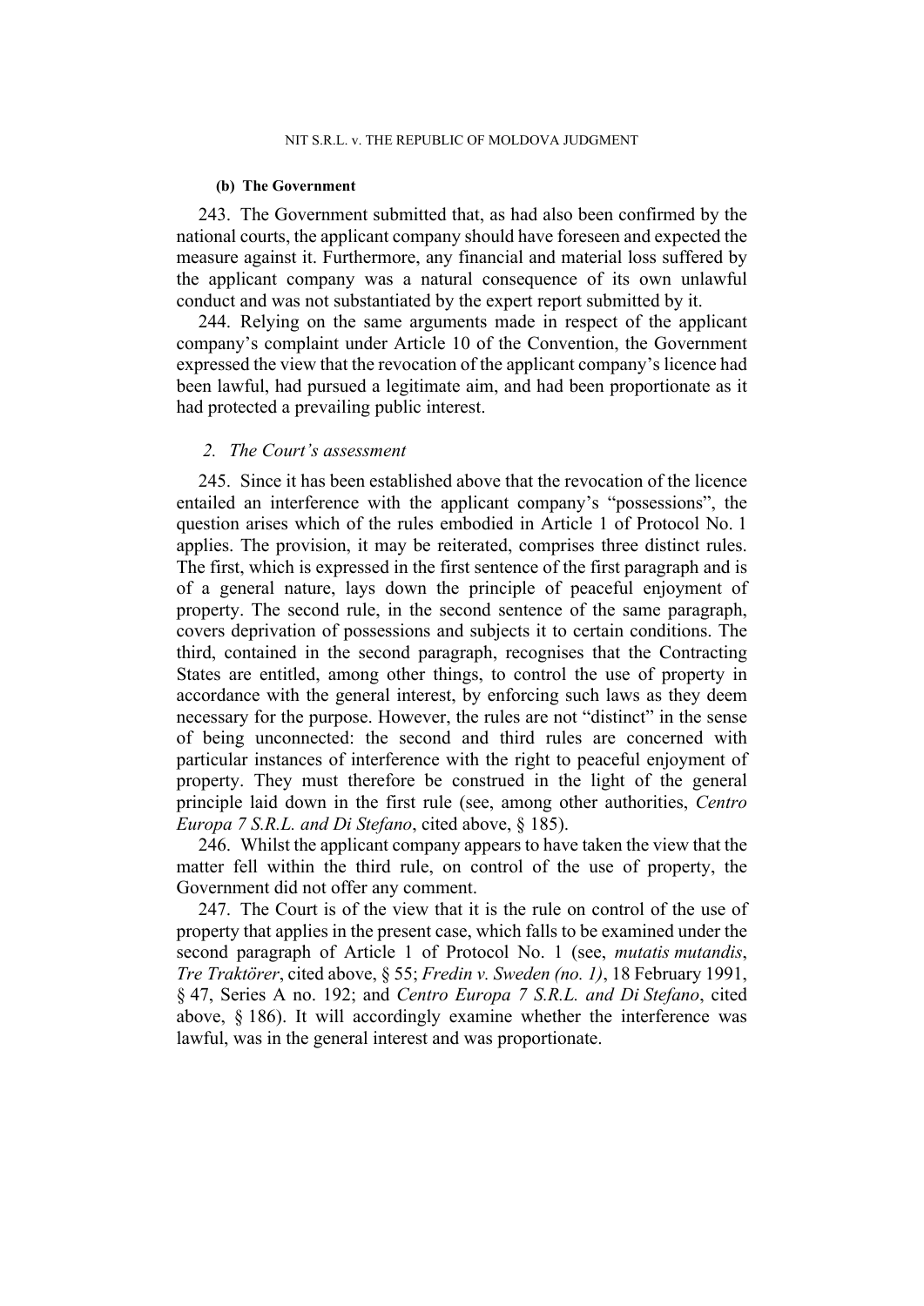#### (b) The Government

243. The Government submitted that, as had also been confirmed by the national courts, the applicant company should have foreseen and expected the measure against it. Furthermore, any financial and material loss suffered by the applicant company was a natural consequence of its own unlawful conduct and was not substantiated by the expert report submitted by it.

244. Relying on the same arguments made in respect of the applicant company's complaint under Article 10 of the Convention, the Government expressed the view that the revocation of the applicant company's licence had been lawful, had pursued a legitimate aim, and had been proportionate as it had protected a prevailing public interest.

### *2. The Court's assessment*

245. Since it has been established above that the revocation of the licence entailed an interference with the applicant company's "possessions", the question arises which of the rules embodied in Article 1 of Protocol No. 1 applies. The provision, it may be reiterated, comprises three distinct rules. The first, which is expressed in the first sentence of the first paragraph and is of a general nature, lays down the principle of peaceful enjoyment of property. The second rule, in the second sentence of the same paragraph, covers deprivation of possessions and subjects it to certain conditions. The third, contained in the second paragraph, recognises that the Contracting States are entitled, among other things, to control the use of property in accordance with the general interest, by enforcing such laws as they deem necessary for the purpose. However, the rules are not "distinct" in the sense of being unconnected: the second and third rules are concerned with particular instances of interference with the right to peaceful enjoyment of property. They must therefore be construed in the light of the general principle laid down in the first rule (see, among other authorities, *Centro Europa 7 S.R.L. and Di Stefano*, cited above, § 185).

246. Whilst the applicant company appears to have taken the view that the matter fell within the third rule, on control of the use of property, the Government did not offer any comment.

247. The Court is of the view that it is the rule on control of the use of property that applies in the present case, which falls to be examined under the second paragraph of Article 1 of Protocol No. 1 (see, *mutatis mutandis*, *Tre Traktörer*, cited above, § 55; *Fredin v. Sweden (no. 1)*, 18 February 1991, § 47, Series A no. 192; and *Centro Europa 7 S.R.L. and Di Stefano*, cited above, § 186). It will accordingly examine whether the interference was lawful, was in the general interest and was proportionate.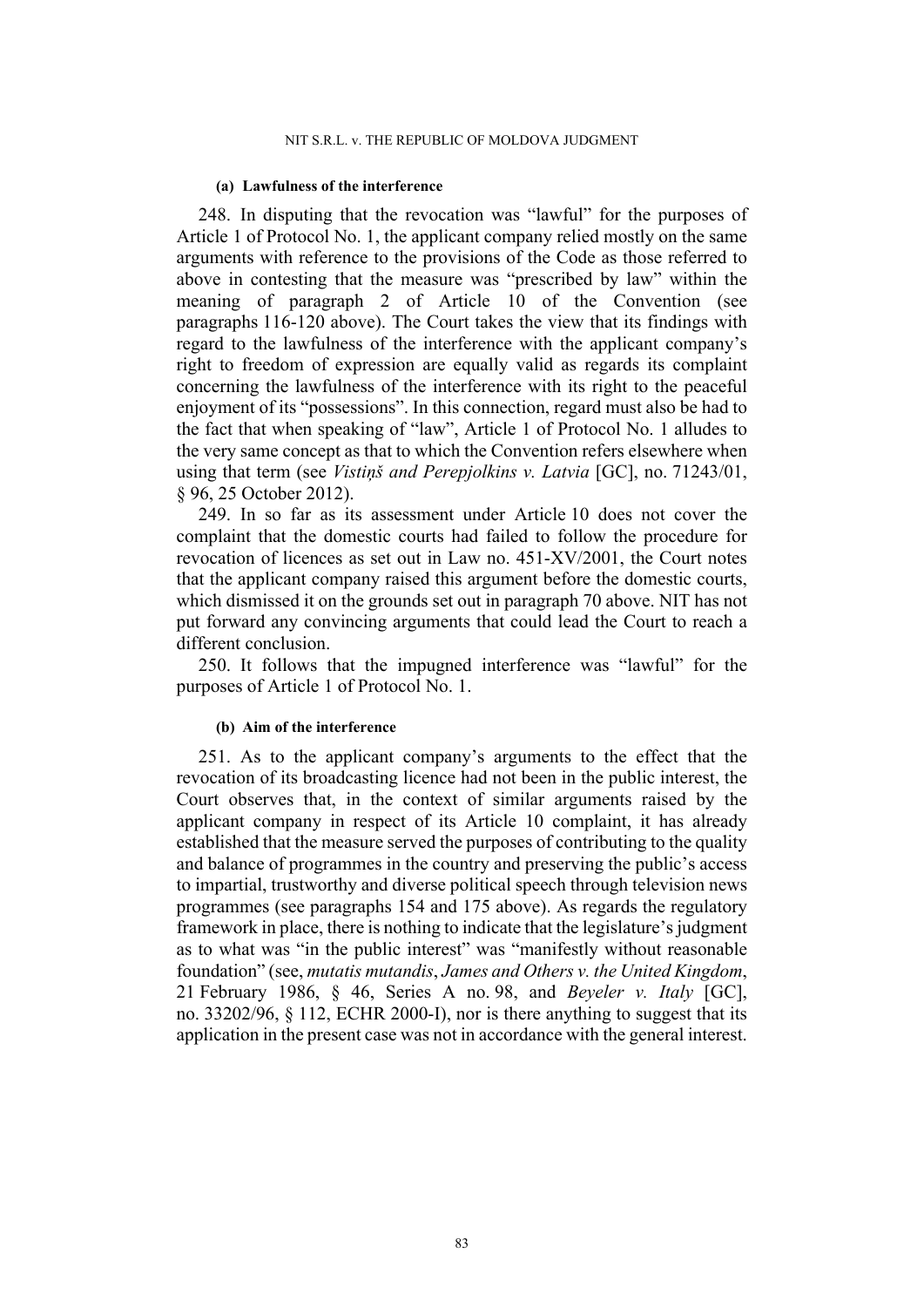#### (a) Lawfulness of the interference

248. In disputing that the revocation was "lawful" for the purposes of Article 1 of Protocol No. 1, the applicant company relied mostly on the same arguments with reference to the provisions of the Code as those referred to above in contesting that the measure was "prescribed by law" within the meaning of paragraph 2 of Article 10 of the Convention (see paragraphs 116-120 above). The Court takes the view that its findings with regard to the lawfulness of the interference with the applicant company's right to freedom of expression are equally valid as regards its complaint concerning the lawfulness of the interference with its right to the peaceful enjoyment of its "possessions". In this connection, regard must also be had to the fact that when speaking of "law", Article 1 of Protocol No. 1 alludes to the very same concept as that to which the Convention refers elsewhere when using that term (see *Vistiņš and Perepjolkins v. Latvia* [GC], no. 71243/01, § 96, 25 October 2012).

249. In so far as its assessment under Article 10 does not cover the complaint that the domestic courts had failed to follow the procedure for revocation of licences as set out in Law no. 451-XV/2001, the Court notes that the applicant company raised this argument before the domestic courts, which dismissed it on the grounds set out in paragraph 70 above. NIT has not put forward any convincing arguments that could lead the Court to reach a different conclusion.

250. It follows that the impugned interference was "lawful" for the purposes of Article 1 of Protocol No. 1.

#### (b) Aim of the interference

251. As to the applicant company's arguments to the effect that the revocation of its broadcasting licence had not been in the public interest, the Court observes that, in the context of similar arguments raised by the applicant company in respect of its Article 10 complaint, it has already established that the measure served the purposes of contributing to the quality and balance of programmes in the country and preserving the public's access to impartial, trustworthy and diverse political speech through television news programmes (see paragraphs 154 and 175 above). As regards the regulatory framework in place, there is nothing to indicate that the legislature's judgment as to what was "in the public interest" was "manifestly without reasonable foundation" (see, *mutatis mutandis*, *James and Others v. the United Kingdom*, 21 February 1986, § 46, Series A no. 98, and *Beyeler v. Italy* [GC], no. 33202/96, § 112, ECHR 2000-I), nor is there anything to suggest that its application in the present case was not in accordance with the general interest.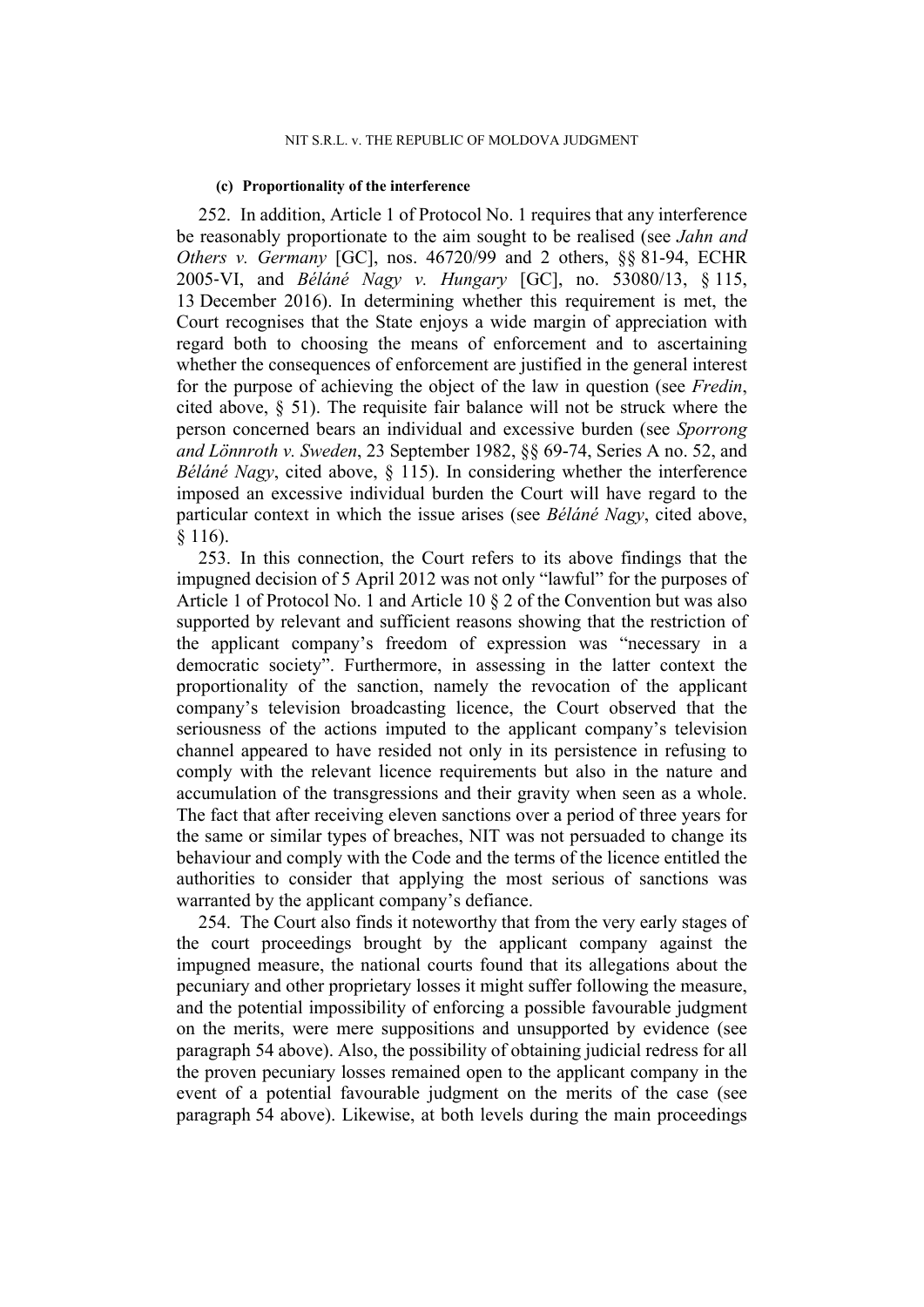#### (c) Proportionality of the interference

252. In addition, Article 1 of Protocol No. 1 requires that any interference be reasonably proportionate to the aim sought to be realised (see *Jahn and Others v. Germany* [GC], nos. 46720/99 and 2 others, §§ 81-94, ECHR 2005-VI, and *Béláné Nagy v. Hungary* [GC], no. 53080/13, § 115, 13 December 2016). In determining whether this requirement is met, the Court recognises that the State enjoys a wide margin of appreciation with regard both to choosing the means of enforcement and to ascertaining whether the consequences of enforcement are justified in the general interest for the purpose of achieving the object of the law in question (see *Fredin*, cited above, § 51). The requisite fair balance will not be struck where the person concerned bears an individual and excessive burden (see *Sporrong and Lönnroth v. Sweden*, 23 September 1982, §§ 69-74, Series A no. 52, and *Béláné Nagy*, cited above, § 115). In considering whether the interference imposed an excessive individual burden the Court will have regard to the particular context in which the issue arises (see *Béláné Nagy*, cited above, § 116).

253. In this connection, the Court refers to its above findings that the impugned decision of 5 April 2012 was not only "lawful" for the purposes of Article 1 of Protocol No. 1 and Article 10 § 2 of the Convention but was also supported by relevant and sufficient reasons showing that the restriction of the applicant company's freedom of expression was "necessary in a democratic society". Furthermore, in assessing in the latter context the proportionality of the sanction, namely the revocation of the applicant company's television broadcasting licence, the Court observed that the seriousness of the actions imputed to the applicant company's television channel appeared to have resided not only in its persistence in refusing to comply with the relevant licence requirements but also in the nature and accumulation of the transgressions and their gravity when seen as a whole. The fact that after receiving eleven sanctions over a period of three years for the same or similar types of breaches, NIT was not persuaded to change its behaviour and comply with the Code and the terms of the licence entitled the authorities to consider that applying the most serious of sanctions was warranted by the applicant company's defiance.

254. The Court also finds it noteworthy that from the very early stages of the court proceedings brought by the applicant company against the impugned measure, the national courts found that its allegations about the pecuniary and other proprietary losses it might suffer following the measure, and the potential impossibility of enforcing a possible favourable judgment on the merits, were mere suppositions and unsupported by evidence (see paragraph 54 above). Also, the possibility of obtaining judicial redress for all the proven pecuniary losses remained open to the applicant company in the event of a potential favourable judgment on the merits of the case (see paragraph 54 above). Likewise, at both levels during the main proceedings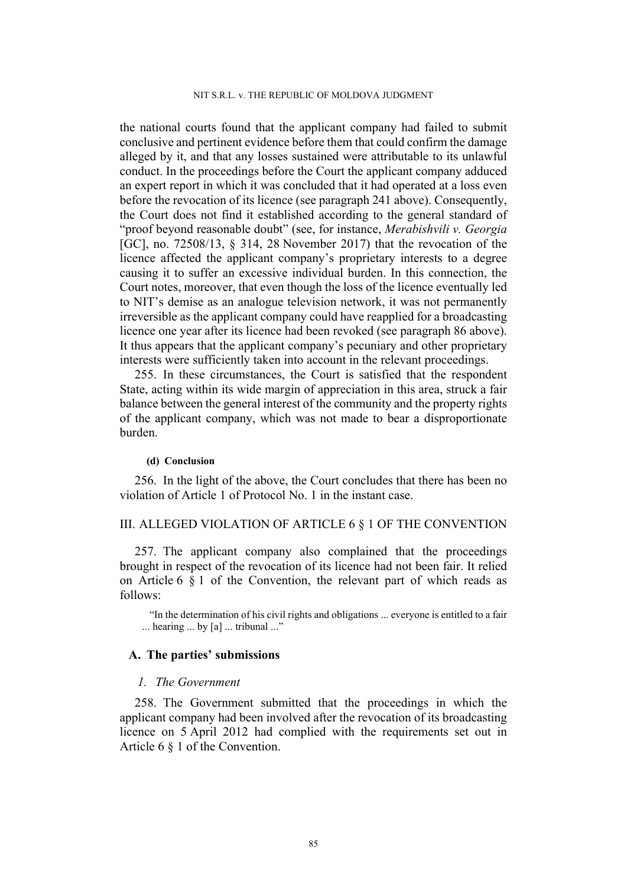the national courts found that the applicant company had failed to submit conclusive and pertinent evidence before them that could confirm the damage alleged by it, and that any losses sustained were attributable to its unlawful conduct. In the proceedings before the Court the applicant company adduced an expert report in which it was concluded that it had operated at a loss even before the revocation of its licence (see paragraph 241 above). Consequently, the Court does not find it established according to the general standard of "proof beyond reasonable doubt" (see, for instance, *Merabishvili v. Georgia* [GC], no. 72508/13, § 314, 28 November 2017) that the revocation of the licence affected the applicant company's proprietary interests to a degree causing it to suffer an excessive individual burden. In this connection, the Court notes, moreover, that even though the loss of the licence eventually led to NIT's demise as an analogue television network, it was not permanently irreversible as the applicant company could have reapplied for a broadcasting licence one year after its licence had been revoked (see paragraph 86 above). It thus appears that the applicant company's pecuniary and other proprietary interests were sufficiently taken into account in the relevant proceedings.

255. In these circumstances, the Court is satisfied that the respondent State, acting within its wide margin of appreciation in this area, struck a fair balance between the general interest of the community and the property rights of the applicant company, which was not made to bear a disproportionate burden.

##### (d) Conclusion

256. In the light of the above, the Court concludes that there has been no violation of Article 1 of Protocol No. 1 in the instant case.

## III. ALLEGED VIOLATION OF ARTICLE 6 § 1 OF THE CONVENTION

257. The applicant company also complained that the proceedings brought in respect of the revocation of its licence had not been fair. It relied on Article 6 § 1 of the Convention, the relevant part of which reads as follows:

> "In the determination of his civil rights and obligations ... everyone is entitled to a fair ... hearing ... by [a] ... tribunal ..."

### A. The parties' submissions

#### *1. The Government*

258. The Government submitted that the proceedings in which the applicant company had been involved after the revocation of its broadcasting licence on 5 April 2012 had complied with the requirements set out in Article 6 § 1 of the Convention.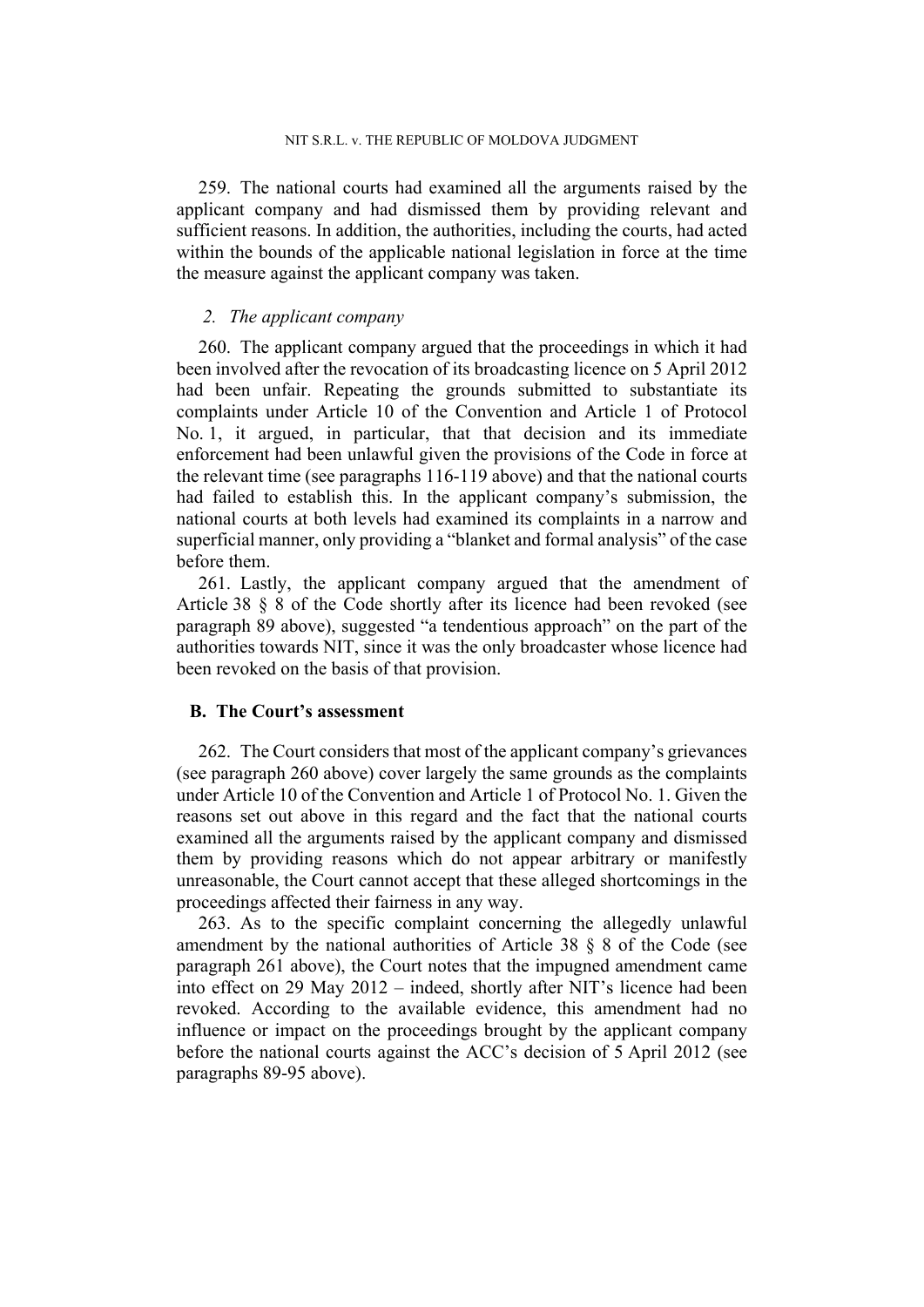259. The national courts had examined all the arguments raised by the applicant company and had dismissed them by providing relevant and sufficient reasons. In addition, the authorities, including the courts, had acted within the bounds of the applicable national legislation in force at the time the measure against the applicant company was taken.

### *2. The applicant company*

260. The applicant company argued that the proceedings in which it had been involved after the revocation of its broadcasting licence on 5 April 2012 had been unfair. Repeating the grounds submitted to substantiate its complaints under Article 10 of the Convention and Article 1 of Protocol No. 1, it argued, in particular, that that decision and its immediate enforcement had been unlawful given the provisions of the Code in force at the relevant time (see paragraphs 116-119 above) and that the national courts had failed to establish this. In the applicant company's submission, the national courts at both levels had examined its complaints in a narrow and superficial manner, only providing a "blanket and formal analysis" of the case before them.

261. Lastly, the applicant company argued that the amendment of Article 38 § 8 of the Code shortly after its licence had been revoked (see paragraph 89 above), suggested "a tendentious approach" on the part of the authorities towards NIT, since it was the only broadcaster whose licence had been revoked on the basis of that provision.

## B. The Court's assessment

262. The Court considers that most of the applicant company's grievances (see paragraph 260 above) cover largely the same grounds as the complaints under Article 10 of the Convention and Article 1 of Protocol No. 1. Given the reasons set out above in this regard and the fact that the national courts examined all the arguments raised by the applicant company and dismissed them by providing reasons which do not appear arbitrary or manifestly unreasonable, the Court cannot accept that these alleged shortcomings in the proceedings affected their fairness in any way.

263. As to the specific complaint concerning the allegedly unlawful amendment by the national authorities of Article 38 § 8 of the Code (see paragraph 261 above), the Court notes that the impugned amendment came into effect on 29 May 2012 – indeed, shortly after NIT's licence had been revoked. According to the available evidence, this amendment had no influence or impact on the proceedings brought by the applicant company before the national courts against the ACC's decision of 5 April 2012 (see paragraphs 89-95 above).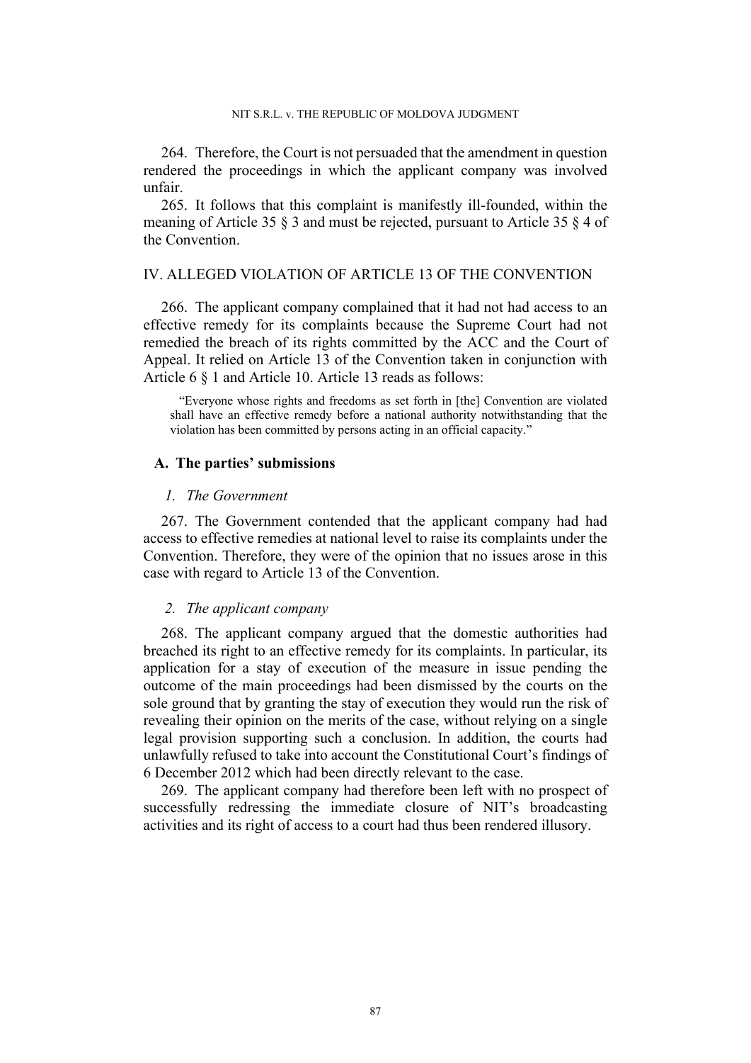264. Therefore, the Court is not persuaded that the amendment in question rendered the proceedings in which the applicant company was involved unfair.

265. It follows that this complaint is manifestly ill-founded, within the meaning of Article 35 § 3 and must be rejected, pursuant to Article 35 § 4 of the Convention.

## IV. ALLEGED VIOLATION OF ARTICLE 13 OF THE CONVENTION

266. The applicant company complained that it had not had access to an effective remedy for its complaints because the Supreme Court had not remedied the breach of its rights committed by the ACC and the Court of Appeal. It relied on Article 13 of the Convention taken in conjunction with Article 6 § 1 and Article 10. Article 13 reads as follows:

> "Everyone whose rights and freedoms as set forth in [the] Convention are violated shall have an effective remedy before a national authority notwithstanding that the violation has been committed by persons acting in an official capacity."

### A. The parties' submissions

#### *1. The Government*

267. The Government contended that the applicant company had had access to effective remedies at national level to raise its complaints under the Convention. Therefore, they were of the opinion that no issues arose in this case with regard to Article 13 of the Convention.

#### *2. The applicant company*

268. The applicant company argued that the domestic authorities had breached its right to an effective remedy for its complaints. In particular, its application for a stay of execution of the measure in issue pending the outcome of the main proceedings had been dismissed by the courts on the sole ground that by granting the stay of execution they would run the risk of revealing their opinion on the merits of the case, without relying on a single legal provision supporting such a conclusion. In addition, the courts had unlawfully refused to take into account the Constitutional Court's findings of 6 December 2012 which had been directly relevant to the case.

269. The applicant company had therefore been left with no prospect of successfully redressing the immediate closure of NIT's broadcasting activities and its right of access to a court had thus been rendered illusory.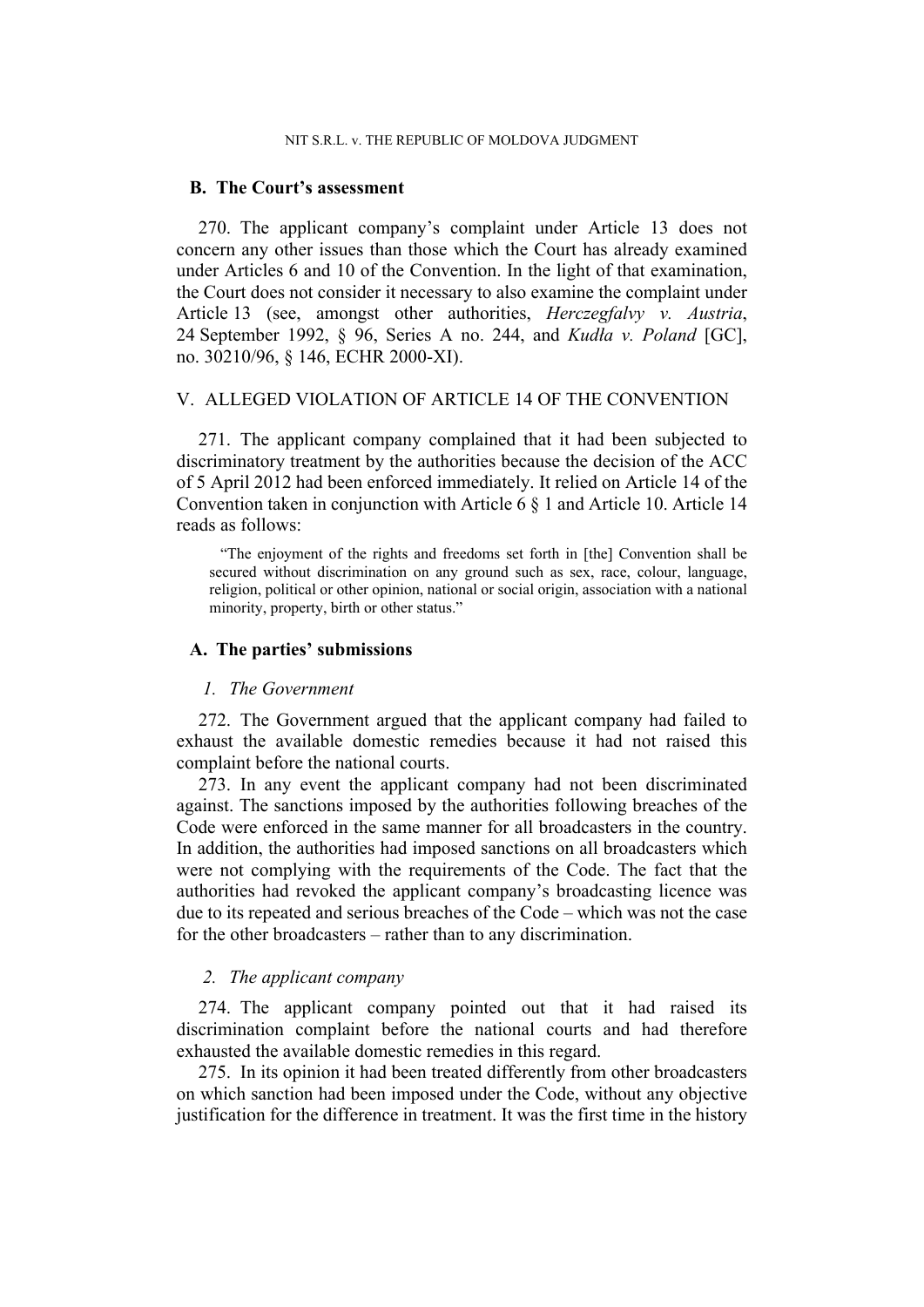## B. The Court's assessment

270. The applicant company's complaint under Article 13 does not concern any other issues than those which the Court has already examined under Articles 6 and 10 of the Convention. In the light of that examination, the Court does not consider it necessary to also examine the complaint under Article 13 (see, amongst other authorities, *Herczegfalvy v. Austria*, 24 September 1992, § 96, Series A no. 244, and *Kudła v. Poland* [GC], no. 30210/96, § 146, ECHR 2000-XI).

# V. ALLEGED VIOLATION OF ARTICLE 14 OF THE CONVENTION

271. The applicant company complained that it had been subjected to discriminatory treatment by the authorities because the decision of the ACC of 5 April 2012 had been enforced immediately. It relied on Article 14 of the Convention taken in conjunction with Article 6 § 1 and Article 10. Article 14 reads as follows:

> "The enjoyment of the rights and freedoms set forth in [the] Convention shall be secured without discrimination on any ground such as sex, race, colour, language, religion, political or other opinion, national or social origin, association with a national minority, property, birth or other status."

## A. The parties' submissions

### *1. The Government*

272. The Government argued that the applicant company had failed to exhaust the available domestic remedies because it had not raised this complaint before the national courts.

273. In any event the applicant company had not been discriminated against. The sanctions imposed by the authorities following breaches of the Code were enforced in the same manner for all broadcasters in the country. In addition, the authorities had imposed sanctions on all broadcasters which were not complying with the requirements of the Code. The fact that the authorities had revoked the applicant company's broadcasting licence was due to its repeated and serious breaches of the Code – which was not the case for the other broadcasters – rather than to any discrimination.

### *2. The applicant company*

274. The applicant company pointed out that it had raised its discrimination complaint before the national courts and had therefore exhausted the available domestic remedies in this regard.

275. In its opinion it had been treated differently from other broadcasters on which sanction had been imposed under the Code, without any objective justification for the difference in treatment. It was the first time in the history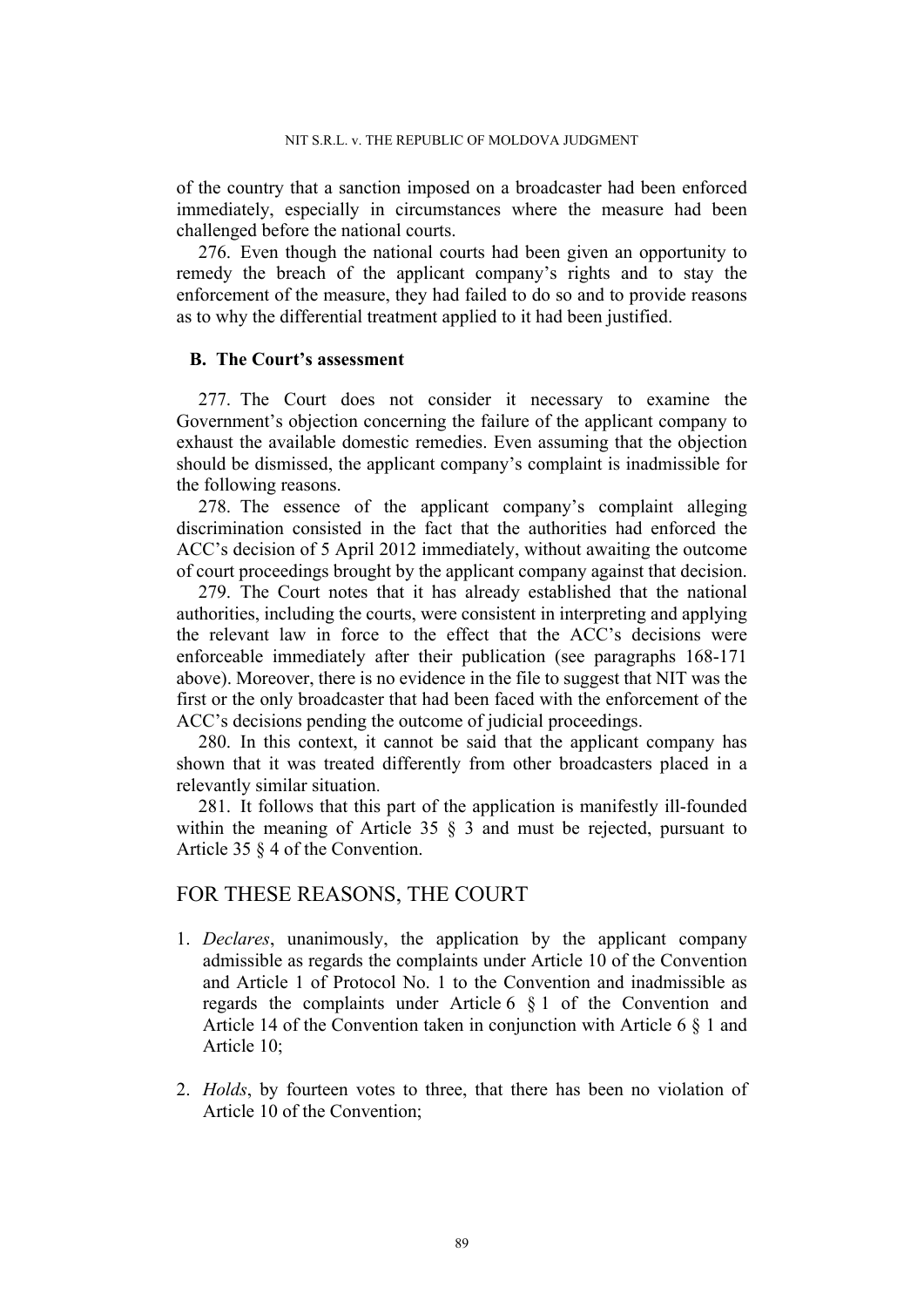of the country that a sanction imposed on a broadcaster had been enforced immediately, especially in circumstances where the measure had been challenged before the national courts.

276. Even though the national courts had been given an opportunity to remedy the breach of the applicant company's rights and to stay the enforcement of the measure, they had failed to do so and to provide reasons as to why the differential treatment applied to it had been justified.

### B. The Court's assessment

277. The Court does not consider it necessary to examine the Government's objection concerning the failure of the applicant company to exhaust the available domestic remedies. Even assuming that the objection should be dismissed, the applicant company's complaint is inadmissible for the following reasons.

278. The essence of the applicant company's complaint alleging discrimination consisted in the fact that the authorities had enforced the ACC's decision of 5 April 2012 immediately, without awaiting the outcome of court proceedings brought by the applicant company against that decision.

279. The Court notes that it has already established that the national authorities, including the courts, were consistent in interpreting and applying the relevant law in force to the effect that the ACC's decisions were enforceable immediately after their publication (see paragraphs 168-171 above). Moreover, there is no evidence in the file to suggest that NIT was the first or the only broadcaster that had been faced with the enforcement of the ACC's decisions pending the outcome of judicial proceedings.

280. In this context, it cannot be said that the applicant company has shown that it was treated differently from other broadcasters placed in a relevantly similar situation.

281. It follows that this part of the application is manifestly ill-founded within the meaning of Article 35 § 3 and must be rejected, pursuant to Article 35 § 4 of the Convention.

## FOR THESE REASONS, THE COURT

1. *Declares*, unanimously, the application by the applicant company admissible as regards the complaints under Article 10 of the Convention and Article 1 of Protocol No. 1 to the Convention and inadmissible as regards the complaints under Article 6 § 1 of the Convention and Article 14 of the Convention taken in conjunction with Article 6 § 1 and Article 10;

2. *Holds*, by fourteen votes to three, that there has been no violation of Article 10 of the Convention;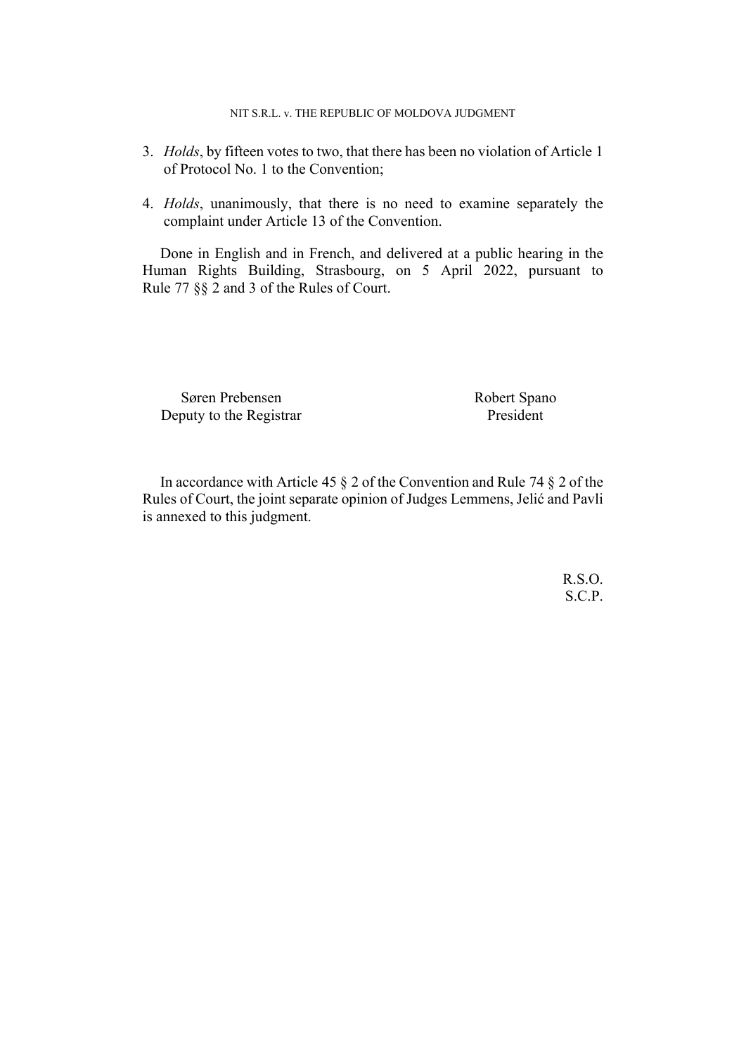3. *Holds*, by fifteen votes to two, that there has been no violation of Article 1 of Protocol No. 1 to the Convention;

4. *Holds*, unanimously, that there is no need to examine separately the complaint under Article 13 of the Convention.

Done in English and in French, and delivered at a public hearing in the Human Rights Building, Strasbourg, on 5 April 2022, pursuant to Rule 77 §§ 2 and 3 of the Rules of Court.

| Søren Prebensen | Robert Spano |
|---|---|
| Deputy to the Registrar | President |

In accordance with Article 45 § 2 of the Convention and Rule 74 § 2 of the Rules of Court, the joint separate opinion of Judges Lemmens, Jelić and Pavli is annexed to this judgment.

R.S.O.
S.C.P.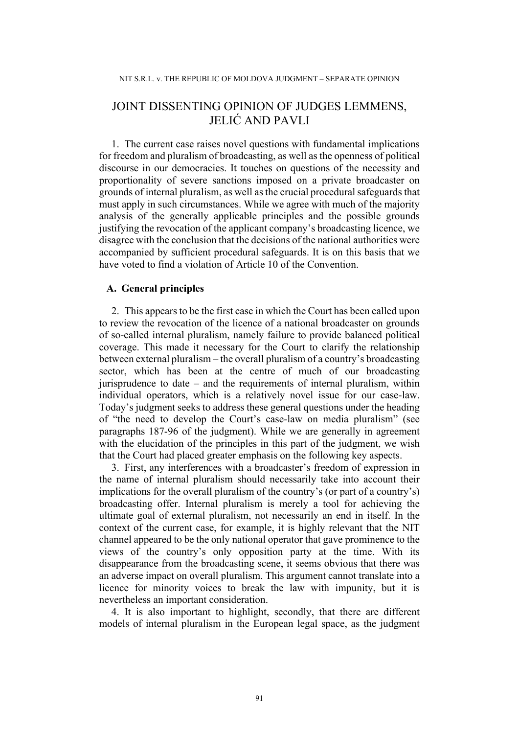# JOINT DISSENTING OPINION OF JUDGES LEMMENS, JELIĆ AND PAVLI

1. The current case raises novel questions with fundamental implications for freedom and pluralism of broadcasting, as well as the openness of political discourse in our democracies. It touches on questions of the necessity and proportionality of severe sanctions imposed on a private broadcaster on grounds of internal pluralism, as well as the crucial procedural safeguards that must apply in such circumstances. While we agree with much of the majority analysis of the generally applicable principles and the possible grounds justifying the revocation of the applicant company's broadcasting licence, we disagree with the conclusion that the decisions of the national authorities were accompanied by sufficient procedural safeguards. It is on this basis that we have voted to find a violation of Article 10 of the Convention.

## A. General principles

2. This appears to be the first case in which the Court has been called upon to review the revocation of the licence of a national broadcaster on grounds of so-called internal pluralism, namely failure to provide balanced political coverage. This made it necessary for the Court to clarify the relationship between external pluralism – the overall pluralism of a country's broadcasting sector, which has been at the centre of much of our broadcasting jurisprudence to date – and the requirements of internal pluralism, within individual operators, which is a relatively novel issue for our case-law. Today's judgment seeks to address these general questions under the heading of "the need to develop the Court's case-law on media pluralism" (see paragraphs 187-96 of the judgment). While we are generally in agreement with the elucidation of the principles in this part of the judgment, we wish that the Court had placed greater emphasis on the following key aspects.

3. First, any interferences with a broadcaster's freedom of expression in the name of internal pluralism should necessarily take into account their implications for the overall pluralism of the country's (or part of a country's) broadcasting offer. Internal pluralism is merely a tool for achieving the ultimate goal of external pluralism, not necessarily an end in itself. In the context of the current case, for example, it is highly relevant that the NIT channel appeared to be the only national operator that gave prominence to the views of the country's only opposition party at the time. With its disappearance from the broadcasting scene, it seems obvious that there was an adverse impact on overall pluralism. This argument cannot translate into a licence for minority voices to break the law with impunity, but it is nevertheless an important consideration.

4. It is also important to highlight, secondly, that there are different models of internal pluralism in the European legal space, as the judgment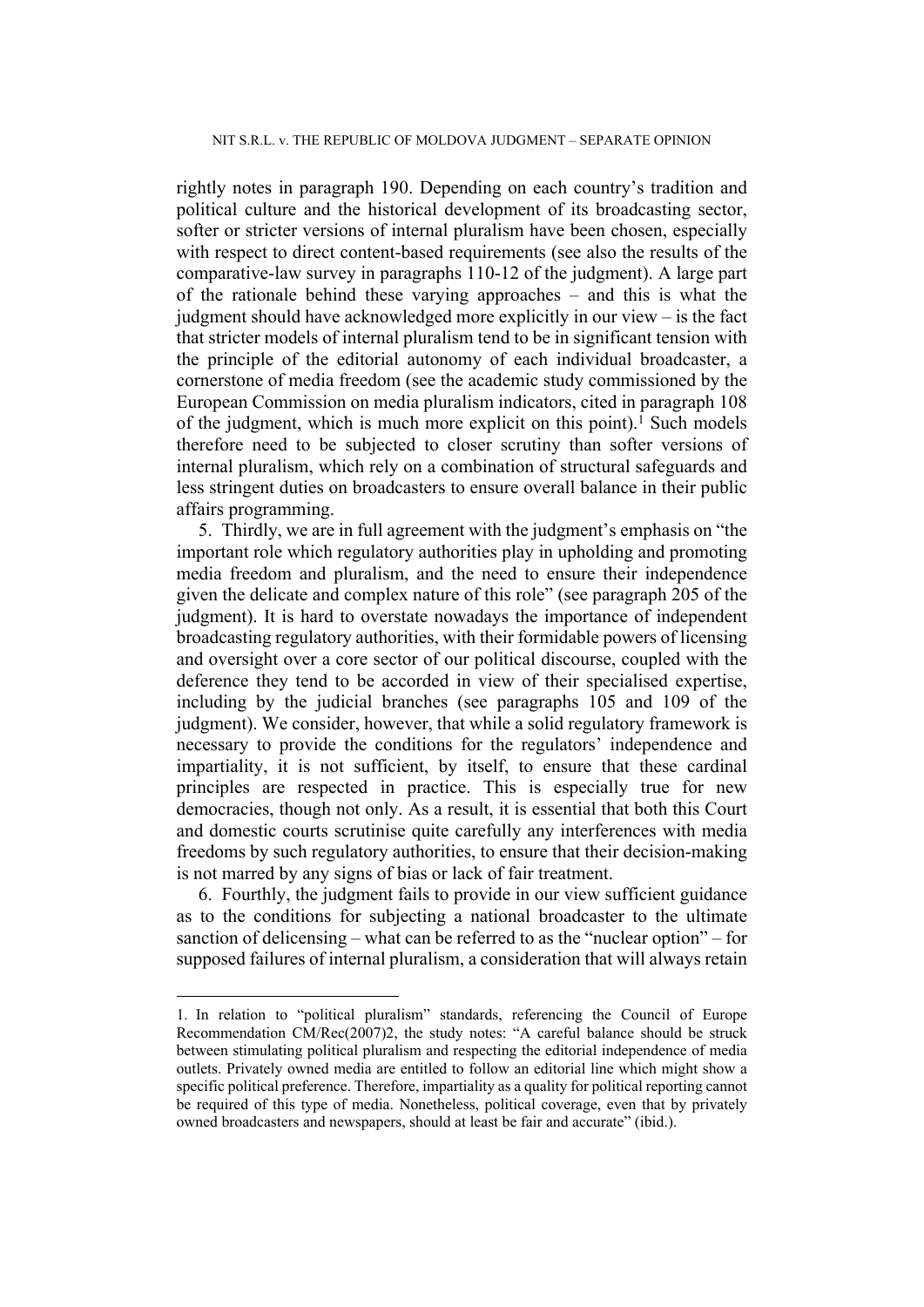rightly notes in paragraph 190. Depending on each country's tradition and political culture and the historical development of its broadcasting sector, softer or stricter versions of internal pluralism have been chosen, especially with respect to direct content-based requirements (see also the results of the comparative-law survey in paragraphs 110-12 of the judgment). A large part of the rationale behind these varying approaches – and this is what the judgment should have acknowledged more explicitly in our view – is the fact that stricter models of internal pluralism tend to be in significant tension with the principle of the editorial autonomy of each individual broadcaster, a cornerstone of media freedom (see the academic study commissioned by the European Commission on media pluralism indicators, cited in paragraph 108 of the judgment, which is much more explicit on this point).[1] Such models therefore need to be subjected to closer scrutiny than softer versions of internal pluralism, which rely on a combination of structural safeguards and less stringent duties on broadcasters to ensure overall balance in their public affairs programming.

5. Thirdly, we are in full agreement with the judgment's emphasis on "the important role which regulatory authorities play in upholding and promoting media freedom and pluralism, and the need to ensure their independence given the delicate and complex nature of this role" (see paragraph 205 of the judgment). It is hard to overstate nowadays the importance of independent broadcasting regulatory authorities, with their formidable powers of licensing and oversight over a core sector of our political discourse, coupled with the deference they tend to be accorded in view of their specialised expertise, including by the judicial branches (see paragraphs 105 and 109 of the judgment). We consider, however, that while a solid regulatory framework is necessary to provide the conditions for the regulators' independence and impartiality, it is not sufficient, by itself, to ensure that these cardinal principles are respected in practice. This is especially true for new democracies, though not only. As a result, it is essential that both this Court and domestic courts scrutinise quite carefully any interferences with media freedoms by such regulatory authorities, to ensure that their decision-making is not marred by any signs of bias or lack of fair treatment.

6. Fourthly, the judgment fails to provide in our view sufficient guidance as to the conditions for subjecting a national broadcaster to the ultimate sanction of delicensing – what can be referred to as the "nuclear option" – for supposed failures of internal pluralism, a consideration that will always retain

---

1. In relation to "political pluralism" standards, referencing the Council of Europe Recommendation CM/Rec(2007)2, the study notes: "A careful balance should be struck between stimulating political pluralism and respecting the editorial independence of media outlets. Privately owned media are entitled to follow an editorial line which might show a specific political preference. Therefore, impartiality as a quality for political reporting cannot be required of this type of media. Nonetheless, political coverage, even that by privately owned broadcasters and newspapers, should at least be fair and accurate" (ibid.).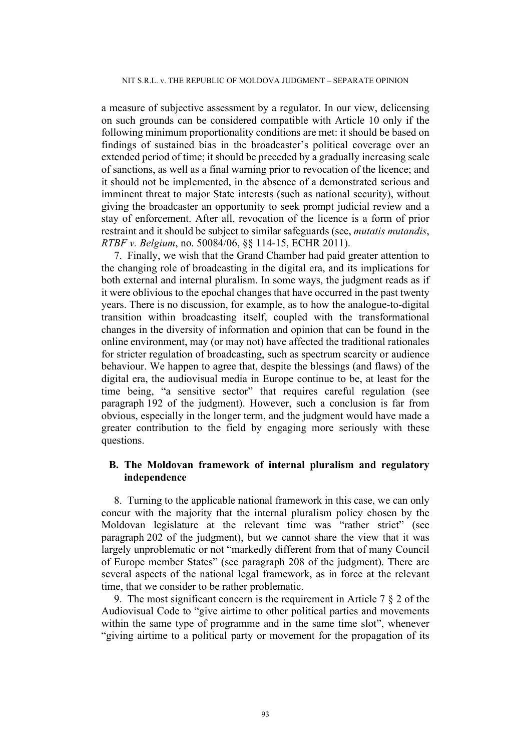a measure of subjective assessment by a regulator. In our view, delicensing on such grounds can be considered compatible with Article 10 only if the following minimum proportionality conditions are met: it should be based on findings of sustained bias in the broadcaster's political coverage over an extended period of time; it should be preceded by a gradually increasing scale of sanctions, as well as a final warning prior to revocation of the licence; and it should not be implemented, in the absence of a demonstrated serious and imminent threat to major State interests (such as national security), without giving the broadcaster an opportunity to seek prompt judicial review and a stay of enforcement. After all, revocation of the licence is a form of prior restraint and it should be subject to similar safeguards (see, *mutatis mutandis*, *RTBF v. Belgium*, no. 50084/06, §§ 114-15, ECHR 2011).

7. Finally, we wish that the Grand Chamber had paid greater attention to the changing role of broadcasting in the digital era, and its implications for both external and internal pluralism. In some ways, the judgment reads as if it were oblivious to the epochal changes that have occurred in the past twenty years. There is no discussion, for example, as to how the analogue-to-digital transition within broadcasting itself, coupled with the transformational changes in the diversity of information and opinion that can be found in the online environment, may (or may not) have affected the traditional rationales for stricter regulation of broadcasting, such as spectrum scarcity or audience behaviour. We happen to agree that, despite the blessings (and flaws) of the digital era, the audiovisual media in Europe continue to be, at least for the time being, "a sensitive sector" that requires careful regulation (see paragraph 192 of the judgment). However, such a conclusion is far from obvious, especially in the longer term, and the judgment would have made a greater contribution to the field by engaging more seriously with these questions.

## B. The Moldovan framework of internal pluralism and regulatory independence

8. Turning to the applicable national framework in this case, we can only concur with the majority that the internal pluralism policy chosen by the Moldovan legislature at the relevant time was "rather strict" (see paragraph 202 of the judgment), but we cannot share the view that it was largely unproblematic or not "markedly different from that of many Council of Europe member States" (see paragraph 208 of the judgment). There are several aspects of the national legal framework, as in force at the relevant time, that we consider to be rather problematic.

9. The most significant concern is the requirement in Article 7 § 2 of the Audiovisual Code to "give airtime to other political parties and movements within the same type of programme and in the same time slot", whenever "giving airtime to a political party or movement for the propagation of its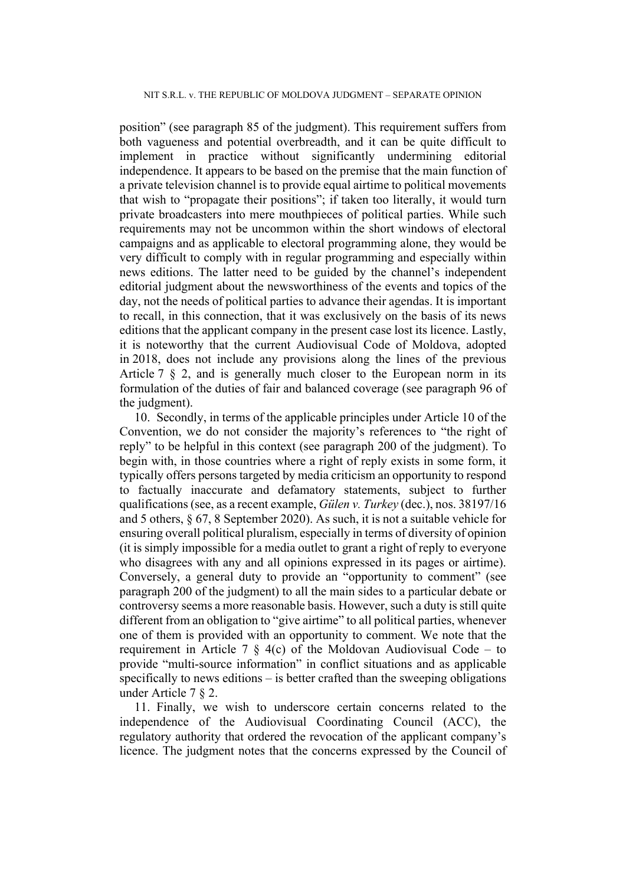position" (see paragraph 85 of the judgment). This requirement suffers from both vagueness and potential overbreadth, and it can be quite difficult to implement in practice without significantly undermining editorial independence. It appears to be based on the premise that the main function of a private television channel is to provide equal airtime to political movements that wish to "propagate their positions"; if taken too literally, it would turn private broadcasters into mere mouthpieces of political parties. While such requirements may not be uncommon within the short windows of electoral campaigns and as applicable to electoral programming alone, they would be very difficult to comply with in regular programming and especially within news editions. The latter need to be guided by the channel's independent editorial judgment about the newsworthiness of the events and topics of the day, not the needs of political parties to advance their agendas. It is important to recall, in this connection, that it was exclusively on the basis of its news editions that the applicant company in the present case lost its licence. Lastly, it is noteworthy that the current Audiovisual Code of Moldova, adopted in 2018, does not include any provisions along the lines of the previous Article 7 § 2, and is generally much closer to the European norm in its formulation of the duties of fair and balanced coverage (see paragraph 96 of the judgment).

10. Secondly, in terms of the applicable principles under Article 10 of the Convention, we do not consider the majority's references to "the right of reply" to be helpful in this context (see paragraph 200 of the judgment). To begin with, in those countries where a right of reply exists in some form, it typically offers persons targeted by media criticism an opportunity to respond to factually inaccurate and defamatory statements, subject to further qualifications (see, as a recent example, *Gülen v. Turkey* (dec.), nos. 38197/16 and 5 others, § 67, 8 September 2020). As such, it is not a suitable vehicle for ensuring overall political pluralism, especially in terms of diversity of opinion (it is simply impossible for a media outlet to grant a right of reply to everyone who disagrees with any and all opinions expressed in its pages or airtime). Conversely, a general duty to provide an "opportunity to comment" (see paragraph 200 of the judgment) to all the main sides to a particular debate or controversy seems a more reasonable basis. However, such a duty is still quite different from an obligation to "give airtime" to all political parties, whenever one of them is provided with an opportunity to comment. We note that the requirement in Article 7 § 4(c) of the Moldovan Audiovisual Code – to provide "multi-source information" in conflict situations and as applicable specifically to news editions – is better crafted than the sweeping obligations under Article 7 § 2.

11. Finally, we wish to underscore certain concerns related to the independence of the Audiovisual Coordinating Council (ACC), the regulatory authority that ordered the revocation of the applicant company's licence. The judgment notes that the concerns expressed by the Council of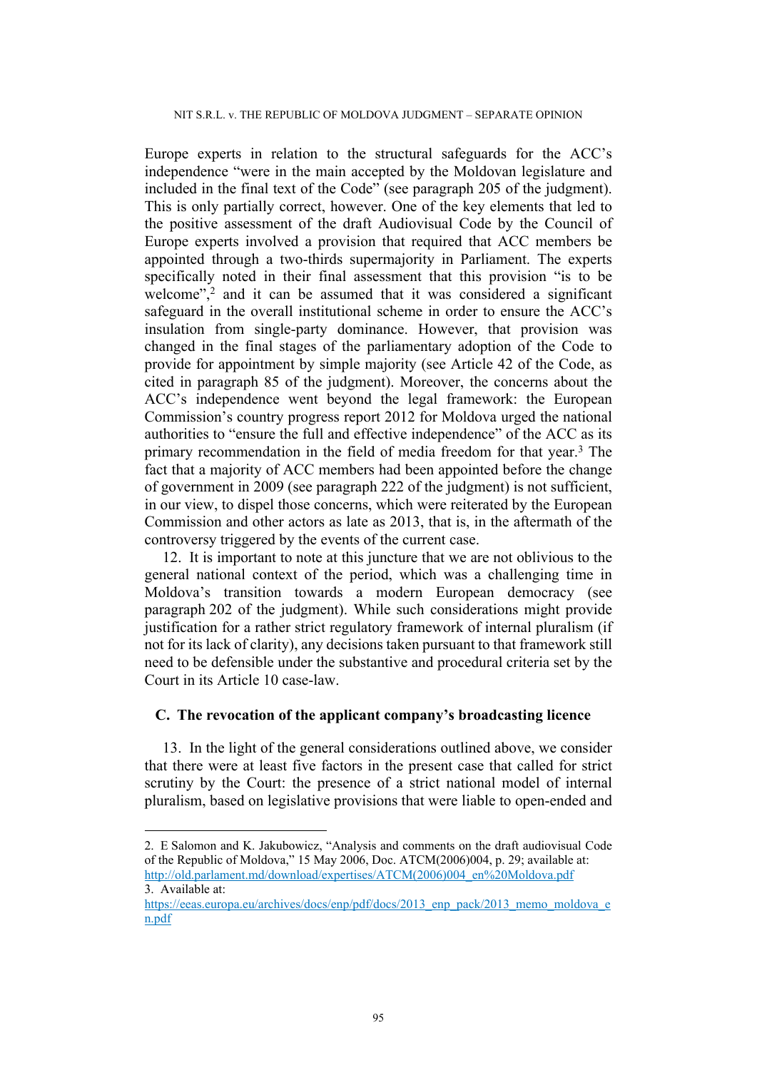Europe experts in relation to the structural safeguards for the ACC's independence "were in the main accepted by the Moldovan legislature and included in the final text of the Code" (see paragraph 205 of the judgment). This is only partially correct, however. One of the key elements that led to the positive assessment of the draft Audiovisual Code by the Council of Europe experts involved a provision that required that ACC members be appointed through a two-thirds supermajority in Parliament. The experts specifically noted in their final assessment that this provision "is to be welcome",[2] and it can be assumed that it was considered a significant safeguard in the overall institutional scheme in order to ensure the ACC's insulation from single-party dominance. However, that provision was changed in the final stages of the parliamentary adoption of the Code to provide for appointment by simple majority (see Article 42 of the Code, as cited in paragraph 85 of the judgment). Moreover, the concerns about the ACC's independence went beyond the legal framework: the European Commission's country progress report 2012 for Moldova urged the national authorities to "ensure the full and effective independence" of the ACC as its primary recommendation in the field of media freedom for that year.[3] The fact that a majority of ACC members had been appointed before the change of government in 2009 (see paragraph 222 of the judgment) is not sufficient, in our view, to dispel those concerns, which were reiterated by the European Commission and other actors as late as 2013, that is, in the aftermath of the controversy triggered by the events of the current case.

12. It is important to note at this juncture that we are not oblivious to the general national context of the period, which was a challenging time in Moldova's transition towards a modern European democracy (see paragraph 202 of the judgment). While such considerations might provide justification for a rather strict regulatory framework of internal pluralism (if not for its lack of clarity), any decisions taken pursuant to that framework still need to be defensible under the substantive and procedural criteria set by the Court in its Article 10 case-law.

### C. The revocation of the applicant company's broadcasting licence

13. In the light of the general considerations outlined above, we consider that there were at least five factors in the present case that called for strict scrutiny by the Court: the presence of a strict national model of internal pluralism, based on legislative provisions that were liable to open-ended and

---

2. E Salomon and K. Jakubowicz, "Analysis and comments on the draft audiovisual Code of the Republic of Moldova," 15 May 2006, Doc. ATCM(2006)004, p. 29; available at: http://old.parlament.md/download/expertises/ATCM(2006)004_en%20Moldova.pdf

3. Available at: https://eeas.europa.eu/archives/docs/enp/pdf/docs/2013_enp_pack/2013_memo_moldova_en.pdf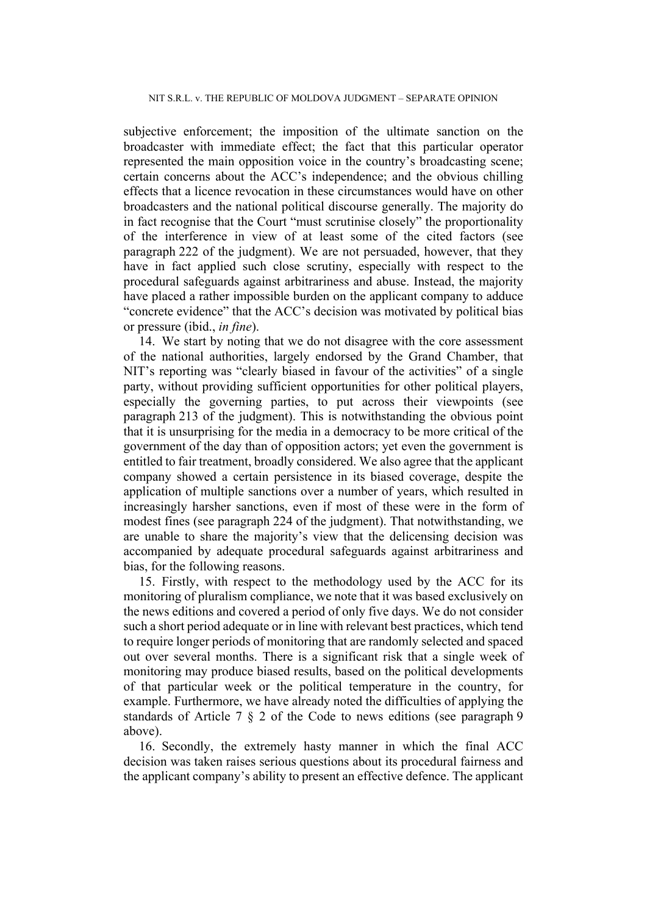subjective enforcement; the imposition of the ultimate sanction on the broadcaster with immediate effect; the fact that this particular operator represented the main opposition voice in the country's broadcasting scene; certain concerns about the ACC's independence; and the obvious chilling effects that a licence revocation in these circumstances would have on other broadcasters and the national political discourse generally. The majority do in fact recognise that the Court "must scrutinise closely" the proportionality of the interference in view of at least some of the cited factors (see paragraph 222 of the judgment). We are not persuaded, however, that they have in fact applied such close scrutiny, especially with respect to the procedural safeguards against arbitrariness and abuse. Instead, the majority have placed a rather impossible burden on the applicant company to adduce "concrete evidence" that the ACC's decision was motivated by political bias or pressure (ibid., *in fine*).

14. We start by noting that we do not disagree with the core assessment of the national authorities, largely endorsed by the Grand Chamber, that NIT's reporting was "clearly biased in favour of the activities" of a single party, without providing sufficient opportunities for other political players, especially the governing parties, to put across their viewpoints (see paragraph 213 of the judgment). This is notwithstanding the obvious point that it is unsurprising for the media in a democracy to be more critical of the government of the day than of opposition actors; yet even the government is entitled to fair treatment, broadly considered. We also agree that the applicant company showed a certain persistence in its biased coverage, despite the application of multiple sanctions over a number of years, which resulted in increasingly harsher sanctions, even if most of these were in the form of modest fines (see paragraph 224 of the judgment). That notwithstanding, we are unable to share the majority's view that the delicensing decision was accompanied by adequate procedural safeguards against arbitrariness and bias, for the following reasons.

15. Firstly, with respect to the methodology used by the ACC for its monitoring of pluralism compliance, we note that it was based exclusively on the news editions and covered a period of only five days. We do not consider such a short period adequate or in line with relevant best practices, which tend to require longer periods of monitoring that are randomly selected and spaced out over several months. There is a significant risk that a single week of monitoring may produce biased results, based on the political developments of that particular week or the political temperature in the country, for example. Furthermore, we have already noted the difficulties of applying the standards of Article 7 § 2 of the Code to news editions (see paragraph 9 above).

16. Secondly, the extremely hasty manner in which the final ACC decision was taken raises serious questions about its procedural fairness and the applicant company's ability to present an effective defence. The applicant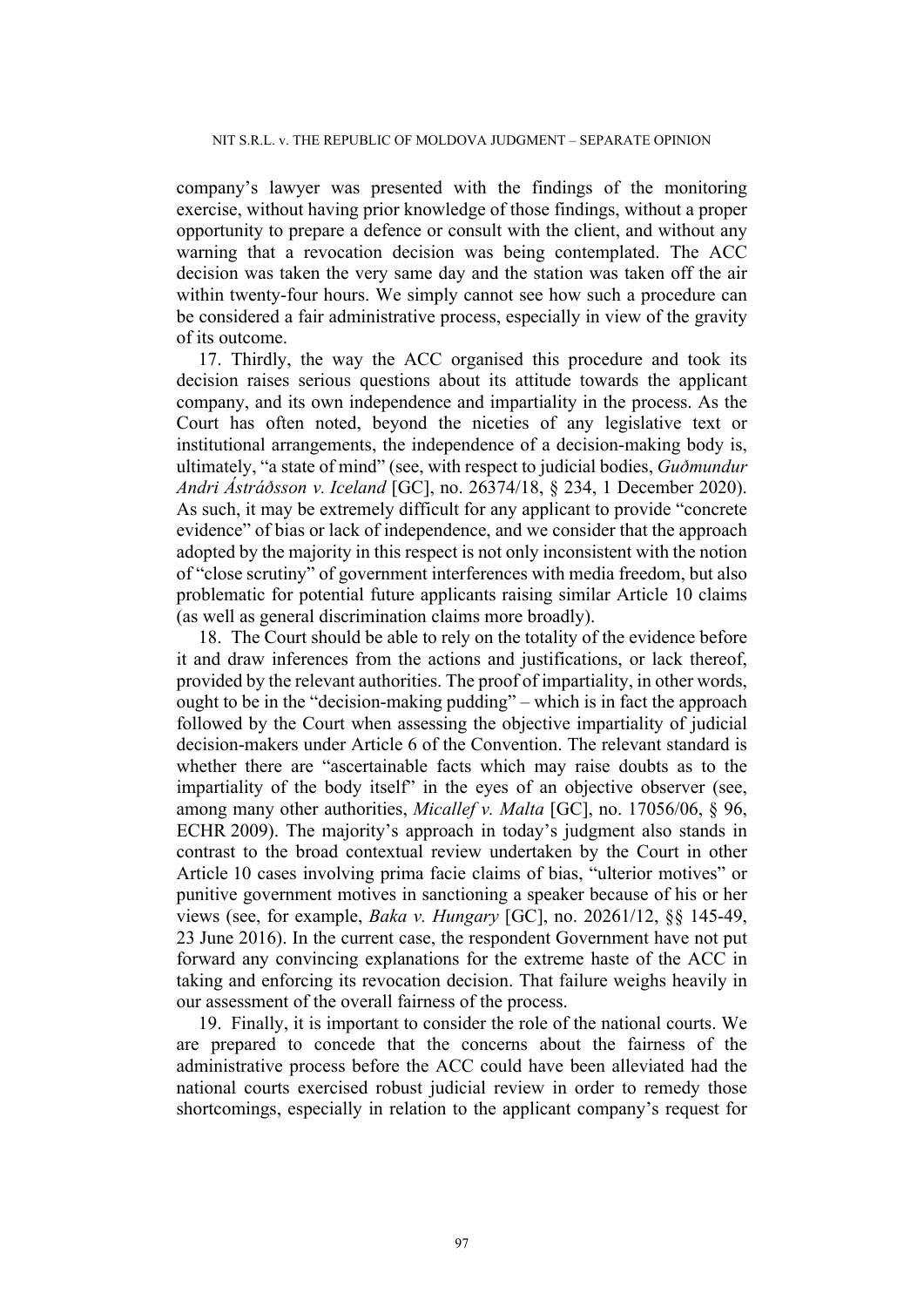company's lawyer was presented with the findings of the monitoring exercise, without having prior knowledge of those findings, without a proper opportunity to prepare a defence or consult with the client, and without any warning that a revocation decision was being contemplated. The ACC decision was taken the very same day and the station was taken off the air within twenty-four hours. We simply cannot see how such a procedure can be considered a fair administrative process, especially in view of the gravity of its outcome.

17. Thirdly, the way the ACC organised this procedure and took its decision raises serious questions about its attitude towards the applicant company, and its own independence and impartiality in the process. As the Court has often noted, beyond the niceties of any legislative text or institutional arrangements, the independence of a decision-making body is, ultimately, "a state of mind" (see, with respect to judicial bodies, *Guðmundur Andri Ástráðsson v. Iceland* [GC], no. 26374/18, § 234, 1 December 2020). As such, it may be extremely difficult for any applicant to provide "concrete evidence" of bias or lack of independence, and we consider that the approach adopted by the majority in this respect is not only inconsistent with the notion of "close scrutiny" of government interferences with media freedom, but also problematic for potential future applicants raising similar Article 10 claims (as well as general discrimination claims more broadly).

18. The Court should be able to rely on the totality of the evidence before it and draw inferences from the actions and justifications, or lack thereof, provided by the relevant authorities. The proof of impartiality, in other words, ought to be in the "decision-making pudding" – which is in fact the approach followed by the Court when assessing the objective impartiality of judicial decision-makers under Article 6 of the Convention. The relevant standard is whether there are "ascertainable facts which may raise doubts as to the impartiality of the body itself" in the eyes of an objective observer (see, among many other authorities, *Micallef v. Malta* [GC], no. 17056/06, § 96, ECHR 2009). The majority's approach in today's judgment also stands in contrast to the broad contextual review undertaken by the Court in other Article 10 cases involving prima facie claims of bias, "ulterior motives" or punitive government motives in sanctioning a speaker because of his or her views (see, for example, *Baka v. Hungary* [GC], no. 20261/12, §§ 145-49, 23 June 2016). In the current case, the respondent Government have not put forward any convincing explanations for the extreme haste of the ACC in taking and enforcing its revocation decision. That failure weighs heavily in our assessment of the overall fairness of the process.

19. Finally, it is important to consider the role of the national courts. We are prepared to concede that the concerns about the fairness of the administrative process before the ACC could have been alleviated had the national courts exercised robust judicial review in order to remedy those shortcomings, especially in relation to the applicant company's request for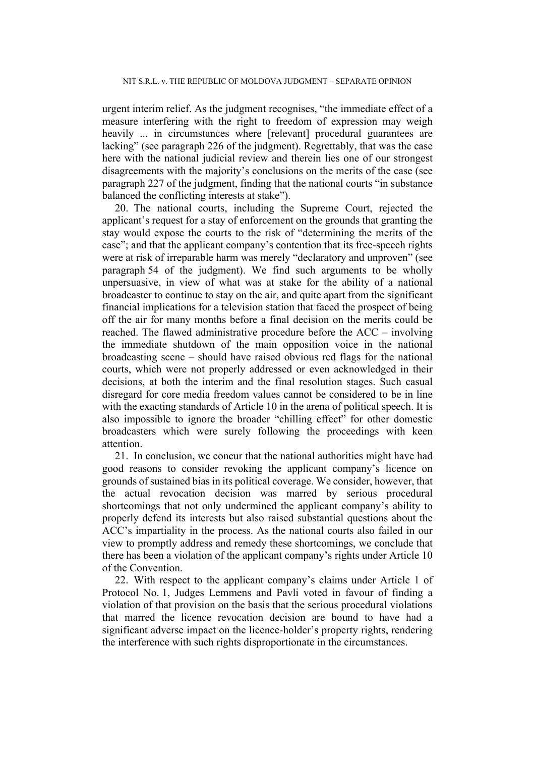urgent interim relief. As the judgment recognises, "the immediate effect of a measure interfering with the right to freedom of expression may weigh heavily ... in circumstances where [relevant] procedural guarantees are lacking" (see paragraph 226 of the judgment). Regrettably, that was the case here with the national judicial review and therein lies one of our strongest disagreements with the majority's conclusions on the merits of the case (see paragraph 227 of the judgment, finding that the national courts "in substance balanced the conflicting interests at stake").

20. The national courts, including the Supreme Court, rejected the applicant's request for a stay of enforcement on the grounds that granting the stay would expose the courts to the risk of "determining the merits of the case"; and that the applicant company's contention that its free-speech rights were at risk of irreparable harm was merely "declaratory and unproven" (see paragraph 54 of the judgment). We find such arguments to be wholly unpersuasive, in view of what was at stake for the ability of a national broadcaster to continue to stay on the air, and quite apart from the significant financial implications for a television station that faced the prospect of being off the air for many months before a final decision on the merits could be reached. The flawed administrative procedure before the ACC – involving the immediate shutdown of the main opposition voice in the national broadcasting scene – should have raised obvious red flags for the national courts, which were not properly addressed or even acknowledged in their decisions, at both the interim and the final resolution stages. Such casual disregard for core media freedom values cannot be considered to be in line with the exacting standards of Article 10 in the arena of political speech. It is also impossible to ignore the broader "chilling effect" for other domestic broadcasters which were surely following the proceedings with keen attention.

21. In conclusion, we concur that the national authorities might have had good reasons to consider revoking the applicant company's licence on grounds of sustained bias in its political coverage. We consider, however, that the actual revocation decision was marred by serious procedural shortcomings that not only undermined the applicant company's ability to properly defend its interests but also raised substantial questions about the ACC's impartiality in the process. As the national courts also failed in our view to promptly address and remedy these shortcomings, we conclude that there has been a violation of the applicant company's rights under Article 10 of the Convention.

22. With respect to the applicant company's claims under Article 1 of Protocol No. 1, Judges Lemmens and Pavli voted in favour of finding a violation of that provision on the basis that the serious procedural violations that marred the licence revocation decision are bound to have had a significant adverse impact on the licence-holder's property rights, rendering the interference with such rights disproportionate in the circumstances.